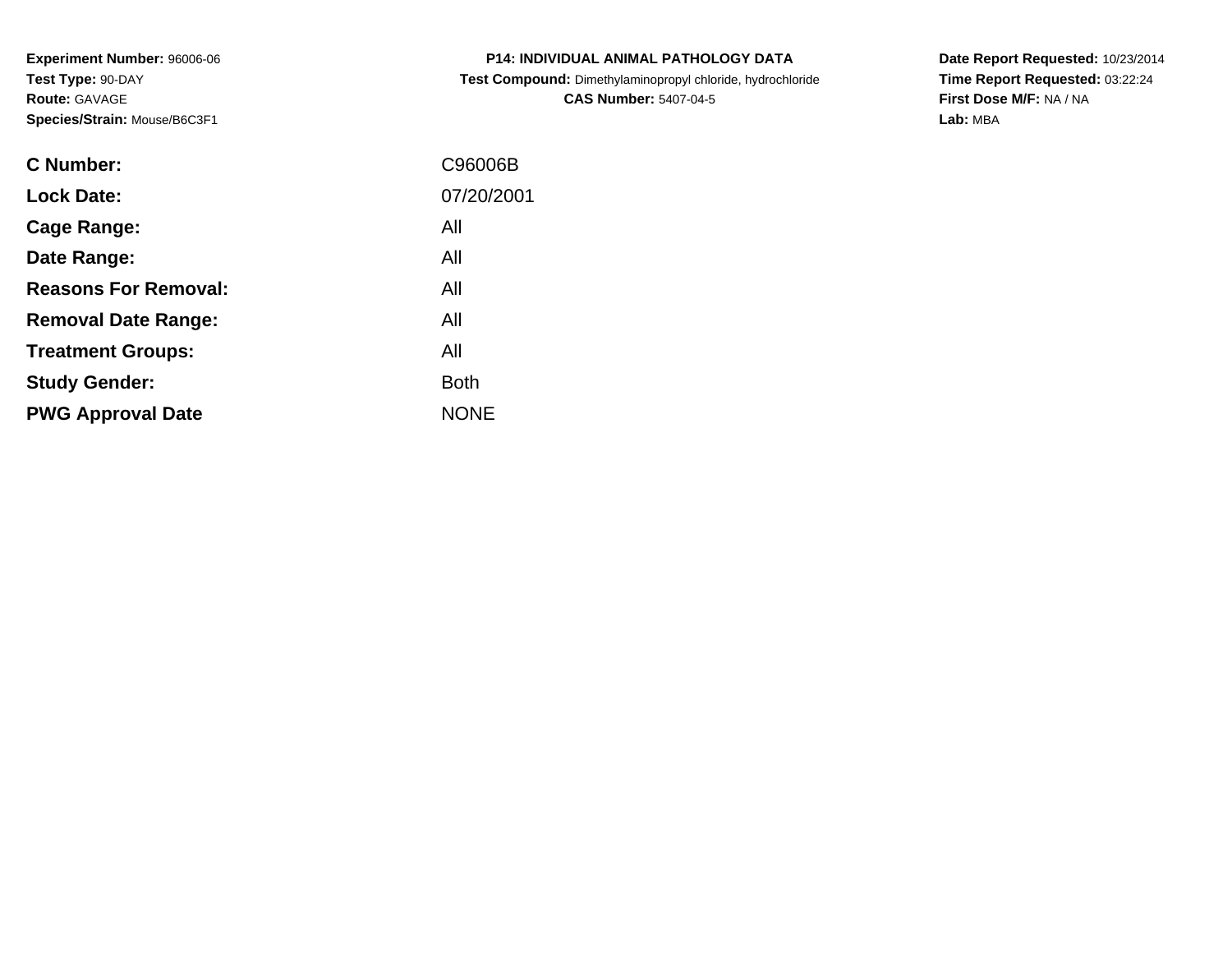**Experiment Number:** 96006-06
**Test Type:** 90-DAY
**Route:** GAVAGE
**Species/Strain:** Mouse/B6C3F1

**P14: INDIVIDUAL ANIMAL PATHOLOGY DATA**
**Test Compound:** Dimethylaminopropyl chloride, hydrochloride
**CAS Number:** 5407-04-5

**Date Report Requested:** 10/23/2014
**Time Report Requested:** 03:22:24
**First Dose M/F:** NA / NA
**Lab:** MBA

| | |
|---|---|
| **C Number:** | C96006B |
| **Lock Date:** | 07/20/2001 |
| **Cage Range:** | All |
| **Date Range:** | All |
| **Reasons For Removal:** | All |
| **Removal Date Range:** | All |
| **Treatment Groups:** | All |
| **Study Gender:** | Both |
| **PWG Approval Date** | NONE |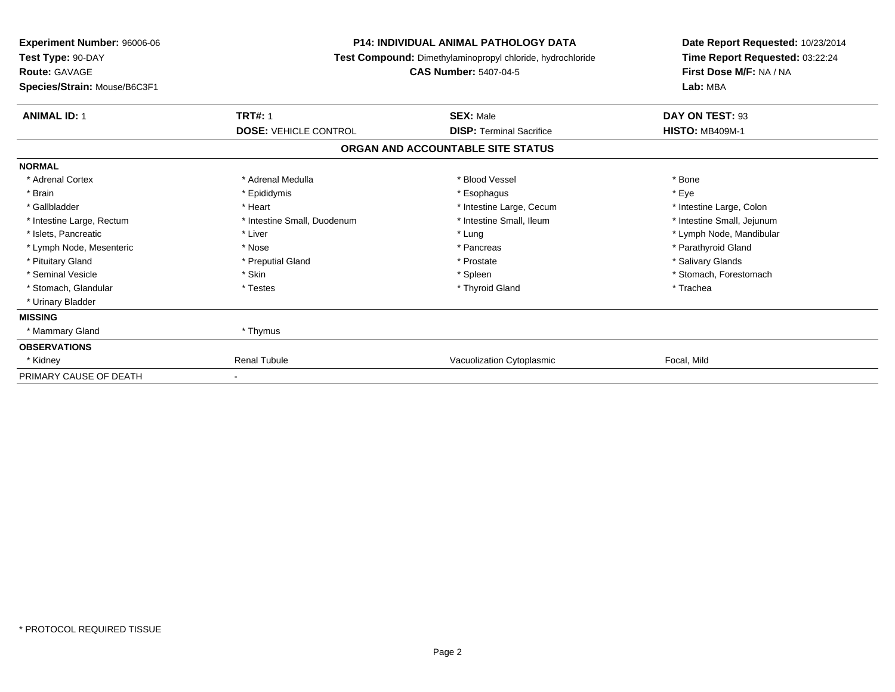**Experiment Number:** 96006-06
**Test Type:** 90-DAY
**Route:** GAVAGE
**Species/Strain:** Mouse/B6C3F1

**P14: INDIVIDUAL ANIMAL PATHOLOGY DATA**
**Test Compound:** Dimethylaminopropyl chloride, hydrochloride
**CAS Number:** 5407-04-5

**Date Report Requested:** 10/23/2014
**Time Report Requested:** 03:22:24
**First Dose M/F:** NA / NA
**Lab:** MBA

| **ANIMAL ID:** 1 | **TRT#:** 1 | **SEX:** Male | **DAY ON TEST:** 93 |
|---|---|---|---|
| | **DOSE:** VEHICLE CONTROL | **DISP:** Terminal Sacrifice | **HISTO:** MB409M-1 |

## ORGAN AND ACCOUNTABLE SITE STATUS

**NORMAL**

| | | | |
|---|---|---|---|
| * Adrenal Cortex | * Adrenal Medulla | * Blood Vessel | * Bone |
| * Brain | * Epididymis | * Esophagus | * Eye |
| * Gallbladder | * Heart | * Intestine Large, Cecum | * Intestine Large, Colon |
| * Intestine Large, Rectum | * Intestine Small, Duodenum | * Intestine Small, Ileum | * Intestine Small, Jejunum |
| * Islets, Pancreatic | * Liver | * Lung | * Lymph Node, Mandibular |
| * Lymph Node, Mesenteric | * Nose | * Pancreas | * Parathyroid Gland |
| * Pituitary Gland | * Preputial Gland | * Prostate | * Salivary Glands |
| * Seminal Vesicle | * Skin | * Spleen | * Stomach, Forestomach |
| * Stomach, Glandular | * Testes | * Thyroid Gland | * Trachea |
| * Urinary Bladder | | | |

**MISSING**

| | |
|---|---|
| * Mammary Gland | * Thymus |

**OBSERVATIONS**

| | | | |
|---|---|---|---|
| * Kidney | Renal Tubule | Vacuolization Cytoplasmic | Focal, Mild |

PRIMARY CAUSE OF DEATH -

* PROTOCOL REQUIRED TISSUE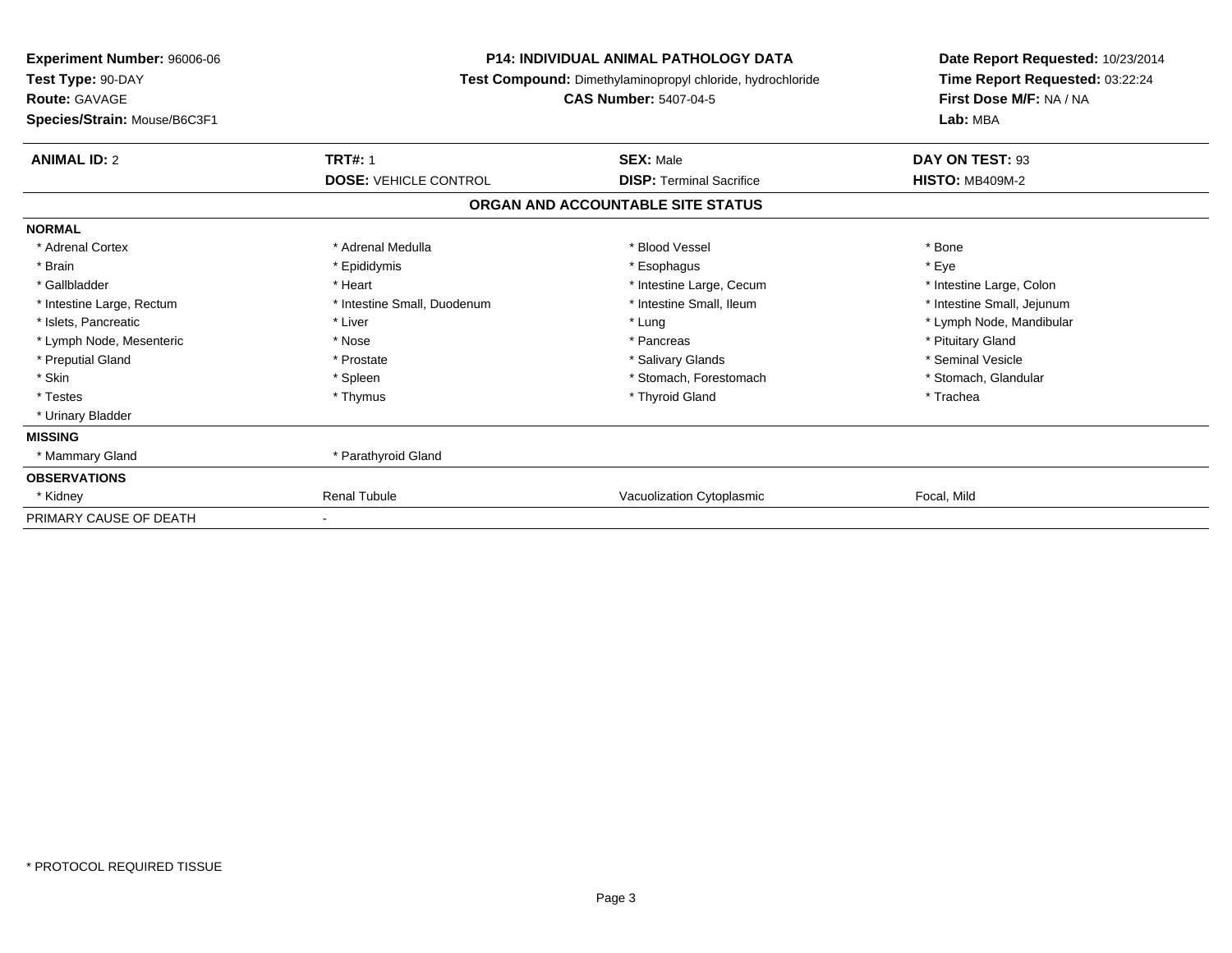**Experiment Number:** 96006-06
**Test Type:** 90-DAY
**Route:** GAVAGE
**Species/Strain:** Mouse/B6C3F1

**P14: INDIVIDUAL ANIMAL PATHOLOGY DATA**
**Test Compound:** Dimethylaminopropyl chloride, hydrochloride
**CAS Number:** 5407-04-5

**Date Report Requested:** 10/23/2014
**Time Report Requested:** 03:22:24
**First Dose M/F:** NA / NA
**Lab:** MBA

| **ANIMAL ID:** 2 | **TRT#:** 1 | **SEX:** Male | **DAY ON TEST:** 93 |
|---|---|---|---|
| | **DOSE:** VEHICLE CONTROL | **DISP:** Terminal Sacrifice | **HISTO:** MB409M-2 |

## ORGAN AND ACCOUNTABLE SITE STATUS

**NORMAL**

| | | | |
|---|---|---|---|
| * Adrenal Cortex | * Adrenal Medulla | * Blood Vessel | * Bone |
| * Brain | * Epididymis | * Esophagus | * Eye |
| * Gallbladder | * Heart | * Intestine Large, Cecum | * Intestine Large, Colon |
| * Intestine Large, Rectum | * Intestine Small, Duodenum | * Intestine Small, Ileum | * Intestine Small, Jejunum |
| * Islets, Pancreatic | * Liver | * Lung | * Lymph Node, Mandibular |
| * Lymph Node, Mesenteric | * Nose | * Pancreas | * Pituitary Gland |
| * Preputial Gland | * Prostate | * Salivary Glands | * Seminal Vesicle |
| * Skin | * Spleen | * Stomach, Forestomach | * Stomach, Glandular |
| * Testes | * Thymus | * Thyroid Gland | * Trachea |
| * Urinary Bladder | | | |

**MISSING**

| | |
|---|---|
| * Mammary Gland | * Parathyroid Gland |

**OBSERVATIONS**

| | | | |
|---|---|---|---|
| * Kidney | Renal Tubule | Vacuolization Cytoplasmic | Focal, Mild |

PRIMARY CAUSE OF DEATH -

* PROTOCOL REQUIRED TISSUE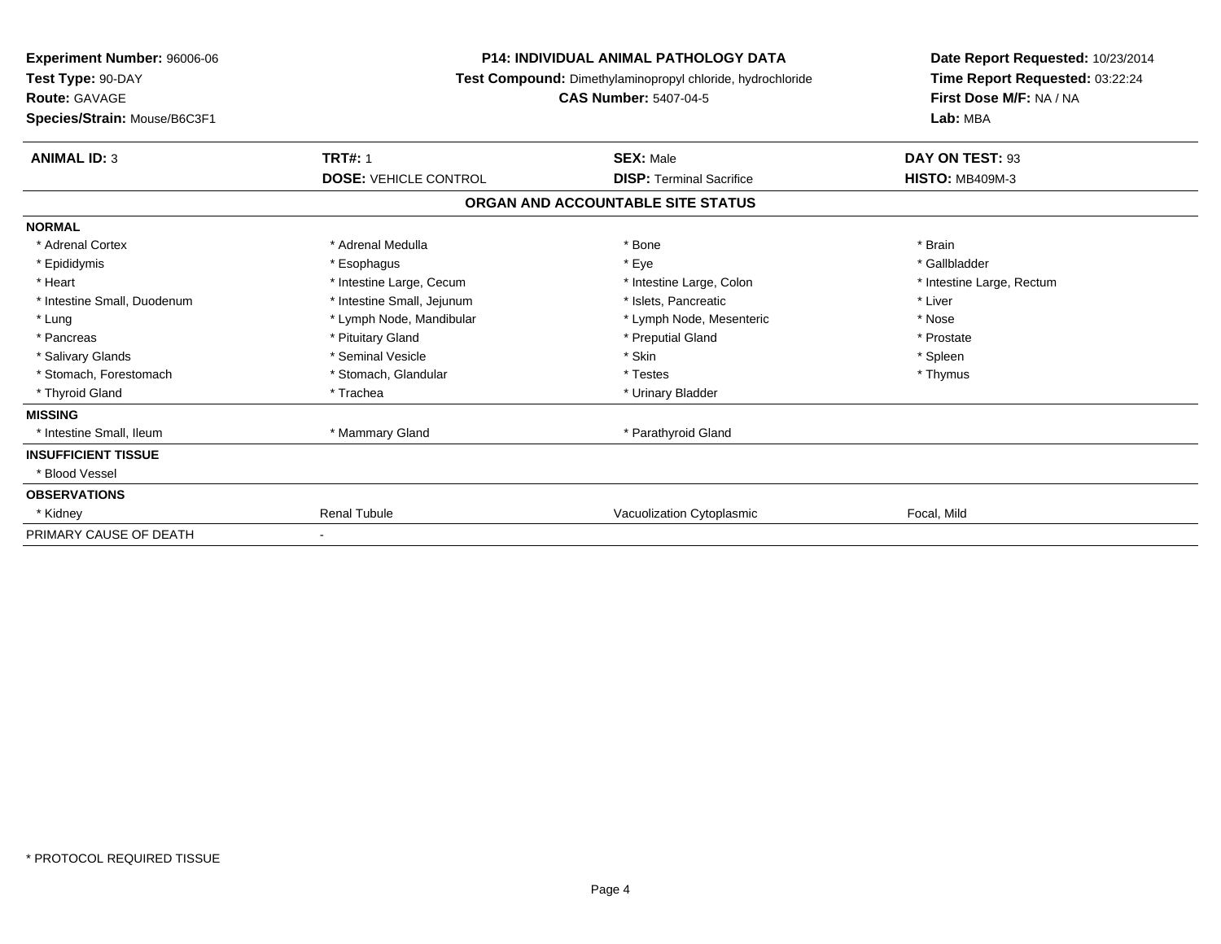**Experiment Number:** 96006-06
**Test Type:** 90-DAY
**Route:** GAVAGE
**Species/Strain:** Mouse/B6C3F1

**P14: INDIVIDUAL ANIMAL PATHOLOGY DATA**
**Test Compound:** Dimethylaminopropyl chloride, hydrochloride
**CAS Number:** 5407-04-5

**Date Report Requested:** 10/23/2014
**Time Report Requested:** 03:22:24
**First Dose M/F:** NA / NA
**Lab:** MBA

| **ANIMAL ID:** 3 | **TRT#:** 1 | **SEX:** Male | **DAY ON TEST:** 93 |
|---|---|---|---|
| | **DOSE:** VEHICLE CONTROL | **DISP:** Terminal Sacrifice | **HISTO:** MB409M-3 |

**ORGAN AND ACCOUNTABLE SITE STATUS**

| | | | |
|---|---|---|---|
| **NORMAL** | | | |
| * Adrenal Cortex | * Adrenal Medulla | * Bone | * Brain |
| * Epididymis | * Esophagus | * Eye | * Gallbladder |
| * Heart | * Intestine Large, Cecum | * Intestine Large, Colon | * Intestine Large, Rectum |
| * Intestine Small, Duodenum | * Intestine Small, Jejunum | * Islets, Pancreatic | * Liver |
| * Lung | * Lymph Node, Mandibular | * Lymph Node, Mesenteric | * Nose |
| * Pancreas | * Pituitary Gland | * Preputial Gland | * Prostate |
| * Salivary Glands | * Seminal Vesicle | * Skin | * Spleen |
| * Stomach, Forestomach | * Stomach, Glandular | * Testes | * Thymus |
| * Thyroid Gland | * Trachea | * Urinary Bladder | |
| **MISSING** | | | |
| * Intestine Small, Ileum | * Mammary Gland | * Parathyroid Gland | |
| **INSUFFICIENT TISSUE** | | | |
| * Blood Vessel | | | |
| **OBSERVATIONS** | | | |
| * Kidney | Renal Tubule | Vacuolization Cytoplasmic | Focal, Mild |
| PRIMARY CAUSE OF DEATH | - | | |

* PROTOCOL REQUIRED TISSUE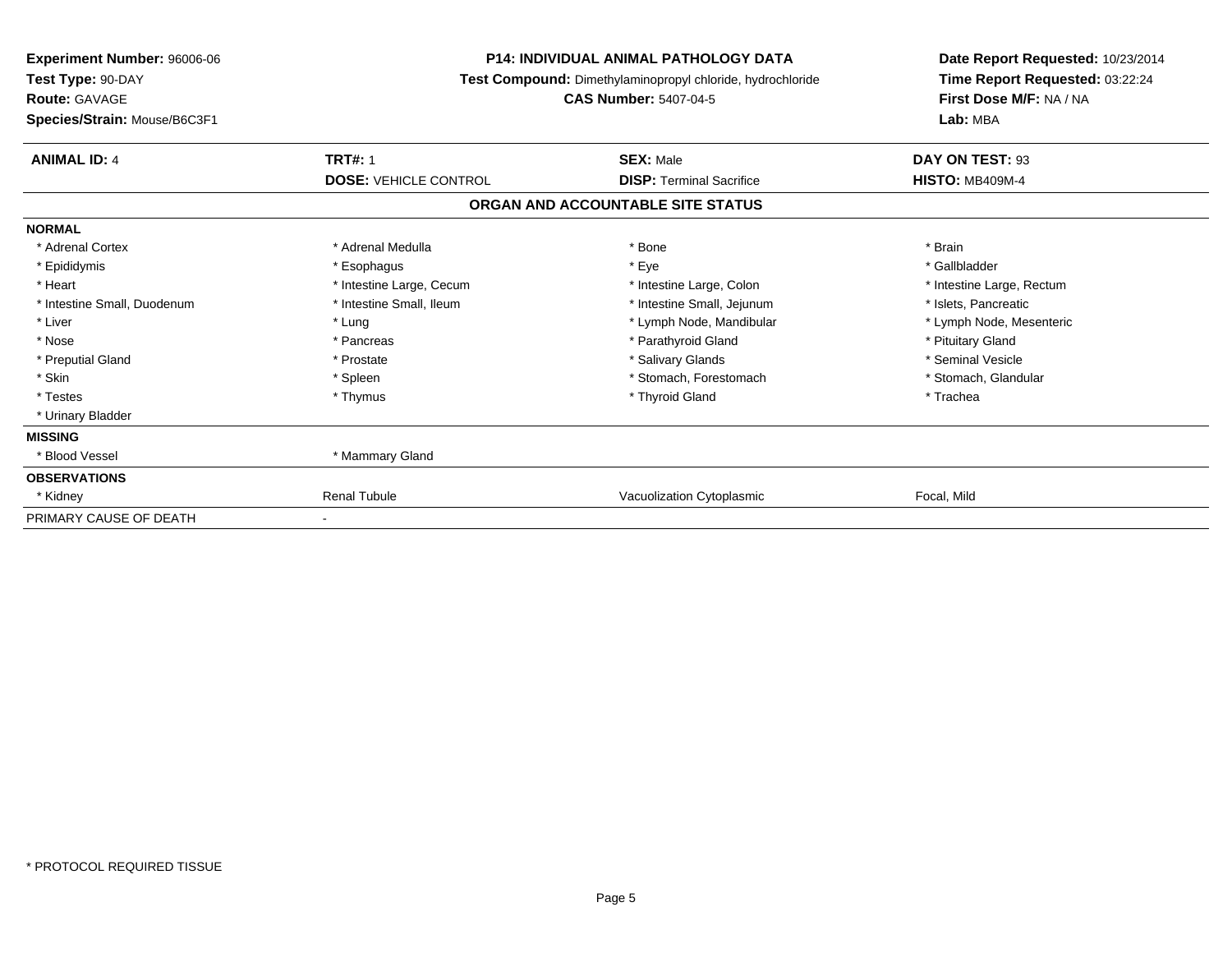**Experiment Number:** 96006-06
**Test Type:** 90-DAY
**Route:** GAVAGE
**Species/Strain:** Mouse/B6C3F1

**P14: INDIVIDUAL ANIMAL PATHOLOGY DATA**
**Test Compound:** Dimethylaminopropyl chloride, hydrochloride
**CAS Number:** 5407-04-5

**Date Report Requested:** 10/23/2014
**Time Report Requested:** 03:22:24
**First Dose M/F:** NA / NA
**Lab:** MBA

| **ANIMAL ID:** 4 | **TRT#:** 1 | **SEX:** Male | **DAY ON TEST:** 93 |
|---|---|---|---|
| | **DOSE:** VEHICLE CONTROL | **DISP:** Terminal Sacrifice | **HISTO:** MB409M-4 |

## ORGAN AND ACCOUNTABLE SITE STATUS

| | | | |
|---|---|---|---|
| **NORMAL** | | | |
| * Adrenal Cortex | * Adrenal Medulla | * Bone | * Brain |
| * Epididymis | * Esophagus | * Eye | * Gallbladder |
| * Heart | * Intestine Large, Cecum | * Intestine Large, Colon | * Intestine Large, Rectum |
| * Intestine Small, Duodenum | * Intestine Small, Ileum | * Intestine Small, Jejunum | * Islets, Pancreatic |
| * Liver | * Lung | * Lymph Node, Mandibular | * Lymph Node, Mesenteric |
| * Nose | * Pancreas | * Parathyroid Gland | * Pituitary Gland |
| * Preputial Gland | * Prostate | * Salivary Glands | * Seminal Vesicle |
| * Skin | * Spleen | * Stomach, Forestomach | * Stomach, Glandular |
| * Testes | * Thymus | * Thyroid Gland | * Trachea |
| * Urinary Bladder | | | |
| **MISSING** | | | |
| * Blood Vessel | * Mammary Gland | | |
| **OBSERVATIONS** | | | |
| * Kidney | Renal Tubule | Vacuolization Cytoplasmic | Focal, Mild |
| PRIMARY CAUSE OF DEATH | - | | |

* PROTOCOL REQUIRED TISSUE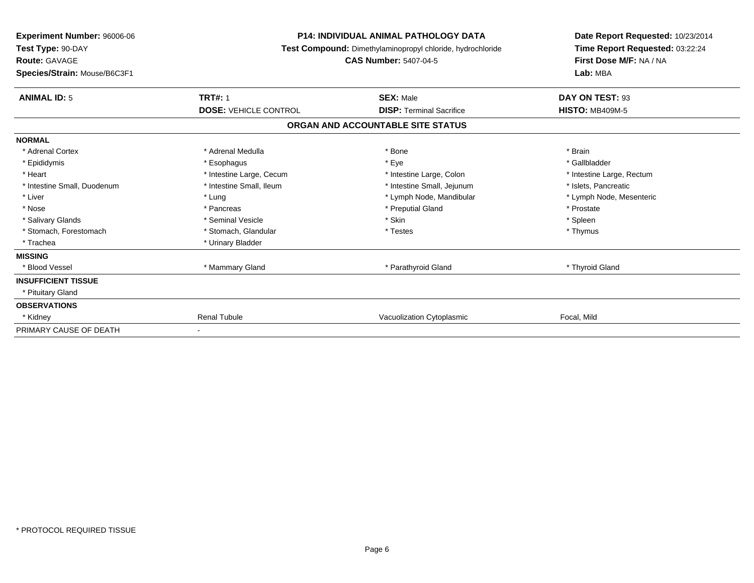**Experiment Number:** 96006-06
**Test Type:** 90-DAY
**Route:** GAVAGE
**Species/Strain:** Mouse/B6C3F1

**P14: INDIVIDUAL ANIMAL PATHOLOGY DATA**
**Test Compound:** Dimethylaminopropyl chloride, hydrochloride
**CAS Number:** 5407-04-5

**Date Report Requested:** 10/23/2014
**Time Report Requested:** 03:22:24
**First Dose M/F:** NA / NA
**Lab:** MBA

| **ANIMAL ID:** 5 | **TRT#:** 1 | **SEX:** Male | **DAY ON TEST:** 93 |
|---|---|---|---|
| | **DOSE:** VEHICLE CONTROL | **DISP:** Terminal Sacrifice | **HISTO:** MB409M-5 |

**ORGAN AND ACCOUNTABLE SITE STATUS**

| | | | |
|---|---|---|---|
| **NORMAL** | | | |
| * Adrenal Cortex | * Adrenal Medulla | * Bone | * Brain |
| * Epididymis | * Esophagus | * Eye | * Gallbladder |
| * Heart | * Intestine Large, Cecum | * Intestine Large, Colon | * Intestine Large, Rectum |
| * Intestine Small, Duodenum | * Intestine Small, Ileum | * Intestine Small, Jejunum | * Islets, Pancreatic |
| * Liver | * Lung | * Lymph Node, Mandibular | * Lymph Node, Mesenteric |
| * Nose | * Pancreas | * Preputial Gland | * Prostate |
| * Salivary Glands | * Seminal Vesicle | * Skin | * Spleen |
| * Stomach, Forestomach | * Stomach, Glandular | * Testes | * Thymus |
| * Trachea | * Urinary Bladder | | |
| **MISSING** | | | |
| * Blood Vessel | * Mammary Gland | * Parathyroid Gland | * Thyroid Gland |
| **INSUFFICIENT TISSUE** | | | |
| * Pituitary Gland | | | |
| **OBSERVATIONS** | | | |
| * Kidney | Renal Tubule | Vacuolization Cytoplasmic | Focal, Mild |
| PRIMARY CAUSE OF DEATH | - | | |

* PROTOCOL REQUIRED TISSUE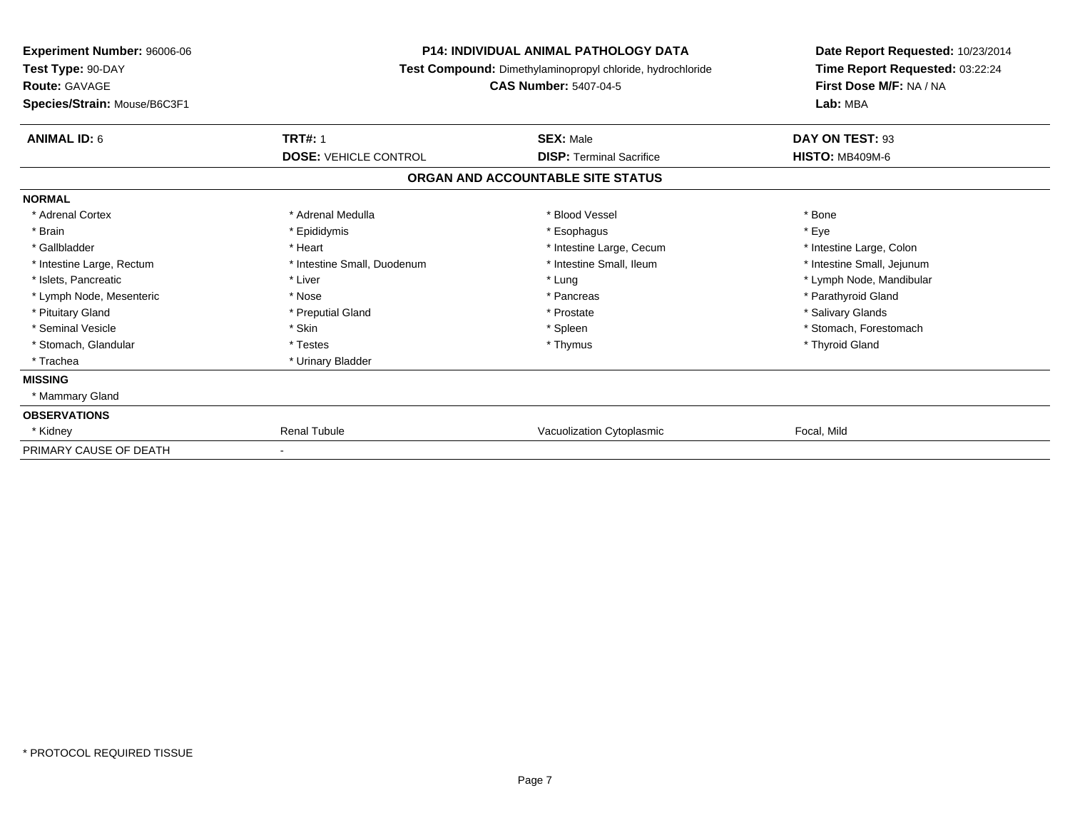**Experiment Number:** 96006-06
**Test Type:** 90-DAY
**Route:** GAVAGE
**Species/Strain:** Mouse/B6C3F1

**P14: INDIVIDUAL ANIMAL PATHOLOGY DATA**
**Test Compound:** Dimethylaminopropyl chloride, hydrochloride
**CAS Number:** 5407-04-5

**Date Report Requested:** 10/23/2014
**Time Report Requested:** 03:22:24
**First Dose M/F:** NA / NA
**Lab:** MBA

| **ANIMAL ID:** 6 | **TRT#:** 1 | **SEX:** Male | **DAY ON TEST:** 93 |
|---|---|---|---|
| | **DOSE:** VEHICLE CONTROL | **DISP:** Terminal Sacrifice | **HISTO:** MB409M-6 |

## ORGAN AND ACCOUNTABLE SITE STATUS

**NORMAL**

| | | | |
|---|---|---|---|
| * Adrenal Cortex | * Adrenal Medulla | * Blood Vessel | * Bone |
| * Brain | * Epididymis | * Esophagus | * Eye |
| * Gallbladder | * Heart | * Intestine Large, Cecum | * Intestine Large, Colon |
| * Intestine Large, Rectum | * Intestine Small, Duodenum | * Intestine Small, Ileum | * Intestine Small, Jejunum |
| * Islets, Pancreatic | * Liver | * Lung | * Lymph Node, Mandibular |
| * Lymph Node, Mesenteric | * Nose | * Pancreas | * Parathyroid Gland |
| * Pituitary Gland | * Preputial Gland | * Prostate | * Salivary Glands |
| * Seminal Vesicle | * Skin | * Spleen | * Stomach, Forestomach |
| * Stomach, Glandular | * Testes | * Thymus | * Thyroid Gland |
| * Trachea | * Urinary Bladder | | |

**MISSING**

* Mammary Gland

**OBSERVATIONS**

| | | | |
|---|---|---|---|
| * Kidney | Renal Tubule | Vacuolization Cytoplasmic | Focal, Mild |

PRIMARY CAUSE OF DEATH -

* PROTOCOL REQUIRED TISSUE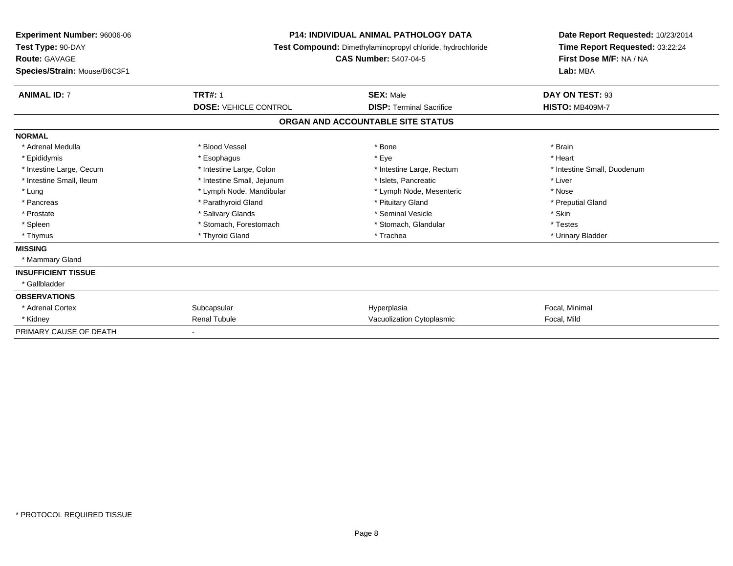**Experiment Number:** 96006-06
**Test Type:** 90-DAY
**Route:** GAVAGE
**Species/Strain:** Mouse/B6C3F1

**P14: INDIVIDUAL ANIMAL PATHOLOGY DATA**
**Test Compound:** Dimethylaminopropyl chloride, hydrochloride
**CAS Number:** 5407-04-5

**Date Report Requested:** 10/23/2014
**Time Report Requested:** 03:22:24
**First Dose M/F:** NA / NA
**Lab:** MBA

| **ANIMAL ID:** 7 | **TRT#:** 1 | **SEX:** Male | **DAY ON TEST:** 93 |
|---|---|---|---|
| | **DOSE:** VEHICLE CONTROL | **DISP:** Terminal Sacrifice | **HISTO:** MB409M-7 |

**ORGAN AND ACCOUNTABLE SITE STATUS**

| | | | |
|---|---|---|---|
| **NORMAL** | | | |
| * Adrenal Medulla | * Blood Vessel | * Bone | * Brain |
| * Epididymis | * Esophagus | * Eye | * Heart |
| * Intestine Large, Cecum | * Intestine Large, Colon | * Intestine Large, Rectum | * Intestine Small, Duodenum |
| * Intestine Small, Ileum | * Intestine Small, Jejunum | * Islets, Pancreatic | * Liver |
| * Lung | * Lymph Node, Mandibular | * Lymph Node, Mesenteric | * Nose |
| * Pancreas | * Parathyroid Gland | * Pituitary Gland | * Preputial Gland |
| * Prostate | * Salivary Glands | * Seminal Vesicle | * Skin |
| * Spleen | * Stomach, Forestomach | * Stomach, Glandular | * Testes |
| * Thymus | * Thyroid Gland | * Trachea | * Urinary Bladder |
| **MISSING** | | | |
| * Mammary Gland | | | |
| **INSUFFICIENT TISSUE** | | | |
| * Gallbladder | | | |
| **OBSERVATIONS** | | | |
| * Adrenal Cortex | Subcapsular | Hyperplasia | Focal, Minimal |
| * Kidney | Renal Tubule | Vacuolization Cytoplasmic | Focal, Mild |
| PRIMARY CAUSE OF DEATH | - | | |

* PROTOCOL REQUIRED TISSUE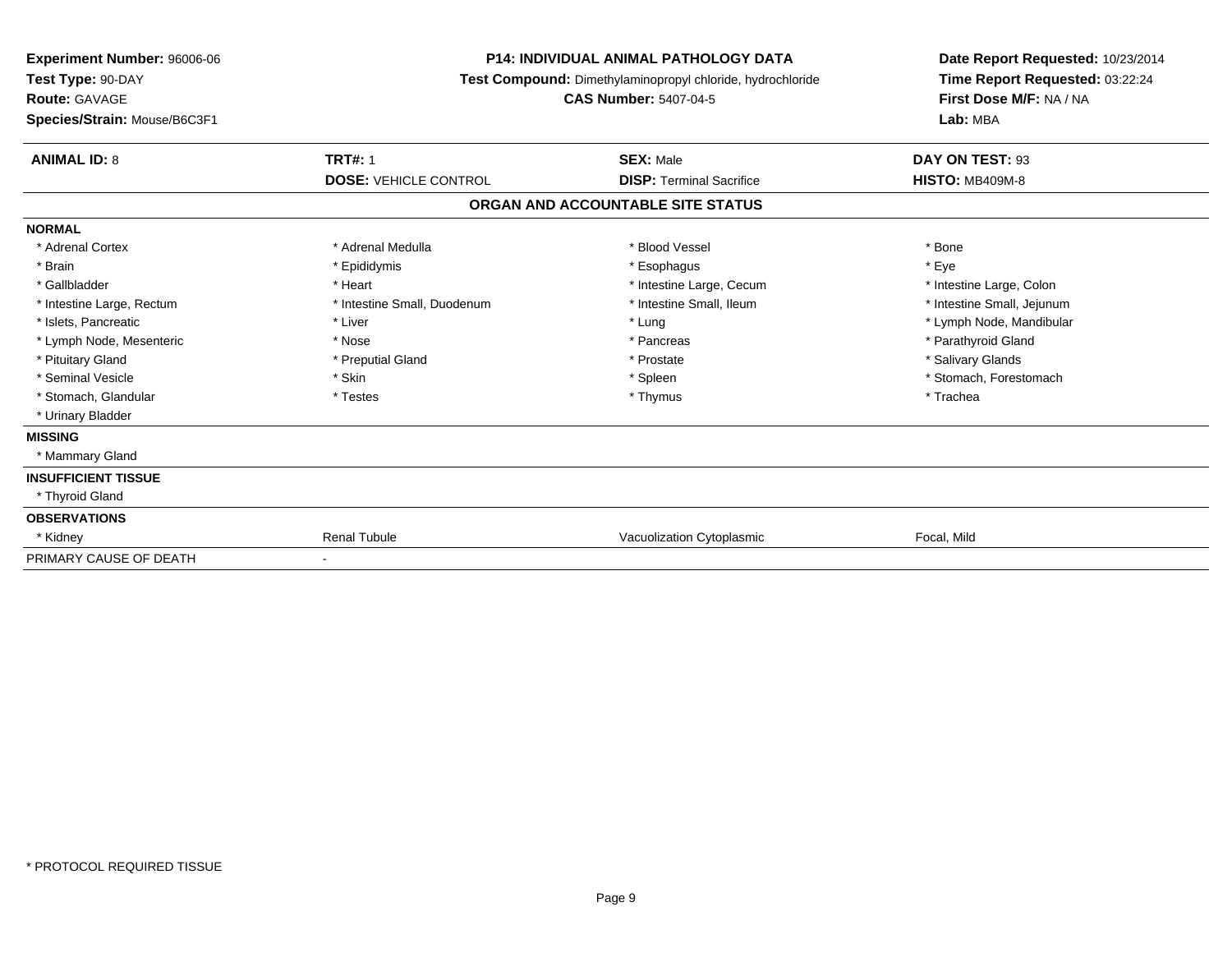**Experiment Number:** 96006-06
**Test Type:** 90-DAY
**Route:** GAVAGE
**Species/Strain:** Mouse/B6C3F1

**P14: INDIVIDUAL ANIMAL PATHOLOGY DATA**
**Test Compound:** Dimethylaminopropyl chloride, hydrochloride
**CAS Number:** 5407-04-5

**Date Report Requested:** 10/23/2014
**Time Report Requested:** 03:22:24
**First Dose M/F:** NA / NA
**Lab:** MBA

| **ANIMAL ID:** 8 | **TRT#:** 1 | **SEX:** Male | **DAY ON TEST:** 93 |
|---|---|---|---|
| | **DOSE:** VEHICLE CONTROL | **DISP:** Terminal Sacrifice | **HISTO:** MB409M-8 |

**ORGAN AND ACCOUNTABLE SITE STATUS**

| | | | |
|---|---|---|---|
| **NORMAL** | | | |
| * Adrenal Cortex | * Adrenal Medulla | * Blood Vessel | * Bone |
| * Brain | * Epididymis | * Esophagus | * Eye |
| * Gallbladder | * Heart | * Intestine Large, Cecum | * Intestine Large, Colon |
| * Intestine Large, Rectum | * Intestine Small, Duodenum | * Intestine Small, Ileum | * Intestine Small, Jejunum |
| * Islets, Pancreatic | * Liver | * Lung | * Lymph Node, Mandibular |
| * Lymph Node, Mesenteric | * Nose | * Pancreas | * Parathyroid Gland |
| * Pituitary Gland | * Preputial Gland | * Prostate | * Salivary Glands |
| * Seminal Vesicle | * Skin | * Spleen | * Stomach, Forestomach |
| * Stomach, Glandular | * Testes | * Thymus | * Trachea |
| * Urinary Bladder | | | |
| **MISSING** | | | |
| * Mammary Gland | | | |
| **INSUFFICIENT TISSUE** | | | |
| * Thyroid Gland | | | |
| **OBSERVATIONS** | | | |
| * Kidney | Renal Tubule | Vacuolization Cytoplasmic | Focal, Mild |
| PRIMARY CAUSE OF DEATH | - | | |

\* PROTOCOL REQUIRED TISSUE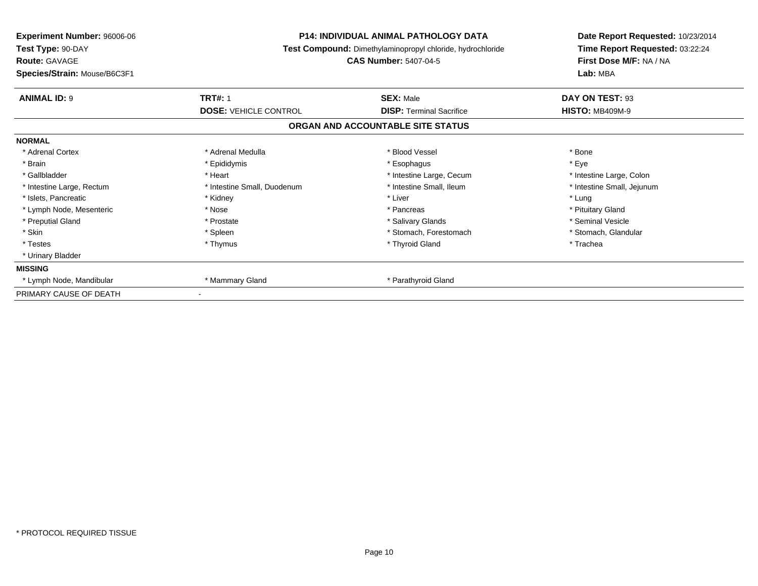**Experiment Number:** 96006-06
**Test Type:** 90-DAY
**Route:** GAVAGE
**Species/Strain:** Mouse/B6C3F1

**P14: INDIVIDUAL ANIMAL PATHOLOGY DATA**
**Test Compound:** Dimethylaminopropyl chloride, hydrochloride
**CAS Number:** 5407-04-5

**Date Report Requested:** 10/23/2014
**Time Report Requested:** 03:22:24
**First Dose M/F:** NA / NA
**Lab:** MBA

| **ANIMAL ID:** 9 | **TRT#:** 1 | **SEX:** Male | **DAY ON TEST:** 93 |
|---|---|---|---|
| | **DOSE:** VEHICLE CONTROL | **DISP:** Terminal Sacrifice | **HISTO:** MB409M-9 |

## ORGAN AND ACCOUNTABLE SITE STATUS

**NORMAL**

| | | | |
|---|---|---|---|
| * Adrenal Cortex | * Adrenal Medulla | * Blood Vessel | * Bone |
| * Brain | * Epididymis | * Esophagus | * Eye |
| * Gallbladder | * Heart | * Intestine Large, Cecum | * Intestine Large, Colon |
| * Intestine Large, Rectum | * Intestine Small, Duodenum | * Intestine Small, Ileum | * Intestine Small, Jejunum |
| * Islets, Pancreatic | * Kidney | * Liver | * Lung |
| * Lymph Node, Mesenteric | * Nose | * Pancreas | * Pituitary Gland |
| * Preputial Gland | * Prostate | * Salivary Glands | * Seminal Vesicle |
| * Skin | * Spleen | * Stomach, Forestomach | * Stomach, Glandular |
| * Testes | * Thymus | * Thyroid Gland | * Trachea |
| * Urinary Bladder | | | |

**MISSING**

| | | | |
|---|---|---|---|
| * Lymph Node, Mandibular | * Mammary Gland | * Parathyroid Gland | |

PRIMARY CAUSE OF DEATH -

* PROTOCOL REQUIRED TISSUE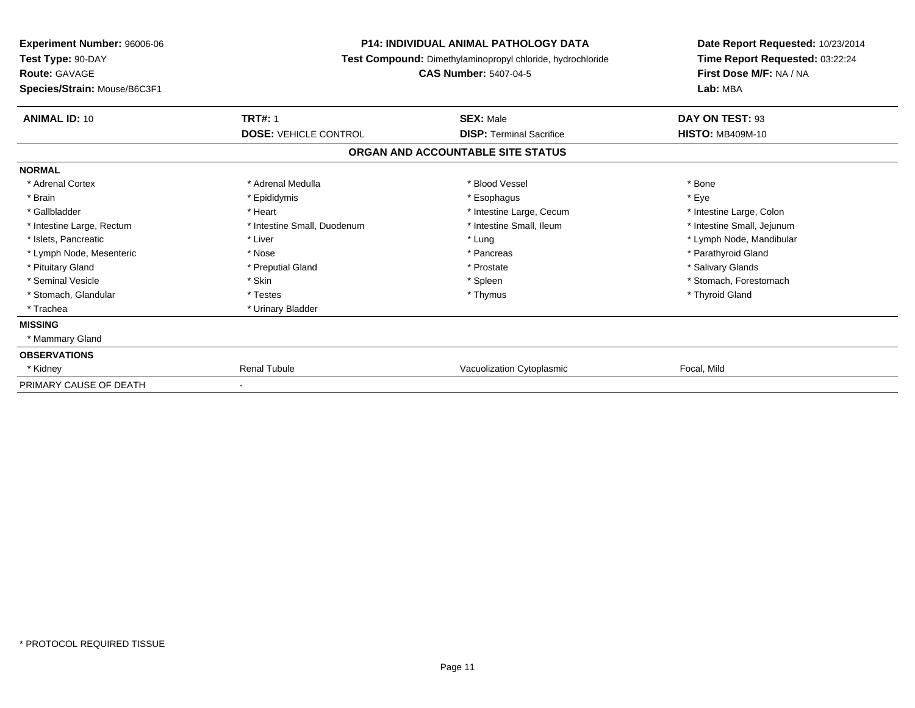**Experiment Number:** 96006-06
**Test Type:** 90-DAY
**Route:** GAVAGE
**Species/Strain:** Mouse/B6C3F1

**P14: INDIVIDUAL ANIMAL PATHOLOGY DATA**
**Test Compound:** Dimethylaminopropyl chloride, hydrochloride
**CAS Number:** 5407-04-5

**Date Report Requested:** 10/23/2014
**Time Report Requested:** 03:22:24
**First Dose M/F:** NA / NA
**Lab:** MBA

| **ANIMAL ID:** 10 | **TRT#:** 1 | **SEX:** Male | **DAY ON TEST:** 93 |
|---|---|---|---|
| | **DOSE:** VEHICLE CONTROL | **DISP:** Terminal Sacrifice | **HISTO:** MB409M-10 |

## ORGAN AND ACCOUNTABLE SITE STATUS

**NORMAL**

| | | | |
|---|---|---|---|
| * Adrenal Cortex | * Adrenal Medulla | * Blood Vessel | * Bone |
| * Brain | * Epididymis | * Esophagus | * Eye |
| * Gallbladder | * Heart | * Intestine Large, Cecum | * Intestine Large, Colon |
| * Intestine Large, Rectum | * Intestine Small, Duodenum | * Intestine Small, Ileum | * Intestine Small, Jejunum |
| * Islets, Pancreatic | * Liver | * Lung | * Lymph Node, Mandibular |
| * Lymph Node, Mesenteric | * Nose | * Pancreas | * Parathyroid Gland |
| * Pituitary Gland | * Preputial Gland | * Prostate | * Salivary Glands |
| * Seminal Vesicle | * Skin | * Spleen | * Stomach, Forestomach |
| * Stomach, Glandular | * Testes | * Thymus | * Thyroid Gland |
| * Trachea | * Urinary Bladder | | |

**MISSING**

* Mammary Gland

**OBSERVATIONS**

| | | | |
|---|---|---|---|
| * Kidney | Renal Tubule | Vacuolization Cytoplasmic | Focal, Mild |

PRIMARY CAUSE OF DEATH -

* PROTOCOL REQUIRED TISSUE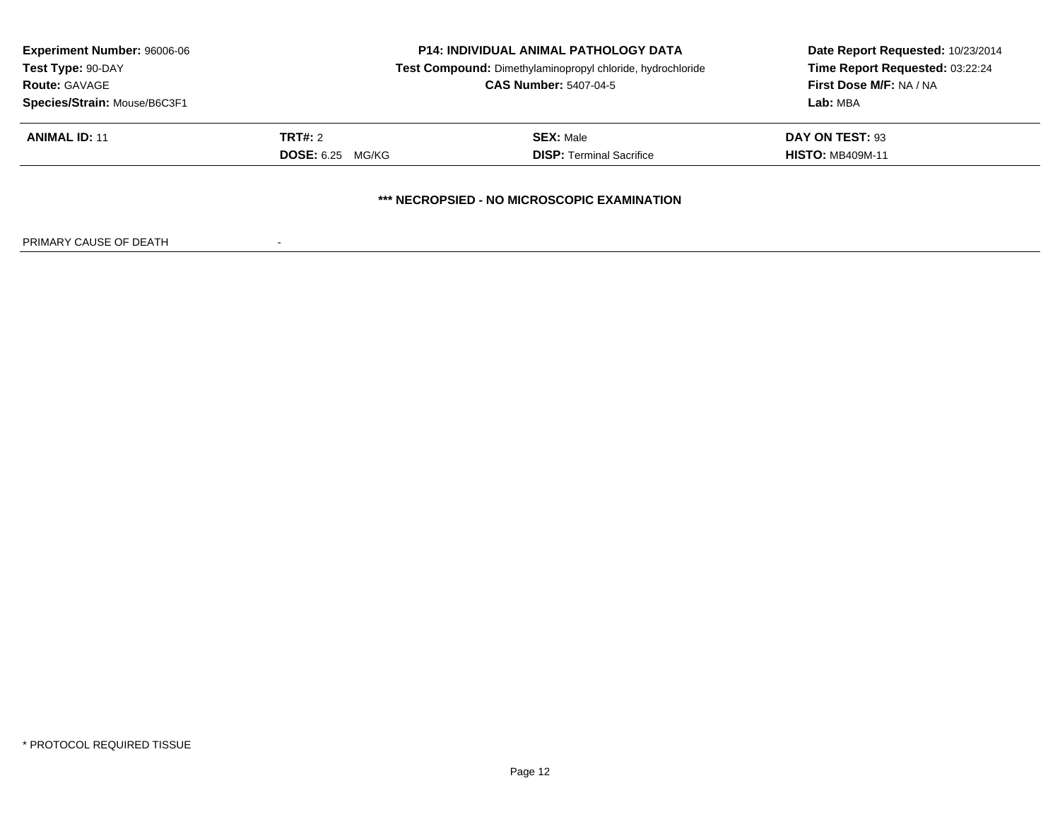**Experiment Number:** 96006-06
**Test Type:** 90-DAY
**Route:** GAVAGE
**Species/Strain:** Mouse/B6C3F1

**P14: INDIVIDUAL ANIMAL PATHOLOGY DATA**
**Test Compound:** Dimethylaminopropyl chloride, hydrochloride
**CAS Number:** 5407-04-5

**Date Report Requested:** 10/23/2014
**Time Report Requested:** 03:22:24
**First Dose M/F:** NA / NA
**Lab:** MBA

| **ANIMAL ID:** 11 | **TRT#:** 2 | **SEX:** Male | **DAY ON TEST:** 93 |
|---|---|---|---|
| | **DOSE:** 6.25 MG/KG | **DISP:** Terminal Sacrifice | **HISTO:** MB409M-11 |

**\*\*\* NECROPSIED - NO MICROSCOPIC EXAMINATION**

PRIMARY CAUSE OF DEATH -

\* PROTOCOL REQUIRED TISSUE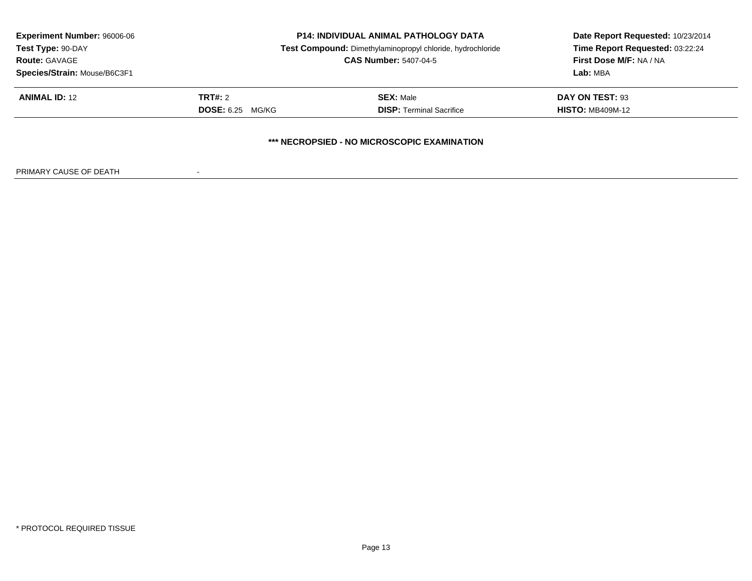**Experiment Number:** 96006-06
**Test Type:** 90-DAY
**Route:** GAVAGE
**Species/Strain:** Mouse/B6C3F1

**P14: INDIVIDUAL ANIMAL PATHOLOGY DATA**
**Test Compound:** Dimethylaminopropyl chloride, hydrochloride
**CAS Number:** 5407-04-5

**Date Report Requested:** 10/23/2014
**Time Report Requested:** 03:22:24
**First Dose M/F:** NA / NA
**Lab:** MBA

| **ANIMAL ID:** 12 | **TRT#:** 2 | **SEX:** Male | **DAY ON TEST:** 93 |
|---|---|---|---|
| | **DOSE:** 6.25 MG/KG | **DISP:** Terminal Sacrifice | **HISTO:** MB409M-12 |

**\*\*\* NECROPSIED - NO MICROSCOPIC EXAMINATION**

PRIMARY CAUSE OF DEATH -

\* PROTOCOL REQUIRED TISSUE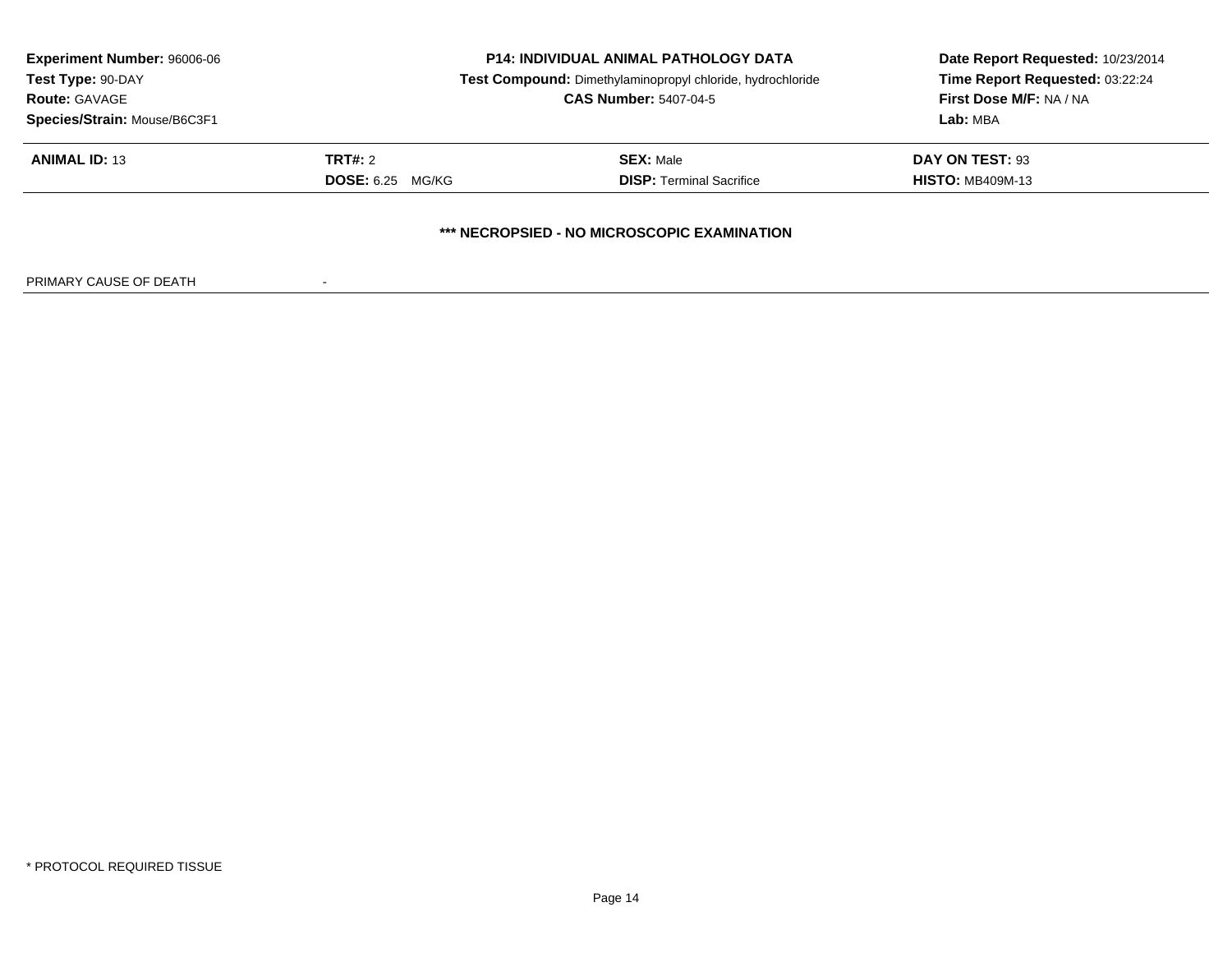**Experiment Number:** 96006-06
**Test Type:** 90-DAY
**Route:** GAVAGE
**Species/Strain:** Mouse/B6C3F1

**P14: INDIVIDUAL ANIMAL PATHOLOGY DATA**
**Test Compound:** Dimethylaminopropyl chloride, hydrochloride
**CAS Number:** 5407-04-5

**Date Report Requested:** 10/23/2014
**Time Report Requested:** 03:22:24
**First Dose M/F:** NA / NA
**Lab:** MBA

| **ANIMAL ID:** 13 | **TRT#:** 2 | **SEX:** Male | **DAY ON TEST:** 93 |
|---|---|---|---|
| | **DOSE:** 6.25 MG/KG | **DISP:** Terminal Sacrifice | **HISTO:** MB409M-13 |

**\*\*\* NECROPSIED - NO MICROSCOPIC EXAMINATION**

PRIMARY CAUSE OF DEATH -

\* PROTOCOL REQUIRED TISSUE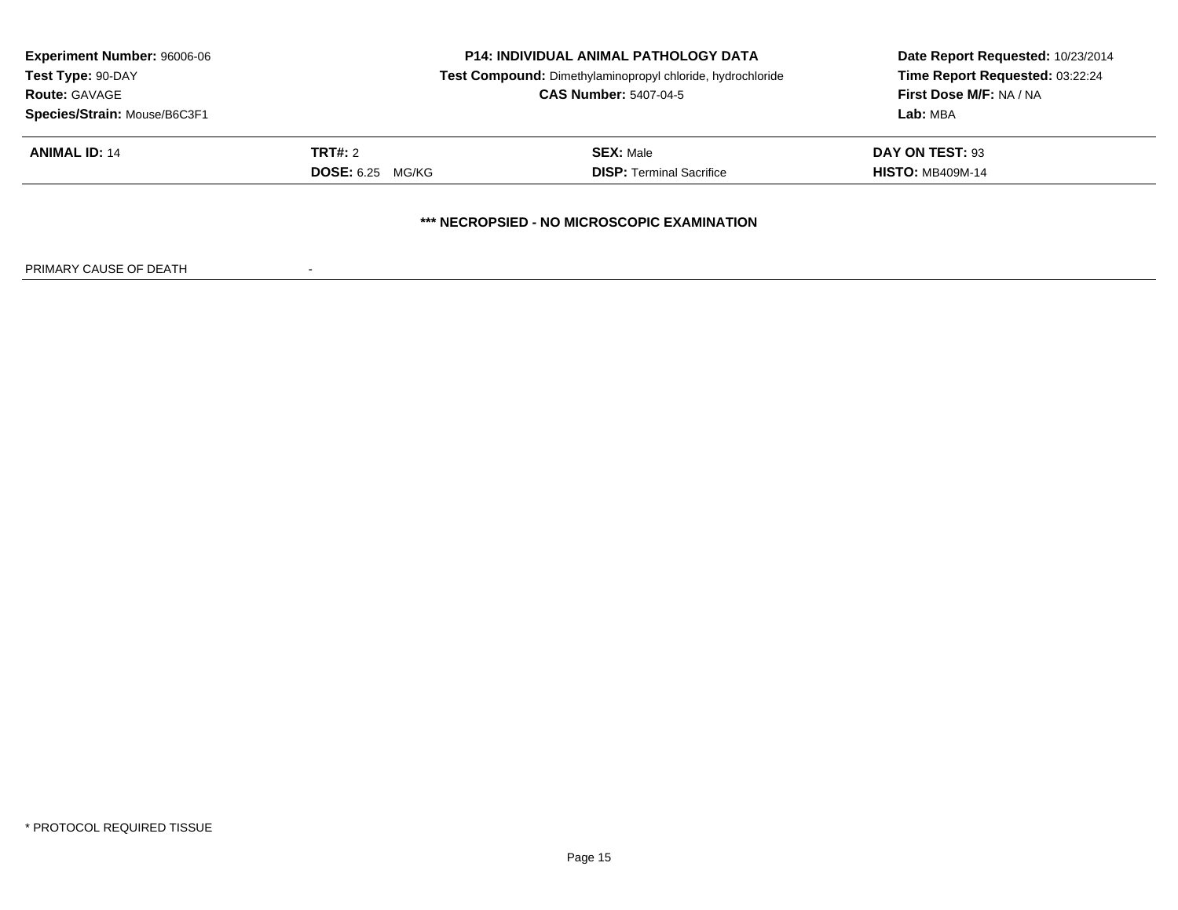**Experiment Number:** 96006-06
**Test Type:** 90-DAY
**Route:** GAVAGE
**Species/Strain:** Mouse/B6C3F1

**P14: INDIVIDUAL ANIMAL PATHOLOGY DATA**
**Test Compound:** Dimethylaminopropyl chloride, hydrochloride
**CAS Number:** 5407-04-5

**Date Report Requested:** 10/23/2014
**Time Report Requested:** 03:22:24
**First Dose M/F:** NA / NA
**Lab:** MBA

| **ANIMAL ID:** 14 | **TRT#:** 2 | **SEX:** Male | **DAY ON TEST:** 93 |
|---|---|---|---|
| | **DOSE:** 6.25 MG/KG | **DISP:** Terminal Sacrifice | **HISTO:** MB409M-14 |

**\*\*\* NECROPSIED - NO MICROSCOPIC EXAMINATION**

PRIMARY CAUSE OF DEATH -

\* PROTOCOL REQUIRED TISSUE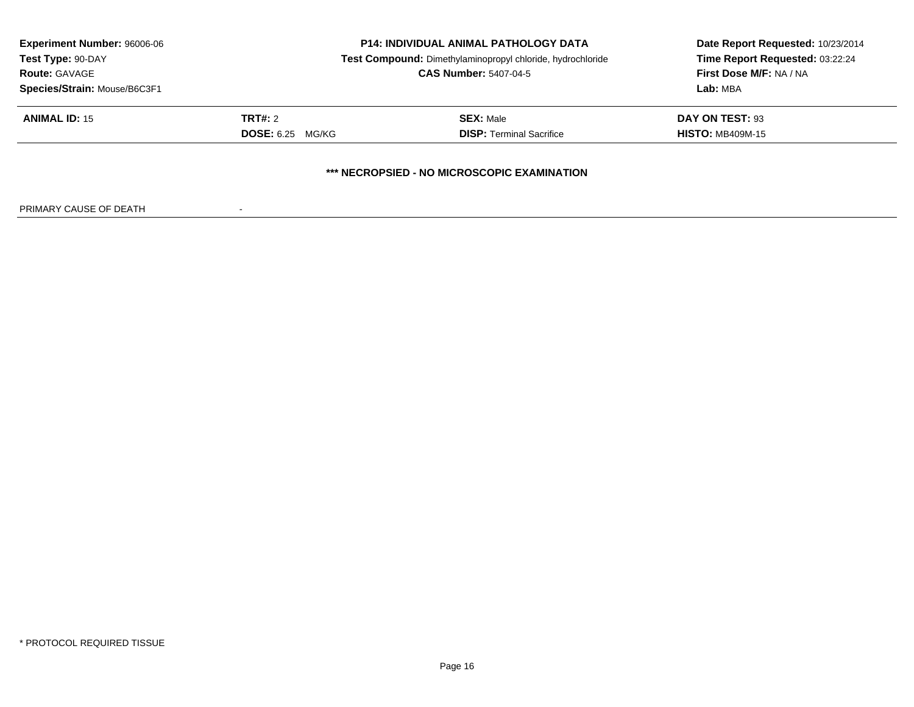**Experiment Number:** 96006-06
**Test Type:** 90-DAY
**Route:** GAVAGE
**Species/Strain:** Mouse/B6C3F1

**P14: INDIVIDUAL ANIMAL PATHOLOGY DATA**
**Test Compound:** Dimethylaminopropyl chloride, hydrochloride
**CAS Number:** 5407-04-5

**Date Report Requested:** 10/23/2014
**Time Report Requested:** 03:22:24
**First Dose M/F:** NA / NA
**Lab:** MBA

| **ANIMAL ID:** 15 | **TRT#:** 2 | **SEX:** Male | **DAY ON TEST:** 93 |
|---|---|---|---|
| | **DOSE:** 6.25 MG/KG | **DISP:** Terminal Sacrifice | **HISTO:** MB409M-15 |

**\*\*\* NECROPSIED - NO MICROSCOPIC EXAMINATION**

PRIMARY CAUSE OF DEATH -

* PROTOCOL REQUIRED TISSUE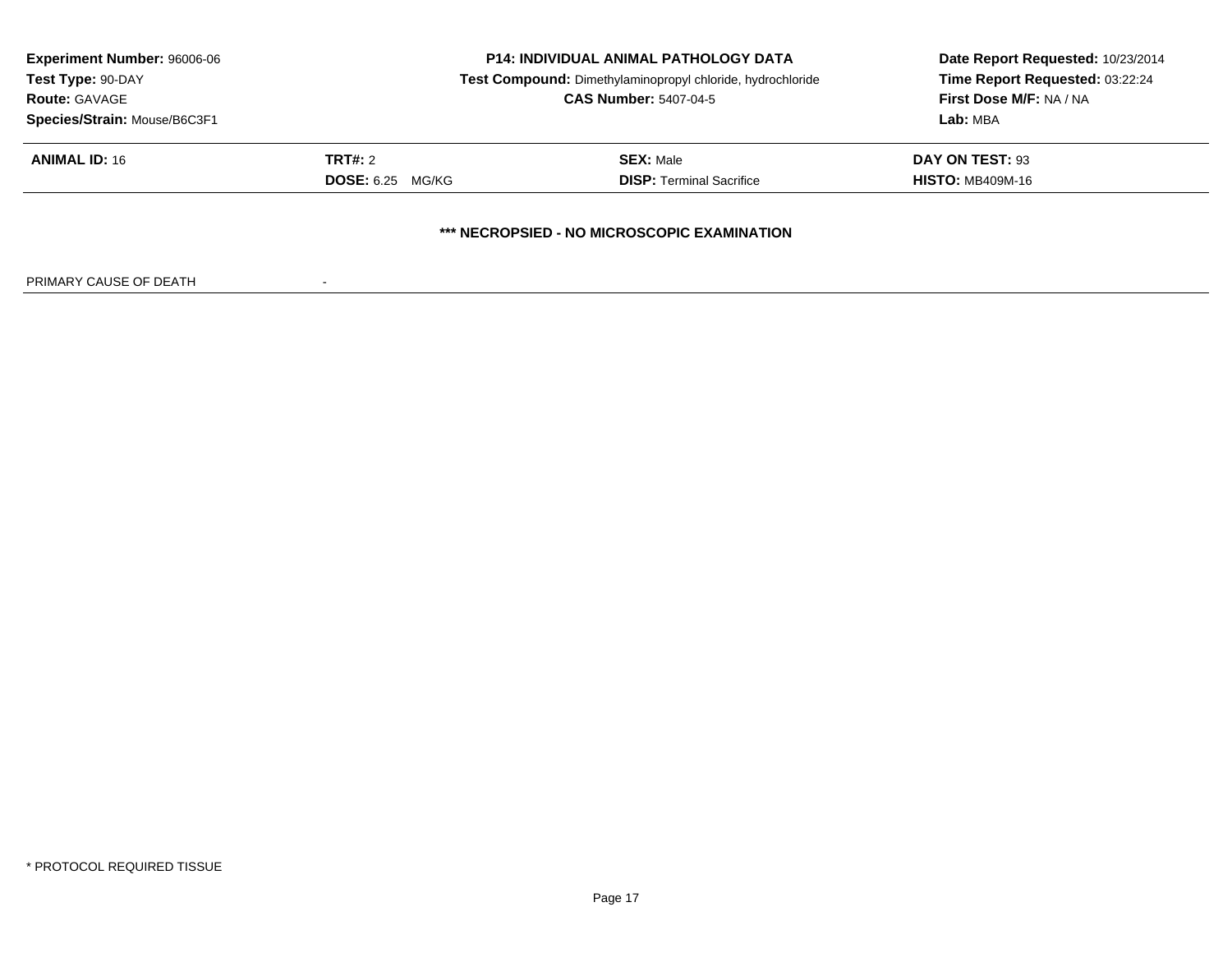**Experiment Number:** 96006-06
**Test Type:** 90-DAY
**Route:** GAVAGE
**Species/Strain:** Mouse/B6C3F1

**P14: INDIVIDUAL ANIMAL PATHOLOGY DATA**
**Test Compound:** Dimethylaminopropyl chloride, hydrochloride
**CAS Number:** 5407-04-5

**Date Report Requested:** 10/23/2014
**Time Report Requested:** 03:22:24
**First Dose M/F:** NA / NA
**Lab:** MBA

| | | | |
|---|---|---|---|
| **ANIMAL ID:** 16 | **TRT#:** 2 | **SEX:** Male | **DAY ON TEST:** 93 |
| | **DOSE:** 6.25 MG/KG | **DISP:** Terminal Sacrifice | **HISTO:** MB409M-16 |

**\*\*\* NECROPSIED - NO MICROSCOPIC EXAMINATION**

PRIMARY CAUSE OF DEATH -

\* PROTOCOL REQUIRED TISSUE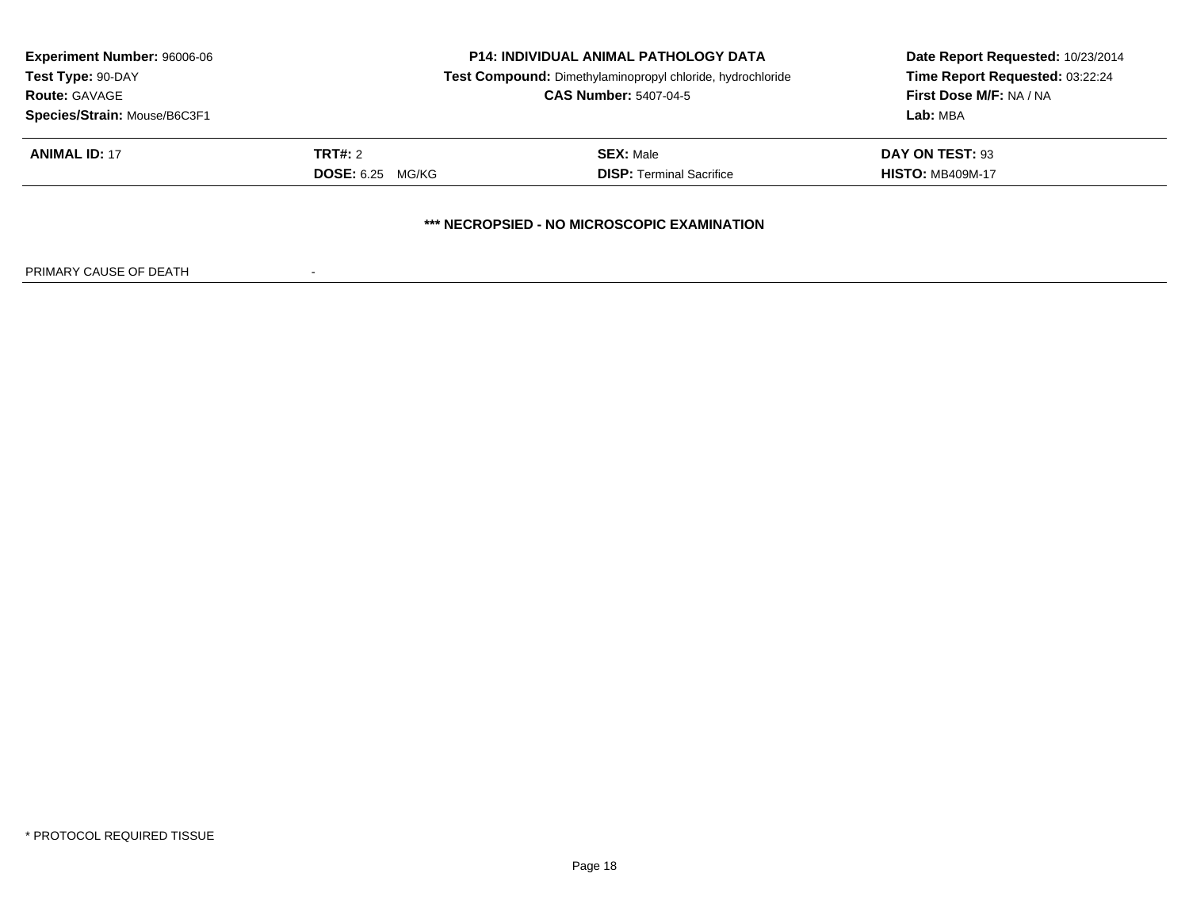**Experiment Number:** 96006-06
**Test Type:** 90-DAY
**Route:** GAVAGE
**Species/Strain:** Mouse/B6C3F1

**P14: INDIVIDUAL ANIMAL PATHOLOGY DATA**
**Test Compound:** Dimethylaminopropyl chloride, hydrochloride
**CAS Number:** 5407-04-5

**Date Report Requested:** 10/23/2014
**Time Report Requested:** 03:22:24
**First Dose M/F:** NA / NA
**Lab:** MBA

| **ANIMAL ID:** 17 | **TRT#:** 2 | **SEX:** Male | **DAY ON TEST:** 93 |
|---|---|---|---|
| | **DOSE:** 6.25 MG/KG | **DISP:** Terminal Sacrifice | **HISTO:** MB409M-17 |

**\*\*\* NECROPSIED - NO MICROSCOPIC EXAMINATION**

PRIMARY CAUSE OF DEATH -

* PROTOCOL REQUIRED TISSUE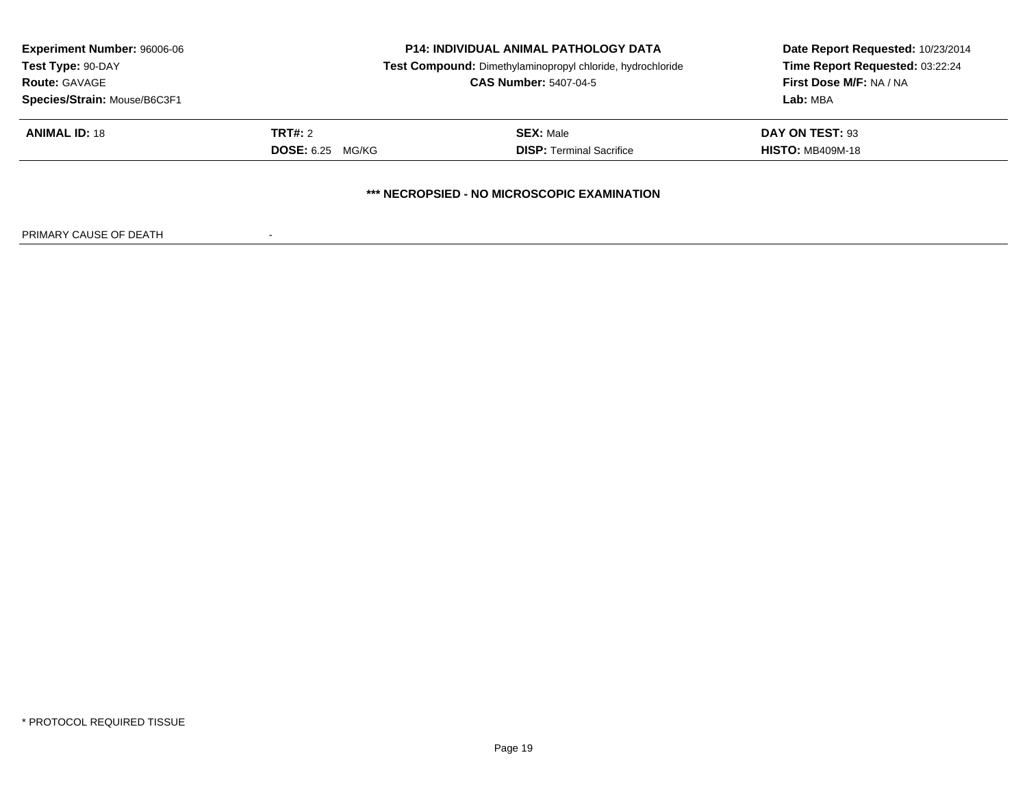**Experiment Number:** 96006-06
**Test Type:** 90-DAY
**Route:** GAVAGE
**Species/Strain:** Mouse/B6C3F1

**P14: INDIVIDUAL ANIMAL PATHOLOGY DATA**
**Test Compound:** Dimethylaminopropyl chloride, hydrochloride
**CAS Number:** 5407-04-5

**Date Report Requested:** 10/23/2014
**Time Report Requested:** 03:22:24
**First Dose M/F:** NA / NA
**Lab:** MBA

| **ANIMAL ID:** 18 | **TRT#:** 2 | **SEX:** Male | **DAY ON TEST:** 93 |
|---|---|---|---|
| | **DOSE:** 6.25 MG/KG | **DISP:** Terminal Sacrifice | **HISTO:** MB409M-18 |

**\*\*\* NECROPSIED - NO MICROSCOPIC EXAMINATION**

PRIMARY CAUSE OF DEATH -

\* PROTOCOL REQUIRED TISSUE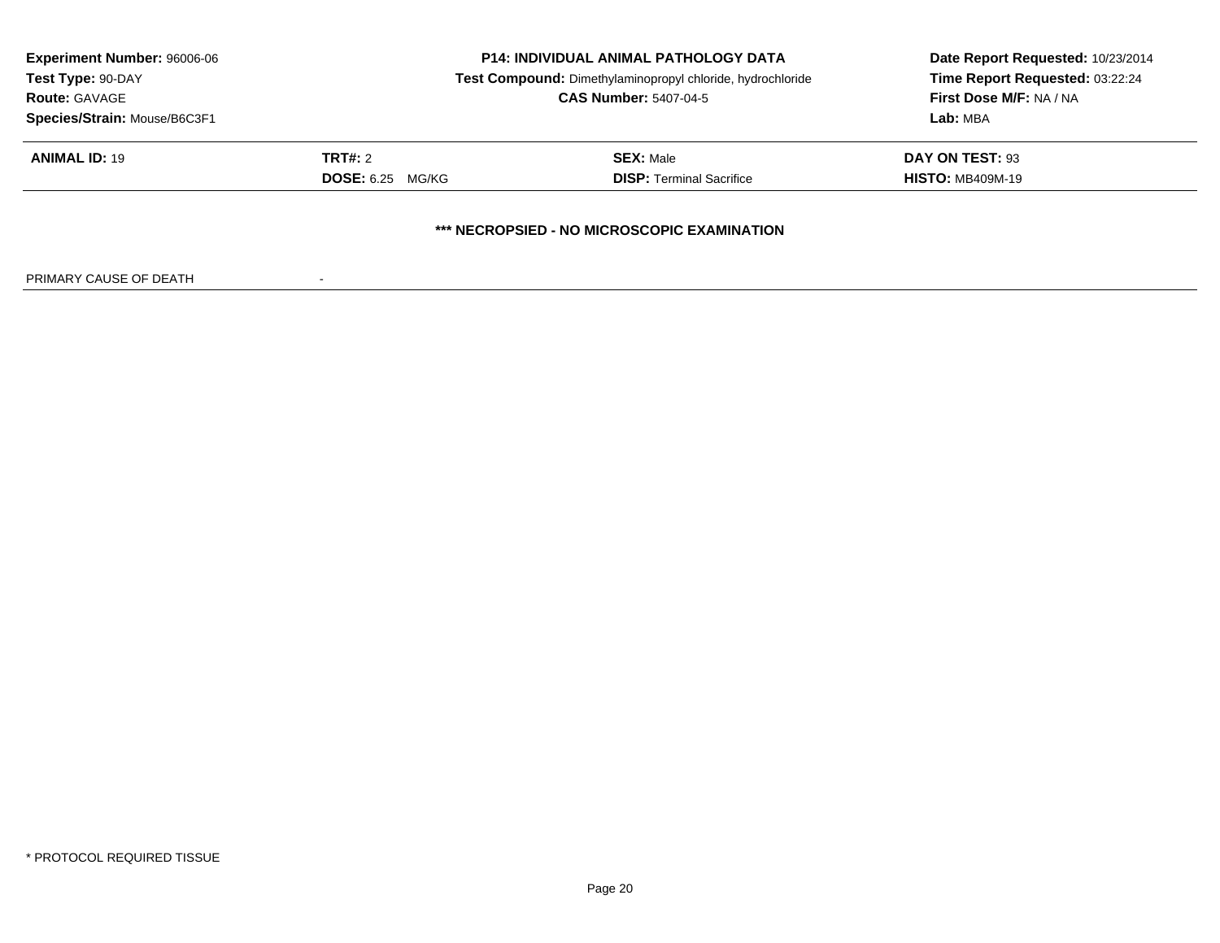**Experiment Number:** 96006-06
**Test Type:** 90-DAY
**Route:** GAVAGE
**Species/Strain:** Mouse/B6C3F1

**P14: INDIVIDUAL ANIMAL PATHOLOGY DATA**
**Test Compound:** Dimethylaminopropyl chloride, hydrochloride
**CAS Number:** 5407-04-5

**Date Report Requested:** 10/23/2014
**Time Report Requested:** 03:22:24
**First Dose M/F:** NA / NA
**Lab:** MBA

| **ANIMAL ID:** 19 | **TRT#:** 2 | **SEX:** Male | **DAY ON TEST:** 93 |
|---|---|---|---|
| | **DOSE:** 6.25 MG/KG | **DISP:** Terminal Sacrifice | **HISTO:** MB409M-19 |

**\*\*\* NECROPSIED - NO MICROSCOPIC EXAMINATION**

PRIMARY CAUSE OF DEATH -

\* PROTOCOL REQUIRED TISSUE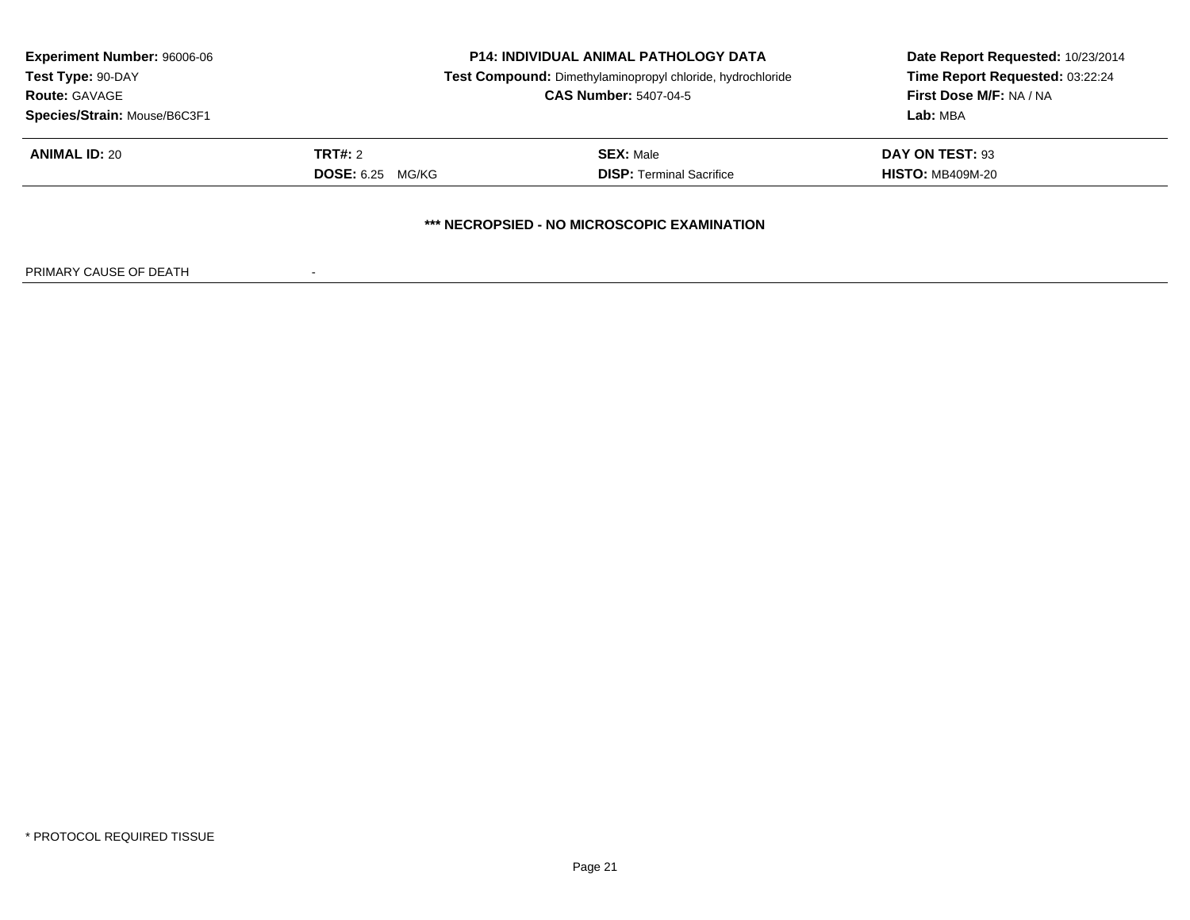**Experiment Number:** 96006-06
**Test Type:** 90-DAY
**Route:** GAVAGE
**Species/Strain:** Mouse/B6C3F1

**P14: INDIVIDUAL ANIMAL PATHOLOGY DATA**
**Test Compound:** Dimethylaminopropyl chloride, hydrochloride
**CAS Number:** 5407-04-5

**Date Report Requested:** 10/23/2014
**Time Report Requested:** 03:22:24
**First Dose M/F:** NA / NA
**Lab:** MBA

| **ANIMAL ID:** 20 | **TRT#:** 2 | **SEX:** Male | **DAY ON TEST:** 93 |
|---|---|---|---|
| | **DOSE:** 6.25 MG/KG | **DISP:** Terminal Sacrifice | **HISTO:** MB409M-20 |

**\*\*\* NECROPSIED - NO MICROSCOPIC EXAMINATION**

PRIMARY CAUSE OF DEATH -

\* PROTOCOL REQUIRED TISSUE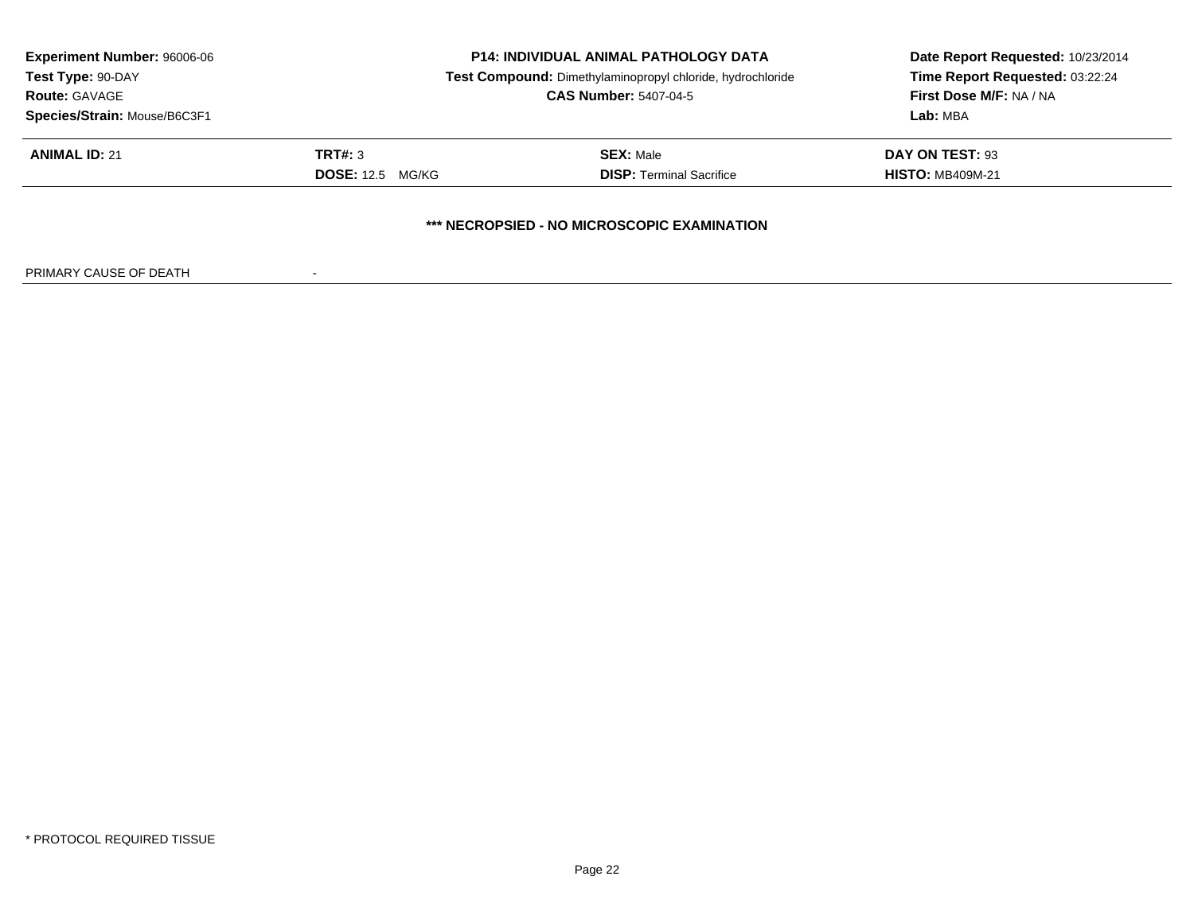**Experiment Number:** 96006-06
**Test Type:** 90-DAY
**Route:** GAVAGE
**Species/Strain:** Mouse/B6C3F1

**P14: INDIVIDUAL ANIMAL PATHOLOGY DATA**
**Test Compound:** Dimethylaminopropyl chloride, hydrochloride
**CAS Number:** 5407-04-5

**Date Report Requested:** 10/23/2014
**Time Report Requested:** 03:22:24
**First Dose M/F:** NA / NA
**Lab:** MBA

| **ANIMAL ID:** 21 | **TRT#:** 3 | **SEX:** Male | **DAY ON TEST:** 93 |
|---|---|---|---|
| | **DOSE:** 12.5 MG/KG | **DISP:** Terminal Sacrifice | **HISTO:** MB409M-21 |

**\*\*\* NECROPSIED - NO MICROSCOPIC EXAMINATION**

PRIMARY CAUSE OF DEATH -

\* PROTOCOL REQUIRED TISSUE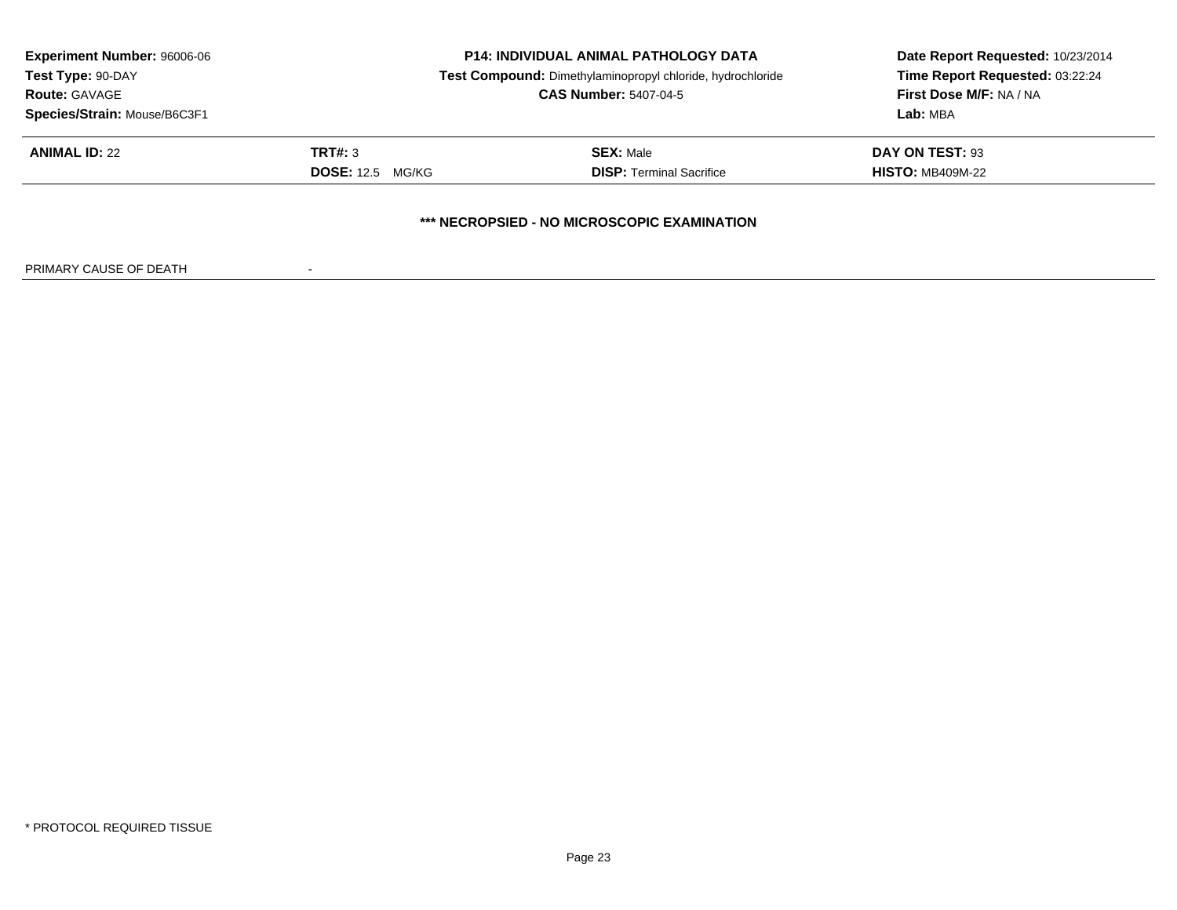**Experiment Number:** 96006-06
**Test Type:** 90-DAY
**Route:** GAVAGE
**Species/Strain:** Mouse/B6C3F1

**P14: INDIVIDUAL ANIMAL PATHOLOGY DATA**
**Test Compound:** Dimethylaminopropyl chloride, hydrochloride
**CAS Number:** 5407-04-5

**Date Report Requested:** 10/23/2014
**Time Report Requested:** 03:22:24
**First Dose M/F:** NA / NA
**Lab:** MBA

| **ANIMAL ID:** 22 | **TRT#:** 3 | **SEX:** Male | **DAY ON TEST:** 93 |
|---|---|---|---|
| | **DOSE:** 12.5 MG/KG | **DISP:** Terminal Sacrifice | **HISTO:** MB409M-22 |

**\*\*\* NECROPSIED - NO MICROSCOPIC EXAMINATION**

PRIMARY CAUSE OF DEATH -

\* PROTOCOL REQUIRED TISSUE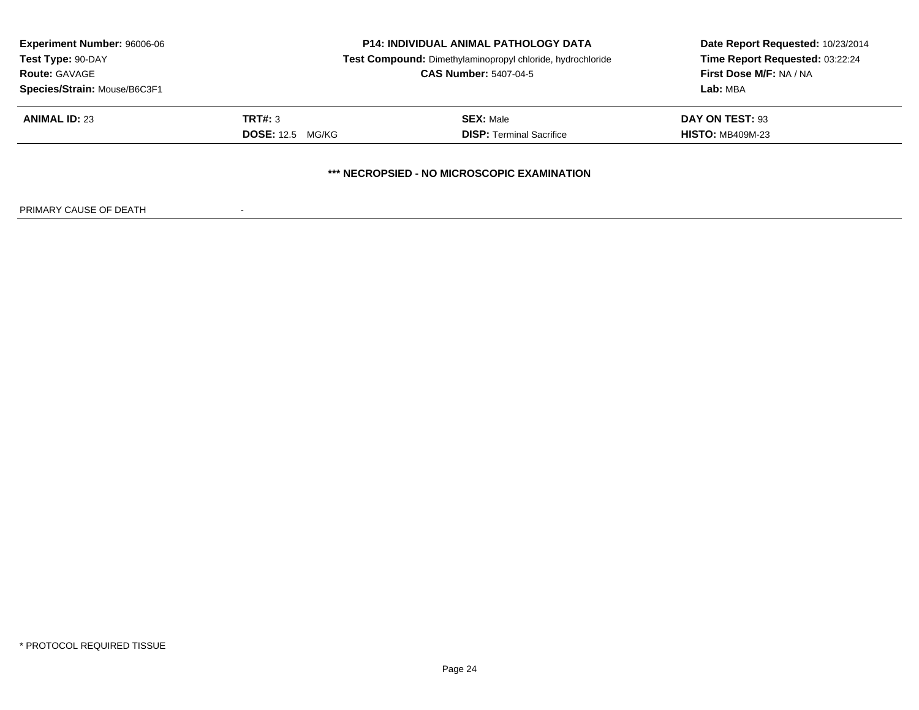**Experiment Number:** 96006-06
**Test Type:** 90-DAY
**Route:** GAVAGE
**Species/Strain:** Mouse/B6C3F1

**P14: INDIVIDUAL ANIMAL PATHOLOGY DATA**
**Test Compound:** Dimethylaminopropyl chloride, hydrochloride
**CAS Number:** 5407-04-5

**Date Report Requested:** 10/23/2014
**Time Report Requested:** 03:22:24
**First Dose M/F:** NA / NA
**Lab:** MBA

| **ANIMAL ID:** 23 | **TRT#:** 3 | **SEX:** Male | **DAY ON TEST:** 93 |
|---|---|---|---|
| | **DOSE:** 12.5 MG/KG | **DISP:** Terminal Sacrifice | **HISTO:** MB409M-23 |

**\*\*\* NECROPSIED - NO MICROSCOPIC EXAMINATION**

PRIMARY CAUSE OF DEATH -

\* PROTOCOL REQUIRED TISSUE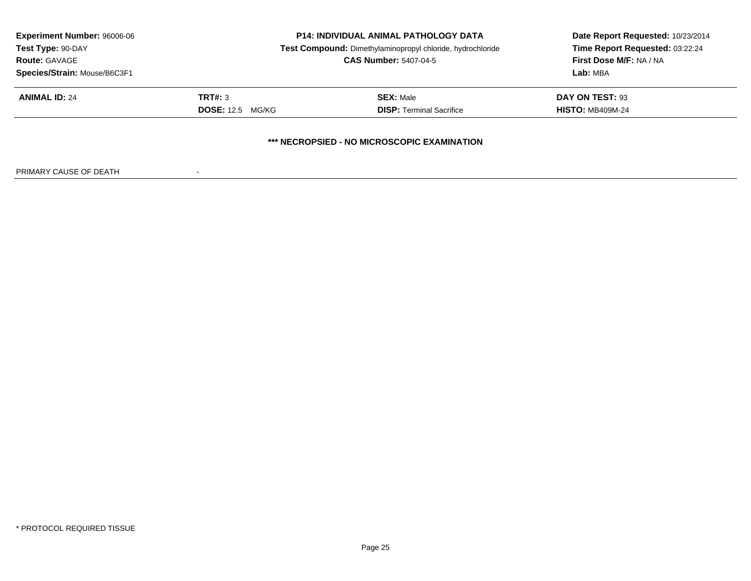| **Experiment Number:** 96006-06 | **P14: INDIVIDUAL ANIMAL PATHOLOGY DATA** | **Date Report Requested:** 10/23/2014 |
| --- | --- | --- |
| **Test Type:** 90-DAY | **Test Compound:** Dimethylaminopropyl chloride, hydrochloride | **Time Report Requested:** 03:22:24 |
| **Route:** GAVAGE | **CAS Number:** 5407-04-5 | **First Dose M/F:** NA / NA |
| **Species/Strain:** Mouse/B6C3F1 | | **Lab:** MBA |

| **ANIMAL ID:** 24 | **TRT#:** 3 | **SEX:** Male | **DAY ON TEST:** 93 |
| --- | --- | --- | --- |
| | **DOSE:** 12.5 MG/KG | **DISP:** Terminal Sacrifice | **HISTO:** MB409M-24 |

**\*\*\* NECROPSIED - NO MICROSCOPIC EXAMINATION**

PRIMARY CAUSE OF DEATH -

\* PROTOCOL REQUIRED TISSUE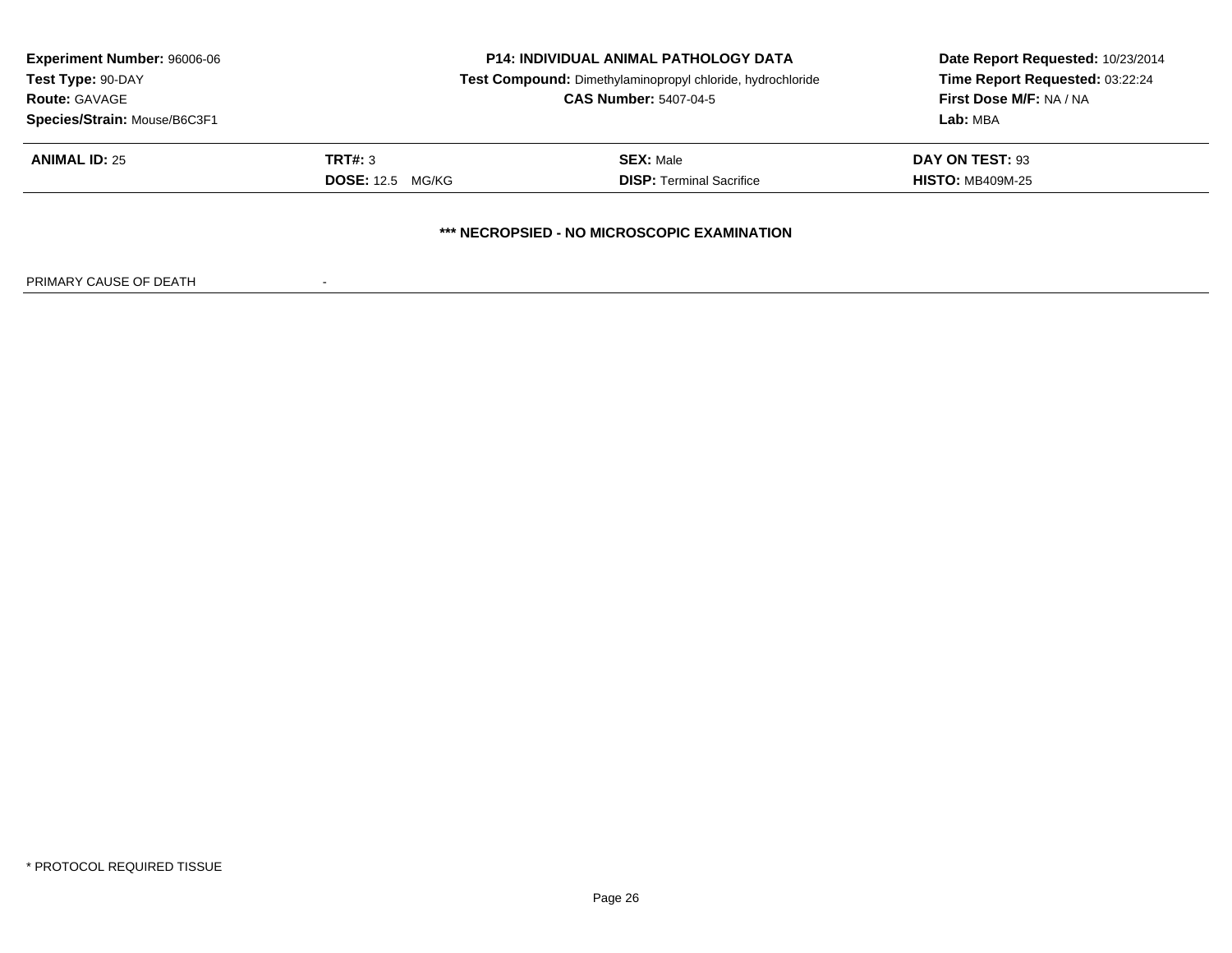**Experiment Number:** 96006-06
**Test Type:** 90-DAY
**Route:** GAVAGE
**Species/Strain:** Mouse/B6C3F1

**P14: INDIVIDUAL ANIMAL PATHOLOGY DATA**
**Test Compound:** Dimethylaminopropyl chloride, hydrochloride
**CAS Number:** 5407-04-5

**Date Report Requested:** 10/23/2014
**Time Report Requested:** 03:22:24
**First Dose M/F:** NA / NA
**Lab:** MBA

| **ANIMAL ID:** 25 | **TRT#:** 3 | **SEX:** Male | **DAY ON TEST:** 93 |
|---|---|---|---|
| | **DOSE:** 12.5 MG/KG | **DISP:** Terminal Sacrifice | **HISTO:** MB409M-25 |

**\*\*\* NECROPSIED - NO MICROSCOPIC EXAMINATION**

PRIMARY CAUSE OF DEATH -

\* PROTOCOL REQUIRED TISSUE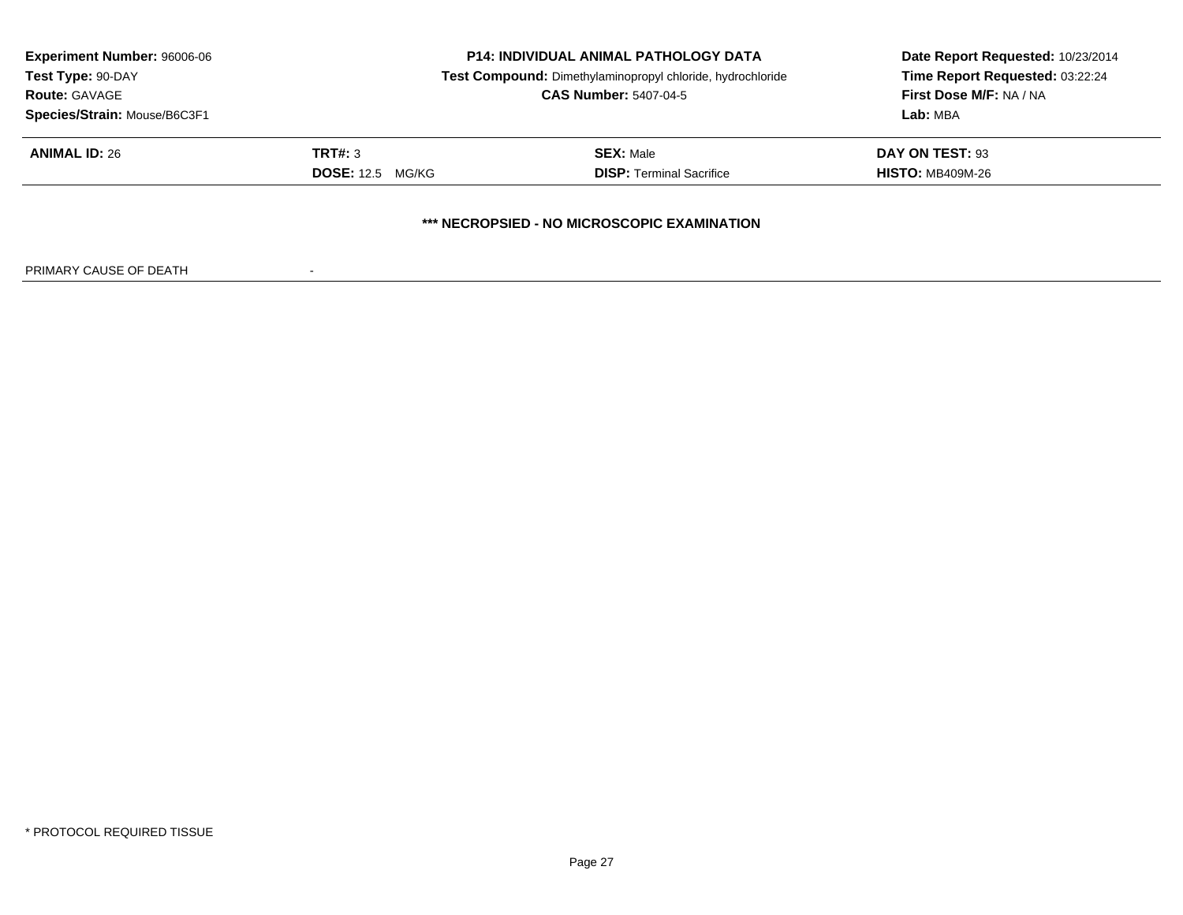**Experiment Number:** 96006-06
**Test Type:** 90-DAY
**Route:** GAVAGE
**Species/Strain:** Mouse/B6C3F1

**P14: INDIVIDUAL ANIMAL PATHOLOGY DATA**
**Test Compound:** Dimethylaminopropyl chloride, hydrochloride
**CAS Number:** 5407-04-5

**Date Report Requested:** 10/23/2014
**Time Report Requested:** 03:22:24
**First Dose M/F:** NA / NA
**Lab:** MBA

| **ANIMAL ID:** 26 | **TRT#:** 3 | **SEX:** Male | **DAY ON TEST:** 93 |
|---|---|---|---|
| | **DOSE:** 12.5 MG/KG | **DISP:** Terminal Sacrifice | **HISTO:** MB409M-26 |

**\*\*\* NECROPSIED - NO MICROSCOPIC EXAMINATION**

PRIMARY CAUSE OF DEATH -

* PROTOCOL REQUIRED TISSUE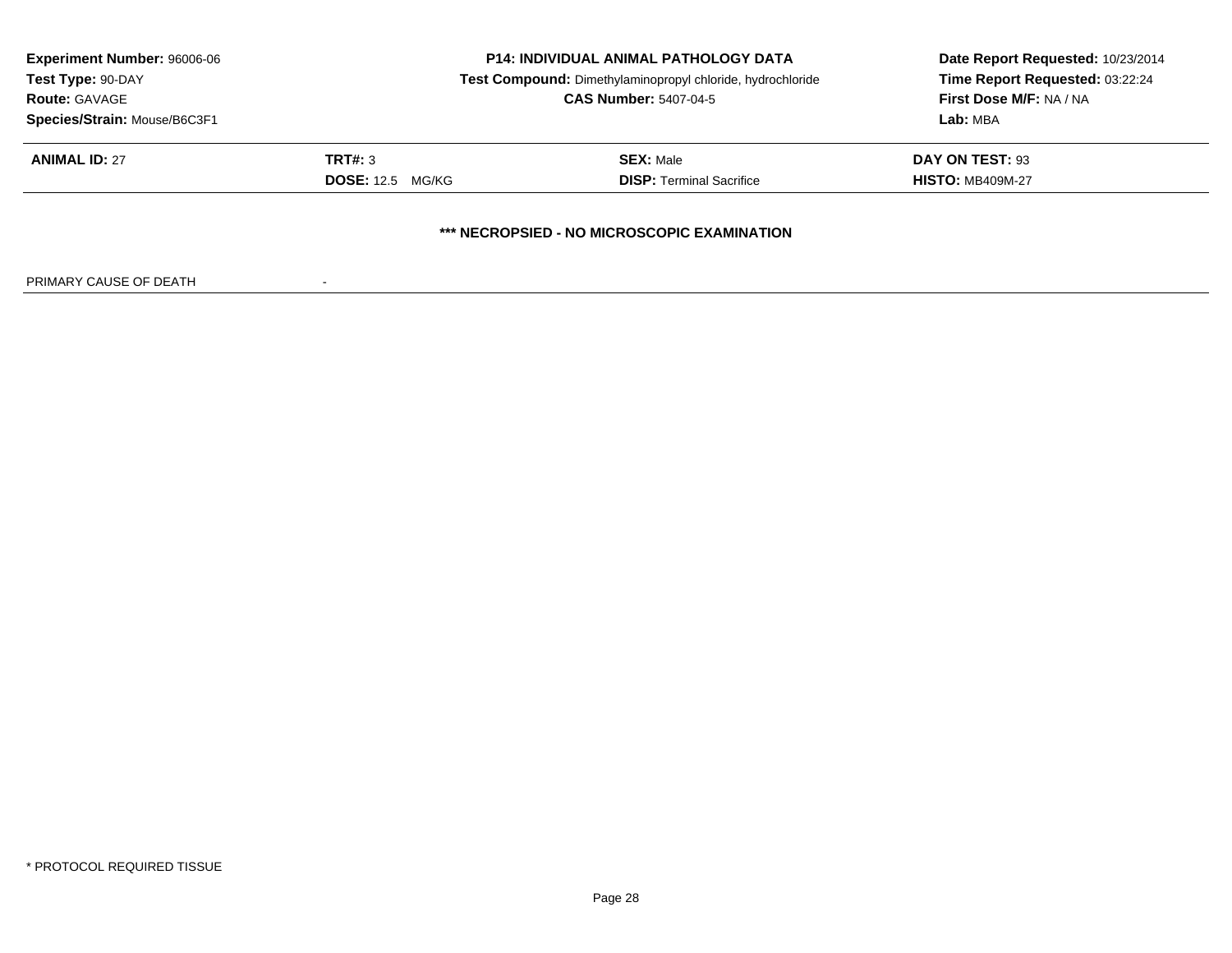**Experiment Number:** 96006-06
**Test Type:** 90-DAY
**Route:** GAVAGE
**Species/Strain:** Mouse/B6C3F1

**P14: INDIVIDUAL ANIMAL PATHOLOGY DATA**
**Test Compound:** Dimethylaminopropyl chloride, hydrochloride
**CAS Number:** 5407-04-5

**Date Report Requested:** 10/23/2014
**Time Report Requested:** 03:22:24
**First Dose M/F:** NA / NA
**Lab:** MBA

| | | | |
|---|---|---|---|
| **ANIMAL ID:** 27 | **TRT#:** 3 | **SEX:** Male | **DAY ON TEST:** 93 |
| | **DOSE:** 12.5 MG/KG | **DISP:** Terminal Sacrifice | **HISTO:** MB409M-27 |

**\*\*\* NECROPSIED - NO MICROSCOPIC EXAMINATION**

PRIMARY CAUSE OF DEATH -

\* PROTOCOL REQUIRED TISSUE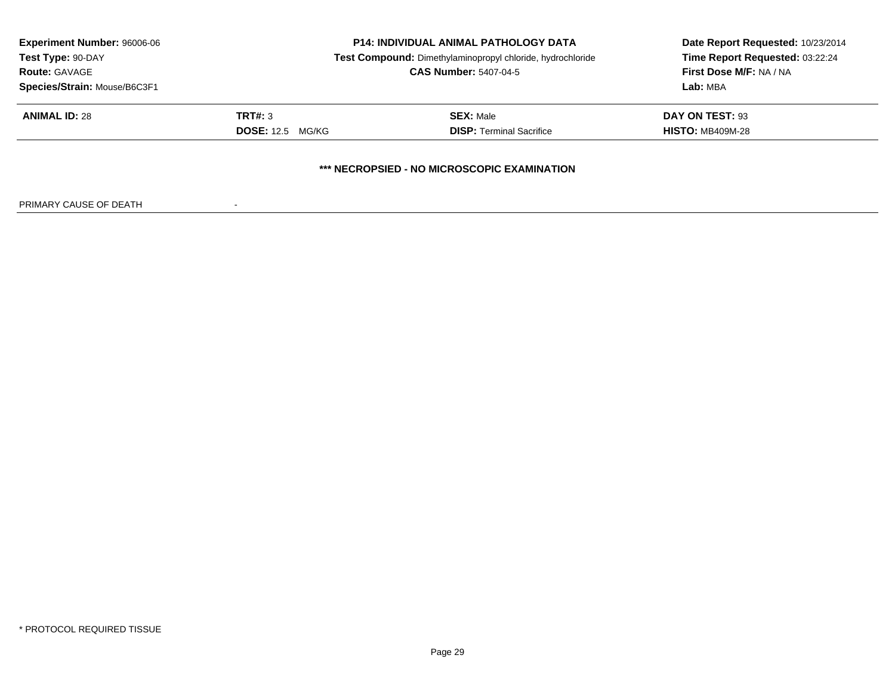**Experiment Number:** 96006-06
**Test Type:** 90-DAY
**Route:** GAVAGE
**Species/Strain:** Mouse/B6C3F1

**P14: INDIVIDUAL ANIMAL PATHOLOGY DATA**
**Test Compound:** Dimethylaminopropyl chloride, hydrochloride
**CAS Number:** 5407-04-5

**Date Report Requested:** 10/23/2014
**Time Report Requested:** 03:22:24
**First Dose M/F:** NA / NA
**Lab:** MBA

| **ANIMAL ID:** 28 | **TRT#:** 3 | **SEX:** Male | **DAY ON TEST:** 93 |
|---|---|---|---|
| | **DOSE:** 12.5 MG/KG | **DISP:** Terminal Sacrifice | **HISTO:** MB409M-28 |

**\*\*\* NECROPSIED - NO MICROSCOPIC EXAMINATION**

PRIMARY CAUSE OF DEATH -

\* PROTOCOL REQUIRED TISSUE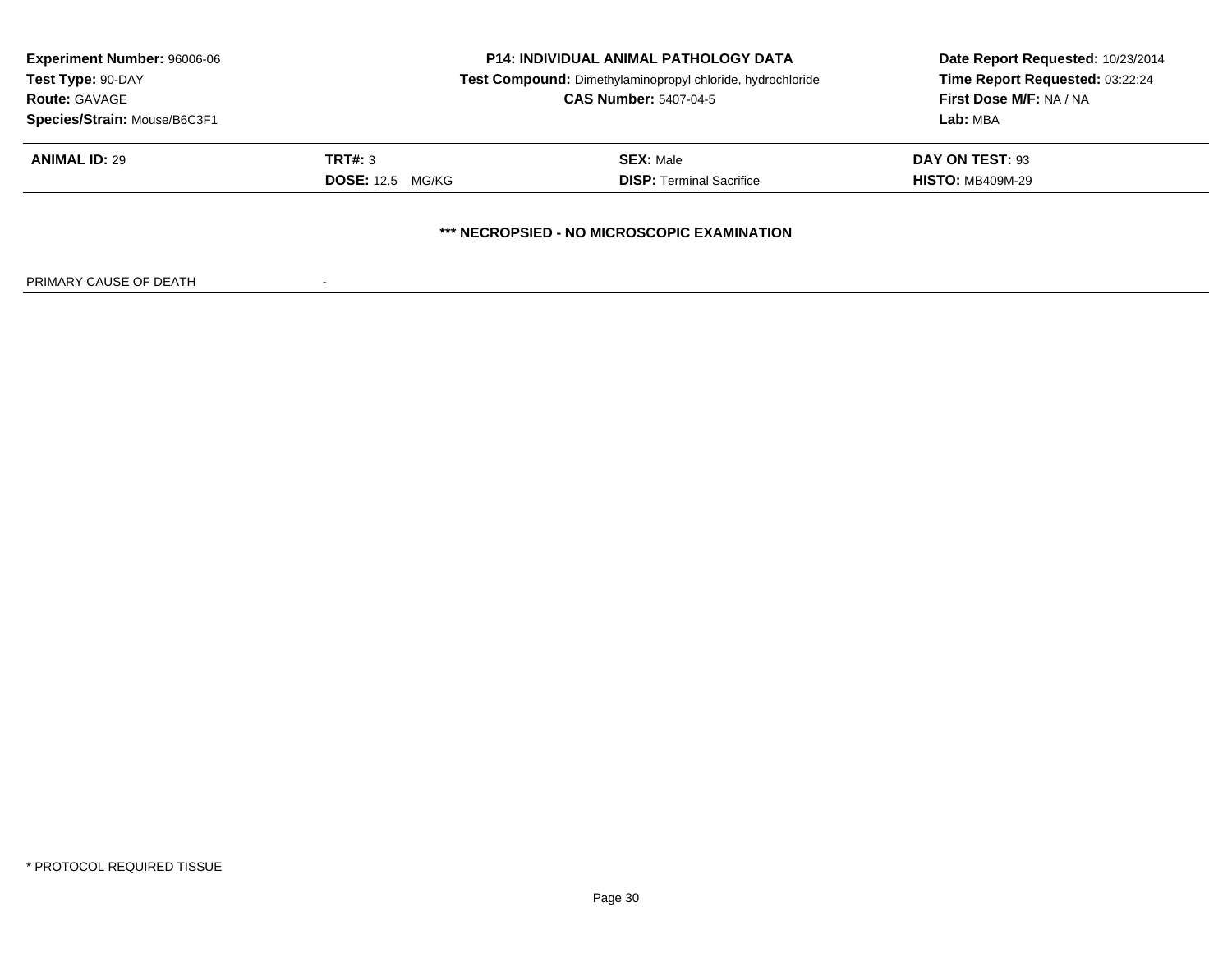**Experiment Number:** 96006-06
**Test Type:** 90-DAY
**Route:** GAVAGE
**Species/Strain:** Mouse/B6C3F1

**P14: INDIVIDUAL ANIMAL PATHOLOGY DATA**
**Test Compound:** Dimethylaminopropyl chloride, hydrochloride
**CAS Number:** 5407-04-5

**Date Report Requested:** 10/23/2014
**Time Report Requested:** 03:22:24
**First Dose M/F:** NA / NA
**Lab:** MBA

| **ANIMAL ID:** 29 | **TRT#:** 3 | **SEX:** Male | **DAY ON TEST:** 93 |
|---|---|---|---|
| | **DOSE:** 12.5 MG/KG | **DISP:** Terminal Sacrifice | **HISTO:** MB409M-29 |

**\*\*\* NECROPSIED - NO MICROSCOPIC EXAMINATION**

PRIMARY CAUSE OF DEATH -

\* PROTOCOL REQUIRED TISSUE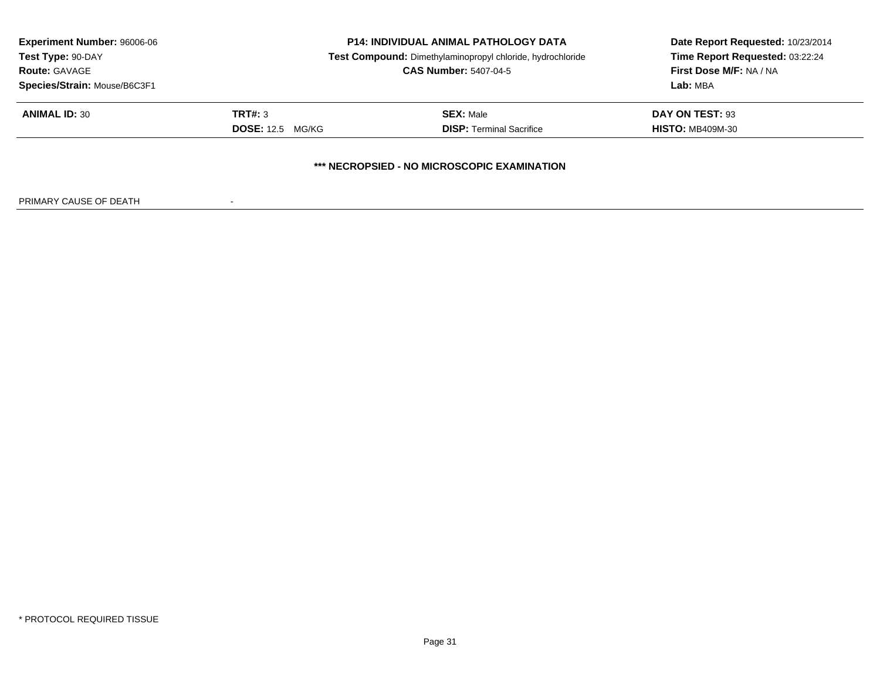**Experiment Number:** 96006-06
**Test Type:** 90-DAY
**Route:** GAVAGE
**Species/Strain:** Mouse/B6C3F1

**P14: INDIVIDUAL ANIMAL PATHOLOGY DATA**
**Test Compound:** Dimethylaminopropyl chloride, hydrochloride
**CAS Number:** 5407-04-5

**Date Report Requested:** 10/23/2014
**Time Report Requested:** 03:22:24
**First Dose M/F:** NA / NA
**Lab:** MBA

| **ANIMAL ID:** 30 | **TRT#:** 3 | **SEX:** Male | **DAY ON TEST:** 93 |
|---|---|---|---|
| | **DOSE:** 12.5 MG/KG | **DISP:** Terminal Sacrifice | **HISTO:** MB409M-30 |

**\*\*\* NECROPSIED - NO MICROSCOPIC EXAMINATION**

PRIMARY CAUSE OF DEATH -

* PROTOCOL REQUIRED TISSUE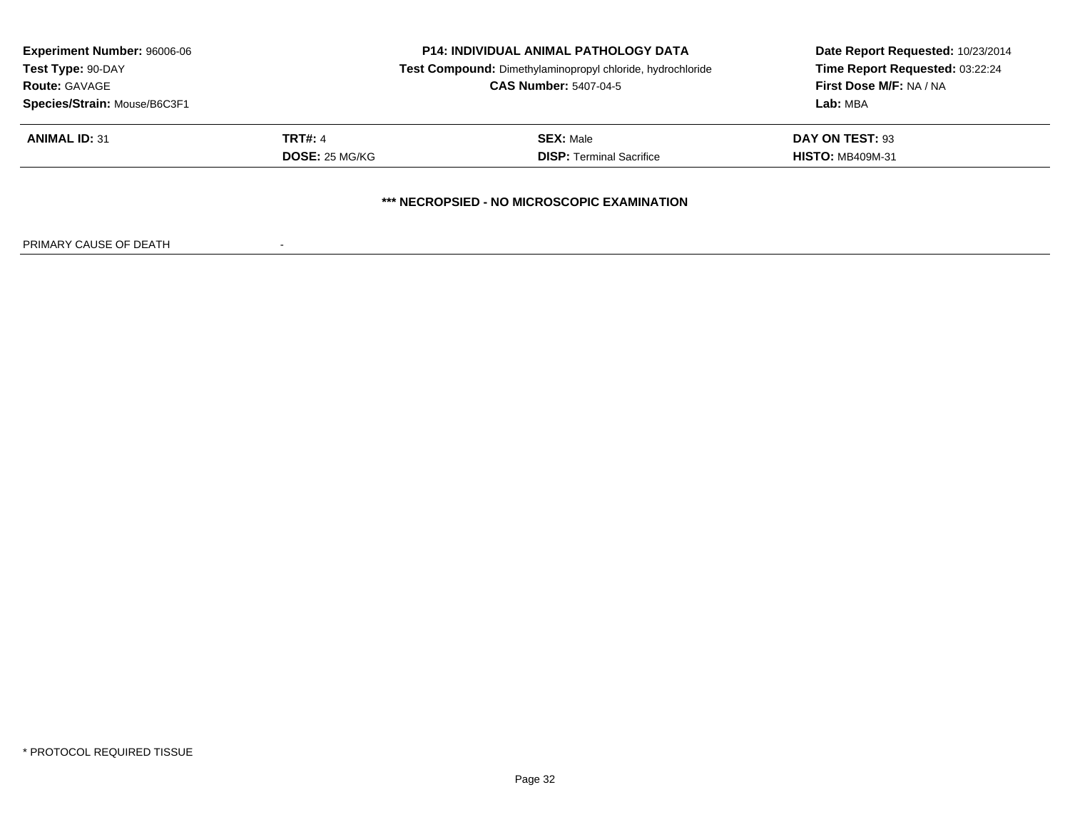**Experiment Number:** 96006-06
**Test Type:** 90-DAY
**Route:** GAVAGE
**Species/Strain:** Mouse/B6C3F1

**P14: INDIVIDUAL ANIMAL PATHOLOGY DATA**
**Test Compound:** Dimethylaminopropyl chloride, hydrochloride
**CAS Number:** 5407-04-5

**Date Report Requested:** 10/23/2014
**Time Report Requested:** 03:22:24
**First Dose M/F:** NA / NA
**Lab:** MBA

| **ANIMAL ID:** 31 | **TRT#:** 4 | **SEX:** Male | **DAY ON TEST:** 93 |
|---|---|---|---|
| | **DOSE:** 25 MG/KG | **DISP:** Terminal Sacrifice | **HISTO:** MB409M-31 |

**\*\*\* NECROPSIED - NO MICROSCOPIC EXAMINATION**

PRIMARY CAUSE OF DEATH -

\* PROTOCOL REQUIRED TISSUE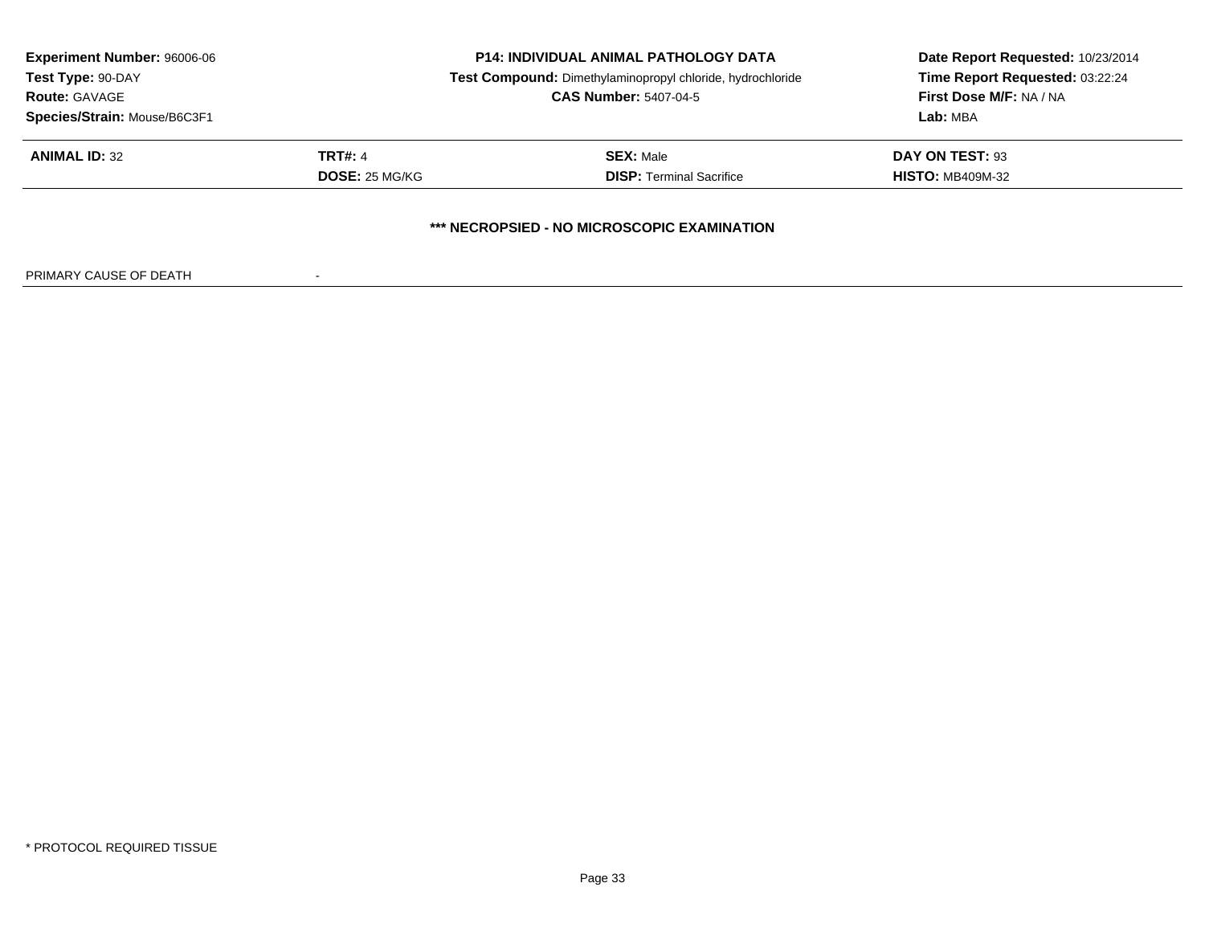**Experiment Number:** 96006-06
**Test Type:** 90-DAY
**Route:** GAVAGE
**Species/Strain:** Mouse/B6C3F1

**P14: INDIVIDUAL ANIMAL PATHOLOGY DATA**
**Test Compound:** Dimethylaminopropyl chloride, hydrochloride
**CAS Number:** 5407-04-5

**Date Report Requested:** 10/23/2014
**Time Report Requested:** 03:22:24
**First Dose M/F:** NA / NA
**Lab:** MBA

| **ANIMAL ID:** 32 | **TRT#:** 4 | **SEX:** Male | **DAY ON TEST:** 93 |
|---|---|---|---|
| | **DOSE:** 25 MG/KG | **DISP:** Terminal Sacrifice | **HISTO:** MB409M-32 |

**\*\*\* NECROPSIED - NO MICROSCOPIC EXAMINATION**

PRIMARY CAUSE OF DEATH -

* PROTOCOL REQUIRED TISSUE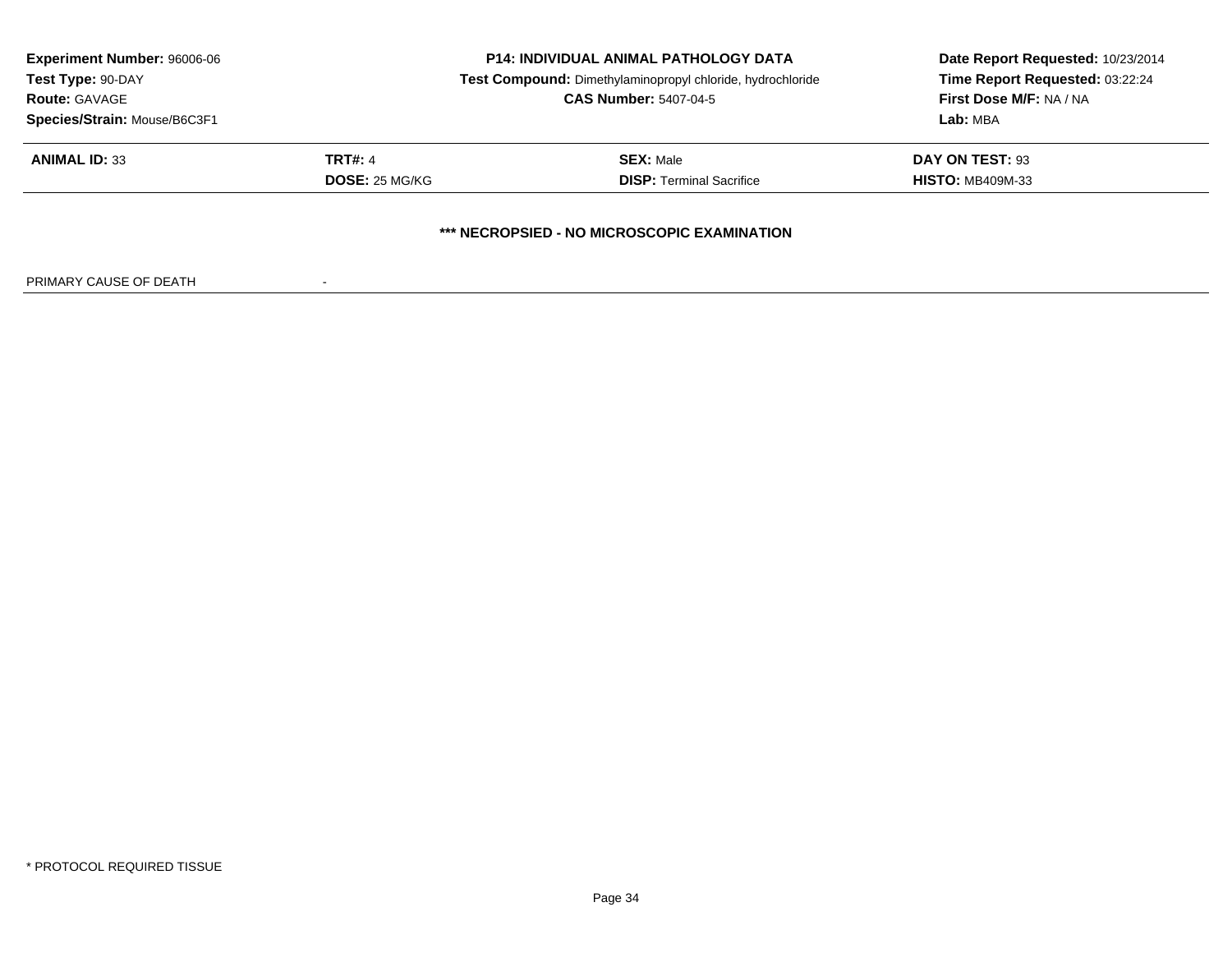**Experiment Number:** 96006-06
**Test Type:** 90-DAY
**Route:** GAVAGE
**Species/Strain:** Mouse/B6C3F1

**P14: INDIVIDUAL ANIMAL PATHOLOGY DATA**
**Test Compound:** Dimethylaminopropyl chloride, hydrochloride
**CAS Number:** 5407-04-5

**Date Report Requested:** 10/23/2014
**Time Report Requested:** 03:22:24
**First Dose M/F:** NA / NA
**Lab:** MBA

| **ANIMAL ID:** 33 | **TRT#:** 4 | **SEX:** Male | **DAY ON TEST:** 93 |
| --- | --- | --- | --- |
| | **DOSE:** 25 MG/KG | **DISP:** Terminal Sacrifice | **HISTO:** MB409M-33 |

**\*\*\* NECROPSIED - NO MICROSCOPIC EXAMINATION**

PRIMARY CAUSE OF DEATH -

\* PROTOCOL REQUIRED TISSUE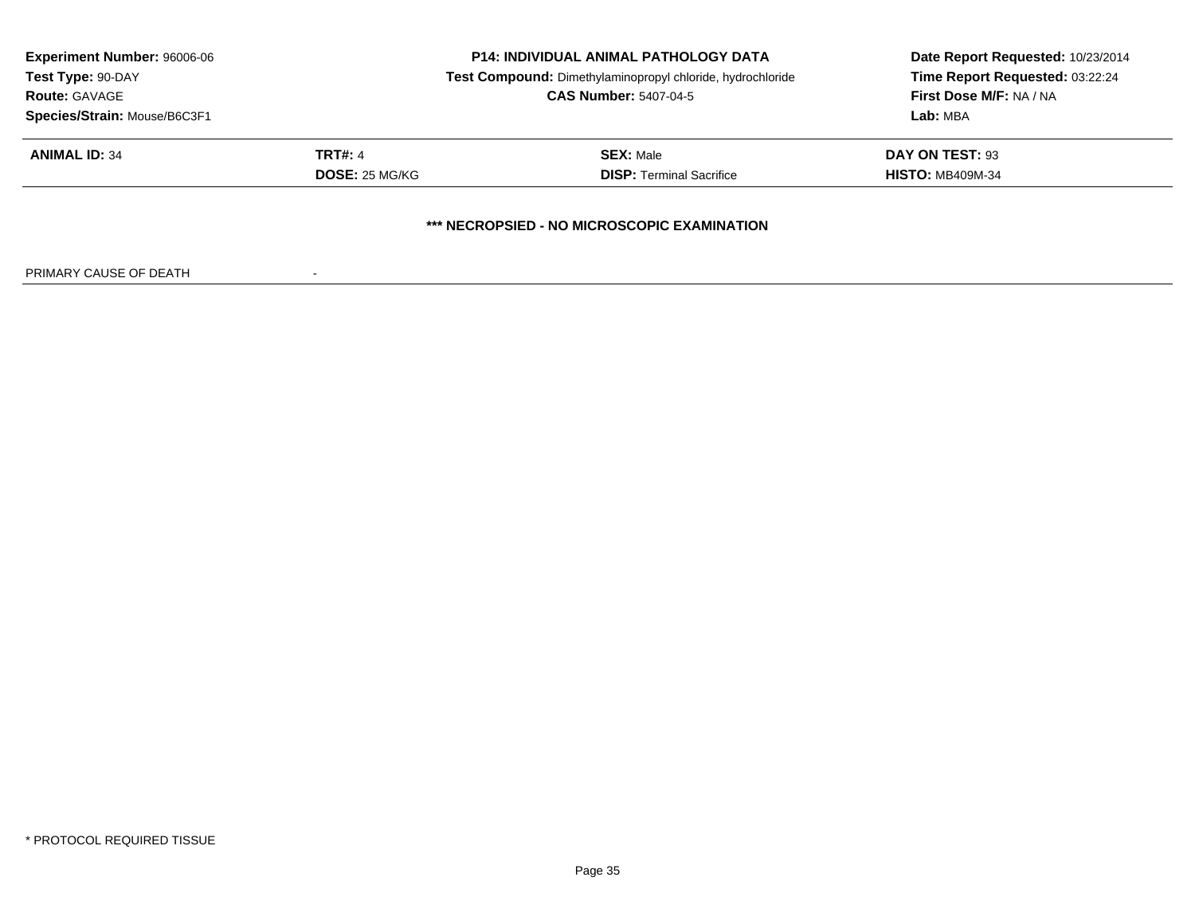**Experiment Number:** 96006-06
**Test Type:** 90-DAY
**Route:** GAVAGE
**Species/Strain:** Mouse/B6C3F1

**P14: INDIVIDUAL ANIMAL PATHOLOGY DATA**
**Test Compound:** Dimethylaminopropyl chloride, hydrochloride
**CAS Number:** 5407-04-5

**Date Report Requested:** 10/23/2014
**Time Report Requested:** 03:22:24
**First Dose M/F:** NA / NA
**Lab:** MBA

| **ANIMAL ID:** 34 | **TRT#:** 4 | **SEX:** Male | **DAY ON TEST:** 93 |
|---|---|---|---|
| | **DOSE:** 25 MG/KG | **DISP:** Terminal Sacrifice | **HISTO:** MB409M-34 |

**\*\*\* NECROPSIED - NO MICROSCOPIC EXAMINATION**

PRIMARY CAUSE OF DEATH -

\* PROTOCOL REQUIRED TISSUE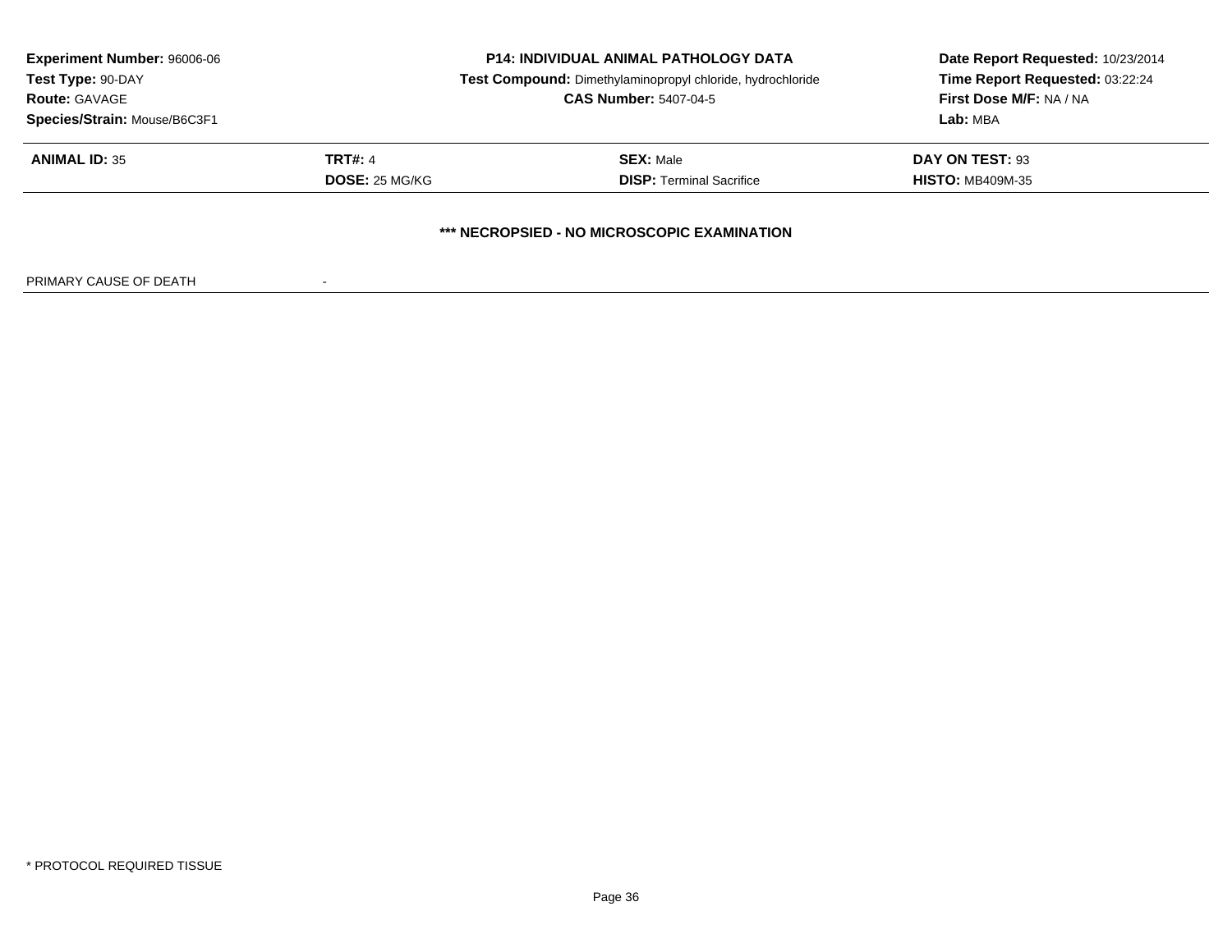**Experiment Number:** 96006-06
**Test Type:** 90-DAY
**Route:** GAVAGE
**Species/Strain:** Mouse/B6C3F1

**P14: INDIVIDUAL ANIMAL PATHOLOGY DATA**
**Test Compound:** Dimethylaminopropyl chloride, hydrochloride
**CAS Number:** 5407-04-5

**Date Report Requested:** 10/23/2014
**Time Report Requested:** 03:22:24
**First Dose M/F:** NA / NA
**Lab:** MBA

| **ANIMAL ID:** 35 | **TRT#:** 4 | **SEX:** Male | **DAY ON TEST:** 93 |
|---|---|---|---|
| | **DOSE:** 25 MG/KG | **DISP:** Terminal Sacrifice | **HISTO:** MB409M-35 |

**\*\*\* NECROPSIED - NO MICROSCOPIC EXAMINATION**

PRIMARY CAUSE OF DEATH -

\* PROTOCOL REQUIRED TISSUE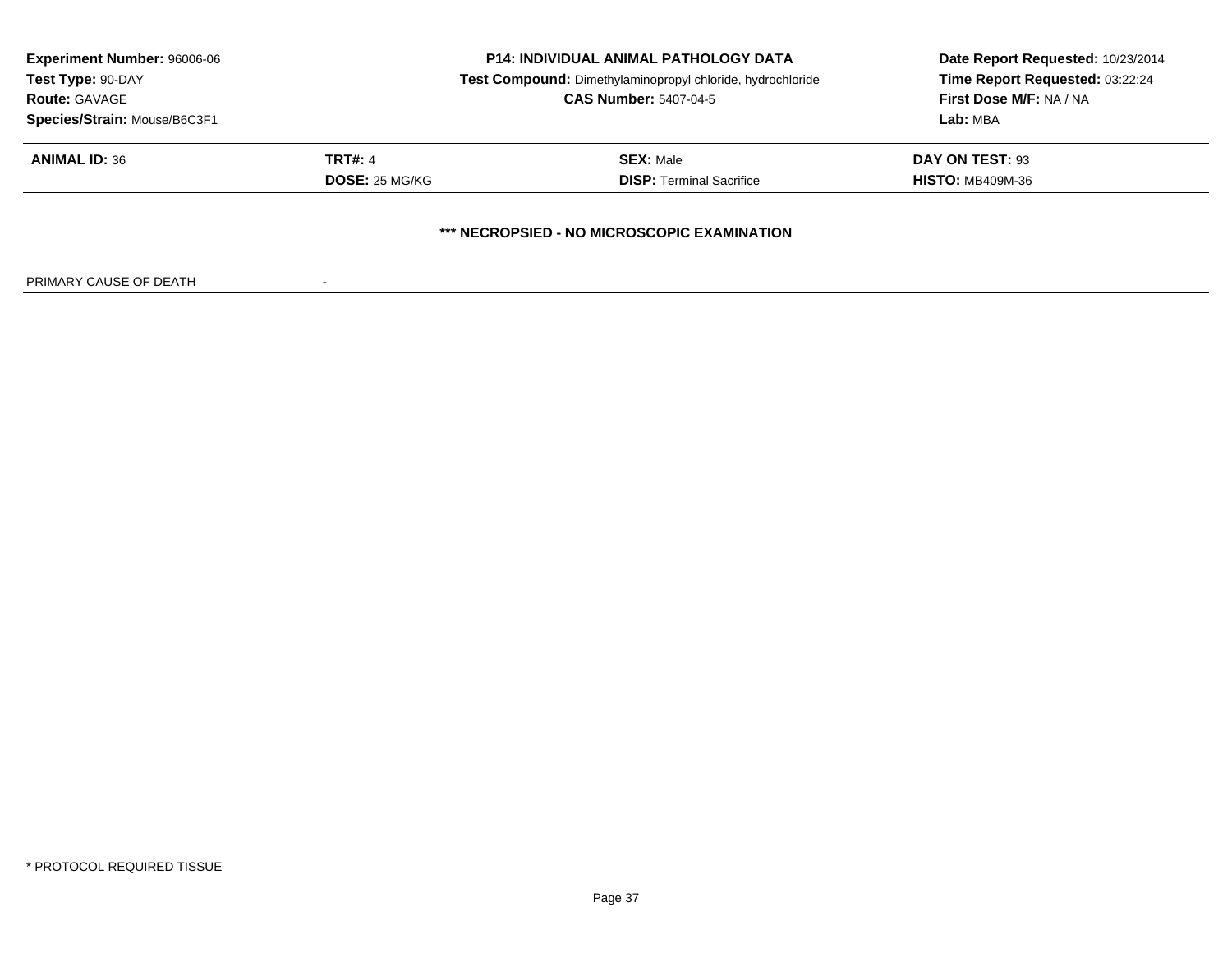**Experiment Number:** 96006-06
**Test Type:** 90-DAY
**Route:** GAVAGE
**Species/Strain:** Mouse/B6C3F1

**P14: INDIVIDUAL ANIMAL PATHOLOGY DATA**
**Test Compound:** Dimethylaminopropyl chloride, hydrochloride
**CAS Number:** 5407-04-5

**Date Report Requested:** 10/23/2014
**Time Report Requested:** 03:22:24
**First Dose M/F:** NA / NA
**Lab:** MBA

| **ANIMAL ID:** 36 | **TRT#:** 4 | **SEX:** Male | **DAY ON TEST:** 93 |
|---|---|---|---|
| | **DOSE:** 25 MG/KG | **DISP:** Terminal Sacrifice | **HISTO:** MB409M-36 |

**\*\*\* NECROPSIED - NO MICROSCOPIC EXAMINATION**

PRIMARY CAUSE OF DEATH -

\* PROTOCOL REQUIRED TISSUE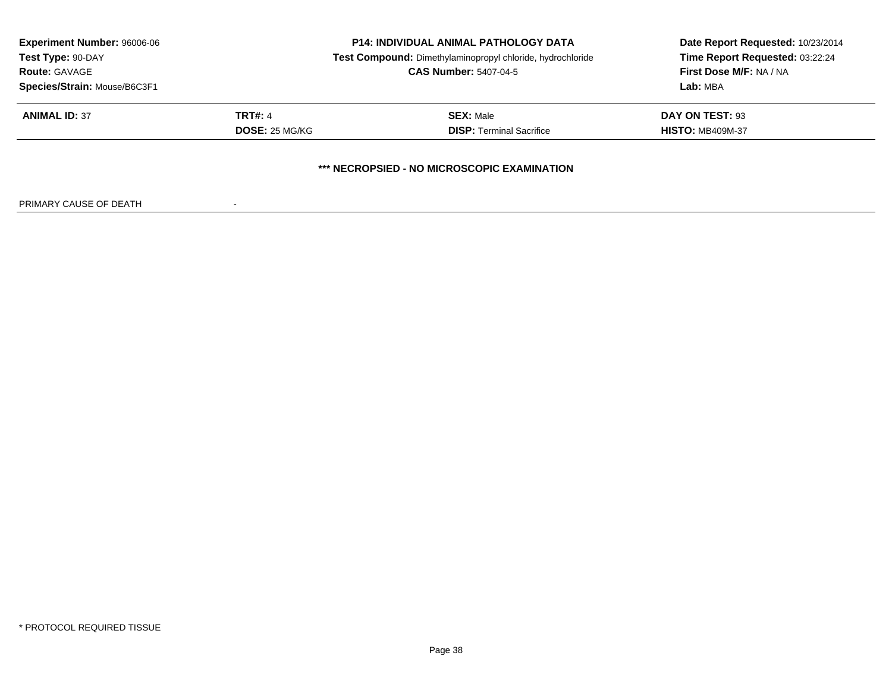**Experiment Number:** 96006-06
**Test Type:** 90-DAY
**Route:** GAVAGE
**Species/Strain:** Mouse/B6C3F1

**P14: INDIVIDUAL ANIMAL PATHOLOGY DATA**
**Test Compound:** Dimethylaminopropyl chloride, hydrochloride
**CAS Number:** 5407-04-5

**Date Report Requested:** 10/23/2014
**Time Report Requested:** 03:22:24
**First Dose M/F:** NA / NA
**Lab:** MBA

| | | | |
|---|---|---|---|
| **ANIMAL ID:** 37 | **TRT#:** 4 | **SEX:** Male | **DAY ON TEST:** 93 |
| | **DOSE:** 25 MG/KG | **DISP:** Terminal Sacrifice | **HISTO:** MB409M-37 |

**\*\*\* NECROPSIED - NO MICROSCOPIC EXAMINATION**

PRIMARY CAUSE OF DEATH -

\* PROTOCOL REQUIRED TISSUE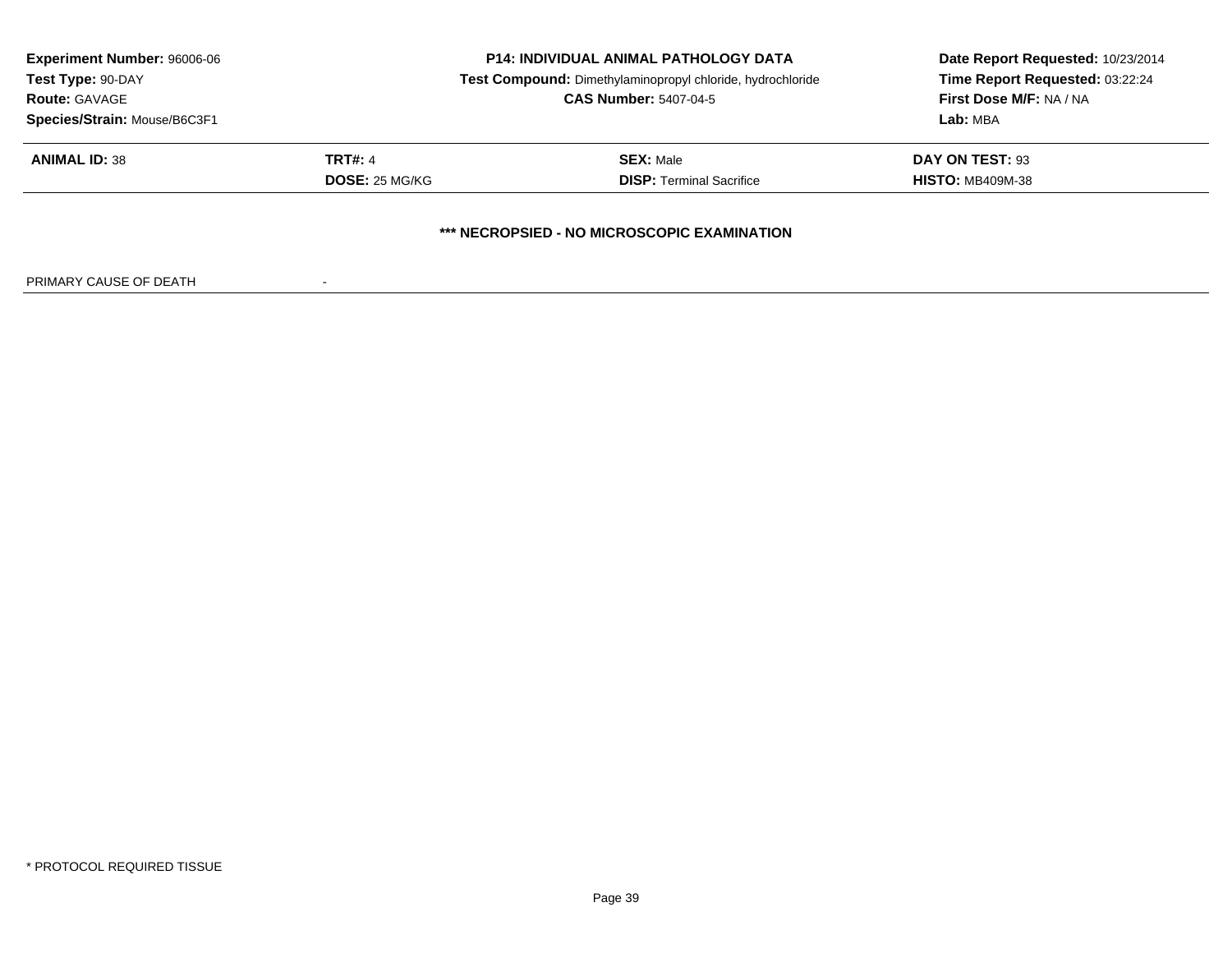| **Experiment Number:** 96006-06 | **P14: INDIVIDUAL ANIMAL PATHOLOGY DATA** | **Date Report Requested:** 10/23/2014 |
|---|---|---|
| **Test Type:** 90-DAY | **Test Compound:** Dimethylaminopropyl chloride, hydrochloride | **Time Report Requested:** 03:22:24 |
| **Route:** GAVAGE | **CAS Number:** 5407-04-5 | **First Dose M/F:** NA / NA |
| **Species/Strain:** Mouse/B6C3F1 | | **Lab:** MBA |

| **ANIMAL ID:** 38 | **TRT#:** 4 | **SEX:** Male | **DAY ON TEST:** 93 |
|---|---|---|---|
| | **DOSE:** 25 MG/KG | **DISP:** Terminal Sacrifice | **HISTO:** MB409M-38 |

**\*\*\* NECROPSIED - NO MICROSCOPIC EXAMINATION**

PRIMARY CAUSE OF DEATH -

\* PROTOCOL REQUIRED TISSUE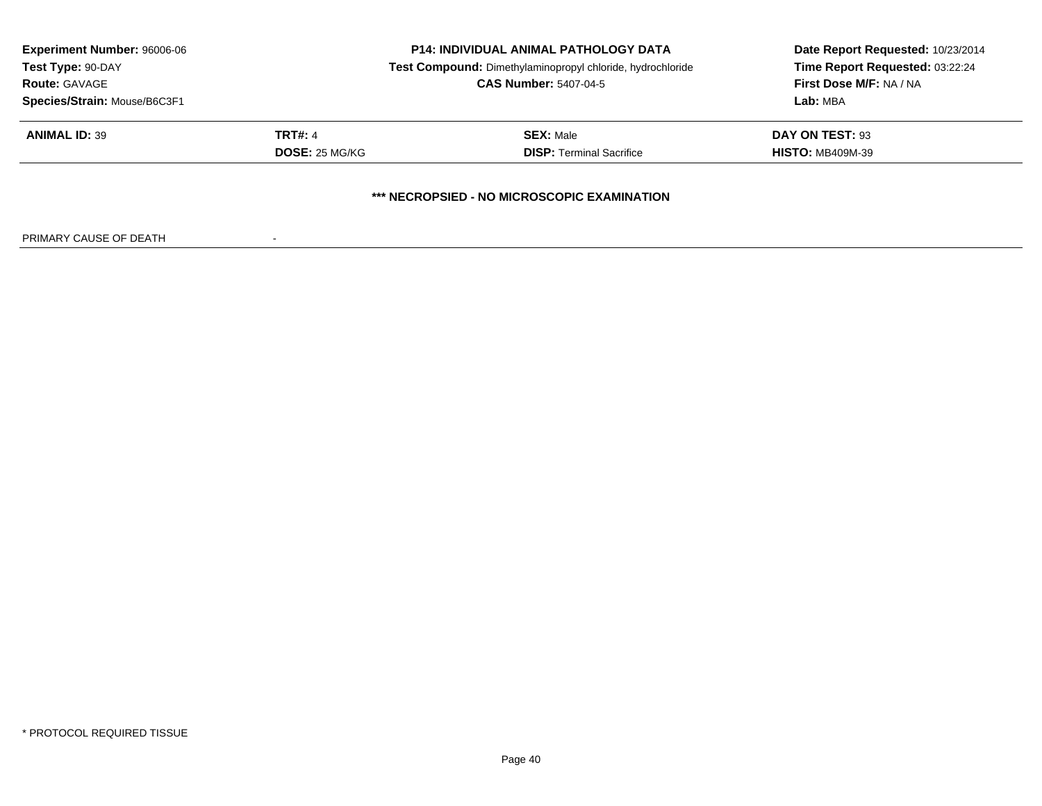| **Experiment Number:** 96006-06 | **P14: INDIVIDUAL ANIMAL PATHOLOGY DATA** | **Date Report Requested:** 10/23/2014 |
|---|---|---|
| **Test Type:** 90-DAY | **Test Compound:** Dimethylaminopropyl chloride, hydrochloride | **Time Report Requested:** 03:22:24 |
| **Route:** GAVAGE | **CAS Number:** 5407-04-5 | **First Dose M/F:** NA / NA |
| **Species/Strain:** Mouse/B6C3F1 | | **Lab:** MBA |

| **ANIMAL ID:** 39 | **TRT#:** 4 | **SEX:** Male | **DAY ON TEST:** 93 |
|---|---|---|---|
| | **DOSE:** 25 MG/KG | **DISP:** Terminal Sacrifice | **HISTO:** MB409M-39 |

**\*\*\* NECROPSIED - NO MICROSCOPIC EXAMINATION**

PRIMARY CAUSE OF DEATH -

\* PROTOCOL REQUIRED TISSUE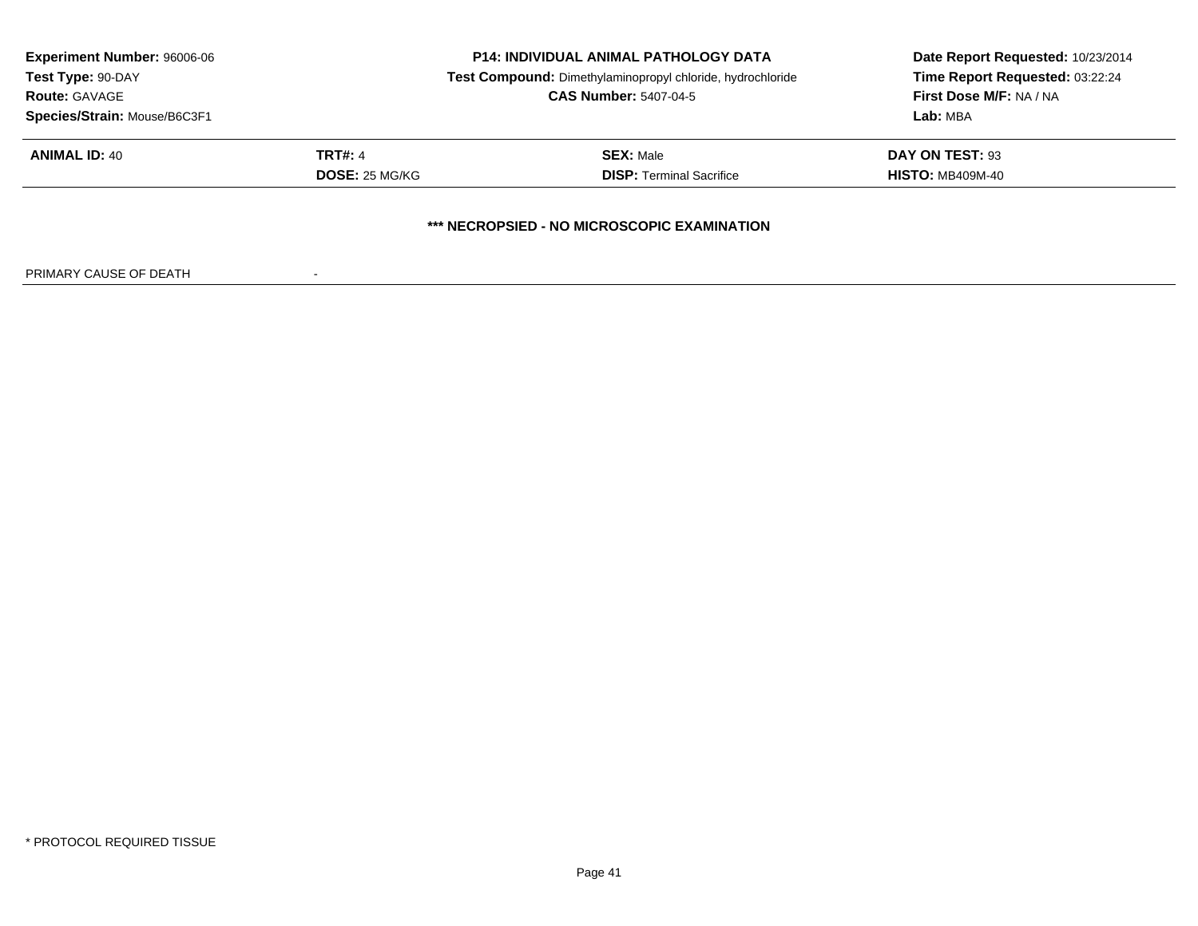**Experiment Number:** 96006-06
**Test Type:** 90-DAY
**Route:** GAVAGE
**Species/Strain:** Mouse/B6C3F1

**P14: INDIVIDUAL ANIMAL PATHOLOGY DATA**
**Test Compound:** Dimethylaminopropyl chloride, hydrochloride
**CAS Number:** 5407-04-5

**Date Report Requested:** 10/23/2014
**Time Report Requested:** 03:22:24
**First Dose M/F:** NA / NA
**Lab:** MBA

| **ANIMAL ID:** 40 | **TRT#:** 4 | **SEX:** Male | **DAY ON TEST:** 93 |
|---|---|---|---|
| | **DOSE:** 25 MG/KG | **DISP:** Terminal Sacrifice | **HISTO:** MB409M-40 |

**\*\*\* NECROPSIED - NO MICROSCOPIC EXAMINATION**

PRIMARY CAUSE OF DEATH -

* PROTOCOL REQUIRED TISSUE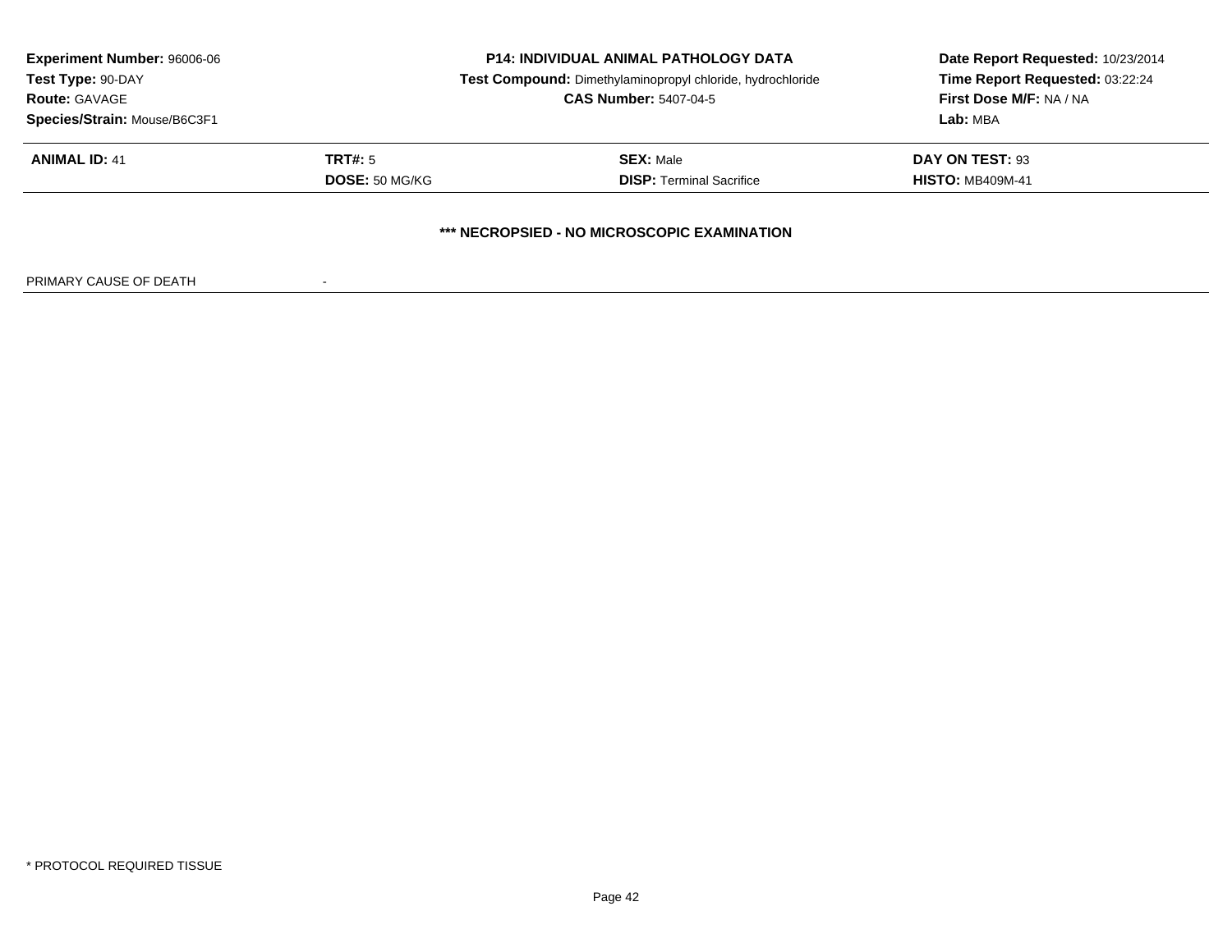**Experiment Number:** 96006-06
**Test Type:** 90-DAY
**Route:** GAVAGE
**Species/Strain:** Mouse/B6C3F1

**P14: INDIVIDUAL ANIMAL PATHOLOGY DATA**
**Test Compound:** Dimethylaminopropyl chloride, hydrochloride
**CAS Number:** 5407-04-5

**Date Report Requested:** 10/23/2014
**Time Report Requested:** 03:22:24
**First Dose M/F:** NA / NA
**Lab:** MBA

| **ANIMAL ID:** 41 | **TRT#:** 5 | **SEX:** Male | **DAY ON TEST:** 93 |
| --- | --- | --- | --- |
| | **DOSE:** 50 MG/KG | **DISP:** Terminal Sacrifice | **HISTO:** MB409M-41 |

**\*\*\* NECROPSIED - NO MICROSCOPIC EXAMINATION**

PRIMARY CAUSE OF DEATH -

\* PROTOCOL REQUIRED TISSUE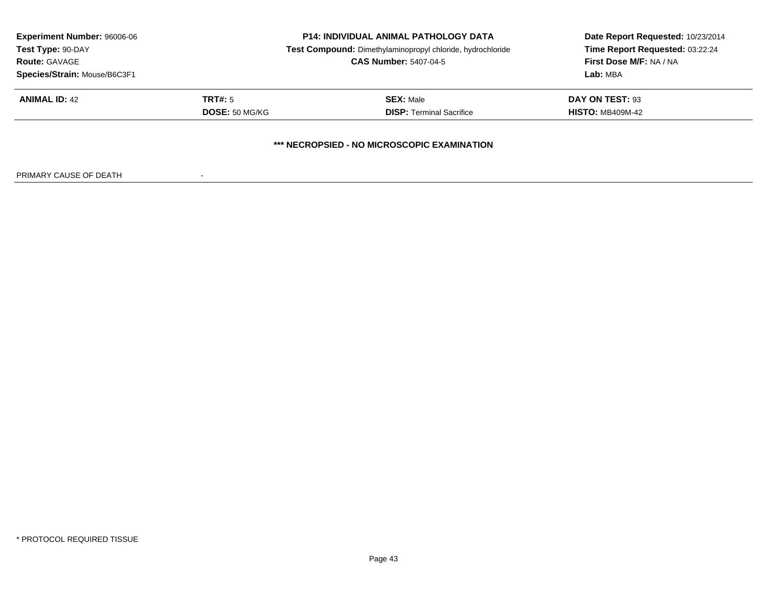**Experiment Number:** 96006-06
**Test Type:** 90-DAY
**Route:** GAVAGE
**Species/Strain:** Mouse/B6C3F1

**P14: INDIVIDUAL ANIMAL PATHOLOGY DATA**
**Test Compound:** Dimethylaminopropyl chloride, hydrochloride
**CAS Number:** 5407-04-5

**Date Report Requested:** 10/23/2014
**Time Report Requested:** 03:22:24
**First Dose M/F:** NA / NA
**Lab:** MBA

| **ANIMAL ID:** 42 | **TRT#:** 5 | **SEX:** Male | **DAY ON TEST:** 93 |
|---|---|---|---|
| | **DOSE:** 50 MG/KG | **DISP:** Terminal Sacrifice | **HISTO:** MB409M-42 |

**\*\*\* NECROPSIED - NO MICROSCOPIC EXAMINATION**

PRIMARY CAUSE OF DEATH -

\* PROTOCOL REQUIRED TISSUE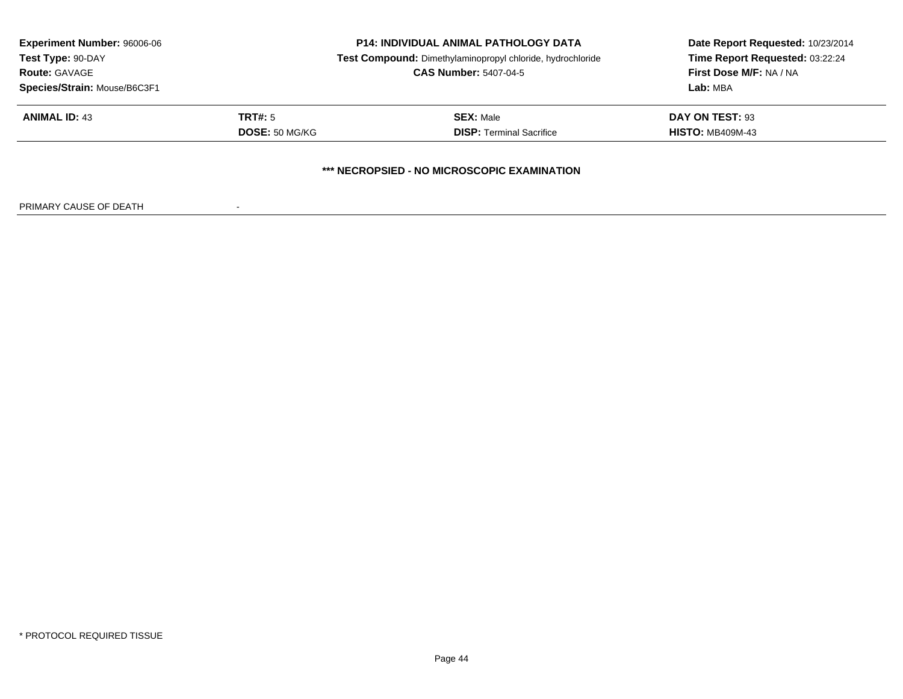**Experiment Number:** 96006-06
**Test Type:** 90-DAY
**Route:** GAVAGE
**Species/Strain:** Mouse/B6C3F1

**P14: INDIVIDUAL ANIMAL PATHOLOGY DATA**
**Test Compound:** Dimethylaminopropyl chloride, hydrochloride
**CAS Number:** 5407-04-5

**Date Report Requested:** 10/23/2014
**Time Report Requested:** 03:22:24
**First Dose M/F:** NA / NA
**Lab:** MBA

| | | | |
|---|---|---|---|
| **ANIMAL ID:** 43 | **TRT#:** 5 | **SEX:** Male | **DAY ON TEST:** 93 |
| | **DOSE:** 50 MG/KG | **DISP:** Terminal Sacrifice | **HISTO:** MB409M-43 |

**\*\*\* NECROPSIED - NO MICROSCOPIC EXAMINATION**

PRIMARY CAUSE OF DEATH -

\* PROTOCOL REQUIRED TISSUE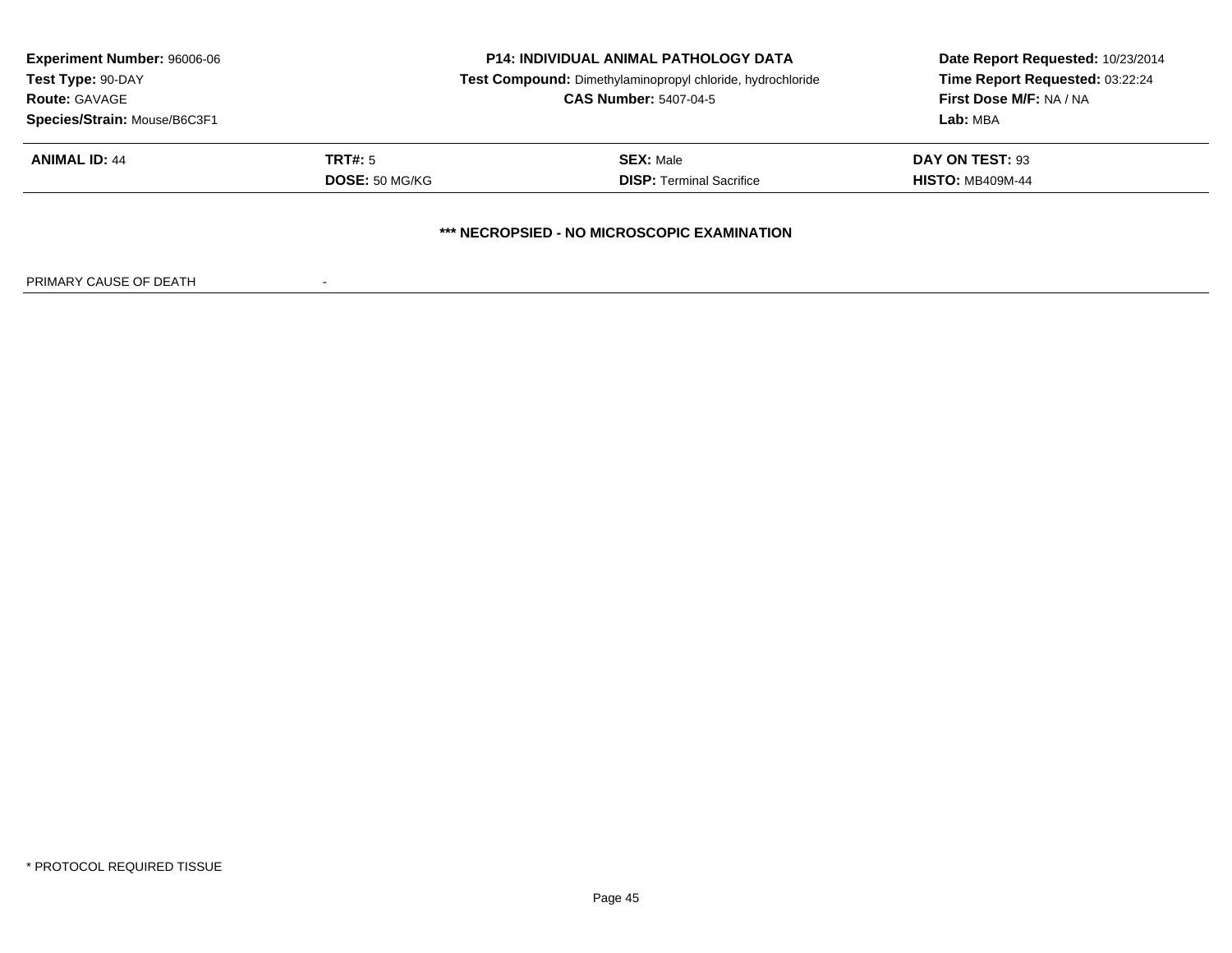**Experiment Number:** 96006-06
**Test Type:** 90-DAY
**Route:** GAVAGE
**Species/Strain:** Mouse/B6C3F1

**P14: INDIVIDUAL ANIMAL PATHOLOGY DATA**
**Test Compound:** Dimethylaminopropyl chloride, hydrochloride
**CAS Number:** 5407-04-5

**Date Report Requested:** 10/23/2014
**Time Report Requested:** 03:22:24
**First Dose M/F:** NA / NA
**Lab:** MBA

| **ANIMAL ID:** 44 | **TRT#:** 5 | **SEX:** Male | **DAY ON TEST:** 93 |
|---|---|---|---|
| | **DOSE:** 50 MG/KG | **DISP:** Terminal Sacrifice | **HISTO:** MB409M-44 |

**\*\*\* NECROPSIED - NO MICROSCOPIC EXAMINATION**

PRIMARY CAUSE OF DEATH -

\* PROTOCOL REQUIRED TISSUE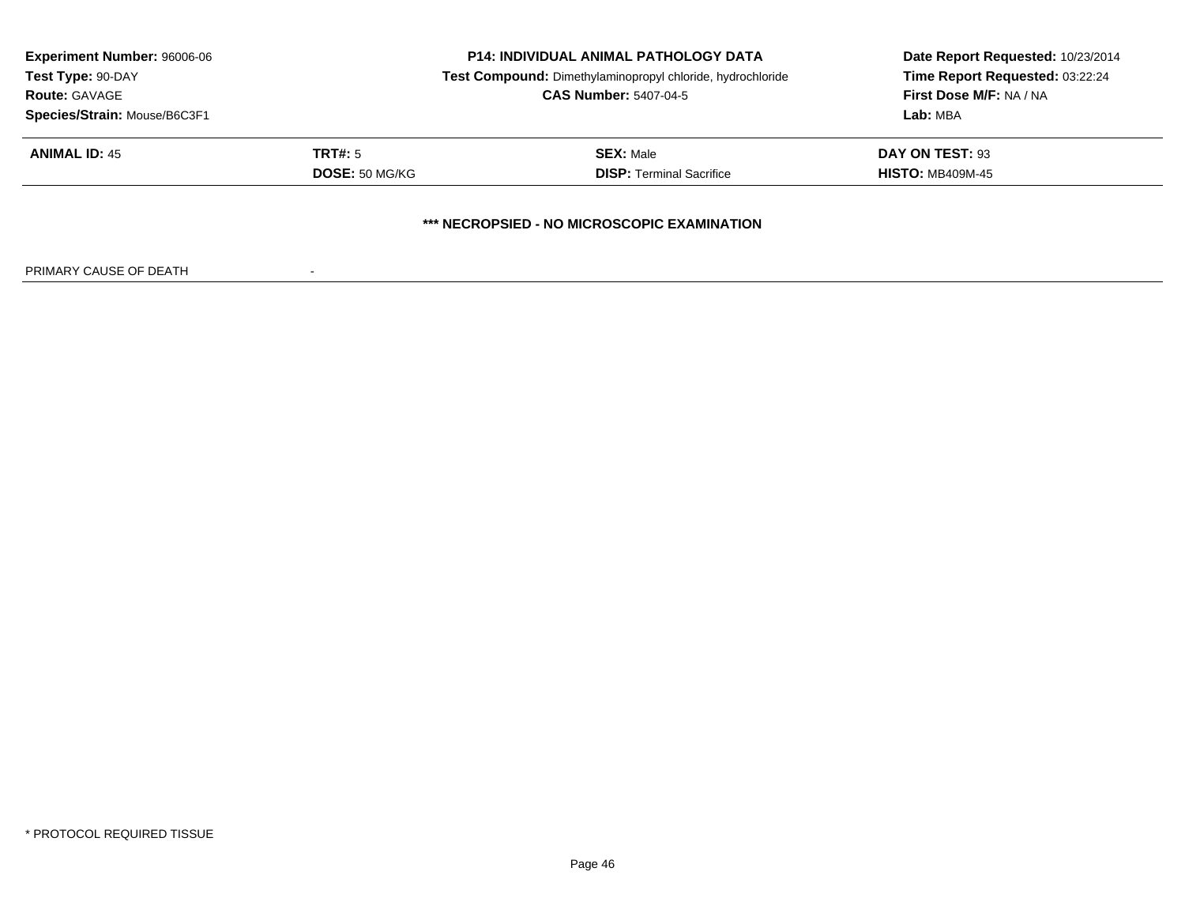**Experiment Number:** 96006-06
**Test Type:** 90-DAY
**Route:** GAVAGE
**Species/Strain:** Mouse/B6C3F1

**P14: INDIVIDUAL ANIMAL PATHOLOGY DATA**
**Test Compound:** Dimethylaminopropyl chloride, hydrochloride
**CAS Number:** 5407-04-5

**Date Report Requested:** 10/23/2014
**Time Report Requested:** 03:22:24
**First Dose M/F:** NA / NA
**Lab:** MBA

| **ANIMAL ID:** 45 | **TRT#:** 5 | **SEX:** Male | **DAY ON TEST:** 93 |
|---|---|---|---|
| | **DOSE:** 50 MG/KG | **DISP:** Terminal Sacrifice | **HISTO:** MB409M-45 |

**\*\*\* NECROPSIED - NO MICROSCOPIC EXAMINATION**

PRIMARY CAUSE OF DEATH -

\* PROTOCOL REQUIRED TISSUE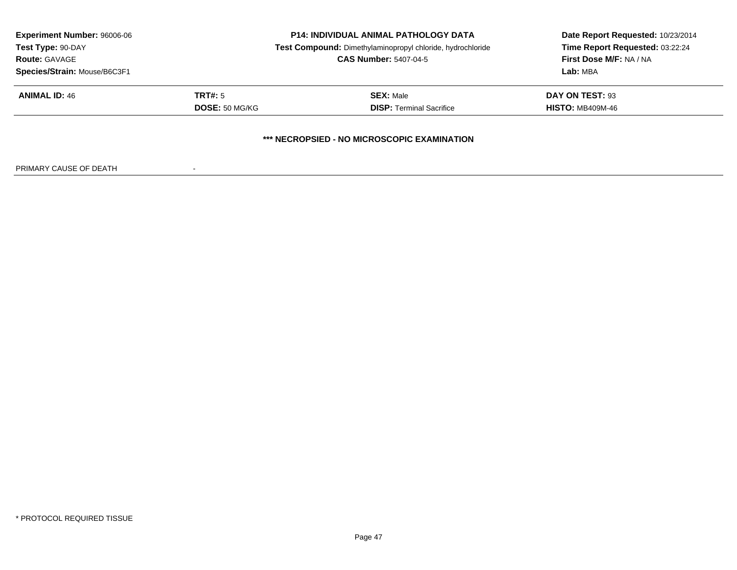**Experiment Number:** 96006-06
**Test Type:** 90-DAY
**Route:** GAVAGE
**Species/Strain:** Mouse/B6C3F1

**P14: INDIVIDUAL ANIMAL PATHOLOGY DATA**
**Test Compound:** Dimethylaminopropyl chloride, hydrochloride
**CAS Number:** 5407-04-5

**Date Report Requested:** 10/23/2014
**Time Report Requested:** 03:22:24
**First Dose M/F:** NA / NA
**Lab:** MBA

| | | | |
|---|---|---|---|
| **ANIMAL ID:** 46 | **TRT#:** 5 | **SEX:** Male | **DAY ON TEST:** 93 |
| | **DOSE:** 50 MG/KG | **DISP:** Terminal Sacrifice | **HISTO:** MB409M-46 |

**\*\*\* NECROPSIED - NO MICROSCOPIC EXAMINATION**

PRIMARY CAUSE OF DEATH -

\* PROTOCOL REQUIRED TISSUE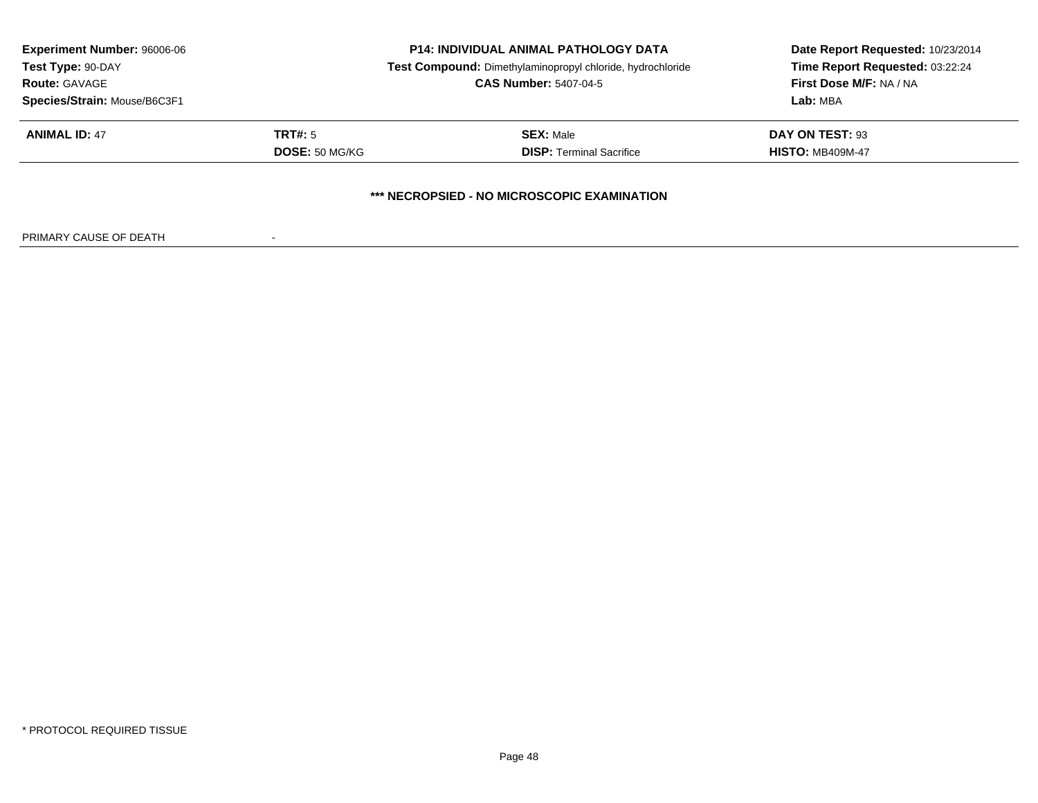| | | | |
|---|---|---|---|
| **Experiment Number:** 96006-06 | **P14: INDIVIDUAL ANIMAL PATHOLOGY DATA** | | **Date Report Requested:** 10/23/2014 |
| **Test Type:** 90-DAY | **Test Compound:** Dimethylaminopropyl chloride, hydrochloride | | **Time Report Requested:** 03:22:24 |
| **Route:** GAVAGE | **CAS Number:** 5407-04-5 | | **First Dose M/F:** NA / NA |
| **Species/Strain:** Mouse/B6C3F1 | | | **Lab:** MBA |

| | | | |
|---|---|---|---|
| **ANIMAL ID:** 47 | **TRT#:** 5 | **SEX:** Male | **DAY ON TEST:** 93 |
| | **DOSE:** 50 MG/KG | **DISP:** Terminal Sacrifice | **HISTO:** MB409M-47 |

**\*\*\* NECROPSIED - NO MICROSCOPIC EXAMINATION**

PRIMARY CAUSE OF DEATH -

* PROTOCOL REQUIRED TISSUE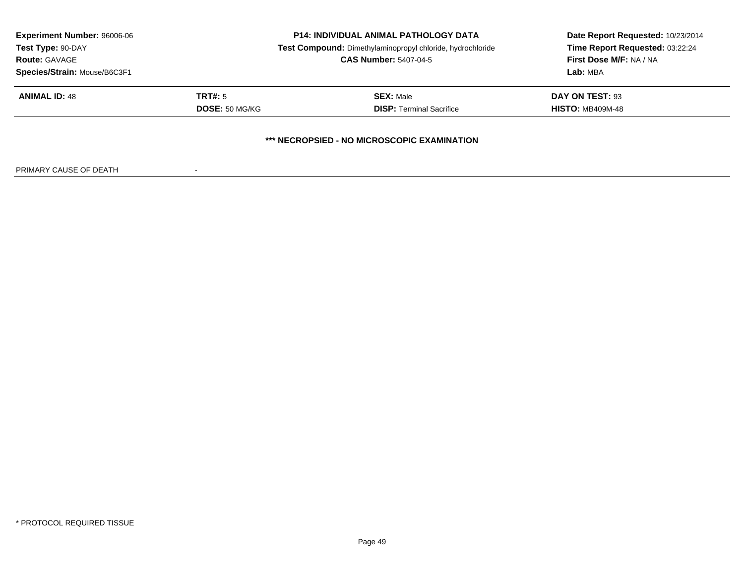**Experiment Number:** 96006-06
**Test Type:** 90-DAY
**Route:** GAVAGE
**Species/Strain:** Mouse/B6C3F1

**P14: INDIVIDUAL ANIMAL PATHOLOGY DATA**
**Test Compound:** Dimethylaminopropyl chloride, hydrochloride
**CAS Number:** 5407-04-5

**Date Report Requested:** 10/23/2014
**Time Report Requested:** 03:22:24
**First Dose M/F:** NA / NA
**Lab:** MBA

| **ANIMAL ID:** 48 | **TRT#:** 5 | **SEX:** Male | **DAY ON TEST:** 93 |
|---|---|---|---|
| | **DOSE:** 50 MG/KG | **DISP:** Terminal Sacrifice | **HISTO:** MB409M-48 |

**\*\*\* NECROPSIED - NO MICROSCOPIC EXAMINATION**

PRIMARY CAUSE OF DEATH -

\* PROTOCOL REQUIRED TISSUE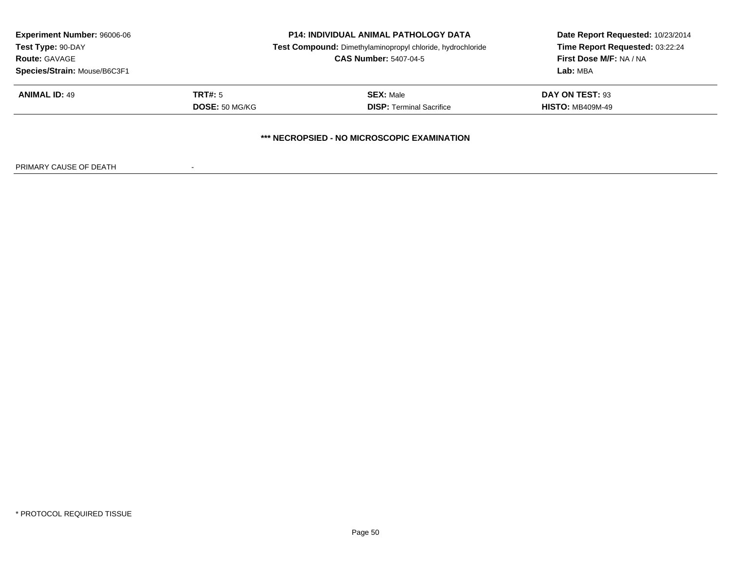**Experiment Number:** 96006-06
**Test Type:** 90-DAY
**Route:** GAVAGE
**Species/Strain:** Mouse/B6C3F1

**P14: INDIVIDUAL ANIMAL PATHOLOGY DATA**
**Test Compound:** Dimethylaminopropyl chloride, hydrochloride
**CAS Number:** 5407-04-5

**Date Report Requested:** 10/23/2014
**Time Report Requested:** 03:22:24
**First Dose M/F:** NA / NA
**Lab:** MBA

| **ANIMAL ID:** 49 | **TRT#:** 5 | **SEX:** Male | **DAY ON TEST:** 93 |
|---|---|---|---|
| | **DOSE:** 50 MG/KG | **DISP:** Terminal Sacrifice | **HISTO:** MB409M-49 |

**\*\*\* NECROPSIED - NO MICROSCOPIC EXAMINATION**

PRIMARY CAUSE OF DEATH -

* PROTOCOL REQUIRED TISSUE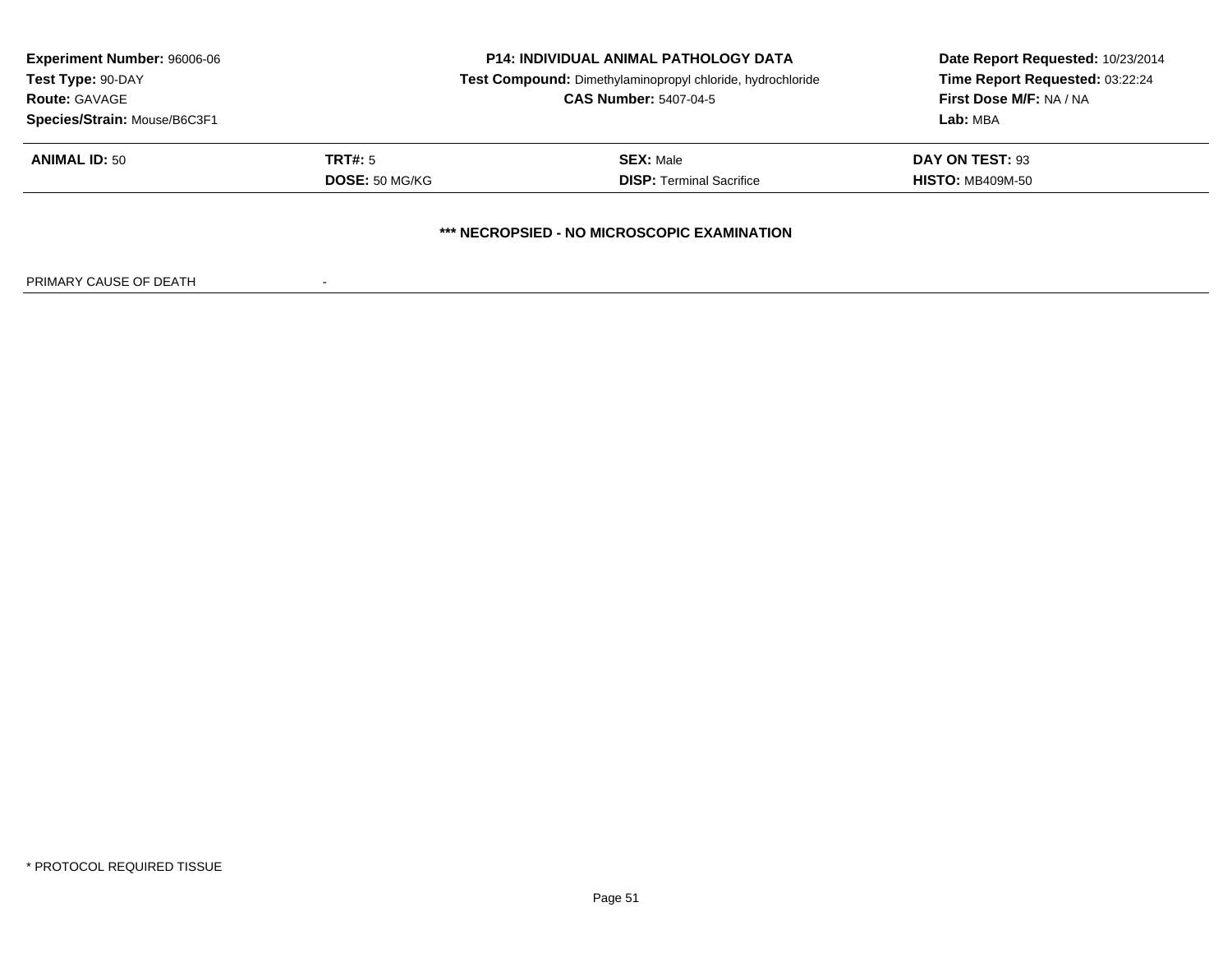**Experiment Number:** 96006-06
**Test Type:** 90-DAY
**Route:** GAVAGE
**Species/Strain:** Mouse/B6C3F1

**P14: INDIVIDUAL ANIMAL PATHOLOGY DATA**
**Test Compound:** Dimethylaminopropyl chloride, hydrochloride
**CAS Number:** 5407-04-5

**Date Report Requested:** 10/23/2014
**Time Report Requested:** 03:22:24
**First Dose M/F:** NA / NA
**Lab:** MBA

| **ANIMAL ID:** 50 | **TRT#:** 5 | **SEX:** Male | **DAY ON TEST:** 93 |
|---|---|---|---|
| | **DOSE:** 50 MG/KG | **DISP:** Terminal Sacrifice | **HISTO:** MB409M-50 |

**\*\*\* NECROPSIED - NO MICROSCOPIC EXAMINATION**

PRIMARY CAUSE OF DEATH -

\* PROTOCOL REQUIRED TISSUE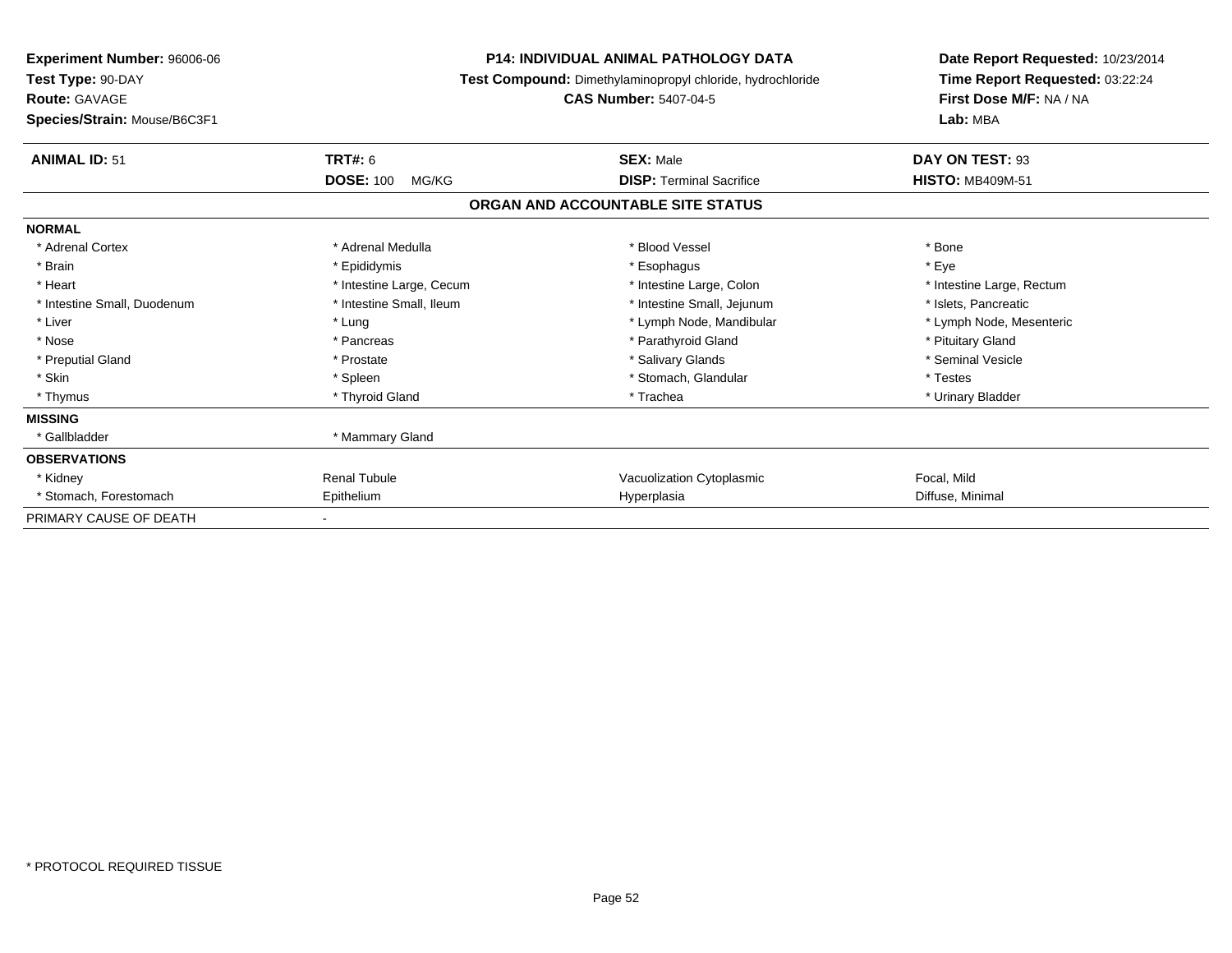**Experiment Number:** 96006-06
**Test Type:** 90-DAY
**Route:** GAVAGE
**Species/Strain:** Mouse/B6C3F1

**P14: INDIVIDUAL ANIMAL PATHOLOGY DATA**
**Test Compound:** Dimethylaminopropyl chloride, hydrochloride
**CAS Number:** 5407-04-5

**Date Report Requested:** 10/23/2014
**Time Report Requested:** 03:22:24
**First Dose M/F:** NA / NA
**Lab:** MBA

| **ANIMAL ID:** 51 | **TRT#:** 6 | **SEX:** Male | **DAY ON TEST:** 93 |
|---|---|---|---|
| | **DOSE:** 100 MG/KG | **DISP:** Terminal Sacrifice | **HISTO:** MB409M-51 |

**ORGAN AND ACCOUNTABLE SITE STATUS**

| | | | |
|---|---|---|---|
| **NORMAL** | | | |
| * Adrenal Cortex | * Adrenal Medulla | * Blood Vessel | * Bone |
| * Brain | * Epididymis | * Esophagus | * Eye |
| * Heart | * Intestine Large, Cecum | * Intestine Large, Colon | * Intestine Large, Rectum |
| * Intestine Small, Duodenum | * Intestine Small, Ileum | * Intestine Small, Jejunum | * Islets, Pancreatic |
| * Liver | * Lung | * Lymph Node, Mandibular | * Lymph Node, Mesenteric |
| * Nose | * Pancreas | * Parathyroid Gland | * Pituitary Gland |
| * Preputial Gland | * Prostate | * Salivary Glands | * Seminal Vesicle |
| * Skin | * Spleen | * Stomach, Glandular | * Testes |
| * Thymus | * Thyroid Gland | * Trachea | * Urinary Bladder |
| **MISSING** | | | |
| * Gallbladder | * Mammary Gland | | |
| **OBSERVATIONS** | | | |
| * Kidney | Renal Tubule | Vacuolization Cytoplasmic | Focal, Mild |
| * Stomach, Forestomach | Epithelium | Hyperplasia | Diffuse, Minimal |
| PRIMARY CAUSE OF DEATH | - | | |

* PROTOCOL REQUIRED TISSUE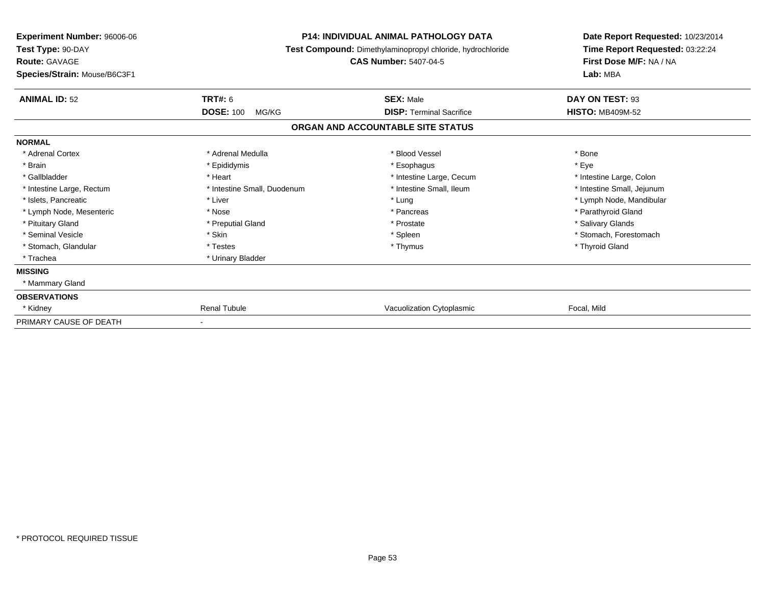**Experiment Number:** 96006-06
**Test Type:** 90-DAY
**Route:** GAVAGE
**Species/Strain:** Mouse/B6C3F1

**P14: INDIVIDUAL ANIMAL PATHOLOGY DATA**
**Test Compound:** Dimethylaminopropyl chloride, hydrochloride
**CAS Number:** 5407-04-5

**Date Report Requested:** 10/23/2014
**Time Report Requested:** 03:22:24
**First Dose M/F:** NA / NA
**Lab:** MBA

| **ANIMAL ID:** 52 | **TRT#:** 6 | **SEX:** Male | **DAY ON TEST:** 93 |
|---|---|---|---|
| | **DOSE:** 100 MG/KG | **DISP:** Terminal Sacrifice | **HISTO:** MB409M-52 |

## ORGAN AND ACCOUNTABLE SITE STATUS

| | | | |
|---|---|---|---|
| **NORMAL** | | | |
| * Adrenal Cortex | * Adrenal Medulla | * Blood Vessel | * Bone |
| * Brain | * Epididymis | * Esophagus | * Eye |
| * Gallbladder | * Heart | * Intestine Large, Cecum | * Intestine Large, Colon |
| * Intestine Large, Rectum | * Intestine Small, Duodenum | * Intestine Small, Ileum | * Intestine Small, Jejunum |
| * Islets, Pancreatic | * Liver | * Lung | * Lymph Node, Mandibular |
| * Lymph Node, Mesenteric | * Nose | * Pancreas | * Parathyroid Gland |
| * Pituitary Gland | * Preputial Gland | * Prostate | * Salivary Glands |
| * Seminal Vesicle | * Skin | * Spleen | * Stomach, Forestomach |
| * Stomach, Glandular | * Testes | * Thymus | * Thyroid Gland |
| * Trachea | * Urinary Bladder | | |
| **MISSING** | | | |
| * Mammary Gland | | | |
| **OBSERVATIONS** | | | |
| * Kidney | Renal Tubule | Vacuolization Cytoplasmic | Focal, Mild |
| PRIMARY CAUSE OF DEATH | - | | |

* PROTOCOL REQUIRED TISSUE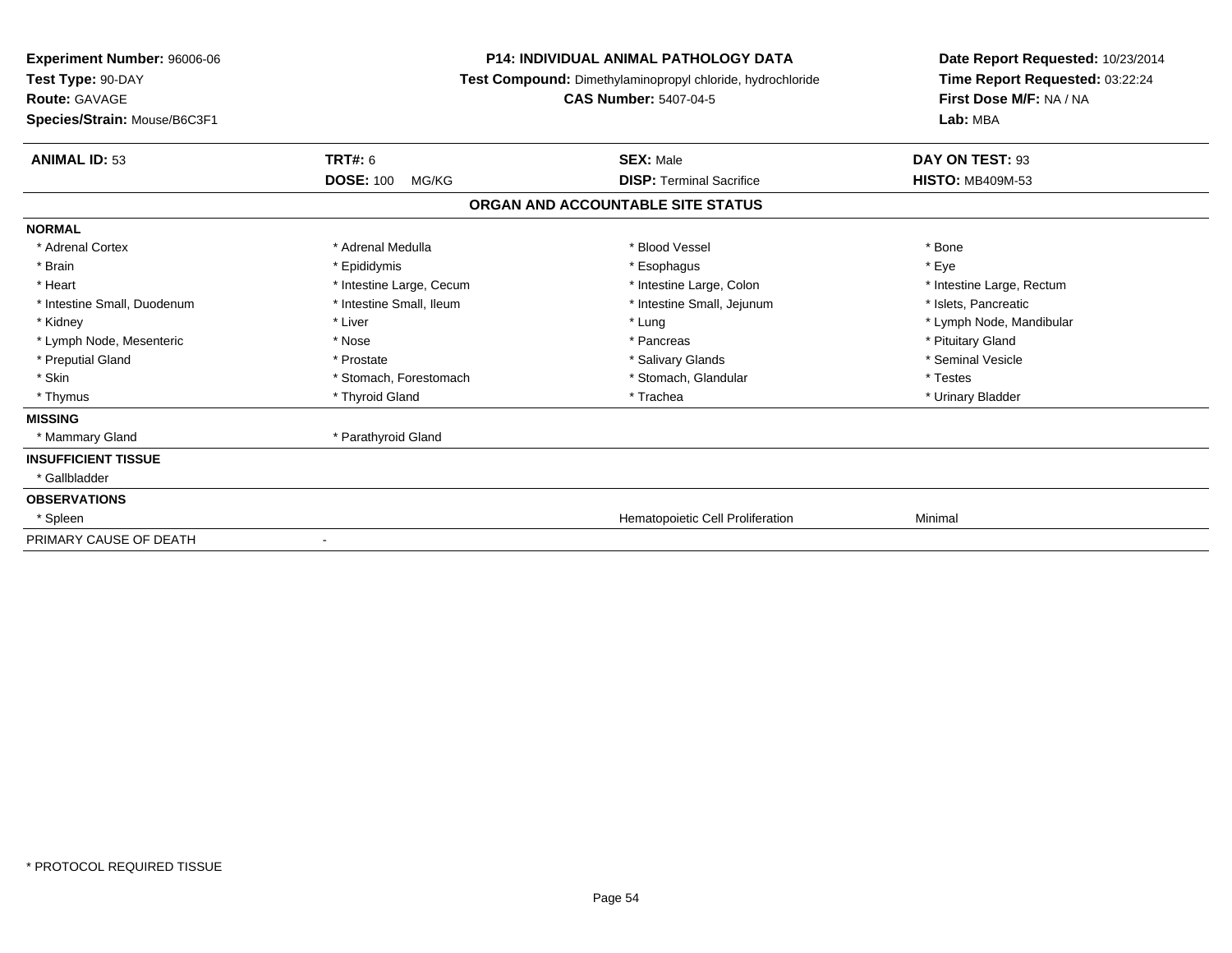**Experiment Number:** 96006-06
**Test Type:** 90-DAY
**Route:** GAVAGE
**Species/Strain:** Mouse/B6C3F1

**P14: INDIVIDUAL ANIMAL PATHOLOGY DATA**
**Test Compound:** Dimethylaminopropyl chloride, hydrochloride
**CAS Number:** 5407-04-5

**Date Report Requested:** 10/23/2014
**Time Report Requested:** 03:22:24
**First Dose M/F:** NA / NA
**Lab:** MBA

| **ANIMAL ID:** 53 | **TRT#:** 6 | **SEX:** Male | **DAY ON TEST:** 93 |
|---|---|---|---|
| | **DOSE:** 100 MG/KG | **DISP:** Terminal Sacrifice | **HISTO:** MB409M-53 |

**ORGAN AND ACCOUNTABLE SITE STATUS**

| | | | |
|---|---|---|---|
| **NORMAL** | | | |
| * Adrenal Cortex | * Adrenal Medulla | * Blood Vessel | * Bone |
| * Brain | * Epididymis | * Esophagus | * Eye |
| * Heart | * Intestine Large, Cecum | * Intestine Large, Colon | * Intestine Large, Rectum |
| * Intestine Small, Duodenum | * Intestine Small, Ileum | * Intestine Small, Jejunum | * Islets, Pancreatic |
| * Kidney | * Liver | * Lung | * Lymph Node, Mandibular |
| * Lymph Node, Mesenteric | * Nose | * Pancreas | * Pituitary Gland |
| * Preputial Gland | * Prostate | * Salivary Glands | * Seminal Vesicle |
| * Skin | * Stomach, Forestomach | * Stomach, Glandular | * Testes |
| * Thymus | * Thyroid Gland | * Trachea | * Urinary Bladder |
| **MISSING** | | | |
| * Mammary Gland | * Parathyroid Gland | | |
| **INSUFFICIENT TISSUE** | | | |
| * Gallbladder | | | |
| **OBSERVATIONS** | | | |
| * Spleen | | Hematopoietic Cell Proliferation | Minimal |
| PRIMARY CAUSE OF DEATH | - | | |

* PROTOCOL REQUIRED TISSUE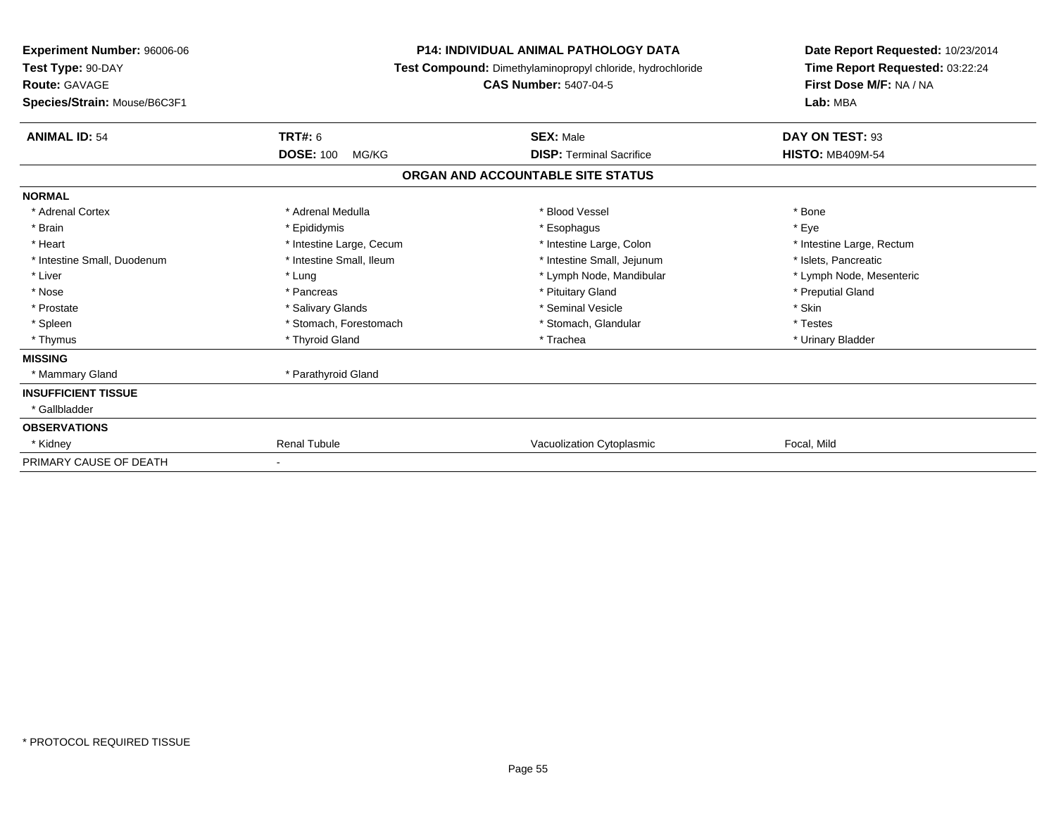**Experiment Number:** 96006-06
**Test Type:** 90-DAY
**Route:** GAVAGE
**Species/Strain:** Mouse/B6C3F1

**P14: INDIVIDUAL ANIMAL PATHOLOGY DATA**
**Test Compound:** Dimethylaminopropyl chloride, hydrochloride
**CAS Number:** 5407-04-5

**Date Report Requested:** 10/23/2014
**Time Report Requested:** 03:22:24
**First Dose M/F:** NA / NA
**Lab:** MBA

| **ANIMAL ID:** 54 | **TRT#:** 6 | **SEX:** Male | **DAY ON TEST:** 93 |
|---|---|---|---|
| | **DOSE:** 100 MG/KG | **DISP:** Terminal Sacrifice | **HISTO:** MB409M-54 |

**ORGAN AND ACCOUNTABLE SITE STATUS**

| | | | |
|---|---|---|---|
| **NORMAL** | | | |
| * Adrenal Cortex | * Adrenal Medulla | * Blood Vessel | * Bone |
| * Brain | * Epididymis | * Esophagus | * Eye |
| * Heart | * Intestine Large, Cecum | * Intestine Large, Colon | * Intestine Large, Rectum |
| * Intestine Small, Duodenum | * Intestine Small, Ileum | * Intestine Small, Jejunum | * Islets, Pancreatic |
| * Liver | * Lung | * Lymph Node, Mandibular | * Lymph Node, Mesenteric |
| * Nose | * Pancreas | * Pituitary Gland | * Preputial Gland |
| * Prostate | * Salivary Glands | * Seminal Vesicle | * Skin |
| * Spleen | * Stomach, Forestomach | * Stomach, Glandular | * Testes |
| * Thymus | * Thyroid Gland | * Trachea | * Urinary Bladder |
| **MISSING** | | | |
| * Mammary Gland | * Parathyroid Gland | | |
| **INSUFFICIENT TISSUE** | | | |
| * Gallbladder | | | |
| **OBSERVATIONS** | | | |
| * Kidney | Renal Tubule | Vacuolization Cytoplasmic | Focal, Mild |
| PRIMARY CAUSE OF DEATH | - | | |

* PROTOCOL REQUIRED TISSUE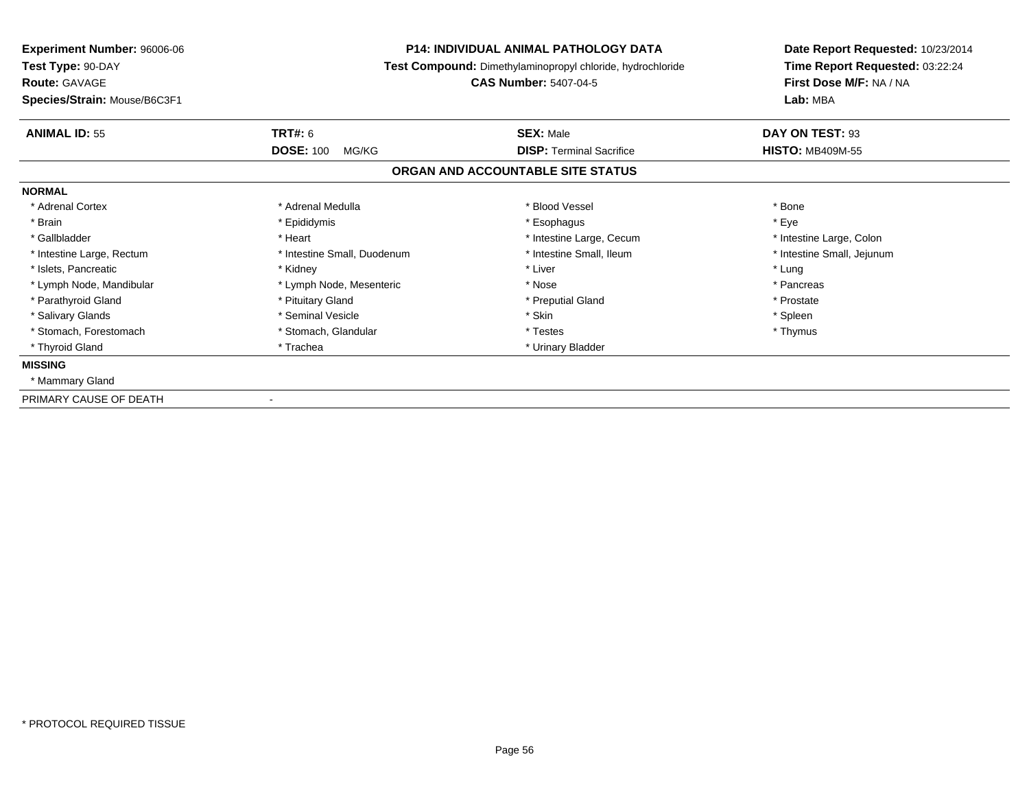**Experiment Number:** 96006-06
**Test Type:** 90-DAY
**Route:** GAVAGE
**Species/Strain:** Mouse/B6C3F1

**P14: INDIVIDUAL ANIMAL PATHOLOGY DATA**
**Test Compound:** Dimethylaminopropyl chloride, hydrochloride
**CAS Number:** 5407-04-5

**Date Report Requested:** 10/23/2014
**Time Report Requested:** 03:22:24
**First Dose M/F:** NA / NA
**Lab:** MBA

| **ANIMAL ID:** 55 | **TRT#:** 6 | **SEX:** Male | **DAY ON TEST:** 93 |
|---|---|---|---|
| | **DOSE:** 100 MG/KG | **DISP:** Terminal Sacrifice | **HISTO:** MB409M-55 |

## ORGAN AND ACCOUNTABLE SITE STATUS

**NORMAL**

| | | | |
|---|---|---|---|
| * Adrenal Cortex | * Adrenal Medulla | * Blood Vessel | * Bone |
| * Brain | * Epididymis | * Esophagus | * Eye |
| * Gallbladder | * Heart | * Intestine Large, Cecum | * Intestine Large, Colon |
| * Intestine Large, Rectum | * Intestine Small, Duodenum | * Intestine Small, Ileum | * Intestine Small, Jejunum |
| * Islets, Pancreatic | * Kidney | * Liver | * Lung |
| * Lymph Node, Mandibular | * Lymph Node, Mesenteric | * Nose | * Pancreas |
| * Parathyroid Gland | * Pituitary Gland | * Preputial Gland | * Prostate |
| * Salivary Glands | * Seminal Vesicle | * Skin | * Spleen |
| * Stomach, Forestomach | * Stomach, Glandular | * Testes | * Thymus |
| * Thyroid Gland | * Trachea | * Urinary Bladder | |

**MISSING**

* Mammary Gland

PRIMARY CAUSE OF DEATH -

* PROTOCOL REQUIRED TISSUE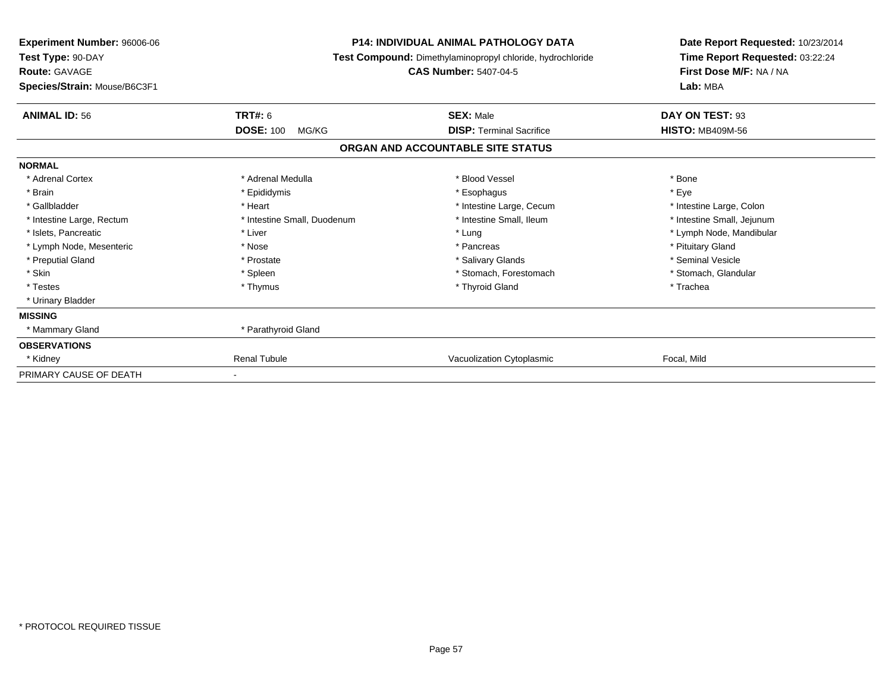**Experiment Number:** 96006-06
**Test Type:** 90-DAY
**Route:** GAVAGE
**Species/Strain:** Mouse/B6C3F1

**P14: INDIVIDUAL ANIMAL PATHOLOGY DATA**
**Test Compound:** Dimethylaminopropyl chloride, hydrochloride
**CAS Number:** 5407-04-5

**Date Report Requested:** 10/23/2014
**Time Report Requested:** 03:22:24
**First Dose M/F:** NA / NA
**Lab:** MBA

| **ANIMAL ID:** 56 | **TRT#:** 6 | **SEX:** Male | **DAY ON TEST:** 93 |
|---|---|---|---|
| | **DOSE:** 100 MG/KG | **DISP:** Terminal Sacrifice | **HISTO:** MB409M-56 |

## ORGAN AND ACCOUNTABLE SITE STATUS

| | | | |
|---|---|---|---|
| **NORMAL** | | | |
| * Adrenal Cortex | * Adrenal Medulla | * Blood Vessel | * Bone |
| * Brain | * Epididymis | * Esophagus | * Eye |
| * Gallbladder | * Heart | * Intestine Large, Cecum | * Intestine Large, Colon |
| * Intestine Large, Rectum | * Intestine Small, Duodenum | * Intestine Small, Ileum | * Intestine Small, Jejunum |
| * Islets, Pancreatic | * Liver | * Lung | * Lymph Node, Mandibular |
| * Lymph Node, Mesenteric | * Nose | * Pancreas | * Pituitary Gland |
| * Preputial Gland | * Prostate | * Salivary Glands | * Seminal Vesicle |
| * Skin | * Spleen | * Stomach, Forestomach | * Stomach, Glandular |
| * Testes | * Thymus | * Thyroid Gland | * Trachea |
| * Urinary Bladder | | | |
| **MISSING** | | | |
| * Mammary Gland | * Parathyroid Gland | | |
| **OBSERVATIONS** | | | |
| * Kidney | Renal Tubule | Vacuolization Cytoplasmic | Focal, Mild |
| PRIMARY CAUSE OF DEATH | - | | |

* PROTOCOL REQUIRED TISSUE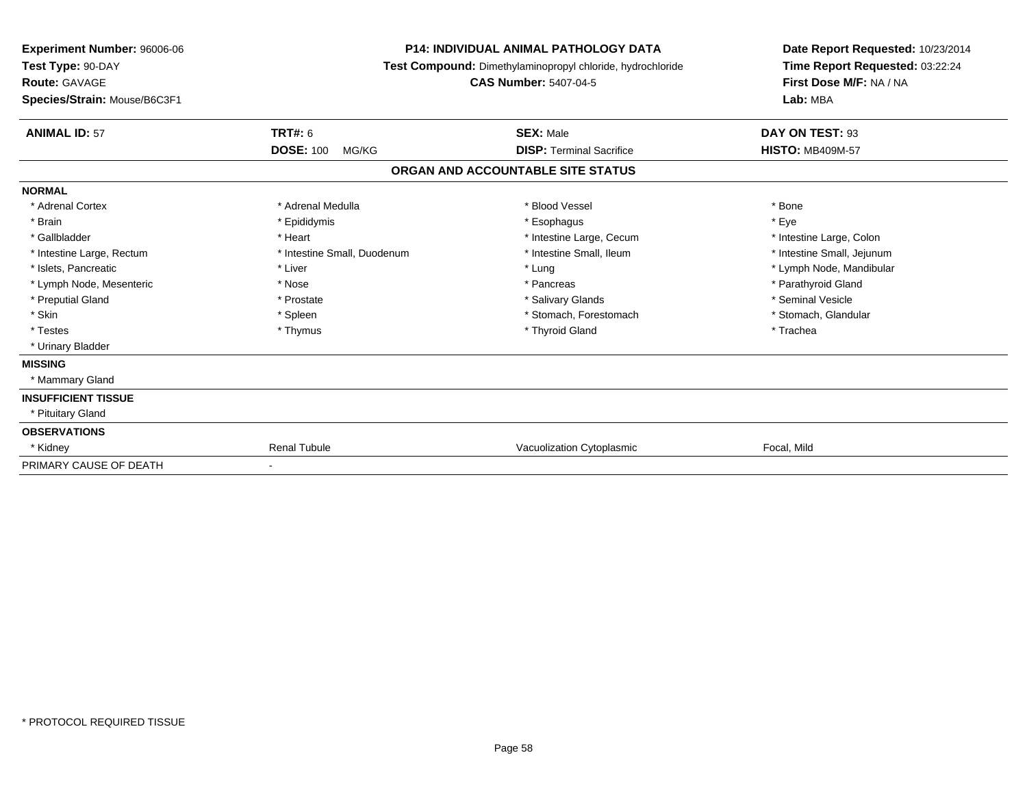**Experiment Number:** 96006-06
**Test Type:** 90-DAY
**Route:** GAVAGE
**Species/Strain:** Mouse/B6C3F1

**P14: INDIVIDUAL ANIMAL PATHOLOGY DATA**
**Test Compound:** Dimethylaminopropyl chloride, hydrochloride
**CAS Number:** 5407-04-5

**Date Report Requested:** 10/23/2014
**Time Report Requested:** 03:22:24
**First Dose M/F:** NA / NA
**Lab:** MBA

| **ANIMAL ID:** 57 | **TRT#:** 6 | **SEX:** Male | **DAY ON TEST:** 93 |
|---|---|---|---|
| | **DOSE:** 100 MG/KG | **DISP:** Terminal Sacrifice | **HISTO:** MB409M-57 |

## ORGAN AND ACCOUNTABLE SITE STATUS

**NORMAL**

| | | | |
|---|---|---|---|
| * Adrenal Cortex | * Adrenal Medulla | * Blood Vessel | * Bone |
| * Brain | * Epididymis | * Esophagus | * Eye |
| * Gallbladder | * Heart | * Intestine Large, Cecum | * Intestine Large, Colon |
| * Intestine Large, Rectum | * Intestine Small, Duodenum | * Intestine Small, Ileum | * Intestine Small, Jejunum |
| * Islets, Pancreatic | * Liver | * Lung | * Lymph Node, Mandibular |
| * Lymph Node, Mesenteric | * Nose | * Pancreas | * Parathyroid Gland |
| * Preputial Gland | * Prostate | * Salivary Glands | * Seminal Vesicle |
| * Skin | * Spleen | * Stomach, Forestomach | * Stomach, Glandular |
| * Testes | * Thymus | * Thyroid Gland | * Trachea |
| * Urinary Bladder | | | |

**MISSING**

* Mammary Gland

**INSUFFICIENT TISSUE**

* Pituitary Gland

**OBSERVATIONS**

| | | | |
|---|---|---|---|
| * Kidney | Renal Tubule | Vacuolization Cytoplasmic | Focal, Mild |

PRIMARY CAUSE OF DEATH -

* PROTOCOL REQUIRED TISSUE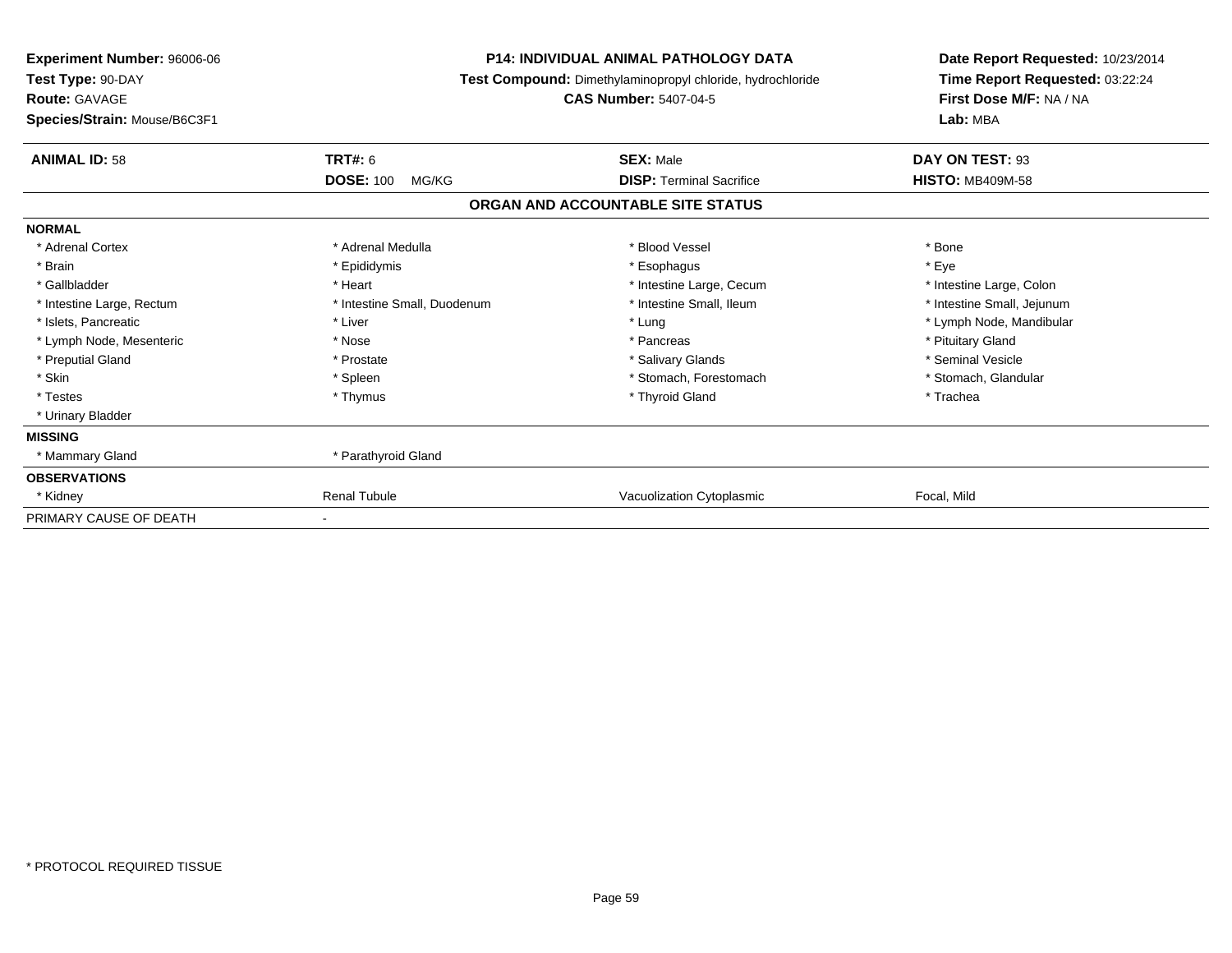**Experiment Number:** 96006-06
**Test Type:** 90-DAY
**Route:** GAVAGE
**Species/Strain:** Mouse/B6C3F1

**P14: INDIVIDUAL ANIMAL PATHOLOGY DATA**
**Test Compound:** Dimethylaminopropyl chloride, hydrochloride
**CAS Number:** 5407-04-5

**Date Report Requested:** 10/23/2014
**Time Report Requested:** 03:22:24
**First Dose M/F:** NA / NA
**Lab:** MBA

| **ANIMAL ID:** 58 | **TRT#:** 6 | **SEX:** Male | **DAY ON TEST:** 93 |
|---|---|---|---|
| | **DOSE:** 100 MG/KG | **DISP:** Terminal Sacrifice | **HISTO:** MB409M-58 |

**ORGAN AND ACCOUNTABLE SITE STATUS**

| | | | |
|---|---|---|---|
| **NORMAL** | | | |
| * Adrenal Cortex | * Adrenal Medulla | * Blood Vessel | * Bone |
| * Brain | * Epididymis | * Esophagus | * Eye |
| * Gallbladder | * Heart | * Intestine Large, Cecum | * Intestine Large, Colon |
| * Intestine Large, Rectum | * Intestine Small, Duodenum | * Intestine Small, Ileum | * Intestine Small, Jejunum |
| * Islets, Pancreatic | * Liver | * Lung | * Lymph Node, Mandibular |
| * Lymph Node, Mesenteric | * Nose | * Pancreas | * Pituitary Gland |
| * Preputial Gland | * Prostate | * Salivary Glands | * Seminal Vesicle |
| * Skin | * Spleen | * Stomach, Forestomach | * Stomach, Glandular |
| * Testes | * Thymus | * Thyroid Gland | * Trachea |
| * Urinary Bladder | | | |
| **MISSING** | | | |
| * Mammary Gland | * Parathyroid Gland | | |
| **OBSERVATIONS** | | | |
| * Kidney | Renal Tubule | Vacuolization Cytoplasmic | Focal, Mild |
| PRIMARY CAUSE OF DEATH | - | | |

* PROTOCOL REQUIRED TISSUE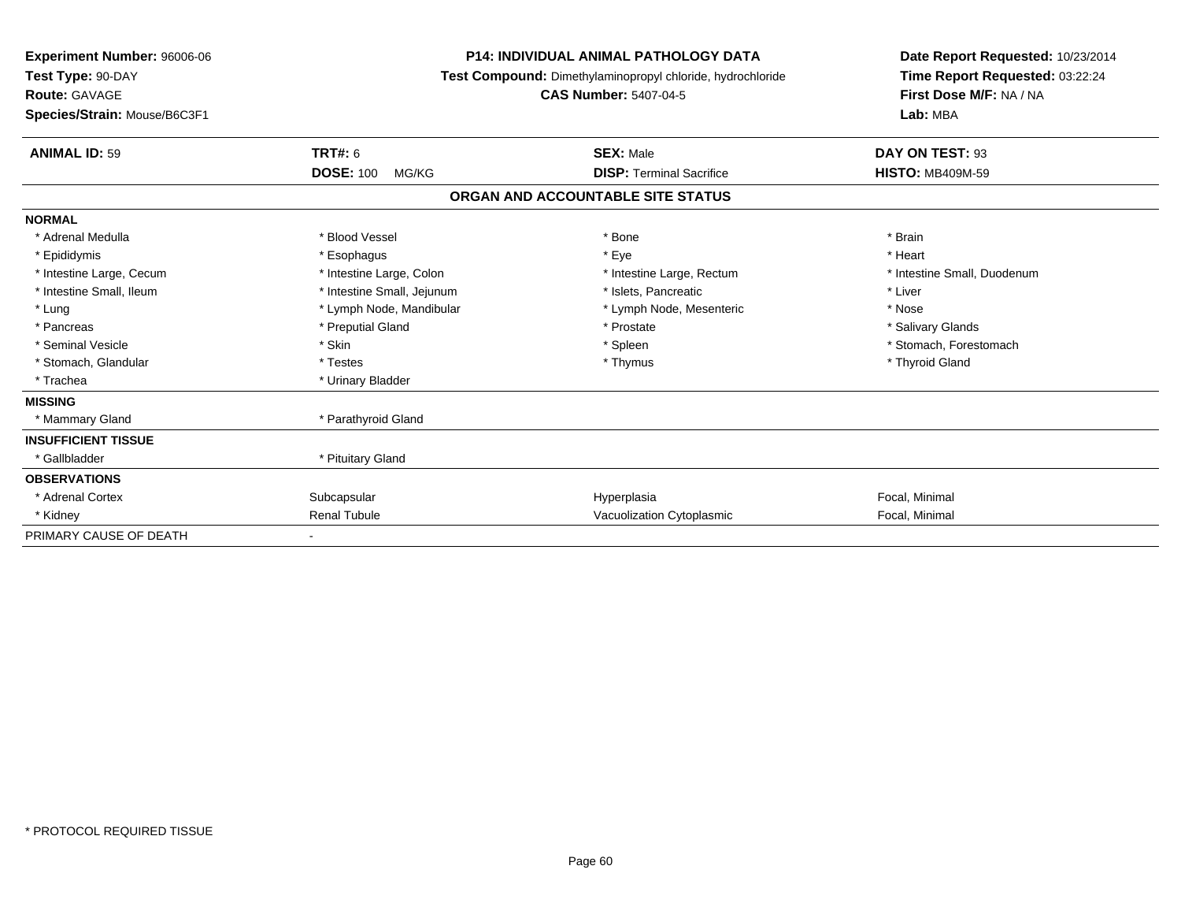**Experiment Number:** 96006-06
**Test Type:** 90-DAY
**Route:** GAVAGE
**Species/Strain:** Mouse/B6C3F1

**P14: INDIVIDUAL ANIMAL PATHOLOGY DATA**
**Test Compound:** Dimethylaminopropyl chloride, hydrochloride
**CAS Number:** 5407-04-5

**Date Report Requested:** 10/23/2014
**Time Report Requested:** 03:22:24
**First Dose M/F:** NA / NA
**Lab:** MBA

| **ANIMAL ID:** 59 | **TRT#:** 6 | **SEX:** Male | **DAY ON TEST:** 93 |
|---|---|---|---|
| | **DOSE:** 100 MG/KG | **DISP:** Terminal Sacrifice | **HISTO:** MB409M-59 |

## ORGAN AND ACCOUNTABLE SITE STATUS

| | | | |
|---|---|---|---|
| **NORMAL** | | | |
| * Adrenal Medulla | * Blood Vessel | * Bone | * Brain |
| * Epididymis | * Esophagus | * Eye | * Heart |
| * Intestine Large, Cecum | * Intestine Large, Colon | * Intestine Large, Rectum | * Intestine Small, Duodenum |
| * Intestine Small, Ileum | * Intestine Small, Jejunum | * Islets, Pancreatic | * Liver |
| * Lung | * Lymph Node, Mandibular | * Lymph Node, Mesenteric | * Nose |
| * Pancreas | * Preputial Gland | * Prostate | * Salivary Glands |
| * Seminal Vesicle | * Skin | * Spleen | * Stomach, Forestomach |
| * Stomach, Glandular | * Testes | * Thymus | * Thyroid Gland |
| * Trachea | * Urinary Bladder | | |
| **MISSING** | | | |
| * Mammary Gland | * Parathyroid Gland | | |
| **INSUFFICIENT TISSUE** | | | |
| * Gallbladder | * Pituitary Gland | | |
| **OBSERVATIONS** | | | |
| * Adrenal Cortex | Subcapsular | Hyperplasia | Focal, Minimal |
| * Kidney | Renal Tubule | Vacuolization Cytoplasmic | Focal, Minimal |
| PRIMARY CAUSE OF DEATH | - | | |

* PROTOCOL REQUIRED TISSUE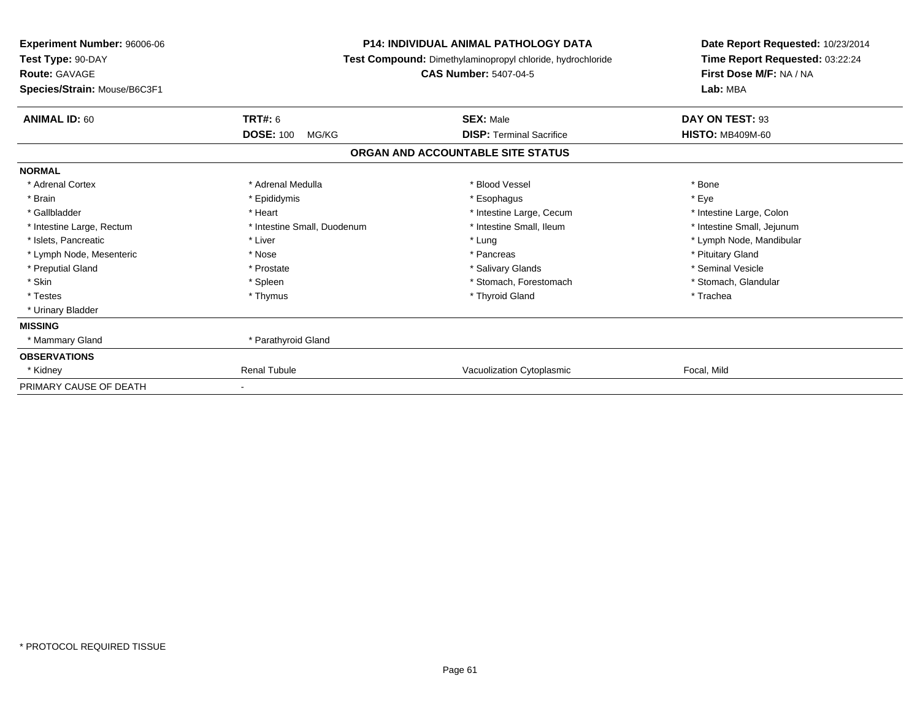**Experiment Number:** 96006-06
**Test Type:** 90-DAY
**Route:** GAVAGE
**Species/Strain:** Mouse/B6C3F1

**P14: INDIVIDUAL ANIMAL PATHOLOGY DATA**
**Test Compound:** Dimethylaminopropyl chloride, hydrochloride
**CAS Number:** 5407-04-5

**Date Report Requested:** 10/23/2014
**Time Report Requested:** 03:22:24
**First Dose M/F:** NA / NA
**Lab:** MBA

| **ANIMAL ID:** 60 | **TRT#:** 6 | **SEX:** Male | **DAY ON TEST:** 93 |
|---|---|---|---|
| | **DOSE:** 100 MG/KG | **DISP:** Terminal Sacrifice | **HISTO:** MB409M-60 |

## ORGAN AND ACCOUNTABLE SITE STATUS

**NORMAL**

| | | | |
|---|---|---|---|
| * Adrenal Cortex | * Adrenal Medulla | * Blood Vessel | * Bone |
| * Brain | * Epididymis | * Esophagus | * Eye |
| * Gallbladder | * Heart | * Intestine Large, Cecum | * Intestine Large, Colon |
| * Intestine Large, Rectum | * Intestine Small, Duodenum | * Intestine Small, Ileum | * Intestine Small, Jejunum |
| * Islets, Pancreatic | * Liver | * Lung | * Lymph Node, Mandibular |
| * Lymph Node, Mesenteric | * Nose | * Pancreas | * Pituitary Gland |
| * Preputial Gland | * Prostate | * Salivary Glands | * Seminal Vesicle |
| * Skin | * Spleen | * Stomach, Forestomach | * Stomach, Glandular |
| * Testes | * Thymus | * Thyroid Gland | * Trachea |
| * Urinary Bladder | | | |

**MISSING**

| | |
|---|---|
| * Mammary Gland | * Parathyroid Gland |

**OBSERVATIONS**

| | | | |
|---|---|---|---|
| * Kidney | Renal Tubule | Vacuolization Cytoplasmic | Focal, Mild |

PRIMARY CAUSE OF DEATH -

* PROTOCOL REQUIRED TISSUE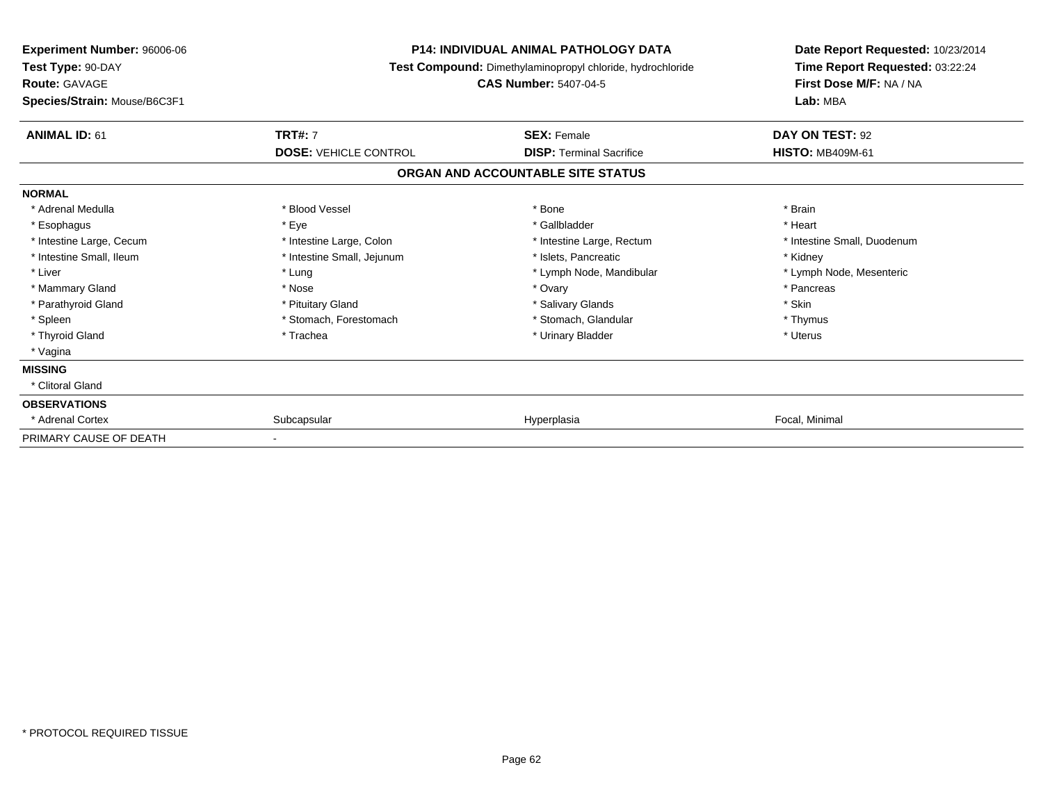**Experiment Number:** 96006-06
**Test Type:** 90-DAY
**Route:** GAVAGE
**Species/Strain:** Mouse/B6C3F1

**P14: INDIVIDUAL ANIMAL PATHOLOGY DATA**
**Test Compound:** Dimethylaminopropyl chloride, hydrochloride
**CAS Number:** 5407-04-5

**Date Report Requested:** 10/23/2014
**Time Report Requested:** 03:22:24
**First Dose M/F:** NA / NA
**Lab:** MBA

| **ANIMAL ID:** 61 | **TRT#:** 7 | **SEX:** Female | **DAY ON TEST:** 92 |
|---|---|---|---|
| | **DOSE:** VEHICLE CONTROL | **DISP:** Terminal Sacrifice | **HISTO:** MB409M-61 |

## ORGAN AND ACCOUNTABLE SITE STATUS

| | | | |
|---|---|---|---|
| **NORMAL** | | | |
| * Adrenal Medulla | * Blood Vessel | * Bone | * Brain |
| * Esophagus | * Eye | * Gallbladder | * Heart |
| * Intestine Large, Cecum | * Intestine Large, Colon | * Intestine Large, Rectum | * Intestine Small, Duodenum |
| * Intestine Small, Ileum | * Intestine Small, Jejunum | * Islets, Pancreatic | * Kidney |
| * Liver | * Lung | * Lymph Node, Mandibular | * Lymph Node, Mesenteric |
| * Mammary Gland | * Nose | * Ovary | * Pancreas |
| * Parathyroid Gland | * Pituitary Gland | * Salivary Glands | * Skin |
| * Spleen | * Stomach, Forestomach | * Stomach, Glandular | * Thymus |
| * Thyroid Gland | * Trachea | * Urinary Bladder | * Uterus |
| * Vagina | | | |
| **MISSING** | | | |
| * Clitoral Gland | | | |
| **OBSERVATIONS** | | | |
| * Adrenal Cortex | Subcapsular | Hyperplasia | Focal, Minimal |
| PRIMARY CAUSE OF DEATH | - | | |

* PROTOCOL REQUIRED TISSUE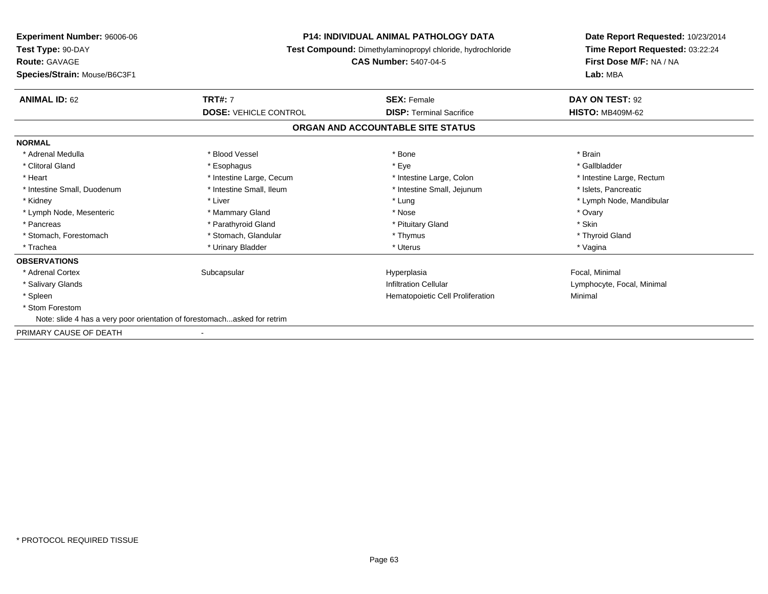**Experiment Number:** 96006-06
**Test Type:** 90-DAY
**Route:** GAVAGE
**Species/Strain:** Mouse/B6C3F1

**P14: INDIVIDUAL ANIMAL PATHOLOGY DATA**
**Test Compound:** Dimethylaminopropyl chloride, hydrochloride
**CAS Number:** 5407-04-5

**Date Report Requested:** 10/23/2014
**Time Report Requested:** 03:22:24
**First Dose M/F:** NA / NA
**Lab:** MBA

| **ANIMAL ID:** 62 | **TRT#:** 7 | **SEX:** Female | **DAY ON TEST:** 92 |
|---|---|---|---|
| | **DOSE:** VEHICLE CONTROL | **DISP:** Terminal Sacrifice | **HISTO:** MB409M-62 |

## ORGAN AND ACCOUNTABLE SITE STATUS

**NORMAL**

| | | | |
|---|---|---|---|
| * Adrenal Medulla | * Blood Vessel | * Bone | * Brain |
| * Clitoral Gland | * Esophagus | * Eye | * Gallbladder |
| * Heart | * Intestine Large, Cecum | * Intestine Large, Colon | * Intestine Large, Rectum |
| * Intestine Small, Duodenum | * Intestine Small, Ileum | * Intestine Small, Jejunum | * Islets, Pancreatic |
| * Kidney | * Liver | * Lung | * Lymph Node, Mandibular |
| * Lymph Node, Mesenteric | * Mammary Gland | * Nose | * Ovary |
| * Pancreas | * Parathyroid Gland | * Pituitary Gland | * Skin |
| * Stomach, Forestomach | * Stomach, Glandular | * Thymus | * Thyroid Gland |
| * Trachea | * Urinary Bladder | * Uterus | * Vagina |

**OBSERVATIONS**

| | | | |
|---|---|---|---|
| * Adrenal Cortex | Subcapsular | Hyperplasia | Focal, Minimal |
| * Salivary Glands | | Infiltration Cellular | Lymphocyte, Focal, Minimal |
| * Spleen | | Hematopoietic Cell Proliferation | Minimal |
| * Stom Forestom | | | |

Note: slide 4 has a very poor orientation of forestomach...asked for retrim

PRIMARY CAUSE OF DEATH -

* PROTOCOL REQUIRED TISSUE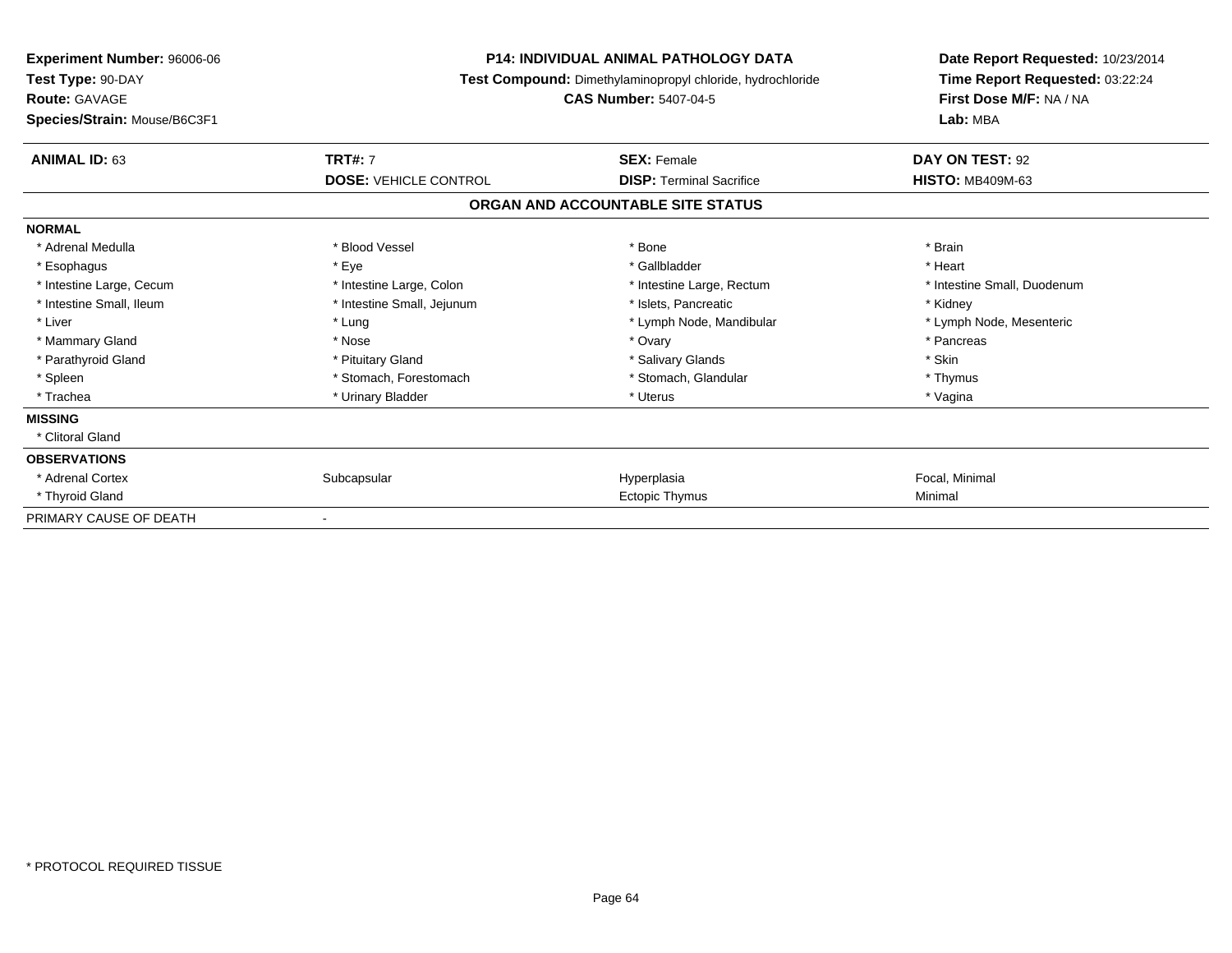**Experiment Number:** 96006-06
**Test Type:** 90-DAY
**Route:** GAVAGE
**Species/Strain:** Mouse/B6C3F1

**P14: INDIVIDUAL ANIMAL PATHOLOGY DATA**
**Test Compound:** Dimethylaminopropyl chloride, hydrochloride
**CAS Number:** 5407-04-5

**Date Report Requested:** 10/23/2014
**Time Report Requested:** 03:22:24
**First Dose M/F:** NA / NA
**Lab:** MBA

| **ANIMAL ID:** 63 | **TRT#:** 7 | **SEX:** Female | **DAY ON TEST:** 92 |
|---|---|---|---|
| | **DOSE:** VEHICLE CONTROL | **DISP:** Terminal Sacrifice | **HISTO:** MB409M-63 |

## ORGAN AND ACCOUNTABLE SITE STATUS

**NORMAL**

| | | | |
|---|---|---|---|
| * Adrenal Medulla | * Blood Vessel | * Bone | * Brain |
| * Esophagus | * Eye | * Gallbladder | * Heart |
| * Intestine Large, Cecum | * Intestine Large, Colon | * Intestine Large, Rectum | * Intestine Small, Duodenum |
| * Intestine Small, Ileum | * Intestine Small, Jejunum | * Islets, Pancreatic | * Kidney |
| * Liver | * Lung | * Lymph Node, Mandibular | * Lymph Node, Mesenteric |
| * Mammary Gland | * Nose | * Ovary | * Pancreas |
| * Parathyroid Gland | * Pituitary Gland | * Salivary Glands | * Skin |
| * Spleen | * Stomach, Forestomach | * Stomach, Glandular | * Thymus |
| * Trachea | * Urinary Bladder | * Uterus | * Vagina |

**MISSING**

* Clitoral Gland

**OBSERVATIONS**

| | | | |
|---|---|---|---|
| * Adrenal Cortex | Subcapsular | Hyperplasia | Focal, Minimal |
| * Thyroid Gland | | Ectopic Thymus | Minimal |

PRIMARY CAUSE OF DEATH -

* PROTOCOL REQUIRED TISSUE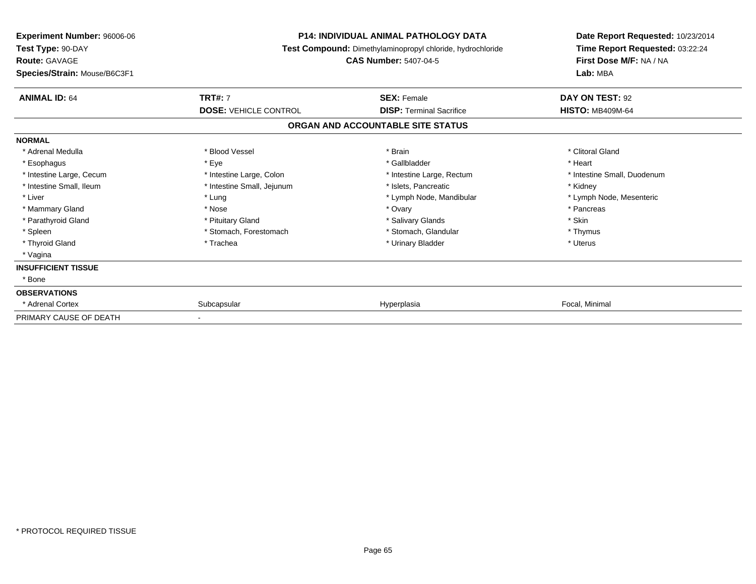**Experiment Number:** 96006-06
**Test Type:** 90-DAY
**Route:** GAVAGE
**Species/Strain:** Mouse/B6C3F1

**P14: INDIVIDUAL ANIMAL PATHOLOGY DATA**
**Test Compound:** Dimethylaminopropyl chloride, hydrochloride
**CAS Number:** 5407-04-5

**Date Report Requested:** 10/23/2014
**Time Report Requested:** 03:22:24
**First Dose M/F:** NA / NA
**Lab:** MBA

| **ANIMAL ID:** 64 | **TRT#:** 7 | **SEX:** Female | **DAY ON TEST:** 92 |
|---|---|---|---|
| | **DOSE:** VEHICLE CONTROL | **DISP:** Terminal Sacrifice | **HISTO:** MB409M-64 |

## ORGAN AND ACCOUNTABLE SITE STATUS

**NORMAL**

| | | | |
|---|---|---|---|
| * Adrenal Medulla | * Blood Vessel | * Brain | * Clitoral Gland |
| * Esophagus | * Eye | * Gallbladder | * Heart |
| * Intestine Large, Cecum | * Intestine Large, Colon | * Intestine Large, Rectum | * Intestine Small, Duodenum |
| * Intestine Small, Ileum | * Intestine Small, Jejunum | * Islets, Pancreatic | * Kidney |
| * Liver | * Lung | * Lymph Node, Mandibular | * Lymph Node, Mesenteric |
| * Mammary Gland | * Nose | * Ovary | * Pancreas |
| * Parathyroid Gland | * Pituitary Gland | * Salivary Glands | * Skin |
| * Spleen | * Stomach, Forestomach | * Stomach, Glandular | * Thymus |
| * Thyroid Gland | * Trachea | * Urinary Bladder | * Uterus |
| * Vagina | | | |

**INSUFFICIENT TISSUE**

* Bone

**OBSERVATIONS**

| | | | |
|---|---|---|---|
| * Adrenal Cortex | Subcapsular | Hyperplasia | Focal, Minimal |

PRIMARY CAUSE OF DEATH -

* PROTOCOL REQUIRED TISSUE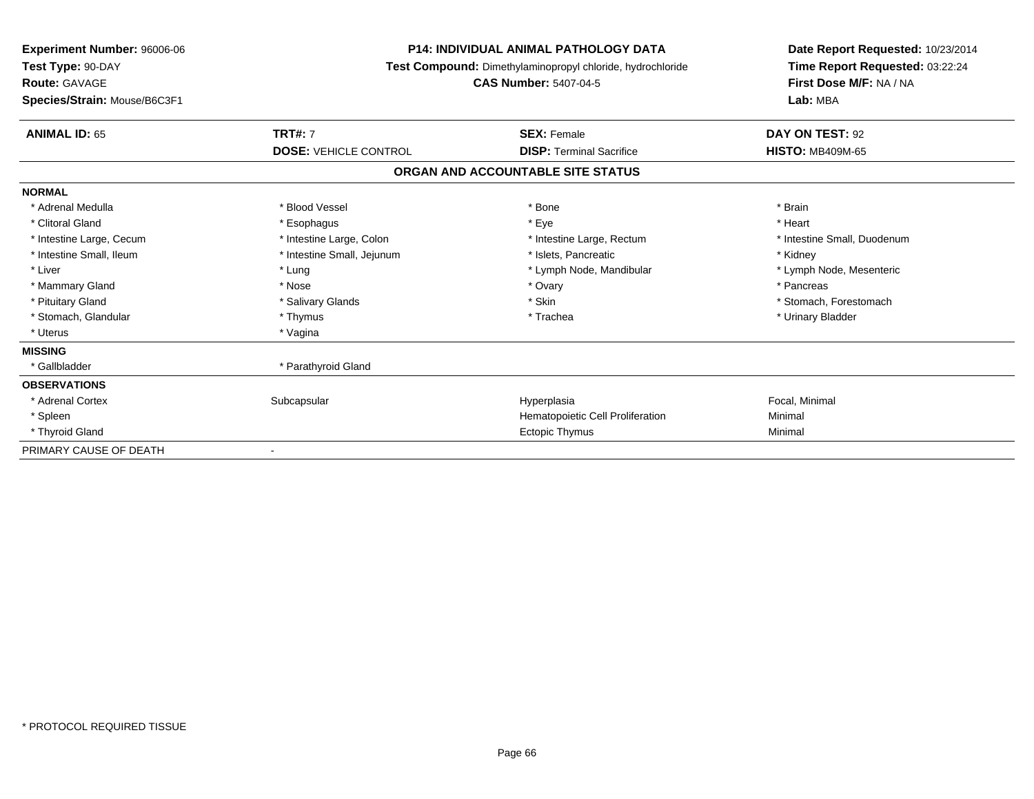**Experiment Number:** 96006-06
**Test Type:** 90-DAY
**Route:** GAVAGE
**Species/Strain:** Mouse/B6C3F1

**P14: INDIVIDUAL ANIMAL PATHOLOGY DATA**
**Test Compound:** Dimethylaminopropyl chloride, hydrochloride
**CAS Number:** 5407-04-5

**Date Report Requested:** 10/23/2014
**Time Report Requested:** 03:22:24
**First Dose M/F:** NA / NA
**Lab:** MBA

| **ANIMAL ID:** 65 | **TRT#:** 7 | **SEX:** Female | **DAY ON TEST:** 92 |
|---|---|---|---|
| | **DOSE:** VEHICLE CONTROL | **DISP:** Terminal Sacrifice | **HISTO:** MB409M-65 |

**ORGAN AND ACCOUNTABLE SITE STATUS**

**NORMAL**

| | | | |
|---|---|---|---|
| * Adrenal Medulla | * Blood Vessel | * Bone | * Brain |
| * Clitoral Gland | * Esophagus | * Eye | * Heart |
| * Intestine Large, Cecum | * Intestine Large, Colon | * Intestine Large, Rectum | * Intestine Small, Duodenum |
| * Intestine Small, Ileum | * Intestine Small, Jejunum | * Islets, Pancreatic | * Kidney |
| * Liver | * Lung | * Lymph Node, Mandibular | * Lymph Node, Mesenteric |
| * Mammary Gland | * Nose | * Ovary | * Pancreas |
| * Pituitary Gland | * Salivary Glands | * Skin | * Stomach, Forestomach |
| * Stomach, Glandular | * Thymus | * Trachea | * Urinary Bladder |
| * Uterus | * Vagina | | |

**MISSING**

| | |
|---|---|
| * Gallbladder | * Parathyroid Gland |

**OBSERVATIONS**

| | | | |
|---|---|---|---|
| * Adrenal Cortex | Subcapsular | Hyperplasia | Focal, Minimal |
| * Spleen | | Hematopoietic Cell Proliferation | Minimal |
| * Thyroid Gland | | Ectopic Thymus | Minimal |

PRIMARY CAUSE OF DEATH -

* PROTOCOL REQUIRED TISSUE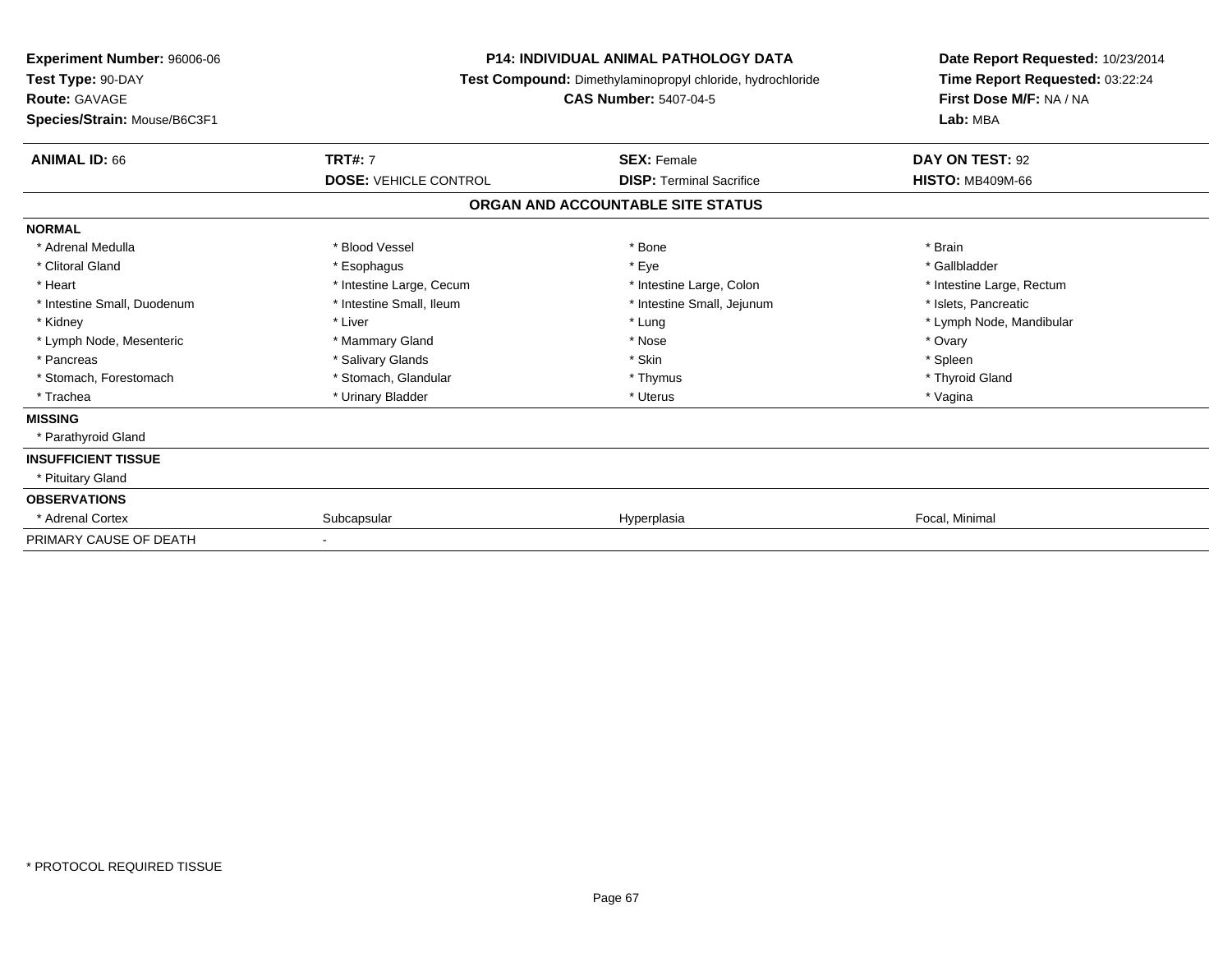**Experiment Number:** 96006-06
**Test Type:** 90-DAY
**Route:** GAVAGE
**Species/Strain:** Mouse/B6C3F1

**P14: INDIVIDUAL ANIMAL PATHOLOGY DATA**
**Test Compound:** Dimethylaminopropyl chloride, hydrochloride
**CAS Number:** 5407-04-5

**Date Report Requested:** 10/23/2014
**Time Report Requested:** 03:22:24
**First Dose M/F:** NA / NA
**Lab:** MBA

| **ANIMAL ID:** 66 | **TRT#:** 7 | **SEX:** Female | **DAY ON TEST:** 92 |
|---|---|---|---|
| | **DOSE:** VEHICLE CONTROL | **DISP:** Terminal Sacrifice | **HISTO:** MB409M-66 |

## ORGAN AND ACCOUNTABLE SITE STATUS

| | | | |
|---|---|---|---|
| **NORMAL** | | | |
| * Adrenal Medulla | * Blood Vessel | * Bone | * Brain |
| * Clitoral Gland | * Esophagus | * Eye | * Gallbladder |
| * Heart | * Intestine Large, Cecum | * Intestine Large, Colon | * Intestine Large, Rectum |
| * Intestine Small, Duodenum | * Intestine Small, Ileum | * Intestine Small, Jejunum | * Islets, Pancreatic |
| * Kidney | * Liver | * Lung | * Lymph Node, Mandibular |
| * Lymph Node, Mesenteric | * Mammary Gland | * Nose | * Ovary |
| * Pancreas | * Salivary Glands | * Skin | * Spleen |
| * Stomach, Forestomach | * Stomach, Glandular | * Thymus | * Thyroid Gland |
| * Trachea | * Urinary Bladder | * Uterus | * Vagina |
| **MISSING** | | | |
| * Parathyroid Gland | | | |
| **INSUFFICIENT TISSUE** | | | |
| * Pituitary Gland | | | |
| **OBSERVATIONS** | | | |
| * Adrenal Cortex | Subcapsular | Hyperplasia | Focal, Minimal |
| PRIMARY CAUSE OF DEATH | - | | |

\* PROTOCOL REQUIRED TISSUE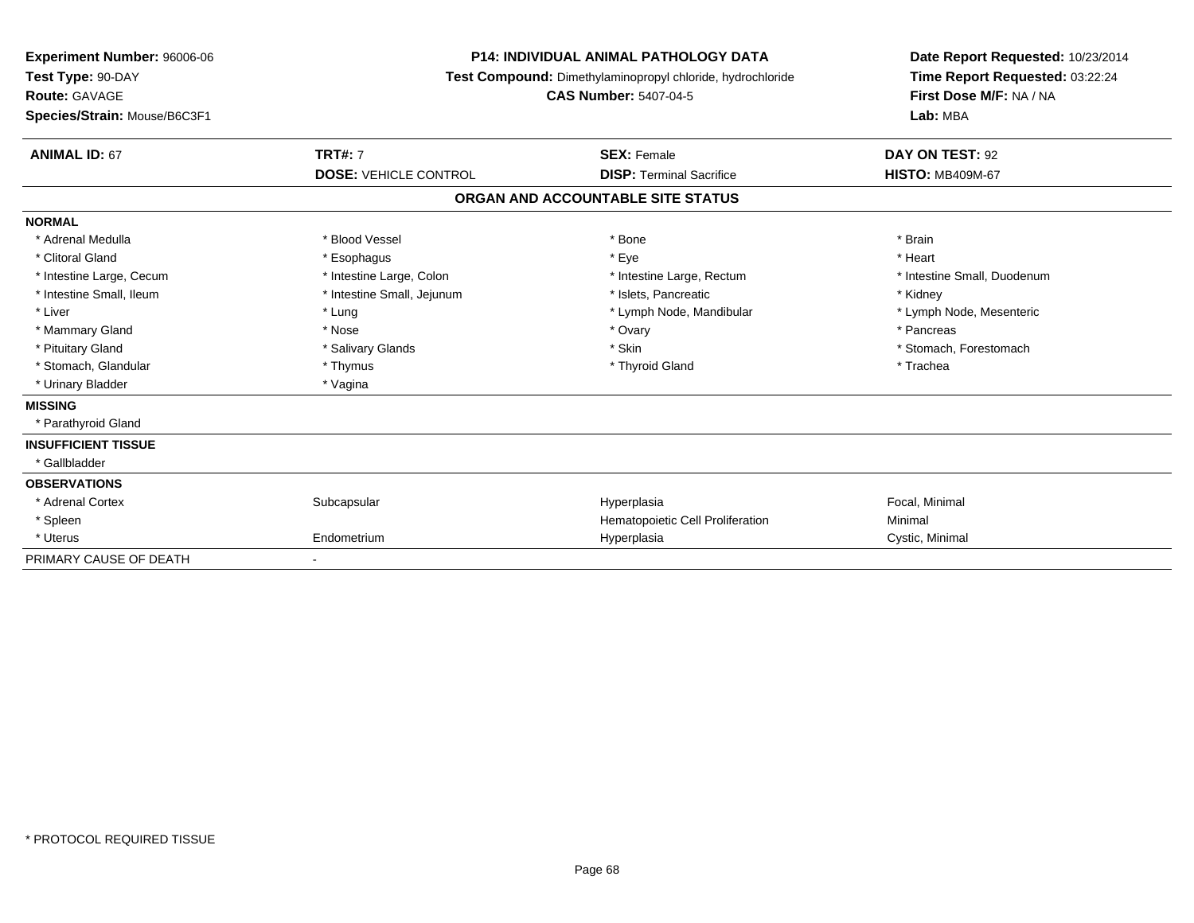**Experiment Number:** 96006-06
**Test Type:** 90-DAY
**Route:** GAVAGE
**Species/Strain:** Mouse/B6C3F1

**P14: INDIVIDUAL ANIMAL PATHOLOGY DATA**
**Test Compound:** Dimethylaminopropyl chloride, hydrochloride
**CAS Number:** 5407-04-5

**Date Report Requested:** 10/23/2014
**Time Report Requested:** 03:22:24
**First Dose M/F:** NA / NA
**Lab:** MBA

| **ANIMAL ID:** 67 | **TRT#:** 7 | **SEX:** Female | **DAY ON TEST:** 92 |
|---|---|---|---|
| | **DOSE:** VEHICLE CONTROL | **DISP:** Terminal Sacrifice | **HISTO:** MB409M-67 |

**ORGAN AND ACCOUNTABLE SITE STATUS**

| | | | |
|---|---|---|---|
| **NORMAL** | | | |
| * Adrenal Medulla | * Blood Vessel | * Bone | * Brain |
| * Clitoral Gland | * Esophagus | * Eye | * Heart |
| * Intestine Large, Cecum | * Intestine Large, Colon | * Intestine Large, Rectum | * Intestine Small, Duodenum |
| * Intestine Small, Ileum | * Intestine Small, Jejunum | * Islets, Pancreatic | * Kidney |
| * Liver | * Lung | * Lymph Node, Mandibular | * Lymph Node, Mesenteric |
| * Mammary Gland | * Nose | * Ovary | * Pancreas |
| * Pituitary Gland | * Salivary Glands | * Skin | * Stomach, Forestomach |
| * Stomach, Glandular | * Thymus | * Thyroid Gland | * Trachea |
| * Urinary Bladder | * Vagina | | |
| **MISSING** | | | |
| * Parathyroid Gland | | | |
| **INSUFFICIENT TISSUE** | | | |
| * Gallbladder | | | |
| **OBSERVATIONS** | | | |
| * Adrenal Cortex | Subcapsular | Hyperplasia | Focal, Minimal |
| * Spleen | | Hematopoietic Cell Proliferation | Minimal |
| * Uterus | Endometrium | Hyperplasia | Cystic, Minimal |
| PRIMARY CAUSE OF DEATH | - | | |

* PROTOCOL REQUIRED TISSUE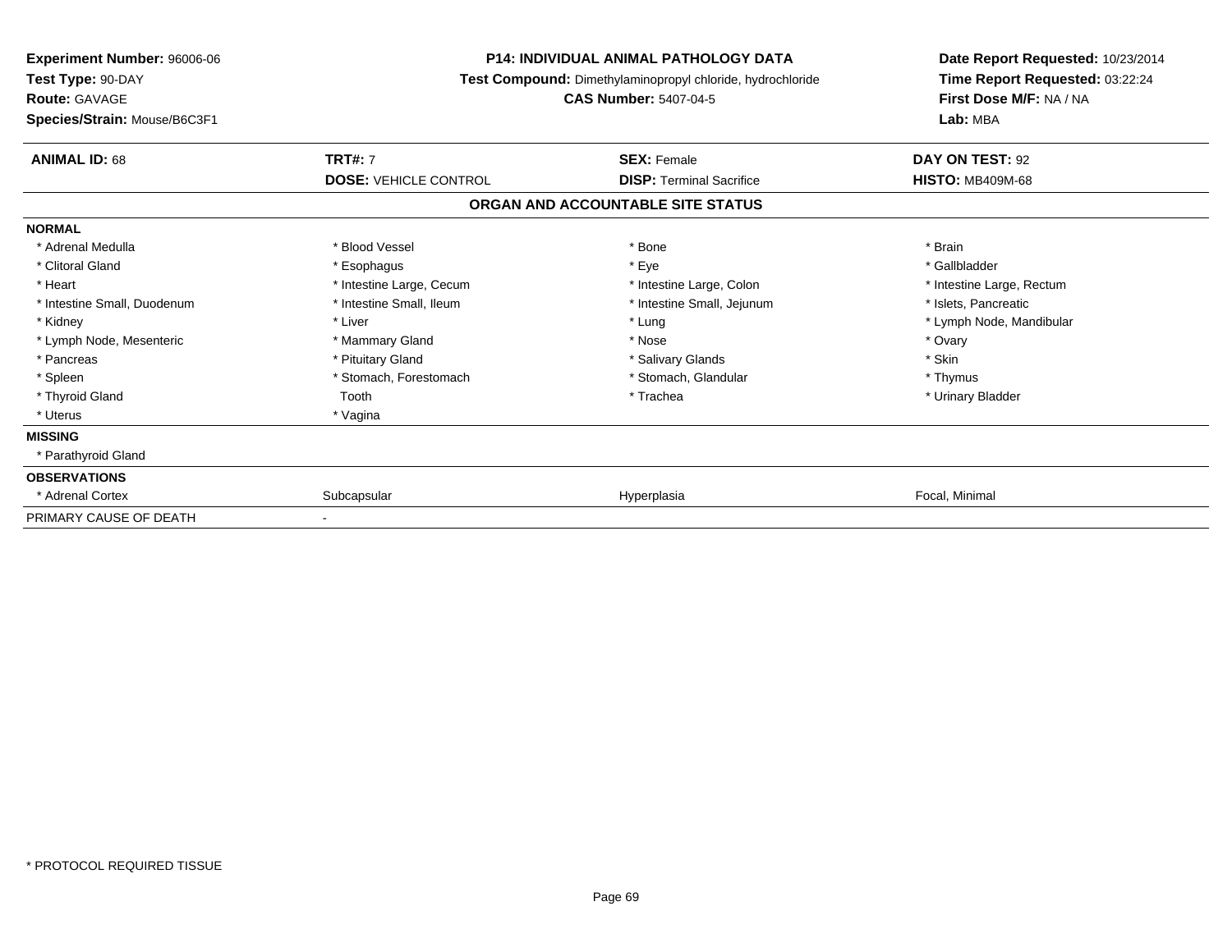**Experiment Number:** 96006-06
**Test Type:** 90-DAY
**Route:** GAVAGE
**Species/Strain:** Mouse/B6C3F1

**P14: INDIVIDUAL ANIMAL PATHOLOGY DATA**
**Test Compound:** Dimethylaminopropyl chloride, hydrochloride
**CAS Number:** 5407-04-5

**Date Report Requested:** 10/23/2014
**Time Report Requested:** 03:22:24
**First Dose M/F:** NA / NA
**Lab:** MBA

| **ANIMAL ID:** 68 | **TRT#:** 7 | **SEX:** Female | **DAY ON TEST:** 92 |
|---|---|---|---|
| | **DOSE:** VEHICLE CONTROL | **DISP:** Terminal Sacrifice | **HISTO:** MB409M-68 |

**ORGAN AND ACCOUNTABLE SITE STATUS**

**NORMAL**

| | | | |
|---|---|---|---|
| * Adrenal Medulla | * Blood Vessel | * Bone | * Brain |
| * Clitoral Gland | * Esophagus | * Eye | * Gallbladder |
| * Heart | * Intestine Large, Cecum | * Intestine Large, Colon | * Intestine Large, Rectum |
| * Intestine Small, Duodenum | * Intestine Small, Ileum | * Intestine Small, Jejunum | * Islets, Pancreatic |
| * Kidney | * Liver | * Lung | * Lymph Node, Mandibular |
| * Lymph Node, Mesenteric | * Mammary Gland | * Nose | * Ovary |
| * Pancreas | * Pituitary Gland | * Salivary Glands | * Skin |
| * Spleen | * Stomach, Forestomach | * Stomach, Glandular | * Thymus |
| * Thyroid Gland | Tooth | * Trachea | * Urinary Bladder |
| * Uterus | * Vagina | | |

**MISSING**

* Parathyroid Gland

**OBSERVATIONS**

| | | | |
|---|---|---|---|
| * Adrenal Cortex | Subcapsular | Hyperplasia | Focal, Minimal |

PRIMARY CAUSE OF DEATH -

* PROTOCOL REQUIRED TISSUE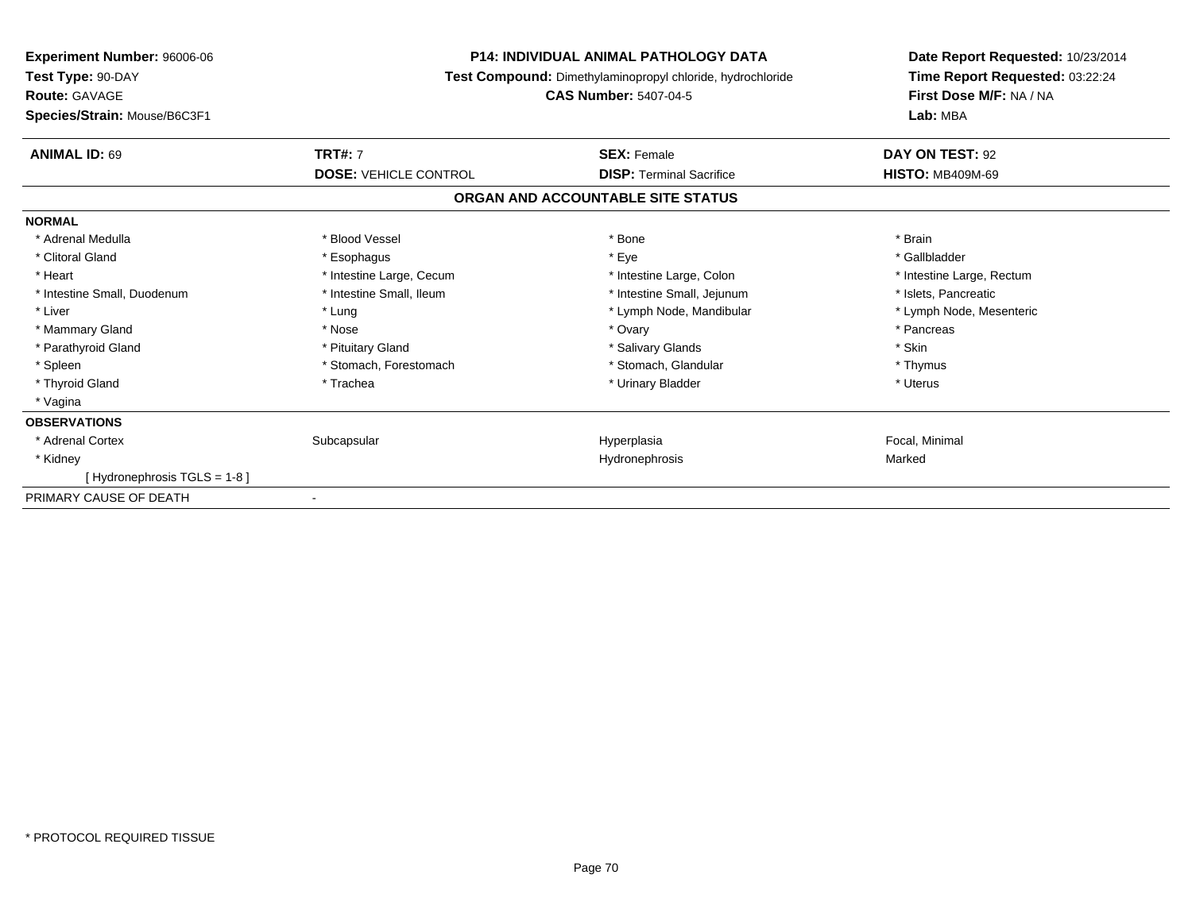**Experiment Number:** 96006-06
**Test Type:** 90-DAY
**Route:** GAVAGE
**Species/Strain:** Mouse/B6C3F1

**P14: INDIVIDUAL ANIMAL PATHOLOGY DATA**
**Test Compound:** Dimethylaminopropyl chloride, hydrochloride
**CAS Number:** 5407-04-5

**Date Report Requested:** 10/23/2014
**Time Report Requested:** 03:22:24
**First Dose M/F:** NA / NA
**Lab:** MBA

| **ANIMAL ID:** 69 | **TRT#:** 7 | **SEX:** Female | **DAY ON TEST:** 92 |
|---|---|---|---|
| | **DOSE:** VEHICLE CONTROL | **DISP:** Terminal Sacrifice | **HISTO:** MB409M-69 |

**ORGAN AND ACCOUNTABLE SITE STATUS**

**NORMAL**

| | | | |
|---|---|---|---|
| * Adrenal Medulla | * Blood Vessel | * Bone | * Brain |
| * Clitoral Gland | * Esophagus | * Eye | * Gallbladder |
| * Heart | * Intestine Large, Cecum | * Intestine Large, Colon | * Intestine Large, Rectum |
| * Intestine Small, Duodenum | * Intestine Small, Ileum | * Intestine Small, Jejunum | * Islets, Pancreatic |
| * Liver | * Lung | * Lymph Node, Mandibular | * Lymph Node, Mesenteric |
| * Mammary Gland | * Nose | * Ovary | * Pancreas |
| * Parathyroid Gland | * Pituitary Gland | * Salivary Glands | * Skin |
| * Spleen | * Stomach, Forestomach | * Stomach, Glandular | * Thymus |
| * Thyroid Gland | * Trachea | * Urinary Bladder | * Uterus |
| * Vagina | | | |

**OBSERVATIONS**

| | | | |
|---|---|---|---|
| * Adrenal Cortex | Subcapsular | Hyperplasia | Focal, Minimal |
| * Kidney | | Hydronephrosis | Marked |
| [ Hydronephrosis TGLS = 1-8 ] | | | |

PRIMARY CAUSE OF DEATH -

* PROTOCOL REQUIRED TISSUE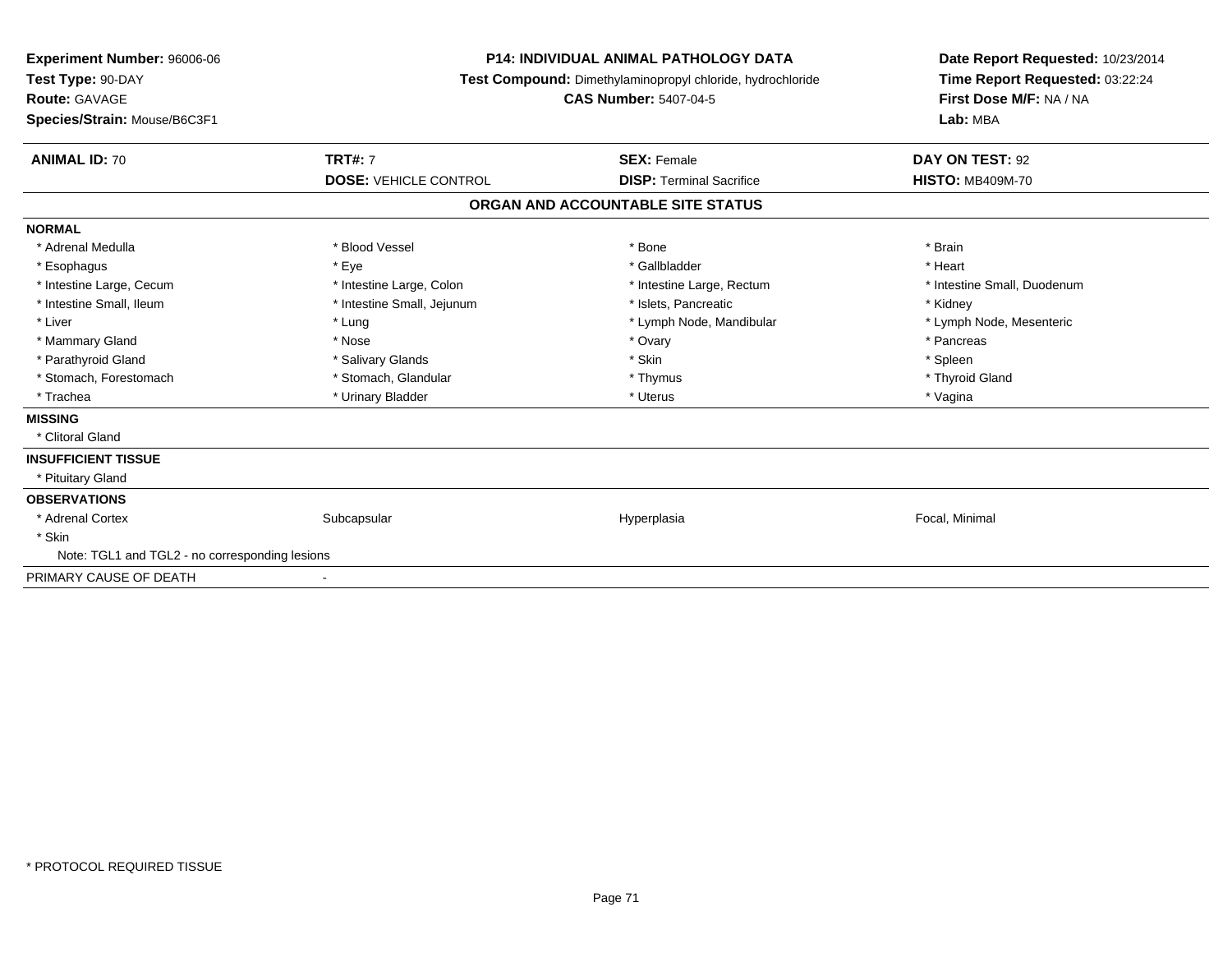**Experiment Number:** 96006-06
**Test Type:** 90-DAY
**Route:** GAVAGE
**Species/Strain:** Mouse/B6C3F1

**P14: INDIVIDUAL ANIMAL PATHOLOGY DATA**
**Test Compound:** Dimethylaminopropyl chloride, hydrochloride
**CAS Number:** 5407-04-5

**Date Report Requested:** 10/23/2014
**Time Report Requested:** 03:22:24
**First Dose M/F:** NA / NA
**Lab:** MBA

| **ANIMAL ID:** 70 | **TRT#:** 7 | **SEX:** Female | **DAY ON TEST:** 92 |
|---|---|---|---|
| | **DOSE:** VEHICLE CONTROL | **DISP:** Terminal Sacrifice | **HISTO:** MB409M-70 |

**ORGAN AND ACCOUNTABLE SITE STATUS**

**NORMAL**

| | | | |
|---|---|---|---|
| * Adrenal Medulla | * Blood Vessel | * Bone | * Brain |
| * Esophagus | * Eye | * Gallbladder | * Heart |
| * Intestine Large, Cecum | * Intestine Large, Colon | * Intestine Large, Rectum | * Intestine Small, Duodenum |
| * Intestine Small, Ileum | * Intestine Small, Jejunum | * Islets, Pancreatic | * Kidney |
| * Liver | * Lung | * Lymph Node, Mandibular | * Lymph Node, Mesenteric |
| * Mammary Gland | * Nose | * Ovary | * Pancreas |
| * Parathyroid Gland | * Salivary Glands | * Skin | * Spleen |
| * Stomach, Forestomach | * Stomach, Glandular | * Thymus | * Thyroid Gland |
| * Trachea | * Urinary Bladder | * Uterus | * Vagina |

**MISSING**

* Clitoral Gland

**INSUFFICIENT TISSUE**

* Pituitary Gland

**OBSERVATIONS**

| | | | |
|---|---|---|---|
| * Adrenal Cortex | Subcapsular | Hyperplasia | Focal, Minimal |
| * Skin | | | |

Note: TGL1 and TGL2 - no corresponding lesions

PRIMARY CAUSE OF DEATH -

* PROTOCOL REQUIRED TISSUE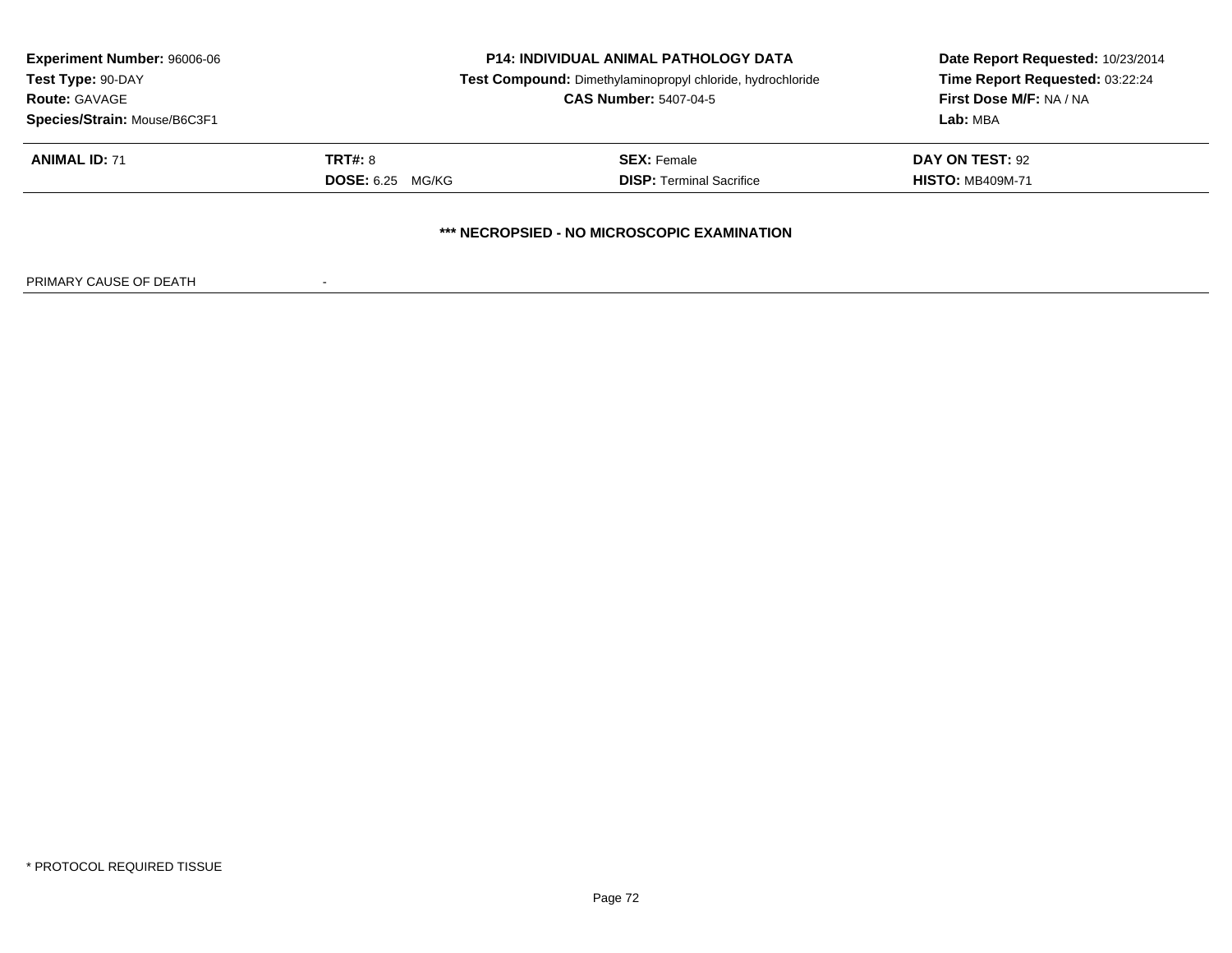**Experiment Number:** 96006-06
**Test Type:** 90-DAY
**Route:** GAVAGE
**Species/Strain:** Mouse/B6C3F1

**P14: INDIVIDUAL ANIMAL PATHOLOGY DATA**
**Test Compound:** Dimethylaminopropyl chloride, hydrochloride
**CAS Number:** 5407-04-5

**Date Report Requested:** 10/23/2014
**Time Report Requested:** 03:22:24
**First Dose M/F:** NA / NA
**Lab:** MBA

| **ANIMAL ID:** 71 | **TRT#:** 8 | **SEX:** Female | **DAY ON TEST:** 92 |
|---|---|---|---|
| | **DOSE:** 6.25 MG/KG | **DISP:** Terminal Sacrifice | **HISTO:** MB409M-71 |

**\*\*\* NECROPSIED - NO MICROSCOPIC EXAMINATION**

PRIMARY CAUSE OF DEATH -

* PROTOCOL REQUIRED TISSUE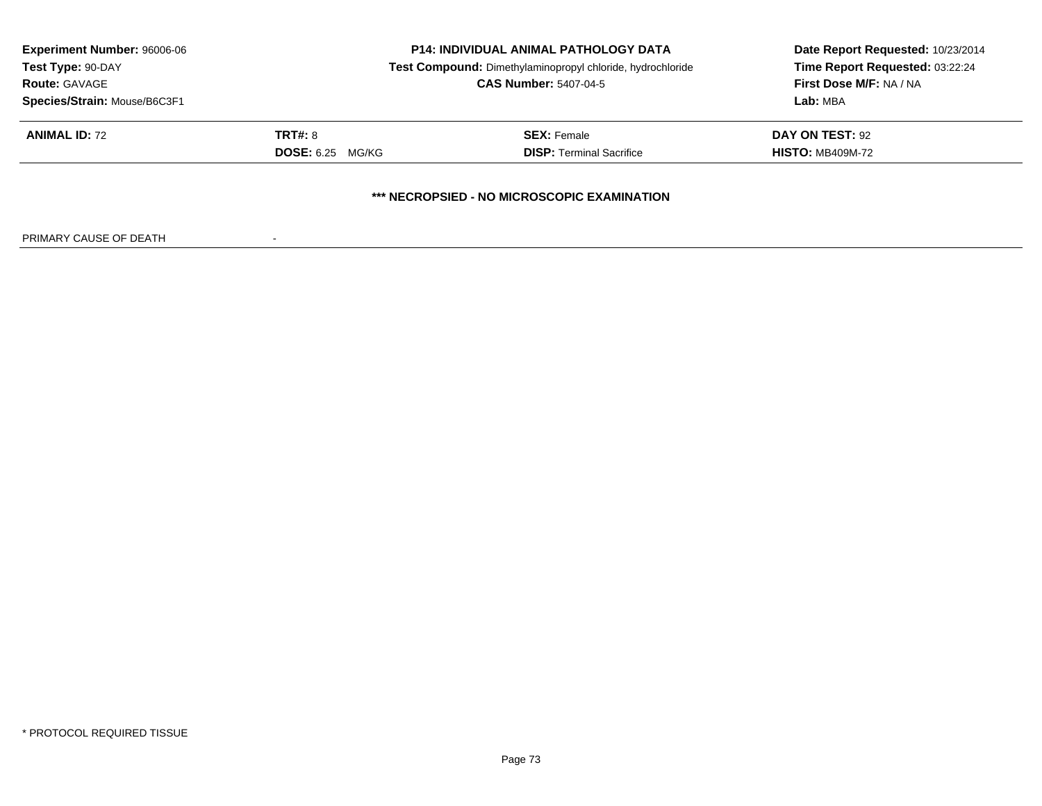| **Experiment Number:** 96006-06 | **P14: INDIVIDUAL ANIMAL PATHOLOGY DATA** | **Date Report Requested:** 10/23/2014 |
|---|---|---|
| **Test Type:** 90-DAY | **Test Compound:** Dimethylaminopropyl chloride, hydrochloride | **Time Report Requested:** 03:22:24 |
| **Route:** GAVAGE | **CAS Number:** 5407-04-5 | **First Dose M/F:** NA / NA |
| **Species/Strain:** Mouse/B6C3F1 | | **Lab:** MBA |

| **ANIMAL ID:** 72 | **TRT#:** 8 | **SEX:** Female | **DAY ON TEST:** 92 |
|---|---|---|---|
| | **DOSE:** 6.25 MG/KG | **DISP:** Terminal Sacrifice | **HISTO:** MB409M-72 |

**\*\*\* NECROPSIED - NO MICROSCOPIC EXAMINATION**

PRIMARY CAUSE OF DEATH -

\* PROTOCOL REQUIRED TISSUE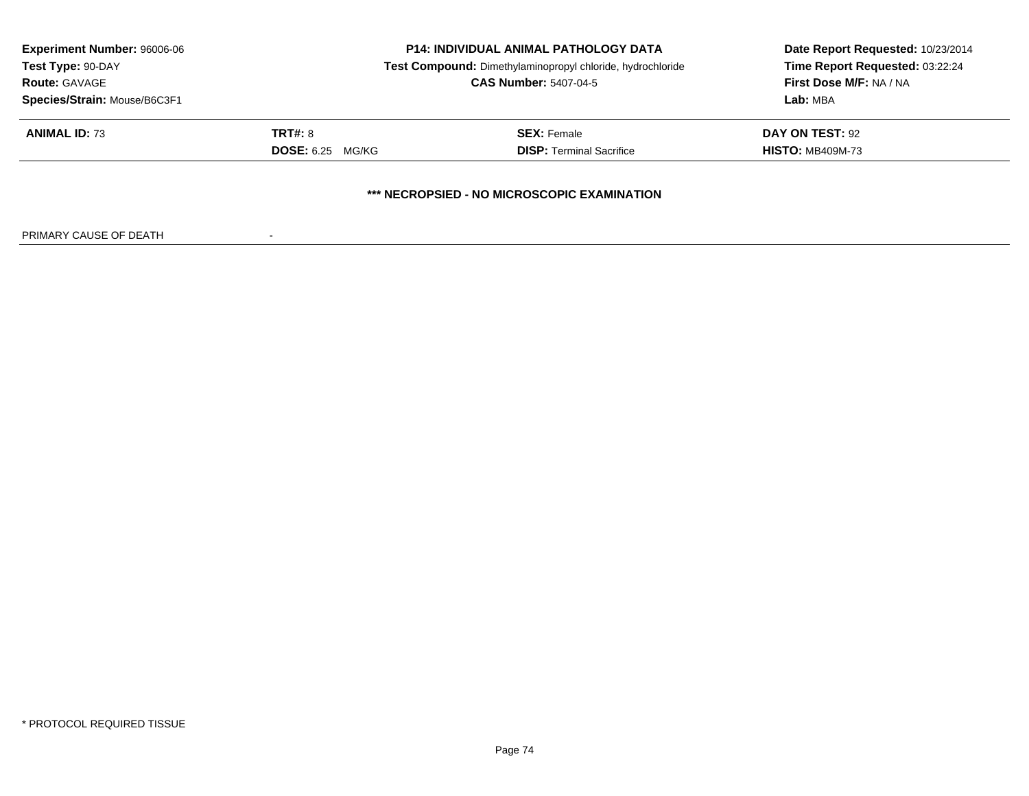**Experiment Number:** 96006-06
**Test Type:** 90-DAY
**Route:** GAVAGE
**Species/Strain:** Mouse/B6C3F1

**P14: INDIVIDUAL ANIMAL PATHOLOGY DATA**
**Test Compound:** Dimethylaminopropyl chloride, hydrochloride
**CAS Number:** 5407-04-5

**Date Report Requested:** 10/23/2014
**Time Report Requested:** 03:22:24
**First Dose M/F:** NA / NA
**Lab:** MBA

| **ANIMAL ID:** 73 | **TRT#:** 8 | **SEX:** Female | **DAY ON TEST:** 92 |
|---|---|---|---|
| | **DOSE:** 6.25 MG/KG | **DISP:** Terminal Sacrifice | **HISTO:** MB409M-73 |

**\*\*\* NECROPSIED - NO MICROSCOPIC EXAMINATION**

PRIMARY CAUSE OF DEATH -

* PROTOCOL REQUIRED TISSUE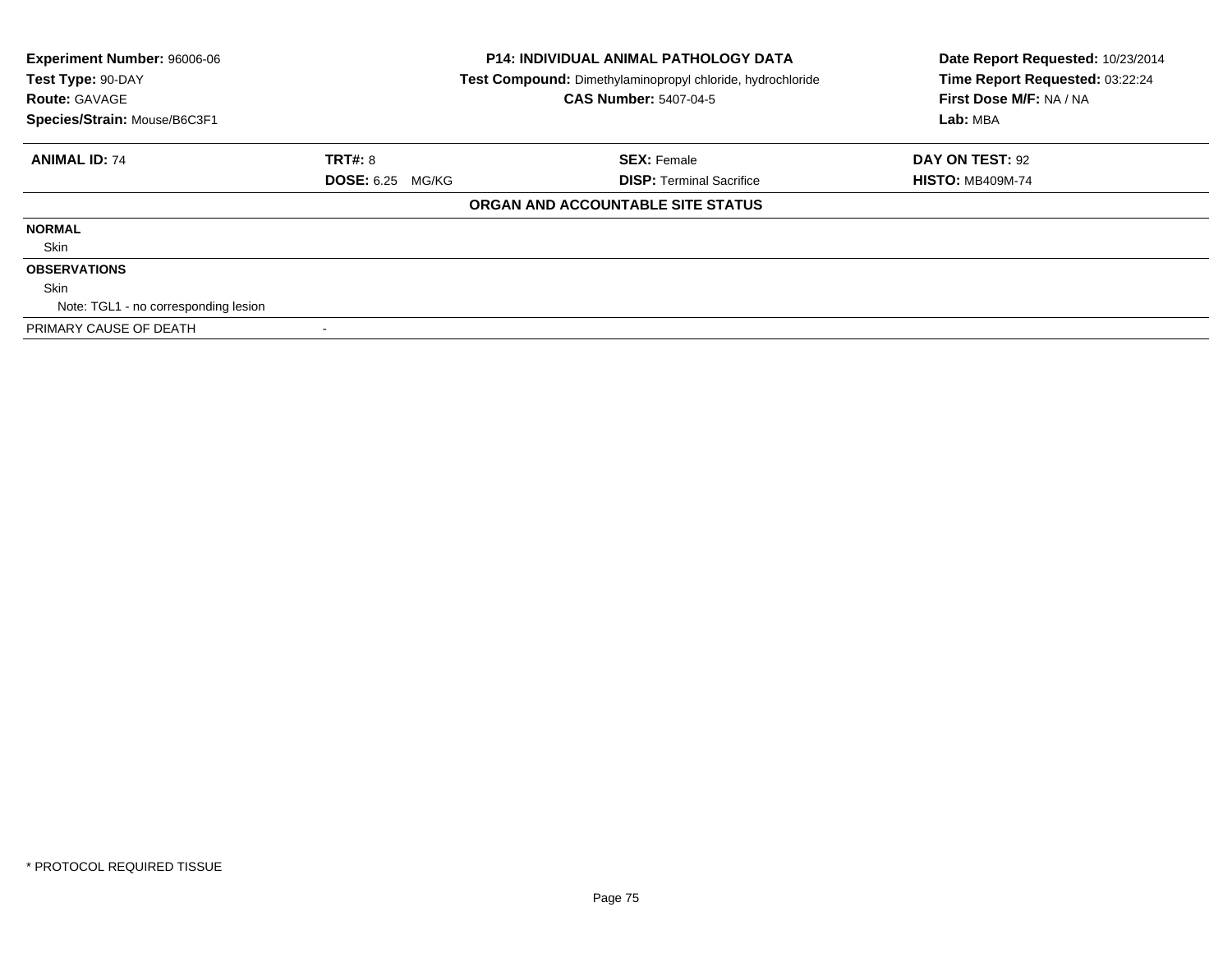**Experiment Number:** 96006-06
**Test Type:** 90-DAY
**Route:** GAVAGE
**Species/Strain:** Mouse/B6C3F1

**P14: INDIVIDUAL ANIMAL PATHOLOGY DATA**
**Test Compound:** Dimethylaminopropyl chloride, hydrochloride
**CAS Number:** 5407-04-5

**Date Report Requested:** 10/23/2014
**Time Report Requested:** 03:22:24
**First Dose M/F:** NA / NA
**Lab:** MBA

| **ANIMAL ID:** 74 | **TRT#:** 8 | **SEX:** Female | **DAY ON TEST:** 92 |
|---|---|---|---|
| | **DOSE:** 6.25 MG/KG | **DISP:** Terminal Sacrifice | **HISTO:** MB409M-74 |

**ORGAN AND ACCOUNTABLE SITE STATUS**

**NORMAL**

Skin

**OBSERVATIONS**

Skin

Note: TGL1 - no corresponding lesion

PRIMARY CAUSE OF DEATH -

* PROTOCOL REQUIRED TISSUE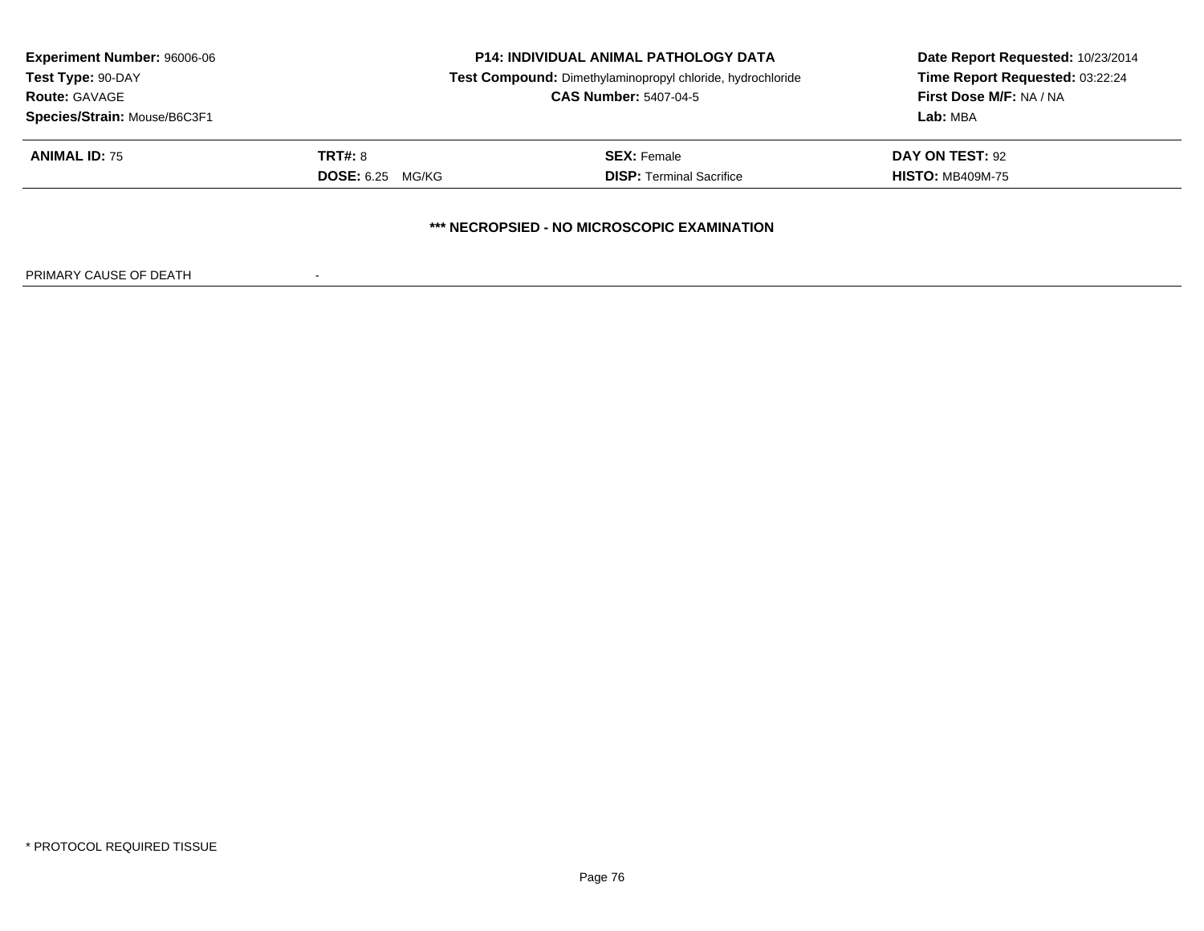**Experiment Number:** 96006-06
**Test Type:** 90-DAY
**Route:** GAVAGE
**Species/Strain:** Mouse/B6C3F1

**P14: INDIVIDUAL ANIMAL PATHOLOGY DATA**
**Test Compound:** Dimethylaminopropyl chloride, hydrochloride
**CAS Number:** 5407-04-5

**Date Report Requested:** 10/23/2014
**Time Report Requested:** 03:22:24
**First Dose M/F:** NA / NA
**Lab:** MBA

| **ANIMAL ID:** 75 | **TRT#:** 8 | **SEX:** Female | **DAY ON TEST:** 92 |
|---|---|---|---|
| | **DOSE:** 6.25 MG/KG | **DISP:** Terminal Sacrifice | **HISTO:** MB409M-75 |

**\*\*\* NECROPSIED - NO MICROSCOPIC EXAMINATION**

PRIMARY CAUSE OF DEATH -

\* PROTOCOL REQUIRED TISSUE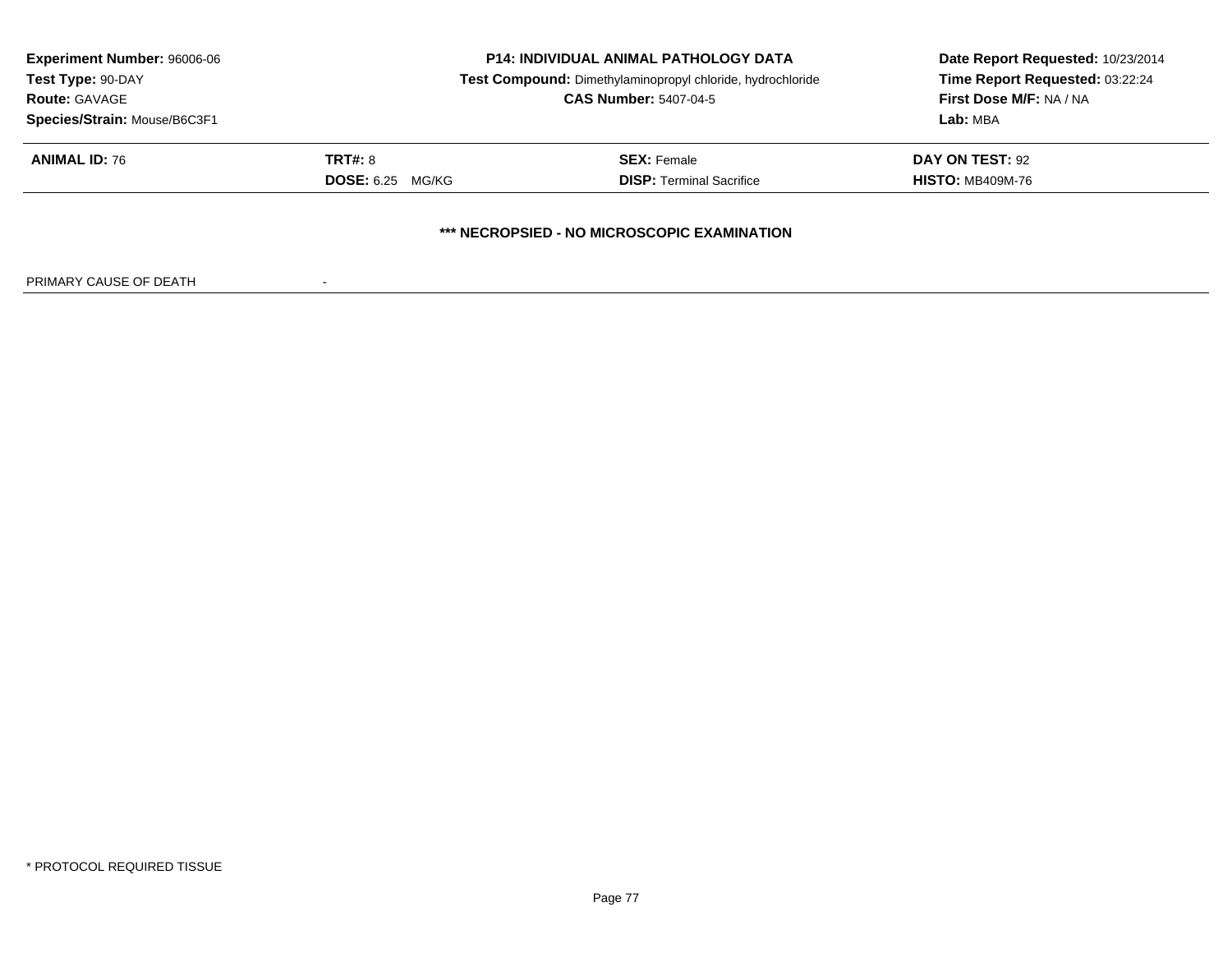**Experiment Number:** 96006-06
**Test Type:** 90-DAY
**Route:** GAVAGE
**Species/Strain:** Mouse/B6C3F1

**P14: INDIVIDUAL ANIMAL PATHOLOGY DATA**
**Test Compound:** Dimethylaminopropyl chloride, hydrochloride
**CAS Number:** 5407-04-5

**Date Report Requested:** 10/23/2014
**Time Report Requested:** 03:22:24
**First Dose M/F:** NA / NA
**Lab:** MBA

| **ANIMAL ID:** 76 | **TRT#:** 8 | **SEX:** Female | **DAY ON TEST:** 92 |
|---|---|---|---|
| | **DOSE:** 6.25 MG/KG | **DISP:** Terminal Sacrifice | **HISTO:** MB409M-76 |

**\*\*\* NECROPSIED - NO MICROSCOPIC EXAMINATION**

PRIMARY CAUSE OF DEATH -

\* PROTOCOL REQUIRED TISSUE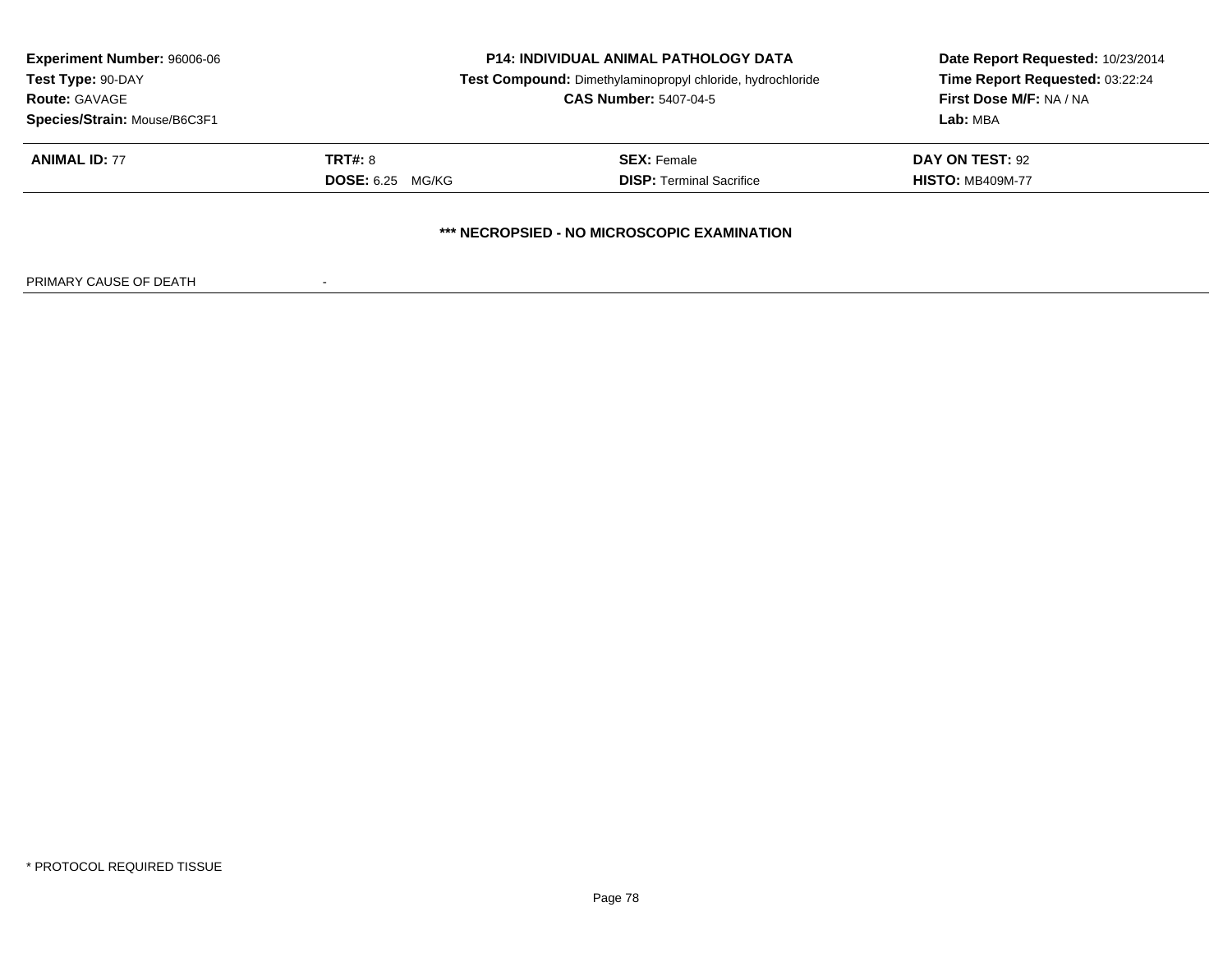**Experiment Number:** 96006-06
**Test Type:** 90-DAY
**Route:** GAVAGE
**Species/Strain:** Mouse/B6C3F1

**P14: INDIVIDUAL ANIMAL PATHOLOGY DATA**
**Test Compound:** Dimethylaminopropyl chloride, hydrochloride
**CAS Number:** 5407-04-5

**Date Report Requested:** 10/23/2014
**Time Report Requested:** 03:22:24
**First Dose M/F:** NA / NA
**Lab:** MBA

| **ANIMAL ID:** 77 | **TRT#:** 8 | **SEX:** Female | **DAY ON TEST:** 92 |
|---|---|---|---|
| | **DOSE:** 6.25 MG/KG | **DISP:** Terminal Sacrifice | **HISTO:** MB409M-77 |

**\*\*\* NECROPSIED - NO MICROSCOPIC EXAMINATION**

PRIMARY CAUSE OF DEATH -

\* PROTOCOL REQUIRED TISSUE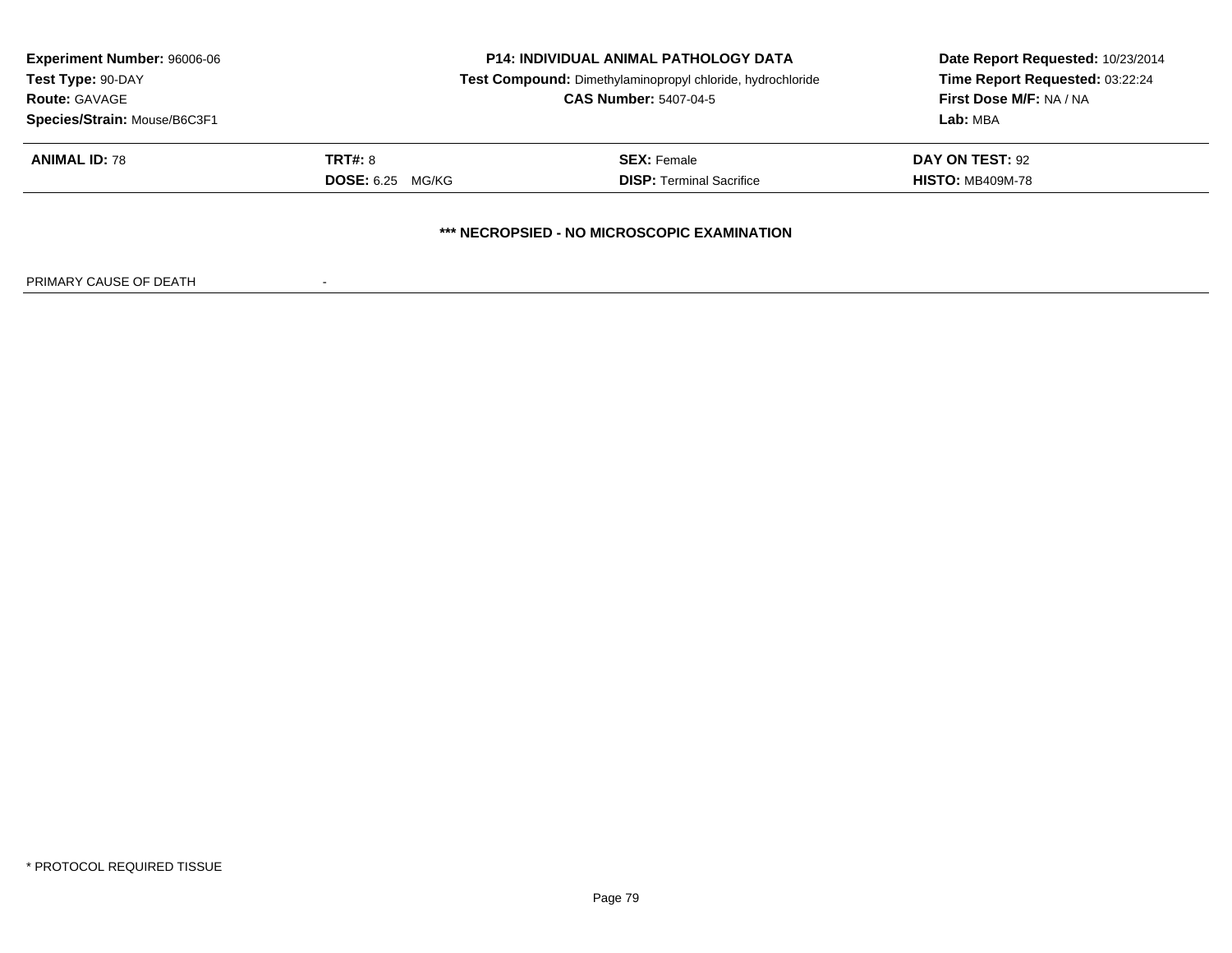**Experiment Number:** 96006-06
**Test Type:** 90-DAY
**Route:** GAVAGE
**Species/Strain:** Mouse/B6C3F1

**P14: INDIVIDUAL ANIMAL PATHOLOGY DATA**
**Test Compound:** Dimethylaminopropyl chloride, hydrochloride
**CAS Number:** 5407-04-5

**Date Report Requested:** 10/23/2014
**Time Report Requested:** 03:22:24
**First Dose M/F:** NA / NA
**Lab:** MBA

| **ANIMAL ID:** 78 | **TRT#:** 8 | **SEX:** Female | **DAY ON TEST:** 92 |
|---|---|---|---|
| | **DOSE:** 6.25 MG/KG | **DISP:** Terminal Sacrifice | **HISTO:** MB409M-78 |

**\*\*\* NECROPSIED - NO MICROSCOPIC EXAMINATION**

PRIMARY CAUSE OF DEATH -

\* PROTOCOL REQUIRED TISSUE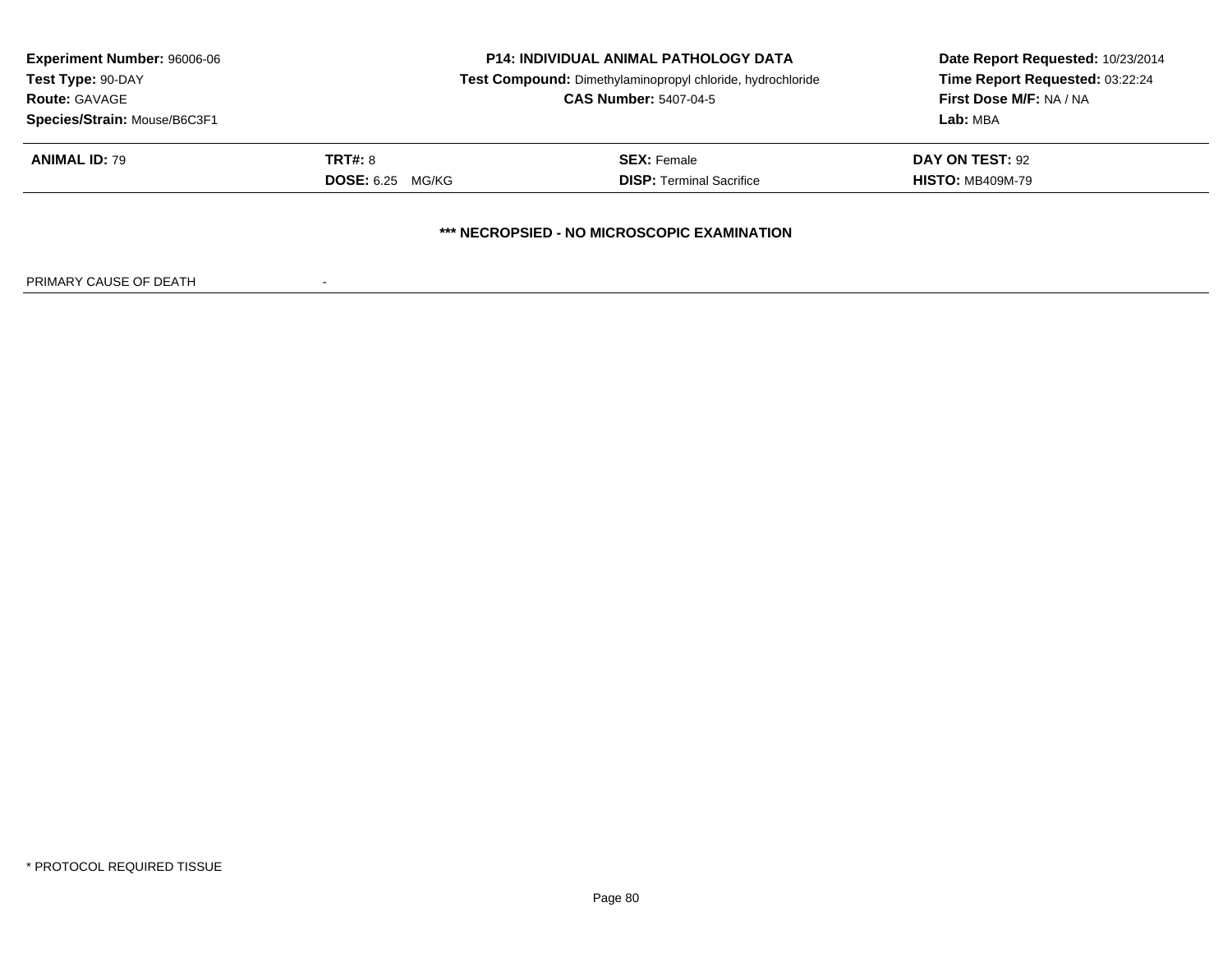**Experiment Number:** 96006-06
**Test Type:** 90-DAY
**Route:** GAVAGE
**Species/Strain:** Mouse/B6C3F1

**P14: INDIVIDUAL ANIMAL PATHOLOGY DATA**
**Test Compound:** Dimethylaminopropyl chloride, hydrochloride
**CAS Number:** 5407-04-5

**Date Report Requested:** 10/23/2014
**Time Report Requested:** 03:22:24
**First Dose M/F:** NA / NA
**Lab:** MBA

| **ANIMAL ID:** 79 | **TRT#:** 8 | **SEX:** Female | **DAY ON TEST:** 92 |
|---|---|---|---|
| | **DOSE:** 6.25 MG/KG | **DISP:** Terminal Sacrifice | **HISTO:** MB409M-79 |

**\*\*\* NECROPSIED - NO MICROSCOPIC EXAMINATION**

PRIMARY CAUSE OF DEATH -

\* PROTOCOL REQUIRED TISSUE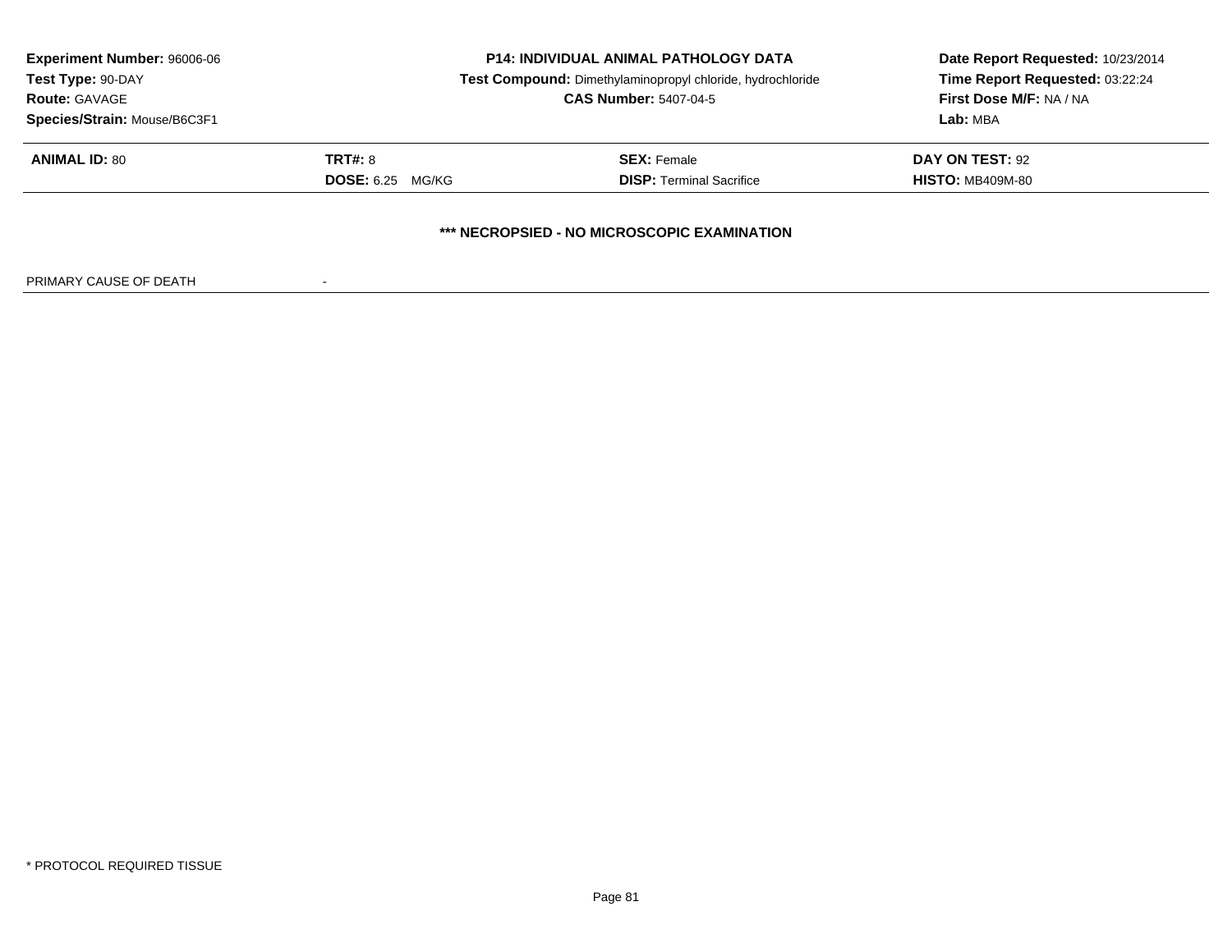**Experiment Number:** 96006-06
**Test Type:** 90-DAY
**Route:** GAVAGE
**Species/Strain:** Mouse/B6C3F1

**P14: INDIVIDUAL ANIMAL PATHOLOGY DATA**
**Test Compound:** Dimethylaminopropyl chloride, hydrochloride
**CAS Number:** 5407-04-5

**Date Report Requested:** 10/23/2014
**Time Report Requested:** 03:22:24
**First Dose M/F:** NA / NA
**Lab:** MBA

| **ANIMAL ID:** 80 | **TRT#:** 8 | **SEX:** Female | **DAY ON TEST:** 92 |
|---|---|---|---|
| | **DOSE:** 6.25 MG/KG | **DISP:** Terminal Sacrifice | **HISTO:** MB409M-80 |

**\*\*\* NECROPSIED - NO MICROSCOPIC EXAMINATION**

PRIMARY CAUSE OF DEATH -

* PROTOCOL REQUIRED TISSUE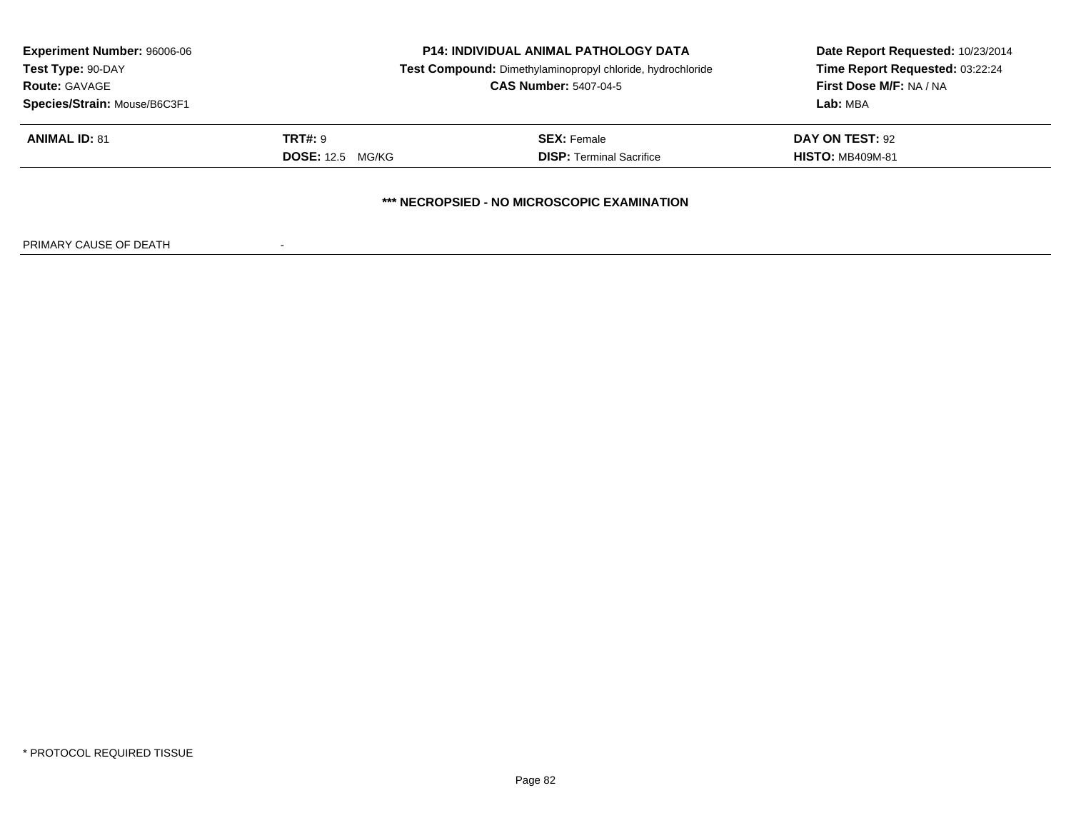**Experiment Number:** 96006-06
**Test Type:** 90-DAY
**Route:** GAVAGE
**Species/Strain:** Mouse/B6C3F1

**P14: INDIVIDUAL ANIMAL PATHOLOGY DATA**
**Test Compound:** Dimethylaminopropyl chloride, hydrochloride
**CAS Number:** 5407-04-5

**Date Report Requested:** 10/23/2014
**Time Report Requested:** 03:22:24
**First Dose M/F:** NA / NA
**Lab:** MBA

| | | | |
|---|---|---|---|
| **ANIMAL ID:** 81 | **TRT#:** 9 | **SEX:** Female | **DAY ON TEST:** 92 |
| | **DOSE:** 12.5 MG/KG | **DISP:** Terminal Sacrifice | **HISTO:** MB409M-81 |

**\*\*\* NECROPSIED - NO MICROSCOPIC EXAMINATION**

PRIMARY CAUSE OF DEATH -

\* PROTOCOL REQUIRED TISSUE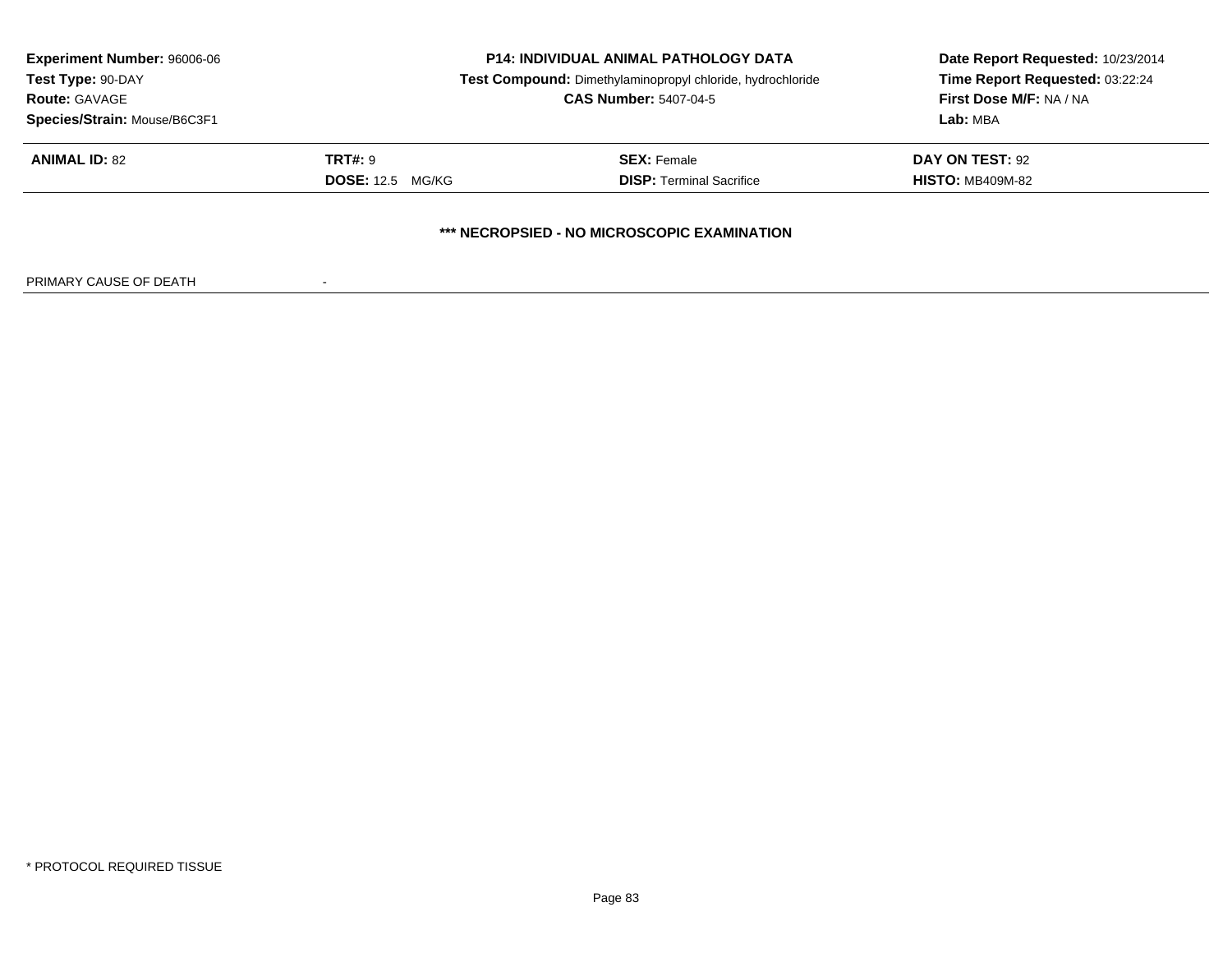**Experiment Number:** 96006-06
**Test Type:** 90-DAY
**Route:** GAVAGE
**Species/Strain:** Mouse/B6C3F1

**P14: INDIVIDUAL ANIMAL PATHOLOGY DATA**
**Test Compound:** Dimethylaminopropyl chloride, hydrochloride
**CAS Number:** 5407-04-5

**Date Report Requested:** 10/23/2014
**Time Report Requested:** 03:22:24
**First Dose M/F:** NA / NA
**Lab:** MBA

| **ANIMAL ID:** 82 | **TRT#:** 9 | **SEX:** Female | **DAY ON TEST:** 92 |
|---|---|---|---|
| | **DOSE:** 12.5 MG/KG | **DISP:** Terminal Sacrifice | **HISTO:** MB409M-82 |

**\*\*\* NECROPSIED - NO MICROSCOPIC EXAMINATION**

PRIMARY CAUSE OF DEATH -

\* PROTOCOL REQUIRED TISSUE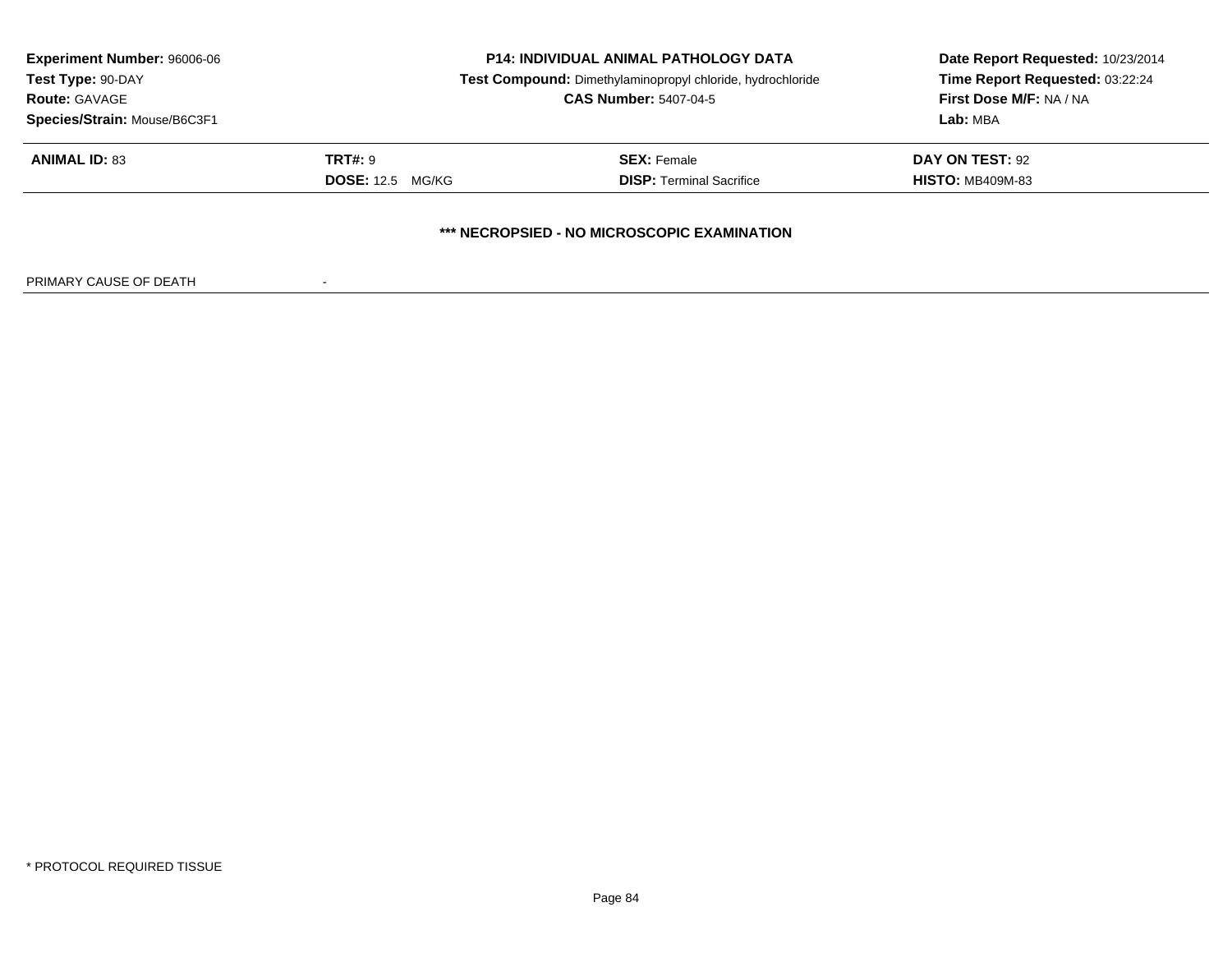**Experiment Number:** 96006-06
**Test Type:** 90-DAY
**Route:** GAVAGE
**Species/Strain:** Mouse/B6C3F1

**P14: INDIVIDUAL ANIMAL PATHOLOGY DATA**
**Test Compound:** Dimethylaminopropyl chloride, hydrochloride
**CAS Number:** 5407-04-5

**Date Report Requested:** 10/23/2014
**Time Report Requested:** 03:22:24
**First Dose M/F:** NA / NA
**Lab:** MBA

| | | | |
|---|---|---|---|
| **ANIMAL ID:** 83 | **TRT#:** 9 | **SEX:** Female | **DAY ON TEST:** 92 |
| | **DOSE:** 12.5 MG/KG | **DISP:** Terminal Sacrifice | **HISTO:** MB409M-83 |

**\*\*\* NECROPSIED - NO MICROSCOPIC EXAMINATION**

PRIMARY CAUSE OF DEATH -

\* PROTOCOL REQUIRED TISSUE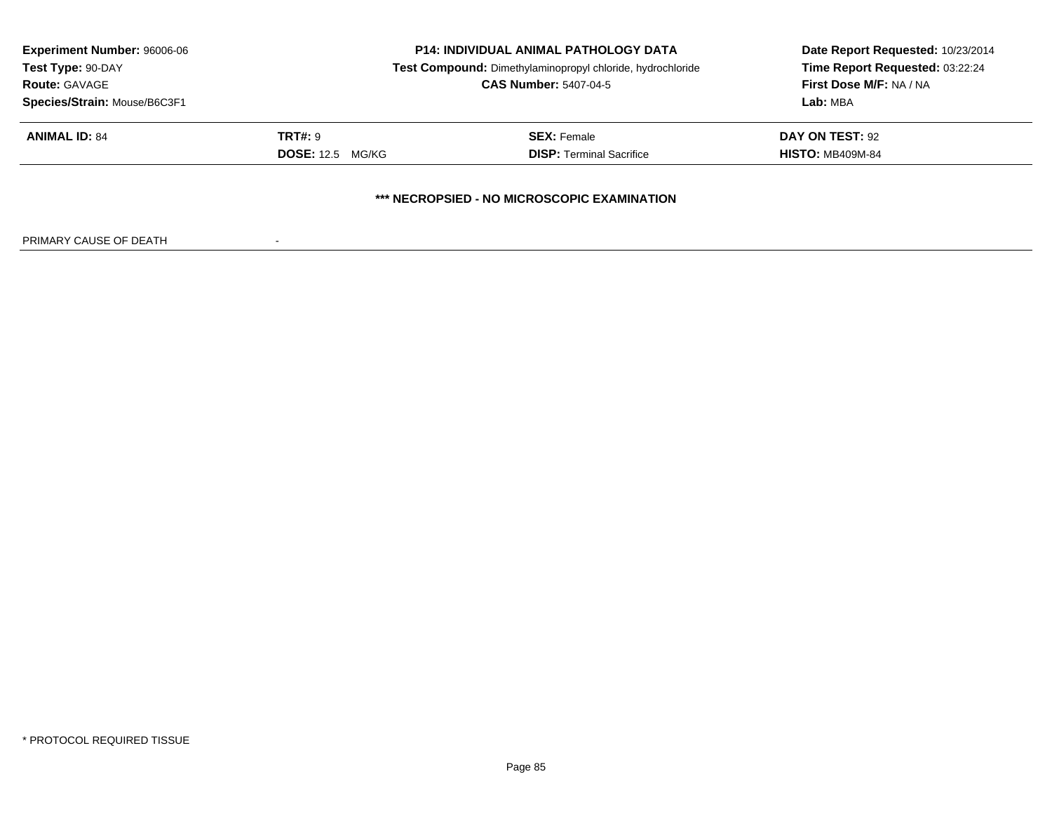**Experiment Number:** 96006-06
**Test Type:** 90-DAY
**Route:** GAVAGE
**Species/Strain:** Mouse/B6C3F1

**P14: INDIVIDUAL ANIMAL PATHOLOGY DATA**
**Test Compound:** Dimethylaminopropyl chloride, hydrochloride
**CAS Number:** 5407-04-5

**Date Report Requested:** 10/23/2014
**Time Report Requested:** 03:22:24
**First Dose M/F:** NA / NA
**Lab:** MBA

| **ANIMAL ID:** 84 | **TRT#:** 9 | **SEX:** Female | **DAY ON TEST:** 92 |
|---|---|---|---|
| | **DOSE:** 12.5 MG/KG | **DISP:** Terminal Sacrifice | **HISTO:** MB409M-84 |

**\*\*\* NECROPSIED - NO MICROSCOPIC EXAMINATION**

PRIMARY CAUSE OF DEATH -

* PROTOCOL REQUIRED TISSUE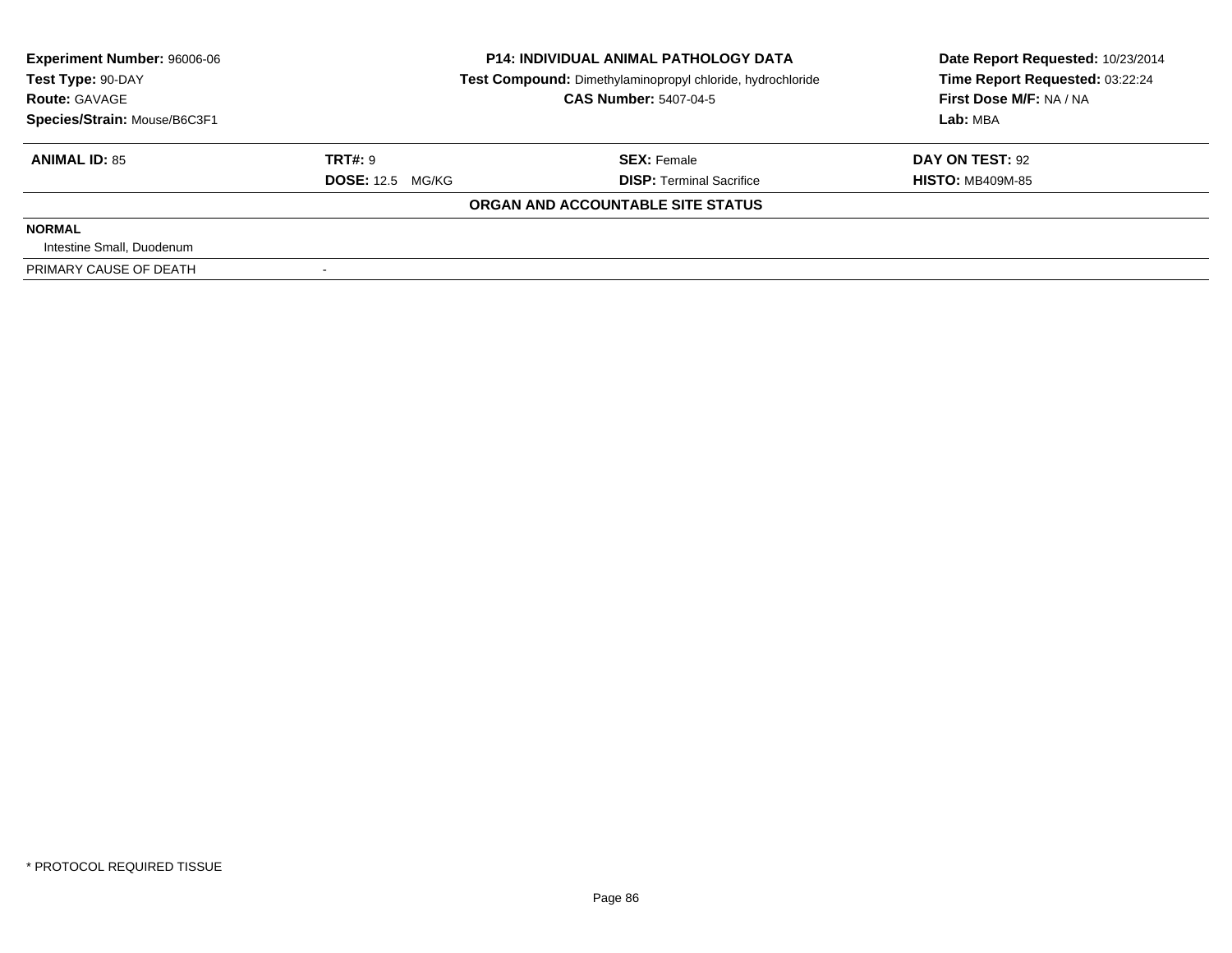| Experiment Number: 96006-06 | P14: INDIVIDUAL ANIMAL PATHOLOGY DATA | Date Report Requested: 10/23/2014 |
|---|---|---|
| Test Type: 90-DAY | Test Compound: Dimethylaminopropyl chloride, hydrochloride | Time Report Requested: 03:22:24 |
| Route: GAVAGE | CAS Number: 5407-04-5 | First Dose M/F: NA / NA |
| Species/Strain: Mouse/B6C3F1 | | Lab: MBA |

| ANIMAL ID: 85 | TRT#: 9 | SEX: Female | DAY ON TEST: 92 |
|---|---|---|---|
| | DOSE: 12.5 MG/KG | DISP: Terminal Sacrifice | HISTO: MB409M-85 |

**ORGAN AND ACCOUNTABLE SITE STATUS**

**NORMAL**

Intestine Small, Duodenum

| PRIMARY CAUSE OF DEATH | - |
|---|---|

* PROTOCOL REQUIRED TISSUE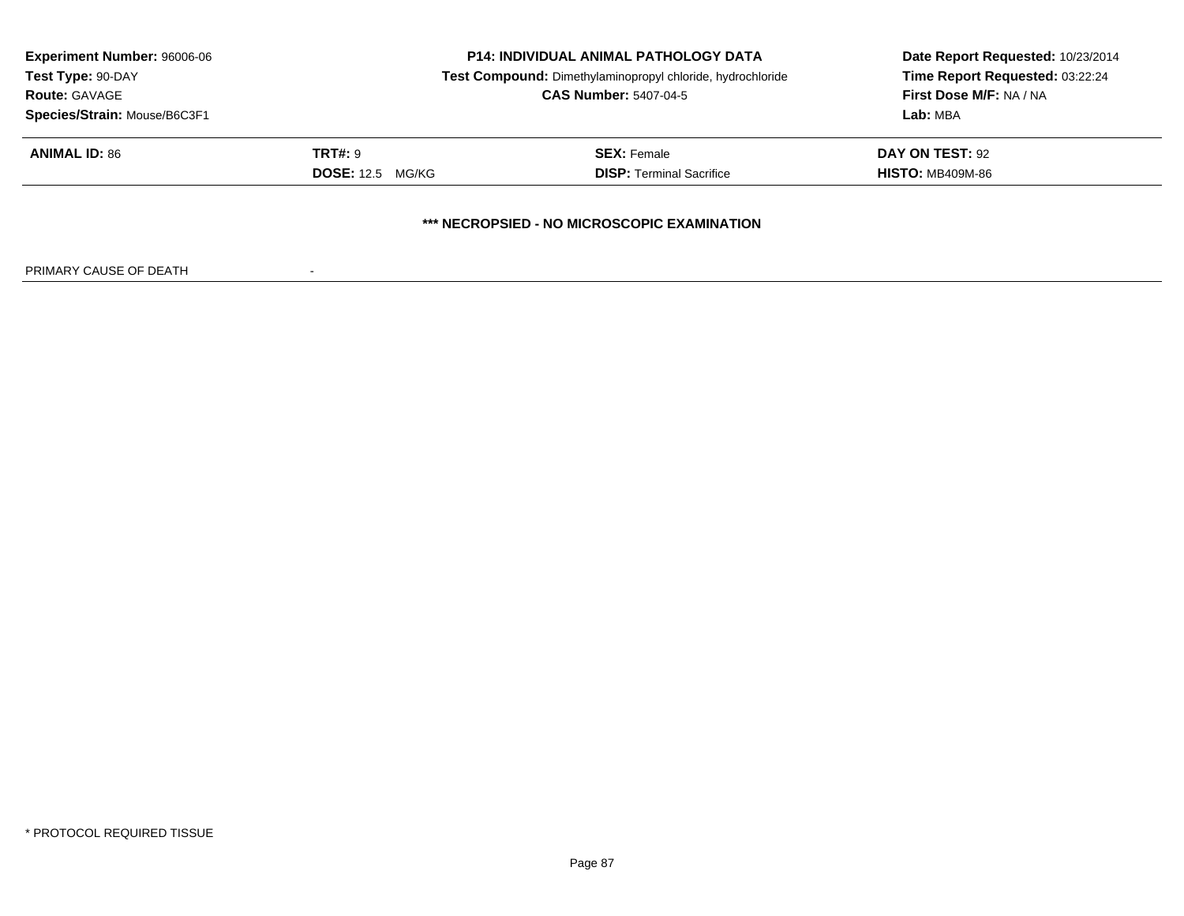**Experiment Number:** 96006-06
**Test Type:** 90-DAY
**Route:** GAVAGE
**Species/Strain:** Mouse/B6C3F1

**P14: INDIVIDUAL ANIMAL PATHOLOGY DATA**
**Test Compound:** Dimethylaminopropyl chloride, hydrochloride
**CAS Number:** 5407-04-5

**Date Report Requested:** 10/23/2014
**Time Report Requested:** 03:22:24
**First Dose M/F:** NA / NA
**Lab:** MBA

| **ANIMAL ID:** 86 | **TRT#:** 9 | **SEX:** Female | **DAY ON TEST:** 92 |
|---|---|---|---|
| | **DOSE:** 12.5 MG/KG | **DISP:** Terminal Sacrifice | **HISTO:** MB409M-86 |

**\*\*\* NECROPSIED - NO MICROSCOPIC EXAMINATION**

PRIMARY CAUSE OF DEATH -

\* PROTOCOL REQUIRED TISSUE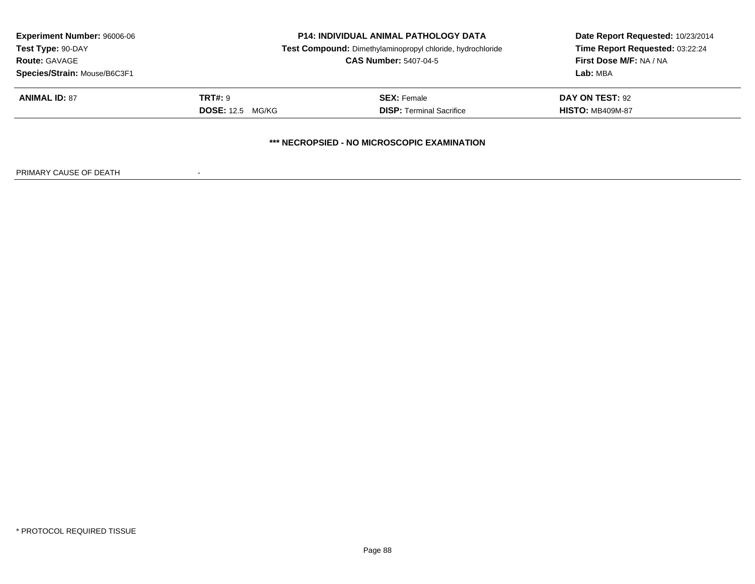**Experiment Number:** 96006-06
**Test Type:** 90-DAY
**Route:** GAVAGE
**Species/Strain:** Mouse/B6C3F1

**P14: INDIVIDUAL ANIMAL PATHOLOGY DATA**
**Test Compound:** Dimethylaminopropyl chloride, hydrochloride
**CAS Number:** 5407-04-5

**Date Report Requested:** 10/23/2014
**Time Report Requested:** 03:22:24
**First Dose M/F:** NA / NA
**Lab:** MBA

| | | | |
|---|---|---|---|
| **ANIMAL ID:** 87 | **TRT#:** 9 | **SEX:** Female | **DAY ON TEST:** 92 |
| | **DOSE:** 12.5 MG/KG | **DISP:** Terminal Sacrifice | **HISTO:** MB409M-87 |

**\*\*\* NECROPSIED - NO MICROSCOPIC EXAMINATION**

PRIMARY CAUSE OF DEATH -

* PROTOCOL REQUIRED TISSUE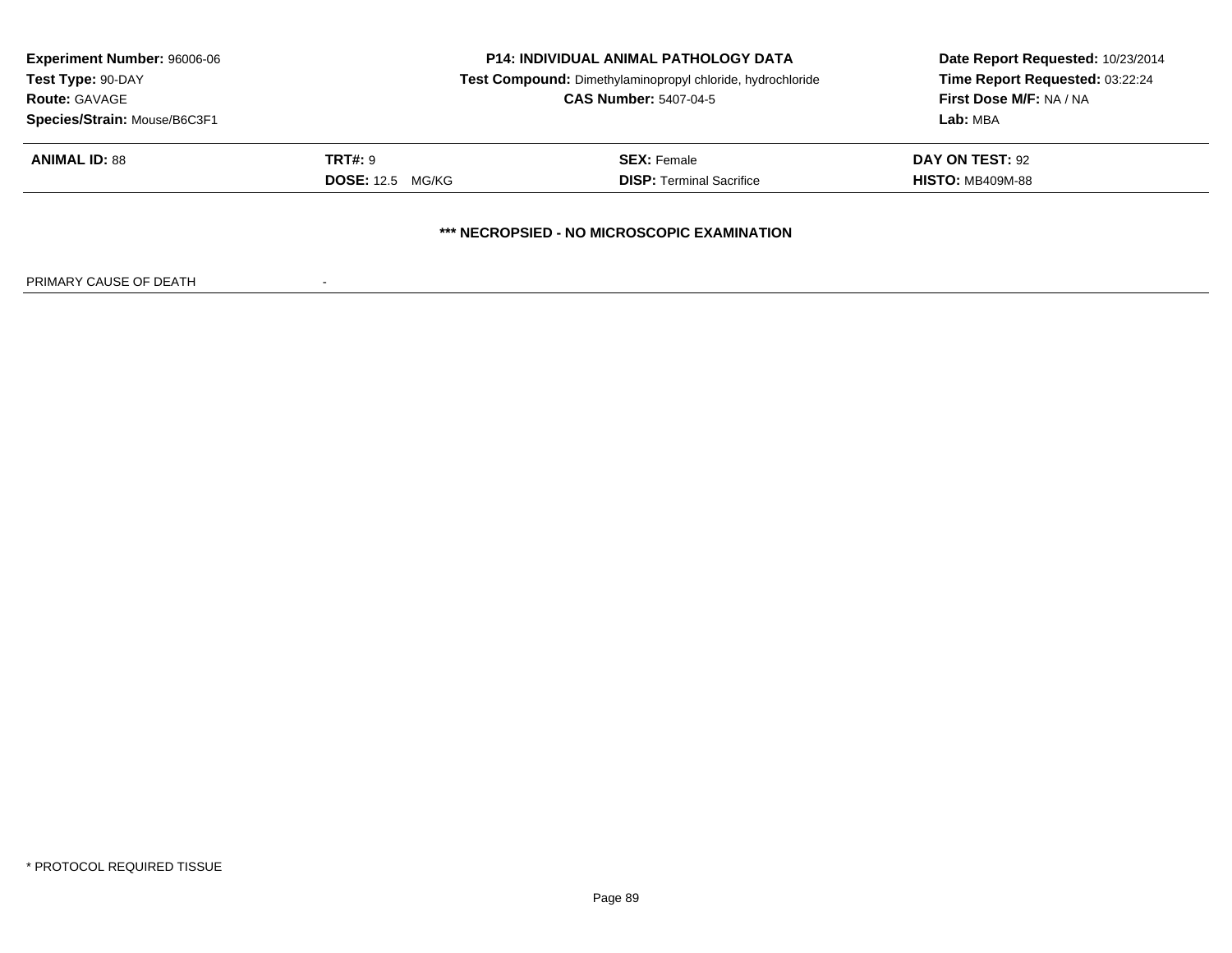**Experiment Number:** 96006-06
**Test Type:** 90-DAY
**Route:** GAVAGE
**Species/Strain:** Mouse/B6C3F1

**P14: INDIVIDUAL ANIMAL PATHOLOGY DATA**
**Test Compound:** Dimethylaminopropyl chloride, hydrochloride
**CAS Number:** 5407-04-5

**Date Report Requested:** 10/23/2014
**Time Report Requested:** 03:22:24
**First Dose M/F:** NA / NA
**Lab:** MBA

| **ANIMAL ID:** 88 | **TRT#:** 9 | **SEX:** Female | **DAY ON TEST:** 92 |
|---|---|---|---|
| | **DOSE:** 12.5 MG/KG | **DISP:** Terminal Sacrifice | **HISTO:** MB409M-88 |

**\*\*\* NECROPSIED - NO MICROSCOPIC EXAMINATION**

PRIMARY CAUSE OF DEATH -

\* PROTOCOL REQUIRED TISSUE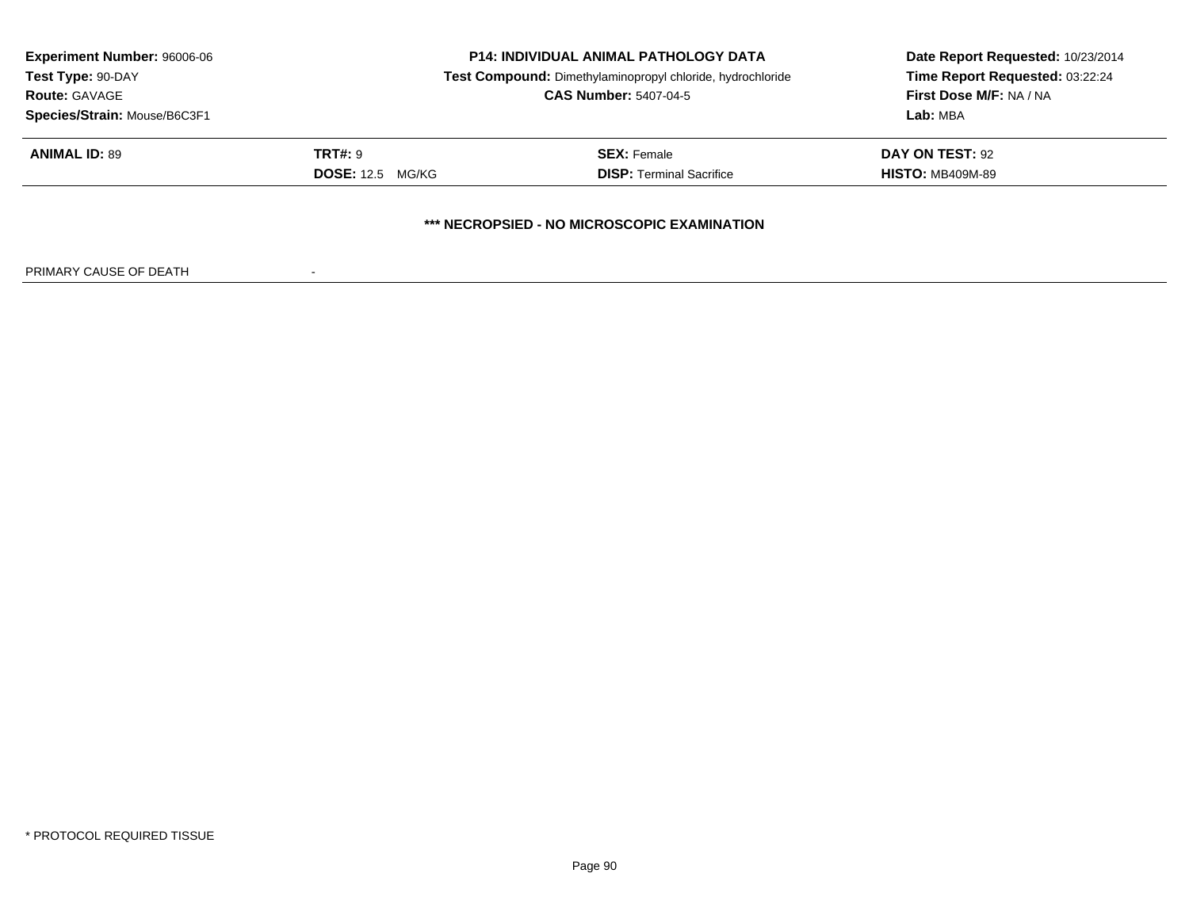**Experiment Number:** 96006-06
**Test Type:** 90-DAY
**Route:** GAVAGE
**Species/Strain:** Mouse/B6C3F1

**P14: INDIVIDUAL ANIMAL PATHOLOGY DATA**
**Test Compound:** Dimethylaminopropyl chloride, hydrochloride
**CAS Number:** 5407-04-5

**Date Report Requested:** 10/23/2014
**Time Report Requested:** 03:22:24
**First Dose M/F:** NA / NA
**Lab:** MBA

| **ANIMAL ID:** 89 | **TRT#:** 9 | **SEX:** Female | **DAY ON TEST:** 92 |
|---|---|---|---|
| | **DOSE:** 12.5 MG/KG | **DISP:** Terminal Sacrifice | **HISTO:** MB409M-89 |

**\*\*\* NECROPSIED - NO MICROSCOPIC EXAMINATION**

PRIMARY CAUSE OF DEATH -

* PROTOCOL REQUIRED TISSUE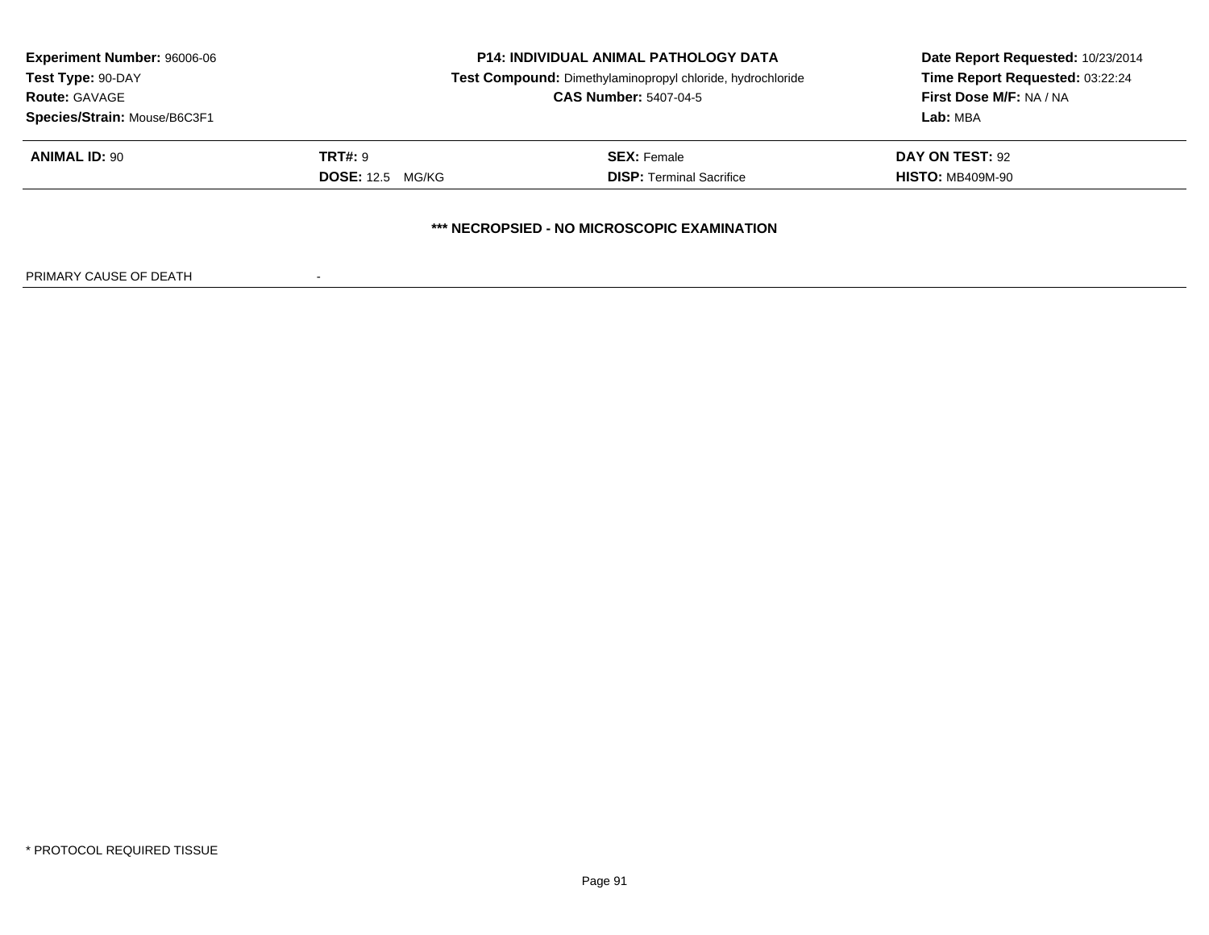**Experiment Number:** 96006-06
**Test Type:** 90-DAY
**Route:** GAVAGE
**Species/Strain:** Mouse/B6C3F1

**P14: INDIVIDUAL ANIMAL PATHOLOGY DATA**
**Test Compound:** Dimethylaminopropyl chloride, hydrochloride
**CAS Number:** 5407-04-5

**Date Report Requested:** 10/23/2014
**Time Report Requested:** 03:22:24
**First Dose M/F:** NA / NA
**Lab:** MBA

| **ANIMAL ID:** 90 | **TRT#:** 9 | **SEX:** Female | **DAY ON TEST:** 92 |
|---|---|---|---|
| | **DOSE:** 12.5 MG/KG | **DISP:** Terminal Sacrifice | **HISTO:** MB409M-90 |

**\*\*\* NECROPSIED - NO MICROSCOPIC EXAMINATION**

PRIMARY CAUSE OF DEATH -

\* PROTOCOL REQUIRED TISSUE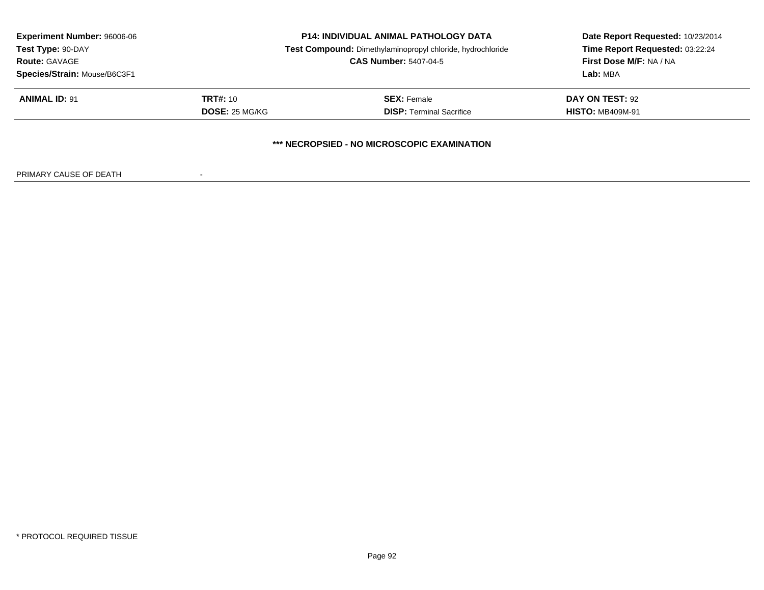| Experiment Number: 96006-06 | P14: INDIVIDUAL ANIMAL PATHOLOGY DATA | Date Report Requested: 10/23/2014 |
|---|---|---|
| Test Type: 90-DAY | Test Compound: Dimethylaminopropyl chloride, hydrochloride | Time Report Requested: 03:22:24 |
| Route: GAVAGE | CAS Number: 5407-04-5 | First Dose M/F: NA / NA |
| Species/Strain: Mouse/B6C3F1 | | Lab: MBA |

| ANIMAL ID: 91 | TRT#: 10 | SEX: Female | DAY ON TEST: 92 |
|---|---|---|---|
| | DOSE: 25 MG/KG | DISP: Terminal Sacrifice | HISTO: MB409M-91 |

**\*\*\* NECROPSIED - NO MICROSCOPIC EXAMINATION**

PRIMARY CAUSE OF DEATH -

\* PROTOCOL REQUIRED TISSUE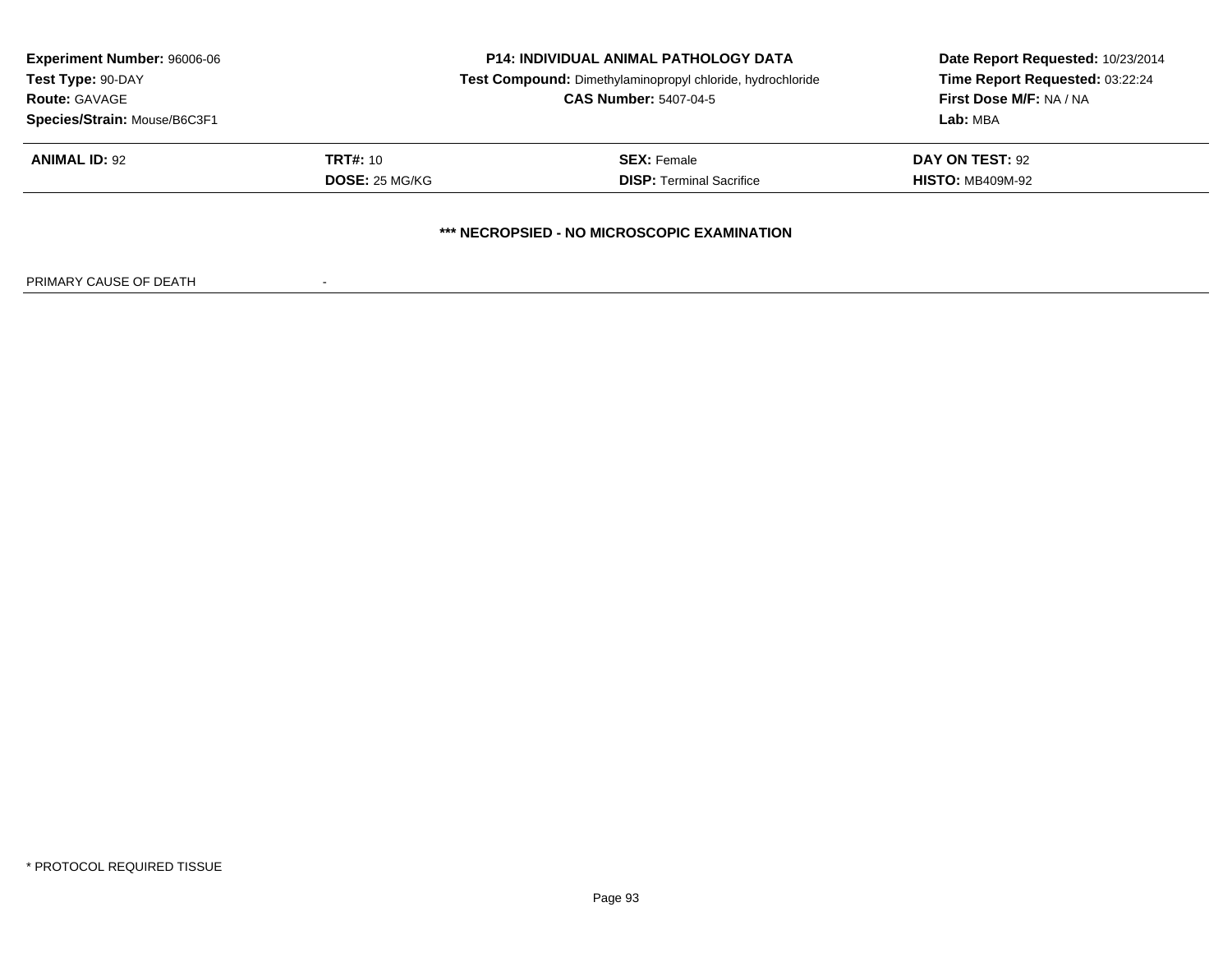**Experiment Number:** 96006-06
**Test Type:** 90-DAY
**Route:** GAVAGE
**Species/Strain:** Mouse/B6C3F1

**P14: INDIVIDUAL ANIMAL PATHOLOGY DATA**
**Test Compound:** Dimethylaminopropyl chloride, hydrochloride
**CAS Number:** 5407-04-5

**Date Report Requested:** 10/23/2014
**Time Report Requested:** 03:22:24
**First Dose M/F:** NA / NA
**Lab:** MBA

| **ANIMAL ID:** 92 | **TRT#:** 10 | **SEX:** Female | **DAY ON TEST:** 92 |
|---|---|---|---|
| | **DOSE:** 25 MG/KG | **DISP:** Terminal Sacrifice | **HISTO:** MB409M-92 |

**\*\*\* NECROPSIED - NO MICROSCOPIC EXAMINATION**

PRIMARY CAUSE OF DEATH -

\* PROTOCOL REQUIRED TISSUE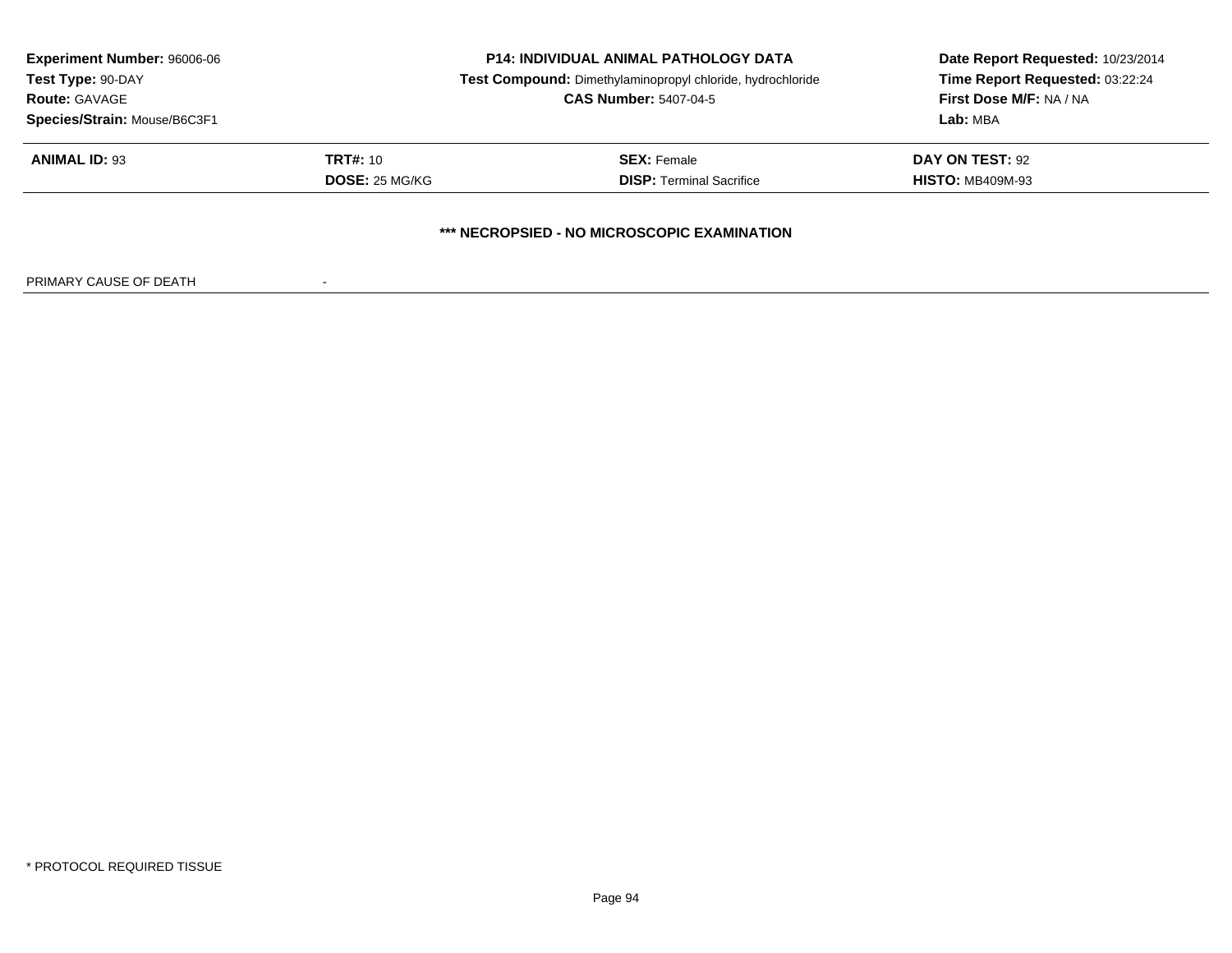**Experiment Number:** 96006-06
**Test Type:** 90-DAY
**Route:** GAVAGE
**Species/Strain:** Mouse/B6C3F1

**P14: INDIVIDUAL ANIMAL PATHOLOGY DATA**
**Test Compound:** Dimethylaminopropyl chloride, hydrochloride
**CAS Number:** 5407-04-5

**Date Report Requested:** 10/23/2014
**Time Report Requested:** 03:22:24
**First Dose M/F:** NA / NA
**Lab:** MBA

| | | | |
|---|---|---|---|
| **ANIMAL ID:** 93 | **TRT#:** 10 | **SEX:** Female | **DAY ON TEST:** 92 |
| | **DOSE:** 25 MG/KG | **DISP:** Terminal Sacrifice | **HISTO:** MB409M-93 |

**\*\*\* NECROPSIED - NO MICROSCOPIC EXAMINATION**

PRIMARY CAUSE OF DEATH -

\* PROTOCOL REQUIRED TISSUE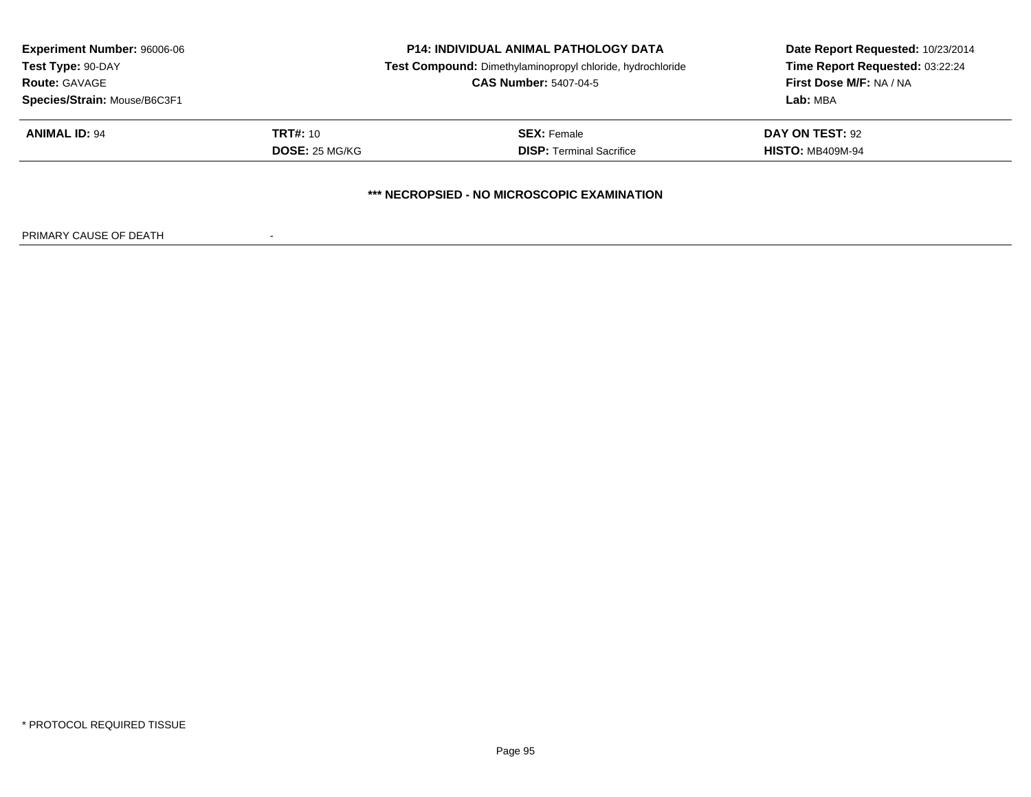**Experiment Number:** 96006-06
**Test Type:** 90-DAY
**Route:** GAVAGE
**Species/Strain:** Mouse/B6C3F1

**P14: INDIVIDUAL ANIMAL PATHOLOGY DATA**
**Test Compound:** Dimethylaminopropyl chloride, hydrochloride
**CAS Number:** 5407-04-5

**Date Report Requested:** 10/23/2014
**Time Report Requested:** 03:22:24
**First Dose M/F:** NA / NA
**Lab:** MBA

| **ANIMAL ID:** 94 | **TRT#:** 10 | **SEX:** Female | **DAY ON TEST:** 92 |
|---|---|---|---|
| | **DOSE:** 25 MG/KG | **DISP:** Terminal Sacrifice | **HISTO:** MB409M-94 |

**\*\*\* NECROPSIED - NO MICROSCOPIC EXAMINATION**

PRIMARY CAUSE OF DEATH -

\* PROTOCOL REQUIRED TISSUE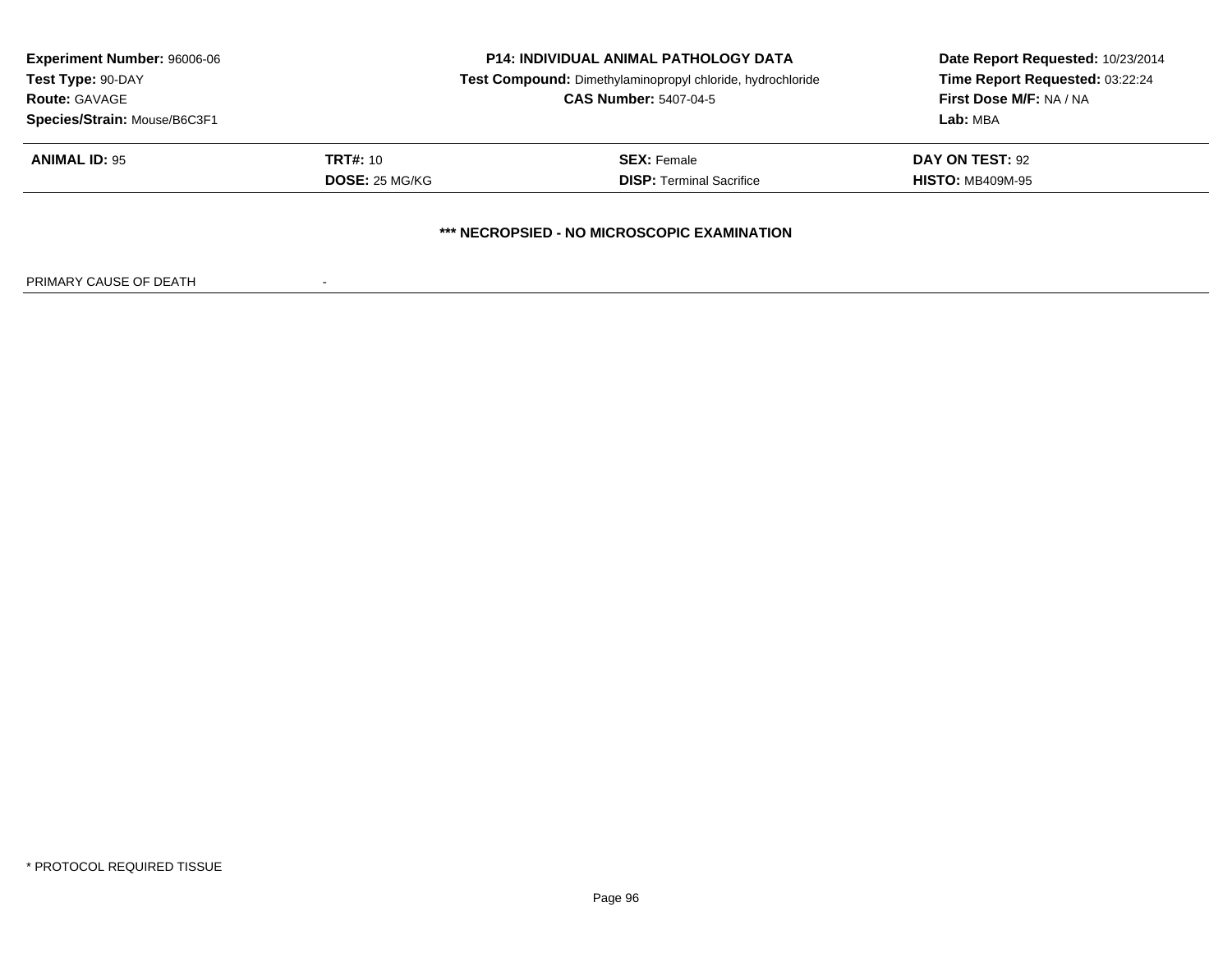| Experiment Number: 96006-06 | P14: INDIVIDUAL ANIMAL PATHOLOGY DATA | Date Report Requested: 10/23/2014 |
|---|---|---|
| Test Type: 90-DAY | Test Compound: Dimethylaminopropyl chloride, hydrochloride | Time Report Requested: 03:22:24 |
| Route: GAVAGE | CAS Number: 5407-04-5 | First Dose M/F: NA / NA |
| Species/Strain: Mouse/B6C3F1 | | Lab: MBA |

| ANIMAL ID: 95 | TRT#: 10 | SEX: Female | DAY ON TEST: 92 |
|---|---|---|---|
| | DOSE: 25 MG/KG | DISP: Terminal Sacrifice | HISTO: MB409M-95 |

**\*\*\* NECROPSIED - NO MICROSCOPIC EXAMINATION**

PRIMARY CAUSE OF DEATH -

* PROTOCOL REQUIRED TISSUE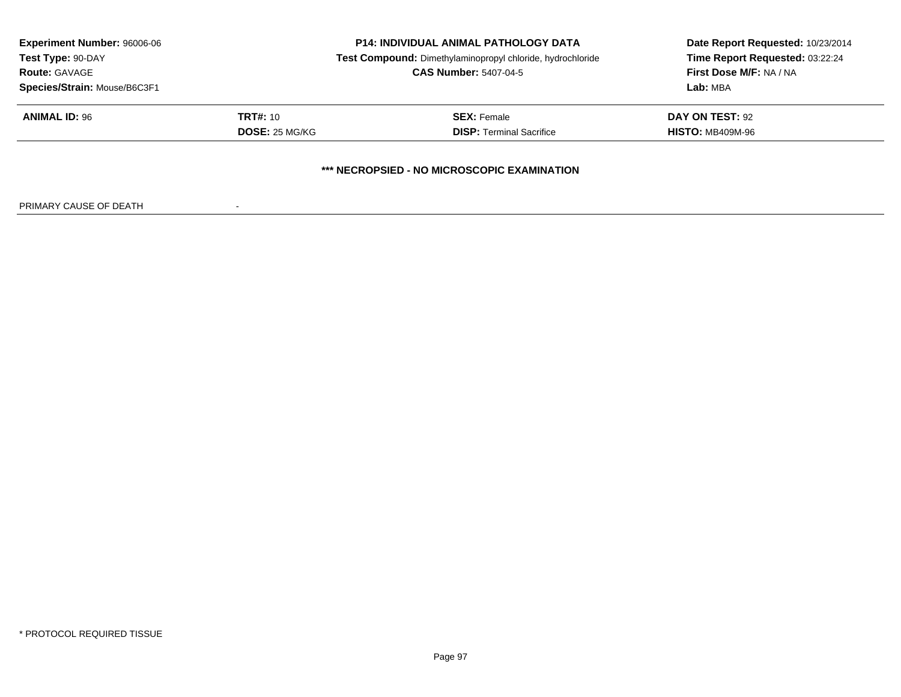**Experiment Number:** 96006-06
**Test Type:** 90-DAY
**Route:** GAVAGE
**Species/Strain:** Mouse/B6C3F1

**P14: INDIVIDUAL ANIMAL PATHOLOGY DATA**
**Test Compound:** Dimethylaminopropyl chloride, hydrochloride
**CAS Number:** 5407-04-5

**Date Report Requested:** 10/23/2014
**Time Report Requested:** 03:22:24
**First Dose M/F:** NA / NA
**Lab:** MBA

| **ANIMAL ID:** 96 | **TRT#:** 10 | **SEX:** Female | **DAY ON TEST:** 92 |
|---|---|---|---|
| | **DOSE:** 25 MG/KG | **DISP:** Terminal Sacrifice | **HISTO:** MB409M-96 |

**\*\*\* NECROPSIED - NO MICROSCOPIC EXAMINATION**

PRIMARY CAUSE OF DEATH -

\* PROTOCOL REQUIRED TISSUE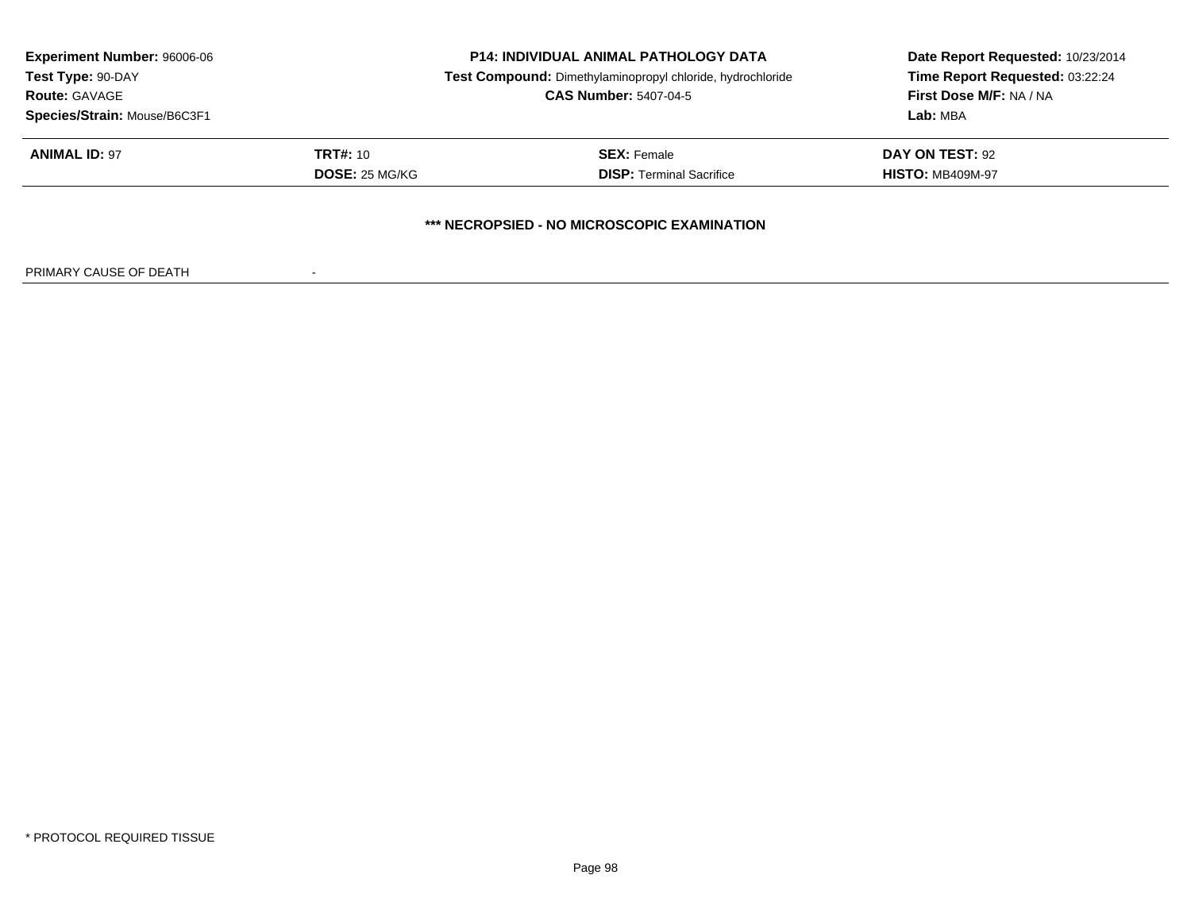**Experiment Number:** 96006-06
**Test Type:** 90-DAY
**Route:** GAVAGE
**Species/Strain:** Mouse/B6C3F1

**P14: INDIVIDUAL ANIMAL PATHOLOGY DATA**
**Test Compound:** Dimethylaminopropyl chloride, hydrochloride
**CAS Number:** 5407-04-5

**Date Report Requested:** 10/23/2014
**Time Report Requested:** 03:22:24
**First Dose M/F:** NA / NA
**Lab:** MBA

| **ANIMAL ID:** 97 | **TRT#:** 10 | **SEX:** Female | **DAY ON TEST:** 92 |
|---|---|---|---|
| | **DOSE:** 25 MG/KG | **DISP:** Terminal Sacrifice | **HISTO:** MB409M-97 |

**\*\*\* NECROPSIED - NO MICROSCOPIC EXAMINATION**

PRIMARY CAUSE OF DEATH -

\* PROTOCOL REQUIRED TISSUE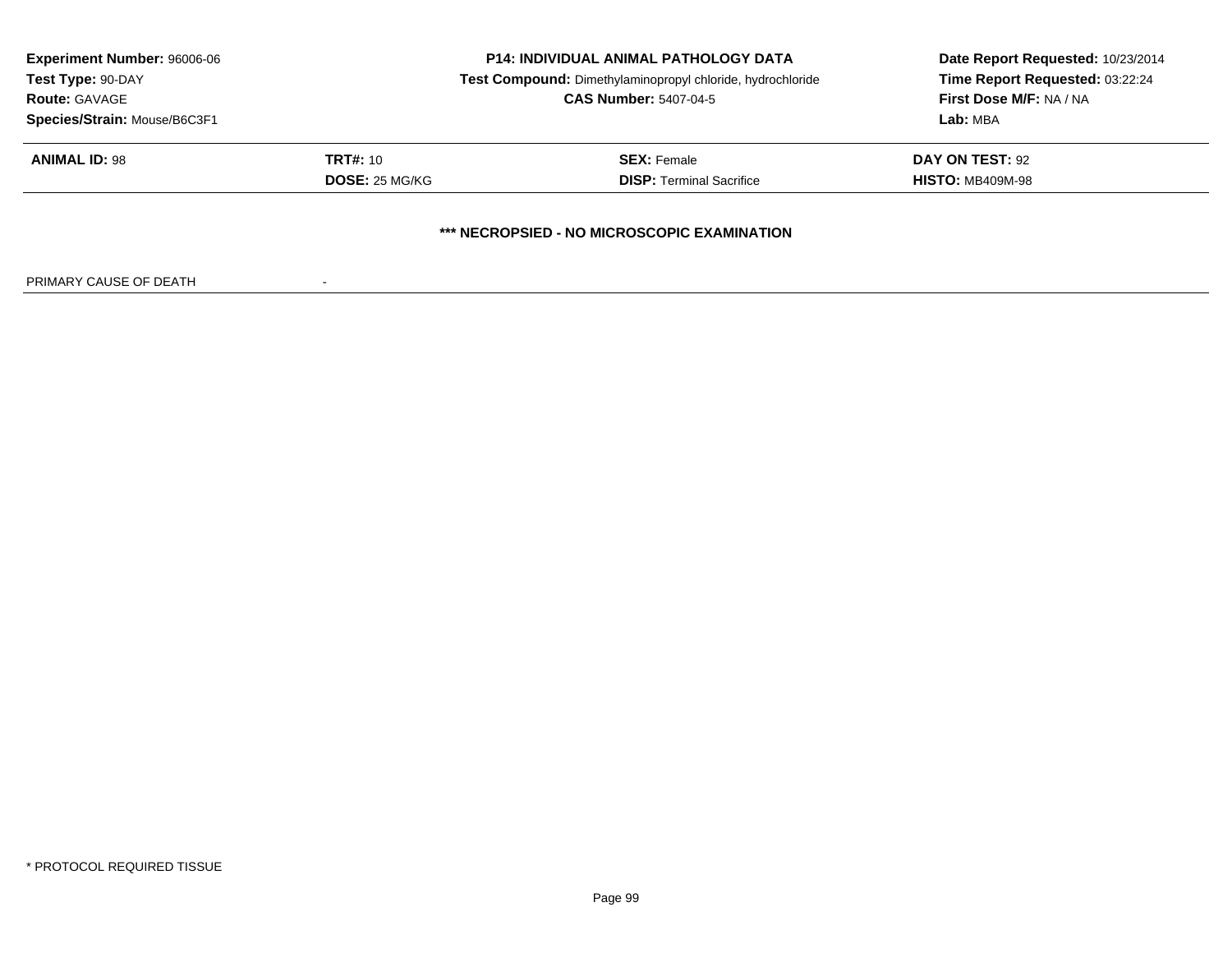| **Experiment Number:** 96006-06 | **P14: INDIVIDUAL ANIMAL PATHOLOGY DATA** | **Date Report Requested:** 10/23/2014 |
|---|---|---|
| **Test Type:** 90-DAY | **Test Compound:** Dimethylaminopropyl chloride, hydrochloride | **Time Report Requested:** 03:22:24 |
| **Route:** GAVAGE | **CAS Number:** 5407-04-5 | **First Dose M/F:** NA / NA |
| **Species/Strain:** Mouse/B6C3F1 | | **Lab:** MBA |

| **ANIMAL ID:** 98 | **TRT#:** 10 | **SEX:** Female | **DAY ON TEST:** 92 |
|---|---|---|---|
| | **DOSE:** 25 MG/KG | **DISP:** Terminal Sacrifice | **HISTO:** MB409M-98 |

**\*\*\* NECROPSIED - NO MICROSCOPIC EXAMINATION**

PRIMARY CAUSE OF DEATH -

\* PROTOCOL REQUIRED TISSUE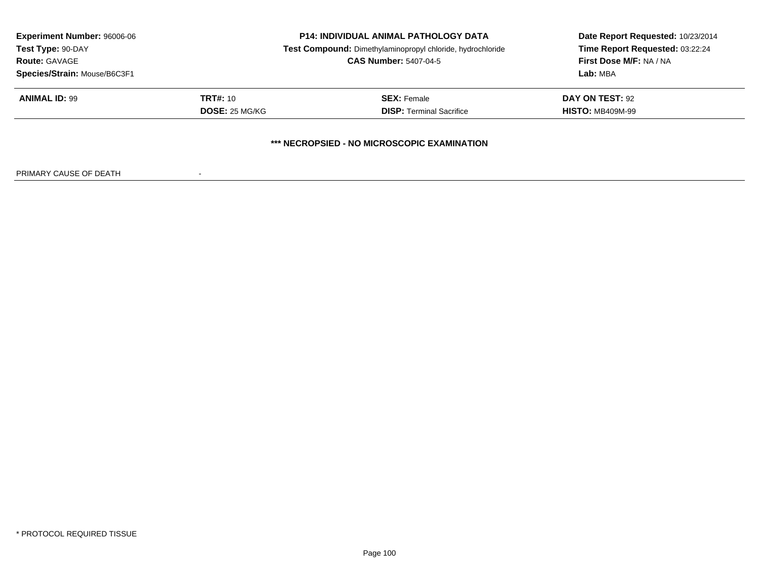**Experiment Number:** 96006-06
**Test Type:** 90-DAY
**Route:** GAVAGE
**Species/Strain:** Mouse/B6C3F1

**P14: INDIVIDUAL ANIMAL PATHOLOGY DATA**
**Test Compound:** Dimethylaminopropyl chloride, hydrochloride
**CAS Number:** 5407-04-5

**Date Report Requested:** 10/23/2014
**Time Report Requested:** 03:22:24
**First Dose M/F:** NA / NA
**Lab:** MBA

| **ANIMAL ID:** 99 | **TRT#:** 10 | **SEX:** Female | **DAY ON TEST:** 92 |
|---|---|---|---|
| | **DOSE:** 25 MG/KG | **DISP:** Terminal Sacrifice | **HISTO:** MB409M-99 |

**\*\*\* NECROPSIED - NO MICROSCOPIC EXAMINATION**

PRIMARY CAUSE OF DEATH -

\* PROTOCOL REQUIRED TISSUE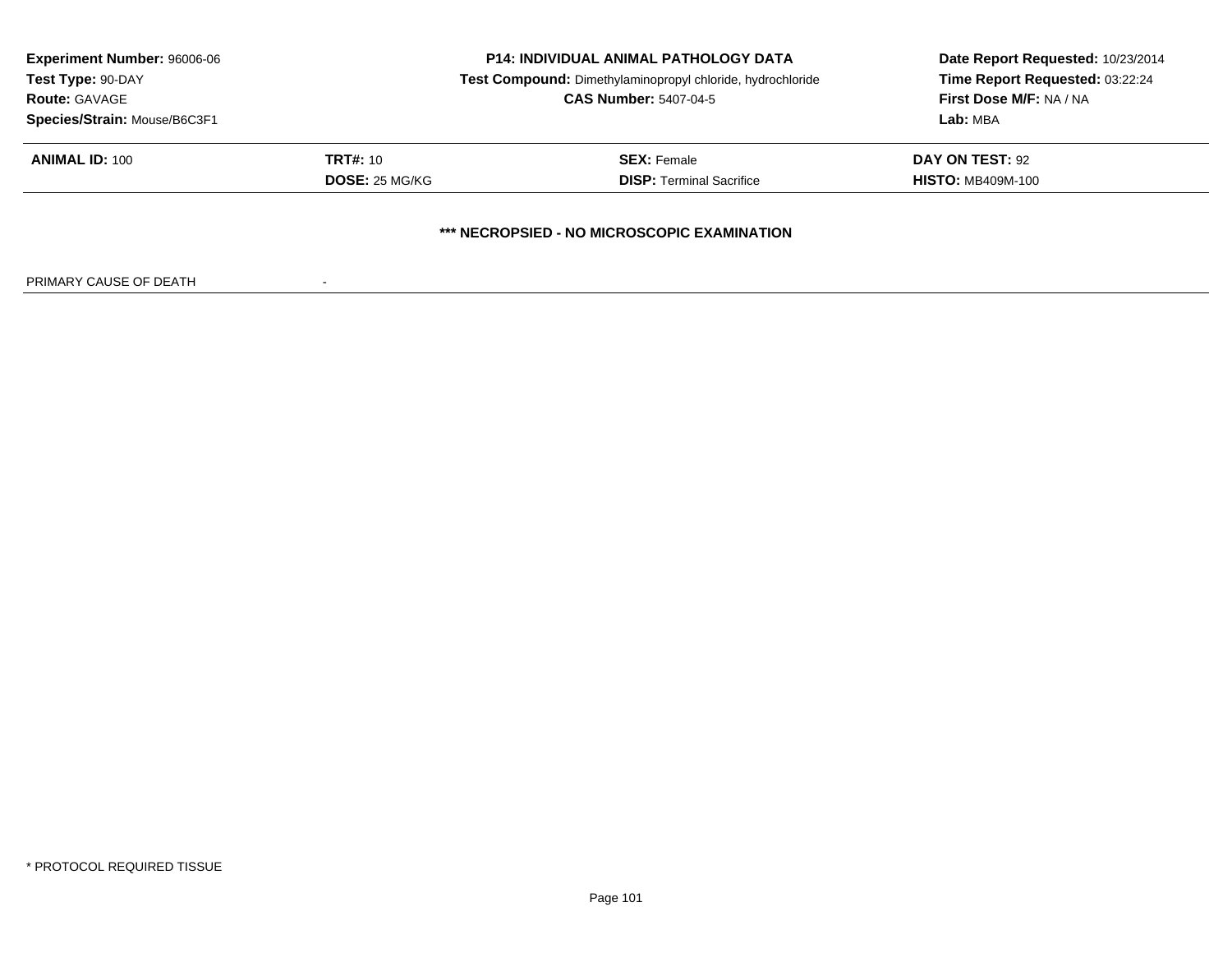**Experiment Number:** 96006-06
**Test Type:** 90-DAY
**Route:** GAVAGE
**Species/Strain:** Mouse/B6C3F1

**P14: INDIVIDUAL ANIMAL PATHOLOGY DATA**
**Test Compound:** Dimethylaminopropyl chloride, hydrochloride
**CAS Number:** 5407-04-5

**Date Report Requested:** 10/23/2014
**Time Report Requested:** 03:22:24
**First Dose M/F:** NA / NA
**Lab:** MBA

| **ANIMAL ID:** 100 | **TRT#:** 10 | **SEX:** Female | **DAY ON TEST:** 92 |
|---|---|---|---|
| | **DOSE:** 25 MG/KG | **DISP:** Terminal Sacrifice | **HISTO:** MB409M-100 |

**\*\*\* NECROPSIED - NO MICROSCOPIC EXAMINATION**

PRIMARY CAUSE OF DEATH -

* PROTOCOL REQUIRED TISSUE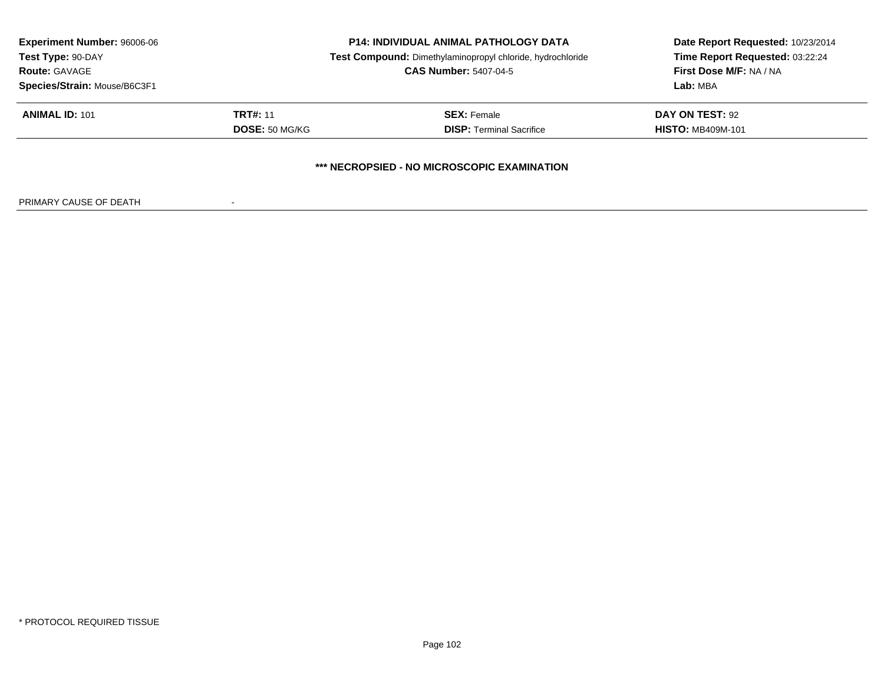**Experiment Number:** 96006-06
**Test Type:** 90-DAY
**Route:** GAVAGE
**Species/Strain:** Mouse/B6C3F1

**P14: INDIVIDUAL ANIMAL PATHOLOGY DATA**
**Test Compound:** Dimethylaminopropyl chloride, hydrochloride
**CAS Number:** 5407-04-5

**Date Report Requested:** 10/23/2014
**Time Report Requested:** 03:22:24
**First Dose M/F:** NA / NA
**Lab:** MBA

| **ANIMAL ID:** 101 | **TRT#:** 11 | **SEX:** Female | **DAY ON TEST:** 92 |
|---|---|---|---|
| | **DOSE:** 50 MG/KG | **DISP:** Terminal Sacrifice | **HISTO:** MB409M-101 |

**\*\*\* NECROPSIED - NO MICROSCOPIC EXAMINATION**

PRIMARY CAUSE OF DEATH -

\* PROTOCOL REQUIRED TISSUE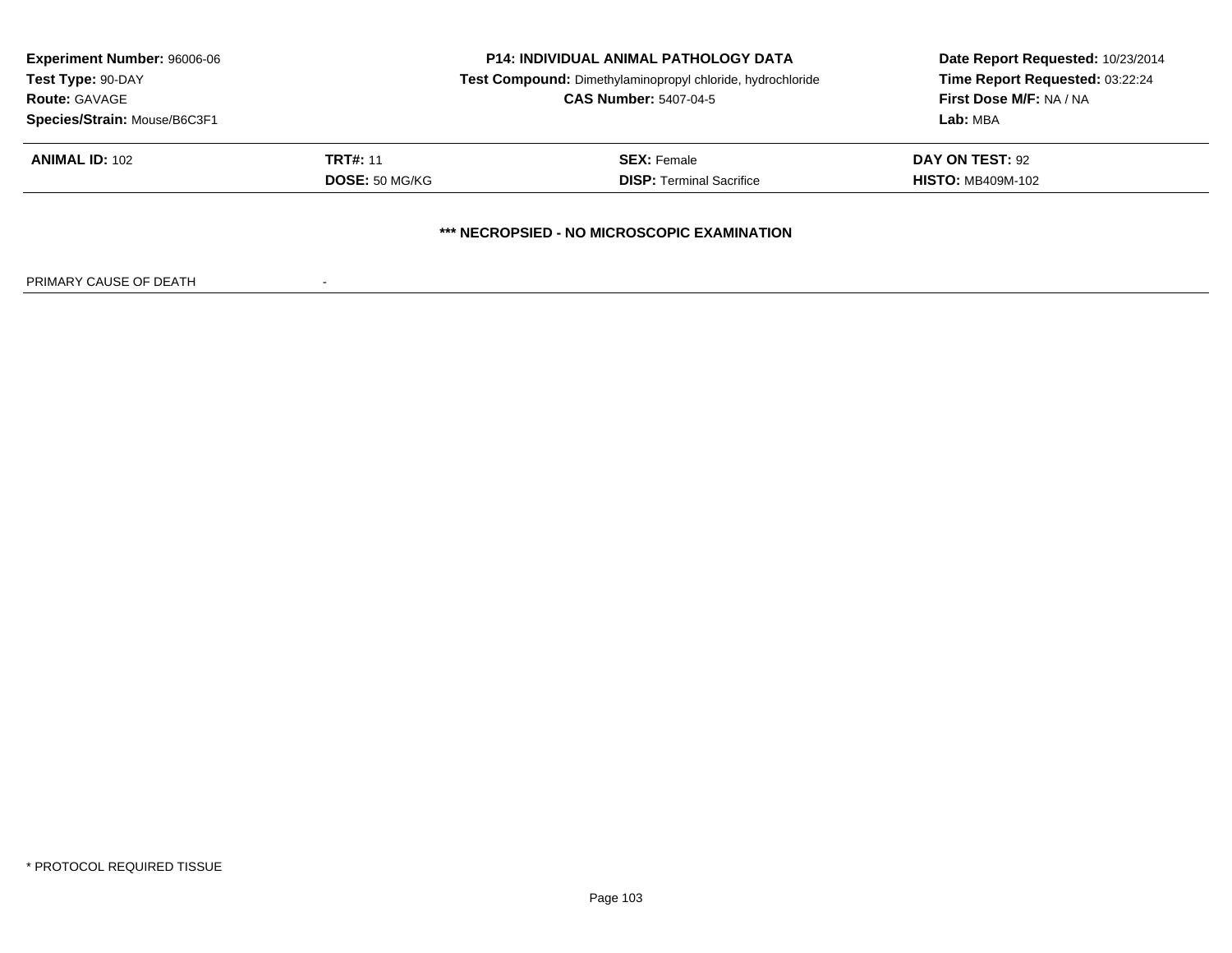**Experiment Number:** 96006-06
**Test Type:** 90-DAY
**Route:** GAVAGE
**Species/Strain:** Mouse/B6C3F1

**P14: INDIVIDUAL ANIMAL PATHOLOGY DATA**
**Test Compound:** Dimethylaminopropyl chloride, hydrochloride
**CAS Number:** 5407-04-5

**Date Report Requested:** 10/23/2014
**Time Report Requested:** 03:22:24
**First Dose M/F:** NA / NA
**Lab:** MBA

| **ANIMAL ID:** 102 | **TRT#:** 11 | **SEX:** Female | **DAY ON TEST:** 92 |
|---|---|---|---|
| | **DOSE:** 50 MG/KG | **DISP:** Terminal Sacrifice | **HISTO:** MB409M-102 |

**\*\*\* NECROPSIED - NO MICROSCOPIC EXAMINATION**

PRIMARY CAUSE OF DEATH -

\* PROTOCOL REQUIRED TISSUE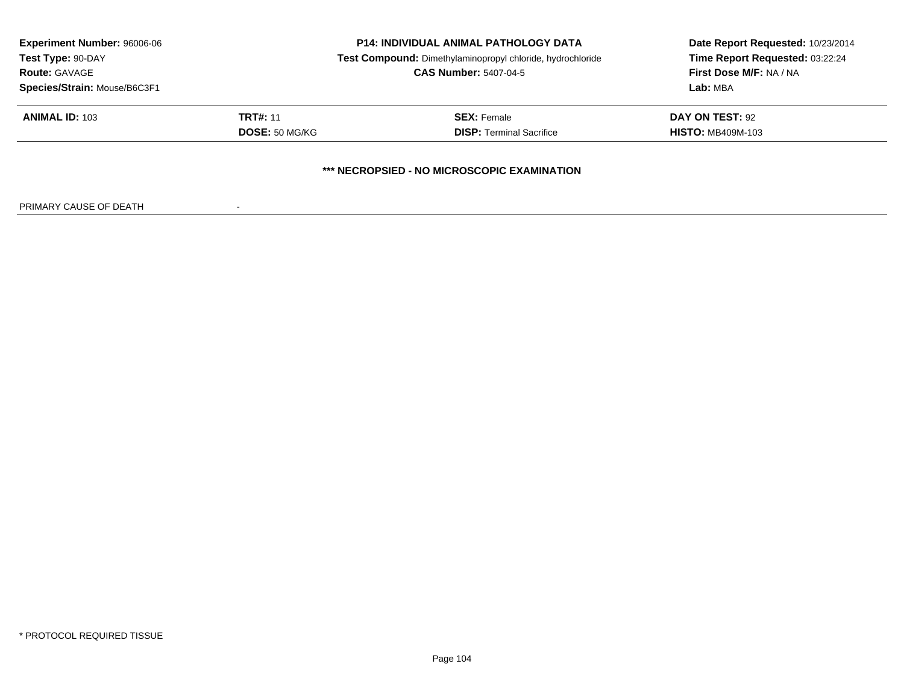**Experiment Number:** 96006-06
**Test Type:** 90-DAY
**Route:** GAVAGE
**Species/Strain:** Mouse/B6C3F1

**P14: INDIVIDUAL ANIMAL PATHOLOGY DATA**
**Test Compound:** Dimethylaminopropyl chloride, hydrochloride
**CAS Number:** 5407-04-5

**Date Report Requested:** 10/23/2014
**Time Report Requested:** 03:22:24
**First Dose M/F:** NA / NA
**Lab:** MBA

| **ANIMAL ID:** 103 | **TRT#:** 11 | **SEX:** Female | **DAY ON TEST:** 92 |
|---|---|---|---|
| | **DOSE:** 50 MG/KG | **DISP:** Terminal Sacrifice | **HISTO:** MB409M-103 |

**\*\*\* NECROPSIED - NO MICROSCOPIC EXAMINATION**

PRIMARY CAUSE OF DEATH -

\* PROTOCOL REQUIRED TISSUE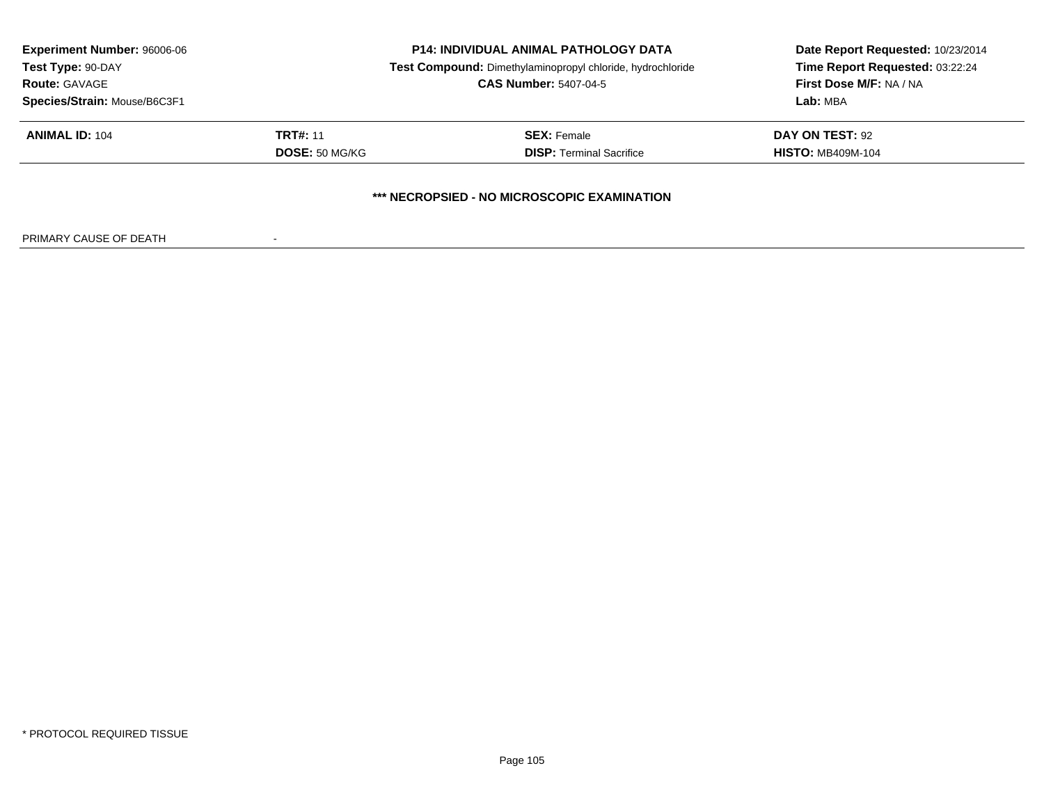**Experiment Number:** 96006-06
**Test Type:** 90-DAY
**Route:** GAVAGE
**Species/Strain:** Mouse/B6C3F1

**P14: INDIVIDUAL ANIMAL PATHOLOGY DATA**
**Test Compound:** Dimethylaminopropyl chloride, hydrochloride
**CAS Number:** 5407-04-5

**Date Report Requested:** 10/23/2014
**Time Report Requested:** 03:22:24
**First Dose M/F:** NA / NA
**Lab:** MBA

| | | | |
|---|---|---|---|
| **ANIMAL ID:** 104 | **TRT#:** 11 | **SEX:** Female | **DAY ON TEST:** 92 |
| | **DOSE:** 50 MG/KG | **DISP:** Terminal Sacrifice | **HISTO:** MB409M-104 |

**\*\*\* NECROPSIED - NO MICROSCOPIC EXAMINATION**

PRIMARY CAUSE OF DEATH -

\* PROTOCOL REQUIRED TISSUE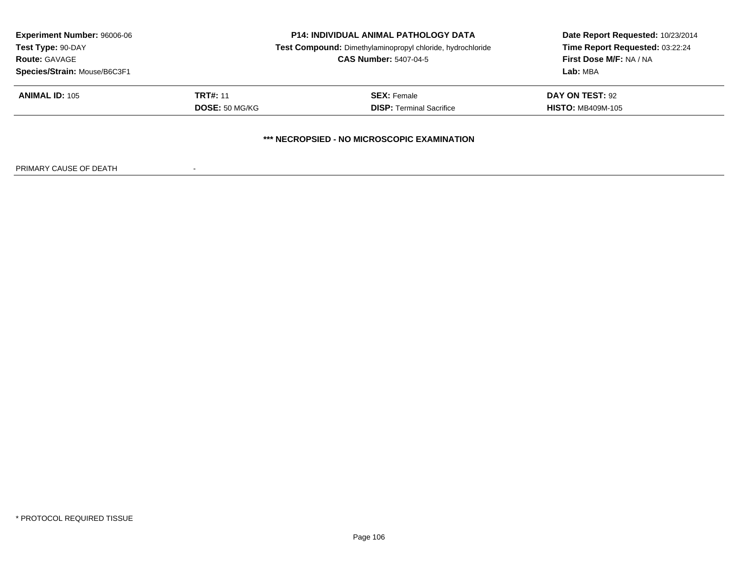**Experiment Number:** 96006-06
**Test Type:** 90-DAY
**Route:** GAVAGE
**Species/Strain:** Mouse/B6C3F1

**P14: INDIVIDUAL ANIMAL PATHOLOGY DATA**
**Test Compound:** Dimethylaminopropyl chloride, hydrochloride
**CAS Number:** 5407-04-5

**Date Report Requested:** 10/23/2014
**Time Report Requested:** 03:22:24
**First Dose M/F:** NA / NA
**Lab:** MBA

| **ANIMAL ID:** 105 | **TRT#:** 11 | **SEX:** Female | **DAY ON TEST:** 92 |
|---|---|---|---|
| | **DOSE:** 50 MG/KG | **DISP:** Terminal Sacrifice | **HISTO:** MB409M-105 |

**\*\*\* NECROPSIED - NO MICROSCOPIC EXAMINATION**

PRIMARY CAUSE OF DEATH -

\* PROTOCOL REQUIRED TISSUE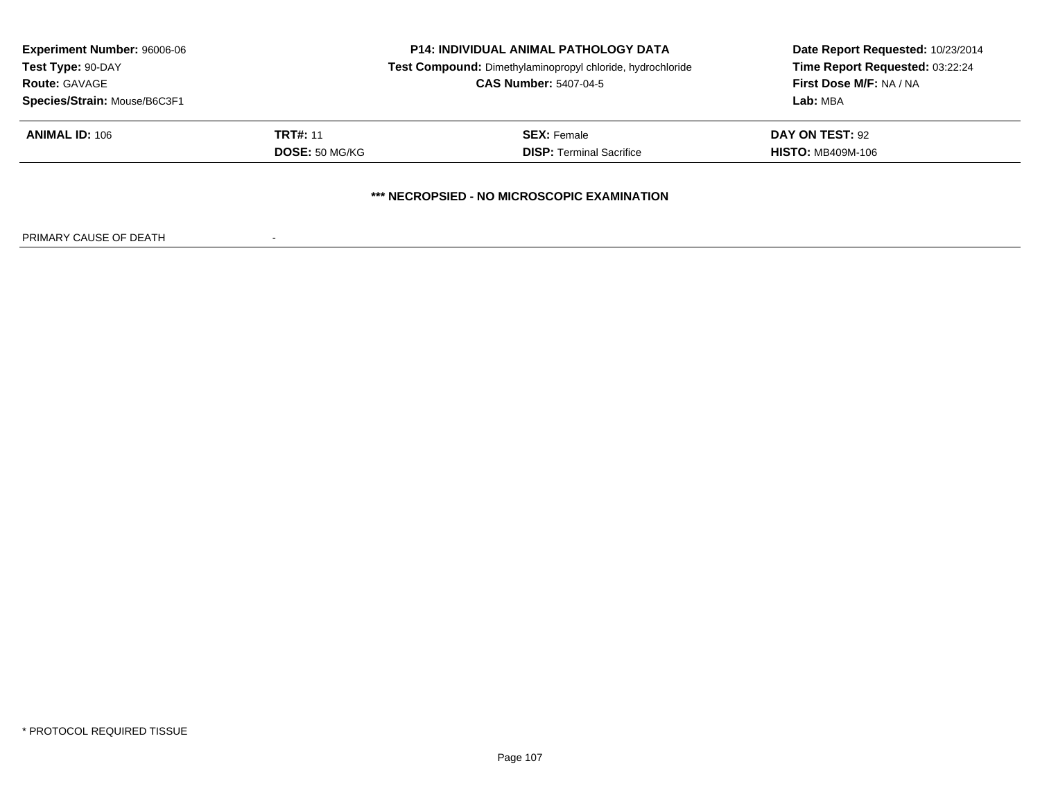**Experiment Number:** 96006-06
**Test Type:** 90-DAY
**Route:** GAVAGE
**Species/Strain:** Mouse/B6C3F1

**P14: INDIVIDUAL ANIMAL PATHOLOGY DATA**
**Test Compound:** Dimethylaminopropyl chloride, hydrochloride
**CAS Number:** 5407-04-5

**Date Report Requested:** 10/23/2014
**Time Report Requested:** 03:22:24
**First Dose M/F:** NA / NA
**Lab:** MBA

| **ANIMAL ID:** 106 | **TRT#:** 11 | **SEX:** Female | **DAY ON TEST:** 92 |
|---|---|---|---|
| | **DOSE:** 50 MG/KG | **DISP:** Terminal Sacrifice | **HISTO:** MB409M-106 |

**\*\*\* NECROPSIED - NO MICROSCOPIC EXAMINATION**

PRIMARY CAUSE OF DEATH -

\* PROTOCOL REQUIRED TISSUE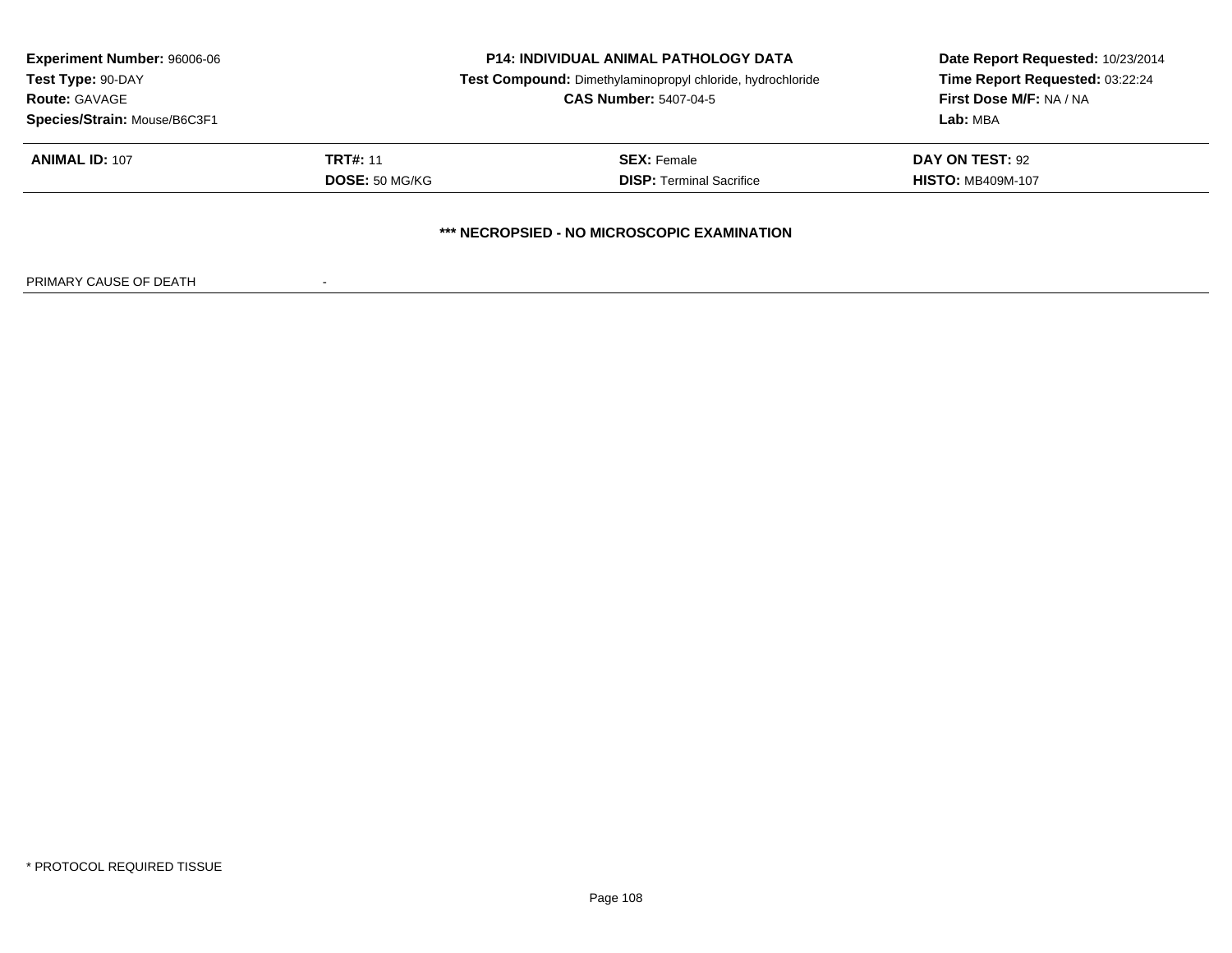**Experiment Number:** 96006-06
**Test Type:** 90-DAY
**Route:** GAVAGE
**Species/Strain:** Mouse/B6C3F1

**P14: INDIVIDUAL ANIMAL PATHOLOGY DATA**
**Test Compound:** Dimethylaminopropyl chloride, hydrochloride
**CAS Number:** 5407-04-5

**Date Report Requested:** 10/23/2014
**Time Report Requested:** 03:22:24
**First Dose M/F:** NA / NA
**Lab:** MBA

| **ANIMAL ID:** 107 | **TRT#:** 11 | **SEX:** Female | **DAY ON TEST:** 92 |
|---|---|---|---|
| | **DOSE:** 50 MG/KG | **DISP:** Terminal Sacrifice | **HISTO:** MB409M-107 |

**\*\*\* NECROPSIED - NO MICROSCOPIC EXAMINATION**

PRIMARY CAUSE OF DEATH -

* PROTOCOL REQUIRED TISSUE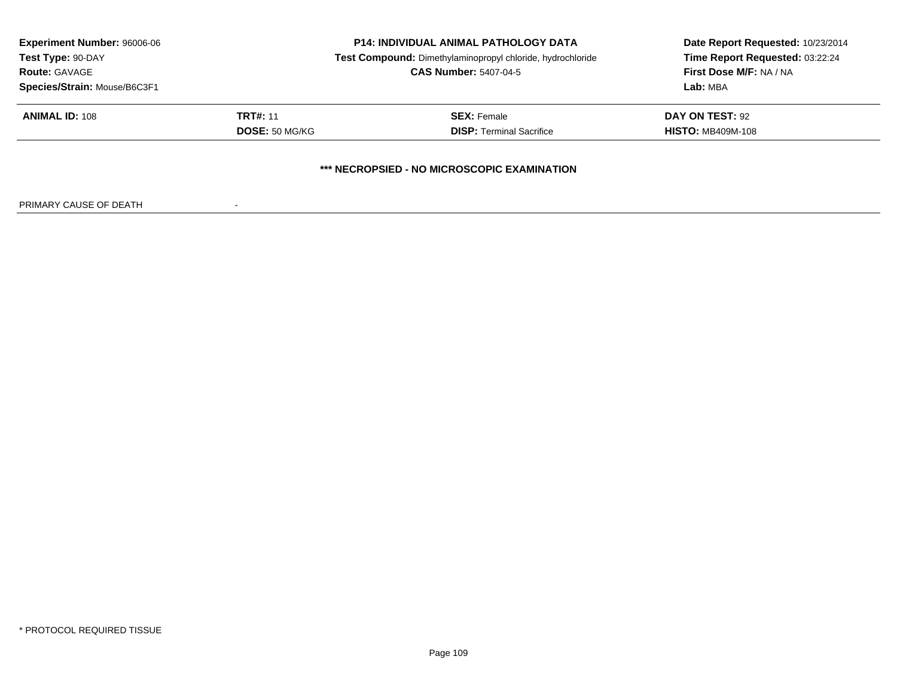**Experiment Number:** 96006-06
**Test Type:** 90-DAY
**Route:** GAVAGE
**Species/Strain:** Mouse/B6C3F1

**P14: INDIVIDUAL ANIMAL PATHOLOGY DATA**
**Test Compound:** Dimethylaminopropyl chloride, hydrochloride
**CAS Number:** 5407-04-5

**Date Report Requested:** 10/23/2014
**Time Report Requested:** 03:22:24
**First Dose M/F:** NA / NA
**Lab:** MBA

| **ANIMAL ID:** 108 | **TRT#:** 11 | **SEX:** Female | **DAY ON TEST:** 92 |
|---|---|---|---|
| | **DOSE:** 50 MG/KG | **DISP:** Terminal Sacrifice | **HISTO:** MB409M-108 |

**\*\*\* NECROPSIED - NO MICROSCOPIC EXAMINATION**

PRIMARY CAUSE OF DEATH -

* PROTOCOL REQUIRED TISSUE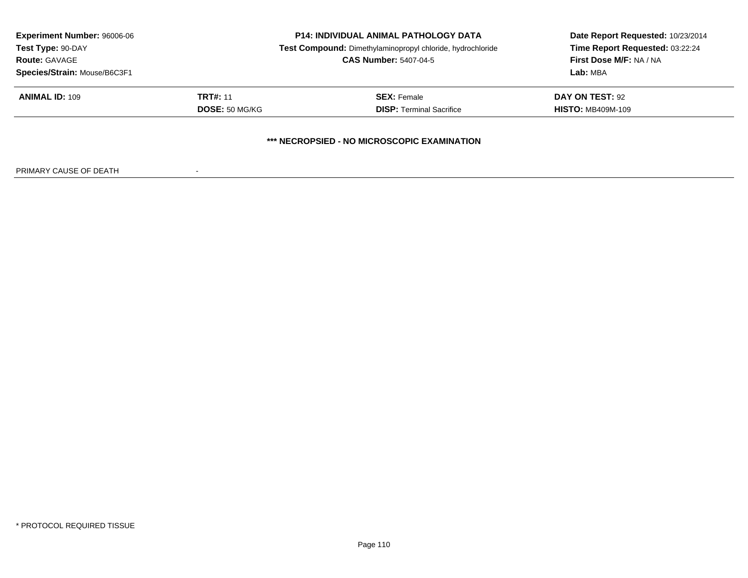| | | | |
|---|---|---|---|
| **Experiment Number:** 96006-06 | **P14: INDIVIDUAL ANIMAL PATHOLOGY DATA** | | **Date Report Requested:** 10/23/2014 |
| **Test Type:** 90-DAY | **Test Compound:** Dimethylaminopropyl chloride, hydrochloride | | **Time Report Requested:** 03:22:24 |
| **Route:** GAVAGE | **CAS Number:** 5407-04-5 | | **First Dose M/F:** NA / NA |
| **Species/Strain:** Mouse/B6C3F1 | | | **Lab:** MBA |

| | | | |
|---|---|---|---|
| **ANIMAL ID:** 109 | **TRT#:** 11 | **SEX:** Female | **DAY ON TEST:** 92 |
| | **DOSE:** 50 MG/KG | **DISP:** Terminal Sacrifice | **HISTO:** MB409M-109 |

**\*\*\* NECROPSIED - NO MICROSCOPIC EXAMINATION**

PRIMARY CAUSE OF DEATH -

\* PROTOCOL REQUIRED TISSUE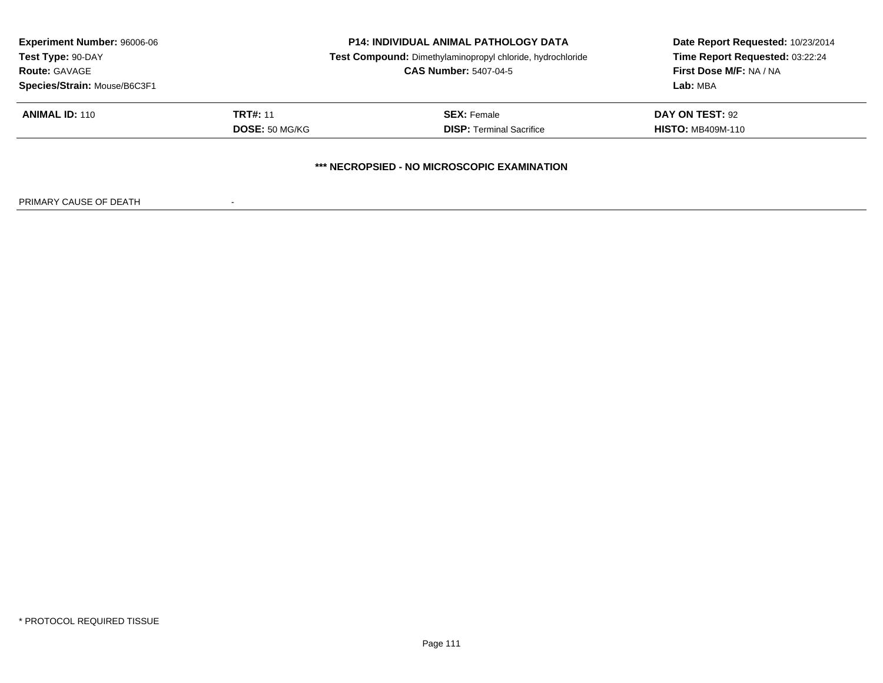**Experiment Number:** 96006-06
**Test Type:** 90-DAY
**Route:** GAVAGE
**Species/Strain:** Mouse/B6C3F1

**P14: INDIVIDUAL ANIMAL PATHOLOGY DATA**
**Test Compound:** Dimethylaminopropyl chloride, hydrochloride
**CAS Number:** 5407-04-5

**Date Report Requested:** 10/23/2014
**Time Report Requested:** 03:22:24
**First Dose M/F:** NA / NA
**Lab:** MBA

| **ANIMAL ID:** 110 | **TRT#:** 11 | **SEX:** Female | **DAY ON TEST:** 92 |
|---|---|---|---|
| | **DOSE:** 50 MG/KG | **DISP:** Terminal Sacrifice | **HISTO:** MB409M-110 |

**\*\*\* NECROPSIED - NO MICROSCOPIC EXAMINATION**

PRIMARY CAUSE OF DEATH -

\* PROTOCOL REQUIRED TISSUE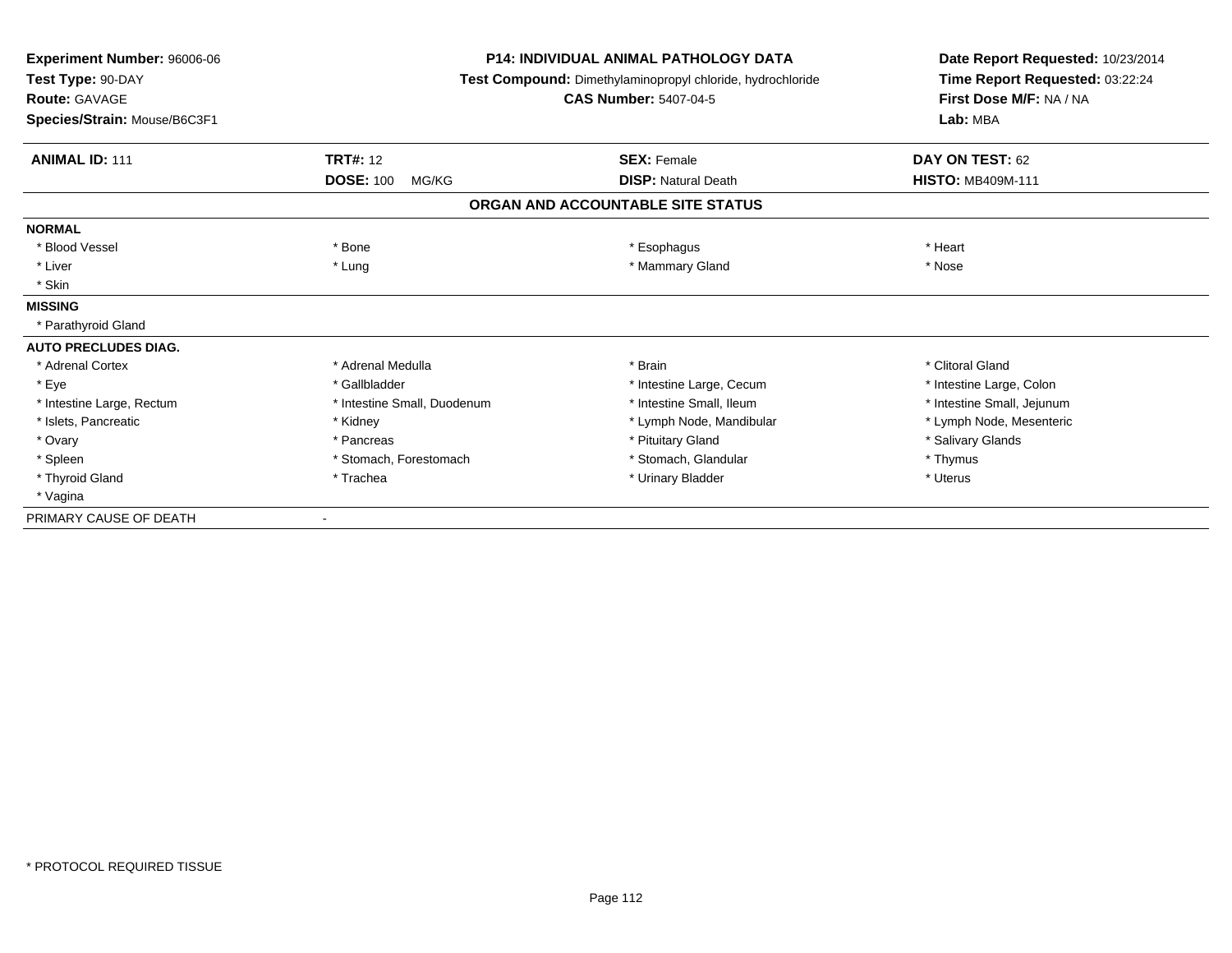**Experiment Number:** 96006-06
**Test Type:** 90-DAY
**Route:** GAVAGE
**Species/Strain:** Mouse/B6C3F1

**P14: INDIVIDUAL ANIMAL PATHOLOGY DATA**
**Test Compound:** Dimethylaminopropyl chloride, hydrochloride
**CAS Number:** 5407-04-5

**Date Report Requested:** 10/23/2014
**Time Report Requested:** 03:22:24
**First Dose M/F:** NA / NA
**Lab:** MBA

| **ANIMAL ID:** 111 | **TRT#:** 12 | **SEX:** Female | **DAY ON TEST:** 62 |
|---|---|---|---|
| | **DOSE:** 100 MG/KG | **DISP:** Natural Death | **HISTO:** MB409M-111 |

**ORGAN AND ACCOUNTABLE SITE STATUS**

**NORMAL**

| | | | |
|---|---|---|---|
| * Blood Vessel | * Bone | * Esophagus | * Heart |
| * Liver | * Lung | * Mammary Gland | * Nose |
| * Skin | | | |

**MISSING**

* Parathyroid Gland

**AUTO PRECLUDES DIAG.**

| | | | |
|---|---|---|---|
| * Adrenal Cortex | * Adrenal Medulla | * Brain | * Clitoral Gland |
| * Eye | * Gallbladder | * Intestine Large, Cecum | * Intestine Large, Colon |
| * Intestine Large, Rectum | * Intestine Small, Duodenum | * Intestine Small, Ileum | * Intestine Small, Jejunum |
| * Islets, Pancreatic | * Kidney | * Lymph Node, Mandibular | * Lymph Node, Mesenteric |
| * Ovary | * Pancreas | * Pituitary Gland | * Salivary Glands |
| * Spleen | * Stomach, Forestomach | * Stomach, Glandular | * Thymus |
| * Thyroid Gland | * Trachea | * Urinary Bladder | * Uterus |
| * Vagina | | | |

PRIMARY CAUSE OF DEATH -

* PROTOCOL REQUIRED TISSUE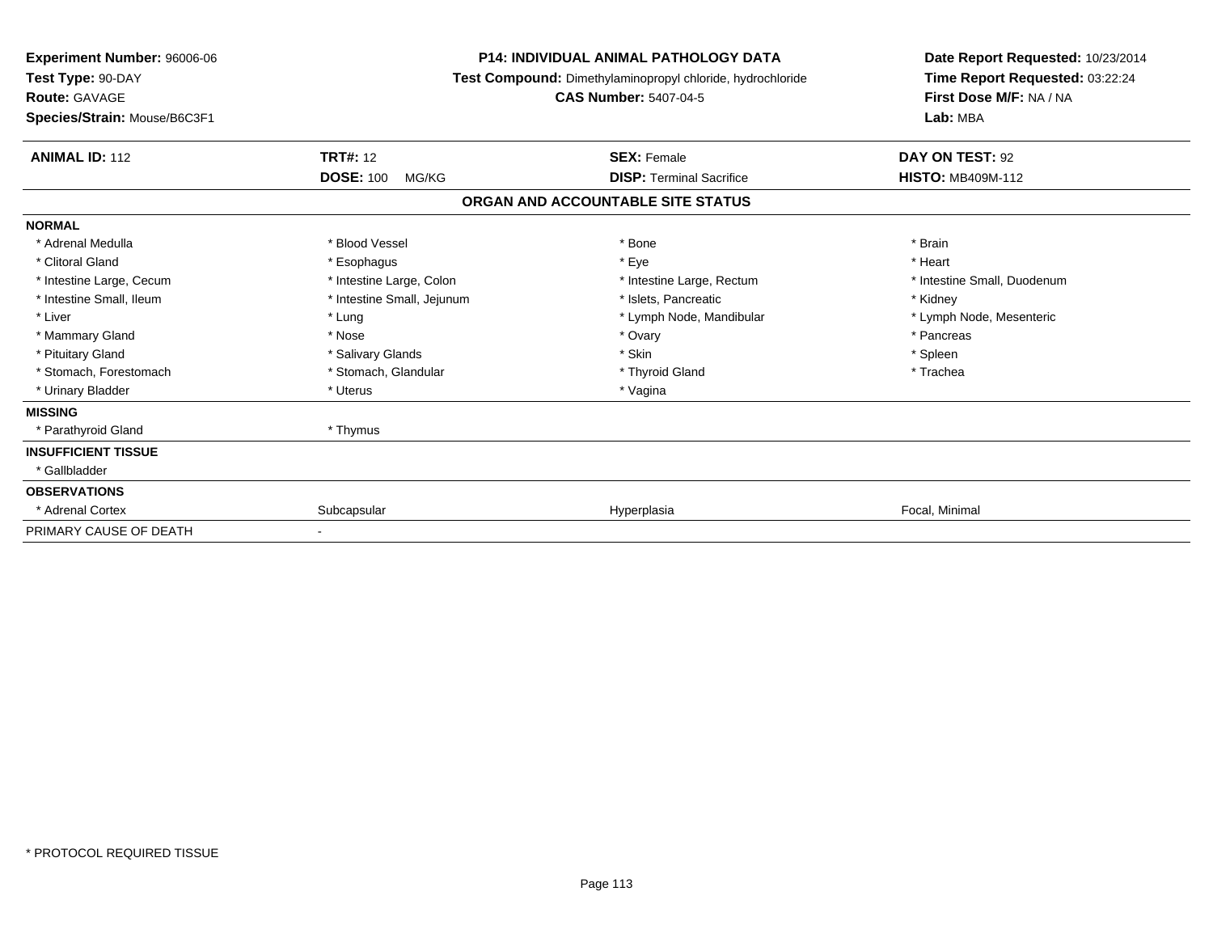**Experiment Number:** 96006-06
**Test Type:** 90-DAY
**Route:** GAVAGE
**Species/Strain:** Mouse/B6C3F1

**P14: INDIVIDUAL ANIMAL PATHOLOGY DATA**
**Test Compound:** Dimethylaminopropyl chloride, hydrochloride
**CAS Number:** 5407-04-5

**Date Report Requested:** 10/23/2014
**Time Report Requested:** 03:22:24
**First Dose M/F:** NA / NA
**Lab:** MBA

| **ANIMAL ID:** 112 | **TRT#:** 12 | **SEX:** Female | **DAY ON TEST:** 92 |
|---|---|---|---|
| | **DOSE:** 100 MG/KG | **DISP:** Terminal Sacrifice | **HISTO:** MB409M-112 |

## ORGAN AND ACCOUNTABLE SITE STATUS

| | | | |
|---|---|---|---|
| **NORMAL** | | | |
| * Adrenal Medulla | * Blood Vessel | * Bone | * Brain |
| * Clitoral Gland | * Esophagus | * Eye | * Heart |
| * Intestine Large, Cecum | * Intestine Large, Colon | * Intestine Large, Rectum | * Intestine Small, Duodenum |
| * Intestine Small, Ileum | * Intestine Small, Jejunum | * Islets, Pancreatic | * Kidney |
| * Liver | * Lung | * Lymph Node, Mandibular | * Lymph Node, Mesenteric |
| * Mammary Gland | * Nose | * Ovary | * Pancreas |
| * Pituitary Gland | * Salivary Glands | * Skin | * Spleen |
| * Stomach, Forestomach | * Stomach, Glandular | * Thyroid Gland | * Trachea |
| * Urinary Bladder | * Uterus | * Vagina | |
| **MISSING** | | | |
| * Parathyroid Gland | * Thymus | | |
| **INSUFFICIENT TISSUE** | | | |
| * Gallbladder | | | |
| **OBSERVATIONS** | | | |
| * Adrenal Cortex | Subcapsular | Hyperplasia | Focal, Minimal |
| PRIMARY CAUSE OF DEATH | - | | |

* PROTOCOL REQUIRED TISSUE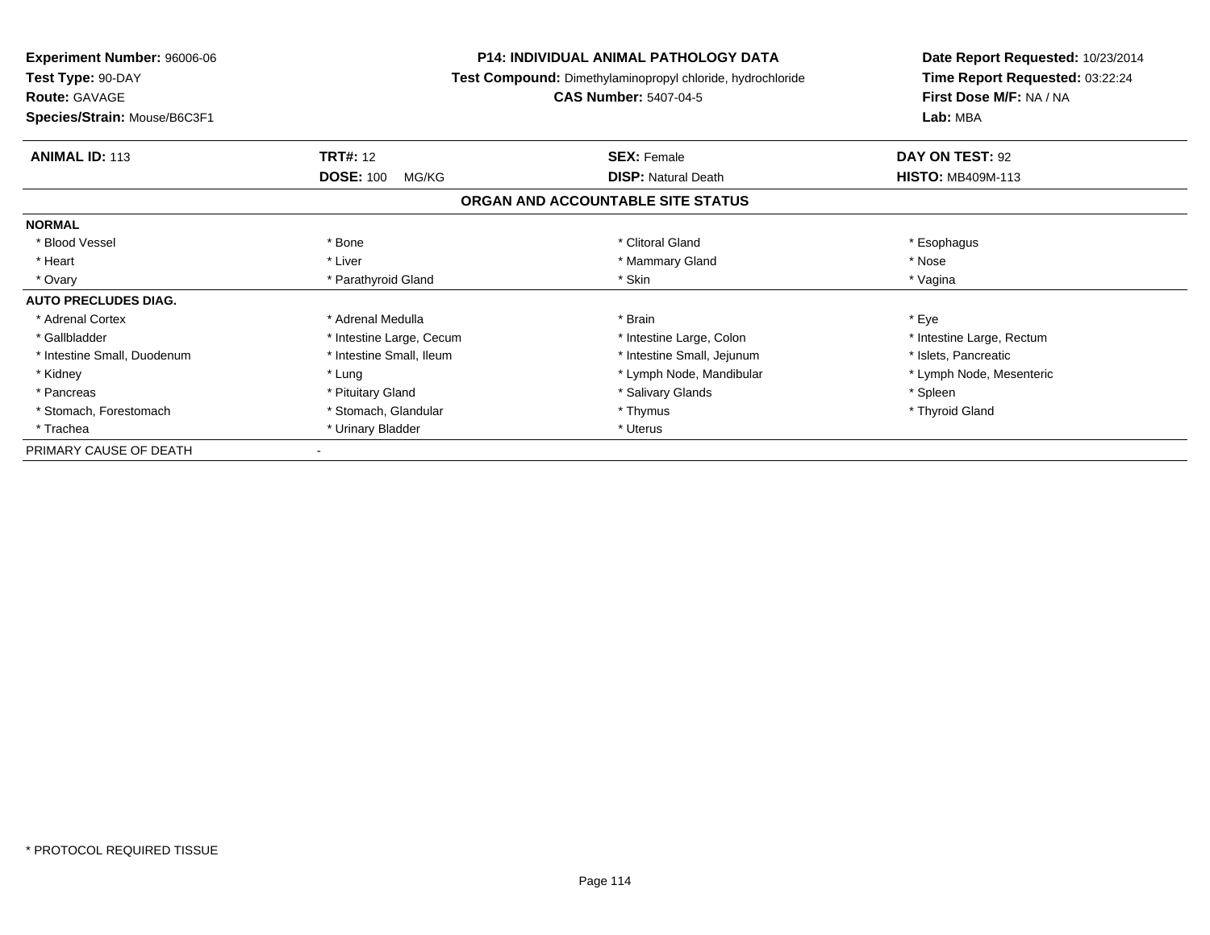**Experiment Number:** 96006-06
**Test Type:** 90-DAY
**Route:** GAVAGE
**Species/Strain:** Mouse/B6C3F1

**P14: INDIVIDUAL ANIMAL PATHOLOGY DATA**
**Test Compound:** Dimethylaminopropyl chloride, hydrochloride
**CAS Number:** 5407-04-5

**Date Report Requested:** 10/23/2014
**Time Report Requested:** 03:22:24
**First Dose M/F:** NA / NA
**Lab:** MBA

| **ANIMAL ID:** 113 | **TRT#:** 12 | **SEX:** Female | **DAY ON TEST:** 92 |
|---|---|---|---|
| | **DOSE:** 100 MG/KG | **DISP:** Natural Death | **HISTO:** MB409M-113 |

**ORGAN AND ACCOUNTABLE SITE STATUS**

| | | | |
|---|---|---|---|
| **NORMAL** | | | |
| * Blood Vessel | * Bone | * Clitoral Gland | * Esophagus |
| * Heart | * Liver | * Mammary Gland | * Nose |
| * Ovary | * Parathyroid Gland | * Skin | * Vagina |
| **AUTO PRECLUDES DIAG.** | | | |
| * Adrenal Cortex | * Adrenal Medulla | * Brain | * Eye |
| * Gallbladder | * Intestine Large, Cecum | * Intestine Large, Colon | * Intestine Large, Rectum |
| * Intestine Small, Duodenum | * Intestine Small, Ileum | * Intestine Small, Jejunum | * Islets, Pancreatic |
| * Kidney | * Lung | * Lymph Node, Mandibular | * Lymph Node, Mesenteric |
| * Pancreas | * Pituitary Gland | * Salivary Glands | * Spleen |
| * Stomach, Forestomach | * Stomach, Glandular | * Thymus | * Thyroid Gland |
| * Trachea | * Urinary Bladder | * Uterus | |
| PRIMARY CAUSE OF DEATH | - | | |

* PROTOCOL REQUIRED TISSUE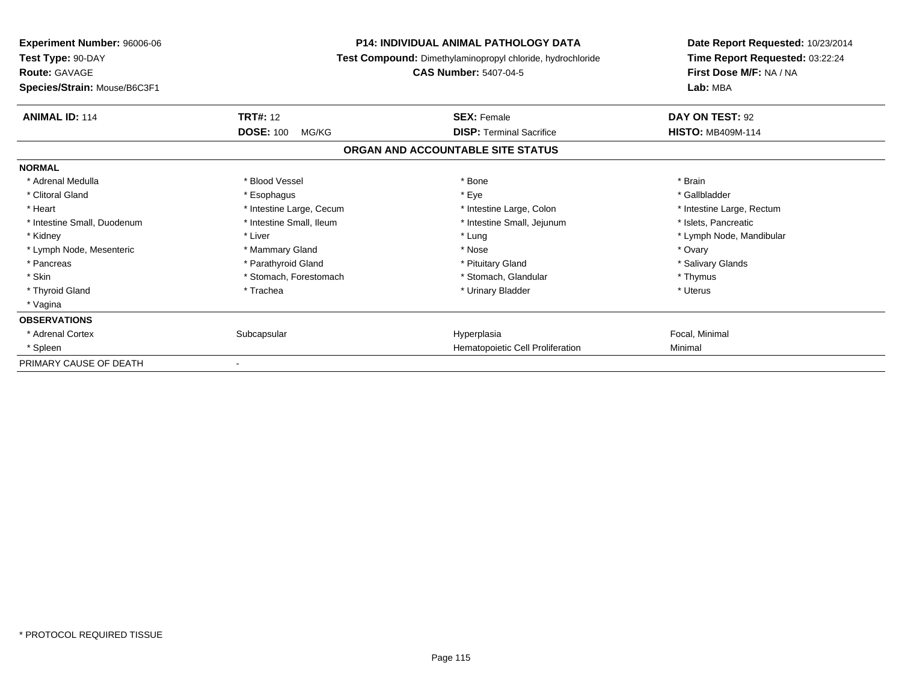**Experiment Number:** 96006-06
**Test Type:** 90-DAY
**Route:** GAVAGE
**Species/Strain:** Mouse/B6C3F1

**P14: INDIVIDUAL ANIMAL PATHOLOGY DATA**
**Test Compound:** Dimethylaminopropyl chloride, hydrochloride
**CAS Number:** 5407-04-5

**Date Report Requested:** 10/23/2014
**Time Report Requested:** 03:22:24
**First Dose M/F:** NA / NA
**Lab:** MBA

| **ANIMAL ID:** 114 | **TRT#:** 12 | **SEX:** Female | **DAY ON TEST:** 92 |
|---|---|---|---|
| | **DOSE:** 100 MG/KG | **DISP:** Terminal Sacrifice | **HISTO:** MB409M-114 |

## ORGAN AND ACCOUNTABLE SITE STATUS

| | | | |
|---|---|---|---|
| **NORMAL** | | | |
| * Adrenal Medulla | * Blood Vessel | * Bone | * Brain |
| * Clitoral Gland | * Esophagus | * Eye | * Gallbladder |
| * Heart | * Intestine Large, Cecum | * Intestine Large, Colon | * Intestine Large, Rectum |
| * Intestine Small, Duodenum | * Intestine Small, Ileum | * Intestine Small, Jejunum | * Islets, Pancreatic |
| * Kidney | * Liver | * Lung | * Lymph Node, Mandibular |
| * Lymph Node, Mesenteric | * Mammary Gland | * Nose | * Ovary |
| * Pancreas | * Parathyroid Gland | * Pituitary Gland | * Salivary Glands |
| * Skin | * Stomach, Forestomach | * Stomach, Glandular | * Thymus |
| * Thyroid Gland | * Trachea | * Urinary Bladder | * Uterus |
| * Vagina | | | |
| **OBSERVATIONS** | | | |
| * Adrenal Cortex | Subcapsular | Hyperplasia | Focal, Minimal |
| * Spleen | | Hematopoietic Cell Proliferation | Minimal |
| PRIMARY CAUSE OF DEATH | - | | |

* PROTOCOL REQUIRED TISSUE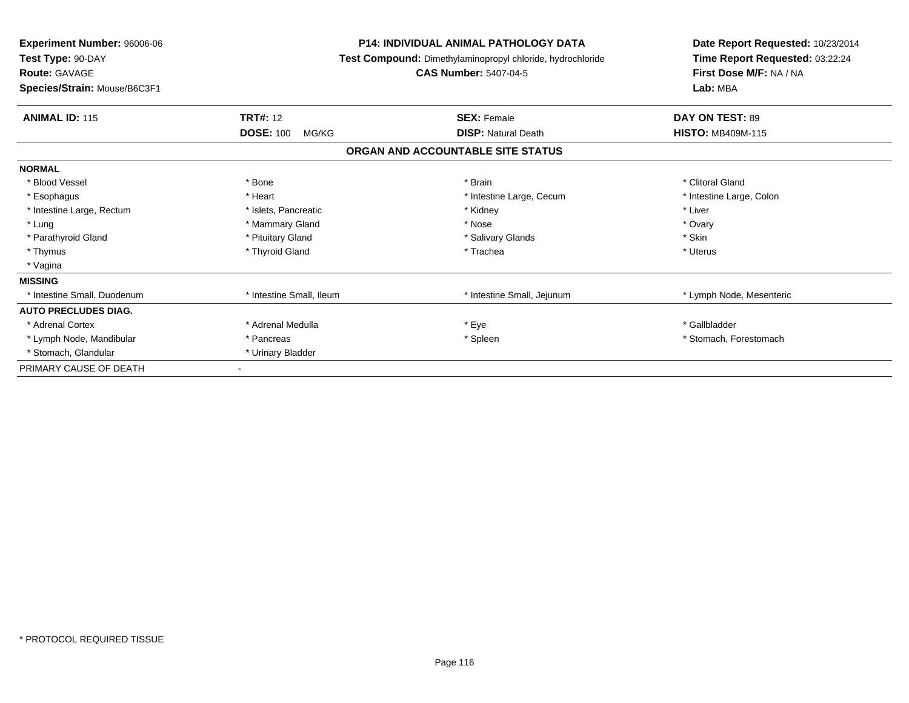**Experiment Number:** 96006-06
**Test Type:** 90-DAY
**Route:** GAVAGE
**Species/Strain:** Mouse/B6C3F1

**P14: INDIVIDUAL ANIMAL PATHOLOGY DATA**
**Test Compound:** Dimethylaminopropyl chloride, hydrochloride
**CAS Number:** 5407-04-5

**Date Report Requested:** 10/23/2014
**Time Report Requested:** 03:22:24
**First Dose M/F:** NA / NA
**Lab:** MBA

| **ANIMAL ID:** 115 | **TRT#:** 12 | **SEX:** Female | **DAY ON TEST:** 89 |
|---|---|---|---|
| | **DOSE:** 100 MG/KG | **DISP:** Natural Death | **HISTO:** MB409M-115 |

**ORGAN AND ACCOUNTABLE SITE STATUS**

| | | | |
|---|---|---|---|
| **NORMAL** | | | |
| * Blood Vessel | * Bone | * Brain | * Clitoral Gland |
| * Esophagus | * Heart | * Intestine Large, Cecum | * Intestine Large, Colon |
| * Intestine Large, Rectum | * Islets, Pancreatic | * Kidney | * Liver |
| * Lung | * Mammary Gland | * Nose | * Ovary |
| * Parathyroid Gland | * Pituitary Gland | * Salivary Glands | * Skin |
| * Thymus | * Thyroid Gland | * Trachea | * Uterus |
| * Vagina | | | |
| **MISSING** | | | |
| * Intestine Small, Duodenum | * Intestine Small, Ileum | * Intestine Small, Jejunum | * Lymph Node, Mesenteric |
| **AUTO PRECLUDES DIAG.** | | | |
| * Adrenal Cortex | * Adrenal Medulla | * Eye | * Gallbladder |
| * Lymph Node, Mandibular | * Pancreas | * Spleen | * Stomach, Forestomach |
| * Stomach, Glandular | * Urinary Bladder | | |
| PRIMARY CAUSE OF DEATH | - | | |

* PROTOCOL REQUIRED TISSUE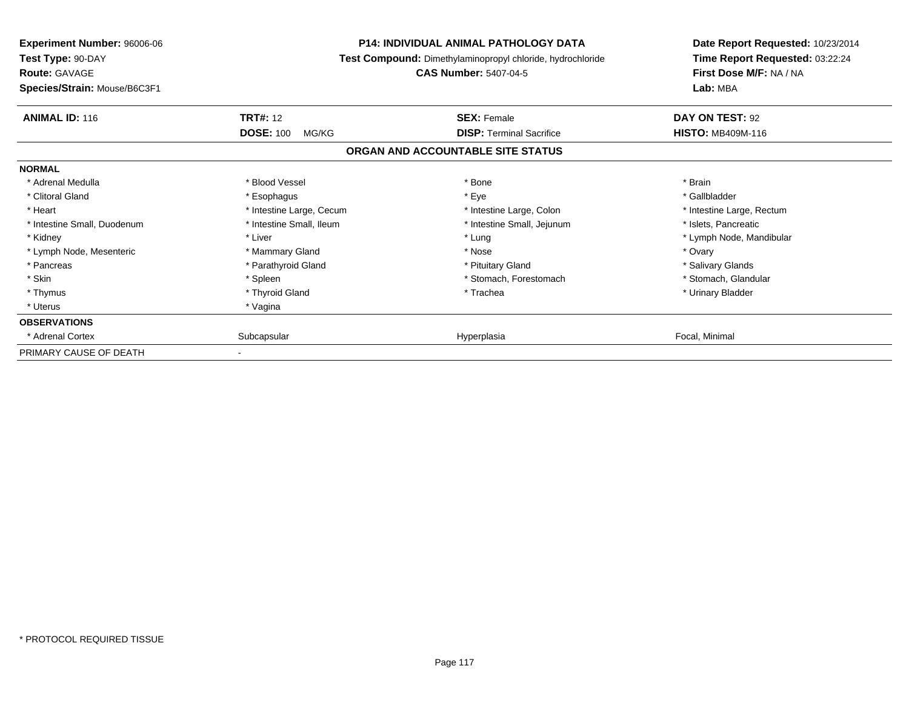**Experiment Number:** 96006-06
**Test Type:** 90-DAY
**Route:** GAVAGE
**Species/Strain:** Mouse/B6C3F1

**P14: INDIVIDUAL ANIMAL PATHOLOGY DATA**
**Test Compound:** Dimethylaminopropyl chloride, hydrochloride
**CAS Number:** 5407-04-5

**Date Report Requested:** 10/23/2014
**Time Report Requested:** 03:22:24
**First Dose M/F:** NA / NA
**Lab:** MBA

| **ANIMAL ID:** 116 | **TRT#:** 12 | **SEX:** Female | **DAY ON TEST:** 92 |
|---|---|---|---|
| | **DOSE:** 100 MG/KG | **DISP:** Terminal Sacrifice | **HISTO:** MB409M-116 |

**ORGAN AND ACCOUNTABLE SITE STATUS**

| **NORMAL** | | | |
|---|---|---|---|
| * Adrenal Medulla | * Blood Vessel | * Bone | * Brain |
| * Clitoral Gland | * Esophagus | * Eye | * Gallbladder |
| * Heart | * Intestine Large, Cecum | * Intestine Large, Colon | * Intestine Large, Rectum |
| * Intestine Small, Duodenum | * Intestine Small, Ileum | * Intestine Small, Jejunum | * Islets, Pancreatic |
| * Kidney | * Liver | * Lung | * Lymph Node, Mandibular |
| * Lymph Node, Mesenteric | * Mammary Gland | * Nose | * Ovary |
| * Pancreas | * Parathyroid Gland | * Pituitary Gland | * Salivary Glands |
| * Skin | * Spleen | * Stomach, Forestomach | * Stomach, Glandular |
| * Thymus | * Thyroid Gland | * Trachea | * Urinary Bladder |
| * Uterus | * Vagina | | |
| **OBSERVATIONS** | | | |
| * Adrenal Cortex | Subcapsular | Hyperplasia | Focal, Minimal |
| PRIMARY CAUSE OF DEATH | - | | |

* PROTOCOL REQUIRED TISSUE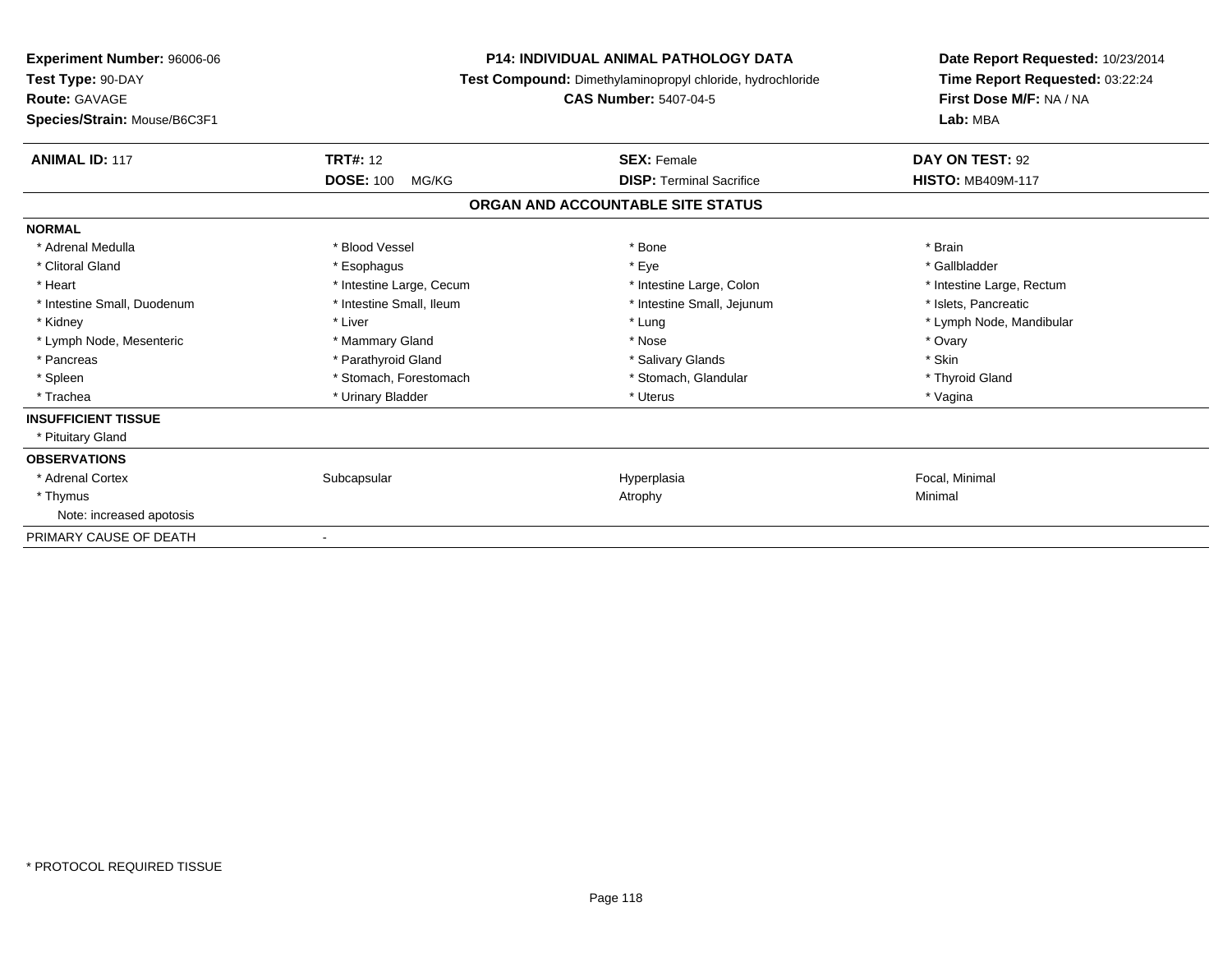**Experiment Number:** 96006-06
**Test Type:** 90-DAY
**Route:** GAVAGE
**Species/Strain:** Mouse/B6C3F1

**P14: INDIVIDUAL ANIMAL PATHOLOGY DATA**
**Test Compound:** Dimethylaminopropyl chloride, hydrochloride
**CAS Number:** 5407-04-5

**Date Report Requested:** 10/23/2014
**Time Report Requested:** 03:22:24
**First Dose M/F:** NA / NA
**Lab:** MBA

| **ANIMAL ID:** 117 | **TRT#:** 12 | **SEX:** Female | **DAY ON TEST:** 92 |
|---|---|---|---|
| | **DOSE:** 100 MG/KG | **DISP:** Terminal Sacrifice | **HISTO:** MB409M-117 |

## ORGAN AND ACCOUNTABLE SITE STATUS

**NORMAL**

| | | | |
|---|---|---|---|
| * Adrenal Medulla | * Blood Vessel | * Bone | * Brain |
| * Clitoral Gland | * Esophagus | * Eye | * Gallbladder |
| * Heart | * Intestine Large, Cecum | * Intestine Large, Colon | * Intestine Large, Rectum |
| * Intestine Small, Duodenum | * Intestine Small, Ileum | * Intestine Small, Jejunum | * Islets, Pancreatic |
| * Kidney | * Liver | * Lung | * Lymph Node, Mandibular |
| * Lymph Node, Mesenteric | * Mammary Gland | * Nose | * Ovary |
| * Pancreas | * Parathyroid Gland | * Salivary Glands | * Skin |
| * Spleen | * Stomach, Forestomach | * Stomach, Glandular | * Thyroid Gland |
| * Trachea | * Urinary Bladder | * Uterus | * Vagina |

**INSUFFICIENT TISSUE**

* Pituitary Gland

**OBSERVATIONS**

| | | | |
|---|---|---|---|
| * Adrenal Cortex | Subcapsular | Hyperplasia | Focal, Minimal |
| * Thymus | | Atrophy | Minimal |
| Note: increased apoptosis | | | |

PRIMARY CAUSE OF DEATH -

* PROTOCOL REQUIRED TISSUE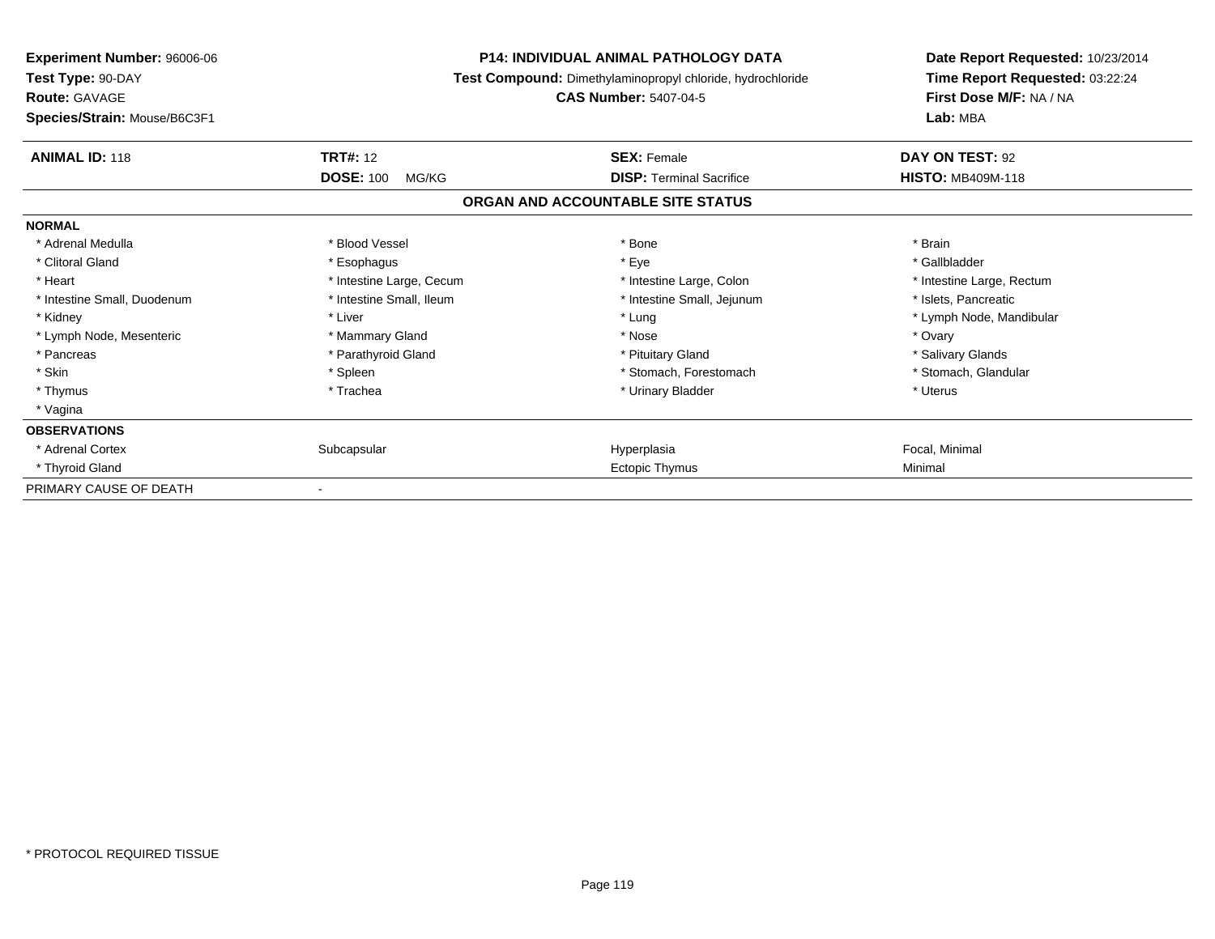**Experiment Number:** 96006-06
**Test Type:** 90-DAY
**Route:** GAVAGE
**Species/Strain:** Mouse/B6C3F1

**P14: INDIVIDUAL ANIMAL PATHOLOGY DATA**
**Test Compound:** Dimethylaminopropyl chloride, hydrochloride
**CAS Number:** 5407-04-5

**Date Report Requested:** 10/23/2014
**Time Report Requested:** 03:22:24
**First Dose M/F:** NA / NA
**Lab:** MBA

| **ANIMAL ID:** 118 | **TRT#:** 12 | **SEX:** Female | **DAY ON TEST:** 92 |
|---|---|---|---|
| | **DOSE:** 100 MG/KG | **DISP:** Terminal Sacrifice | **HISTO:** MB409M-118 |

## ORGAN AND ACCOUNTABLE SITE STATUS

**NORMAL**

| | | | |
|---|---|---|---|
| * Adrenal Medulla | * Blood Vessel | * Bone | * Brain |
| * Clitoral Gland | * Esophagus | * Eye | * Gallbladder |
| * Heart | * Intestine Large, Cecum | * Intestine Large, Colon | * Intestine Large, Rectum |
| * Intestine Small, Duodenum | * Intestine Small, Ileum | * Intestine Small, Jejunum | * Islets, Pancreatic |
| * Kidney | * Liver | * Lung | * Lymph Node, Mandibular |
| * Lymph Node, Mesenteric | * Mammary Gland | * Nose | * Ovary |
| * Pancreas | * Parathyroid Gland | * Pituitary Gland | * Salivary Glands |
| * Skin | * Spleen | * Stomach, Forestomach | * Stomach, Glandular |
| * Thymus | * Trachea | * Urinary Bladder | * Uterus |
| * Vagina | | | |

**OBSERVATIONS**

| | | | |
|---|---|---|---|
| * Adrenal Cortex | Subcapsular | Hyperplasia | Focal, Minimal |
| * Thyroid Gland | | Ectopic Thymus | Minimal |

PRIMARY CAUSE OF DEATH -

* PROTOCOL REQUIRED TISSUE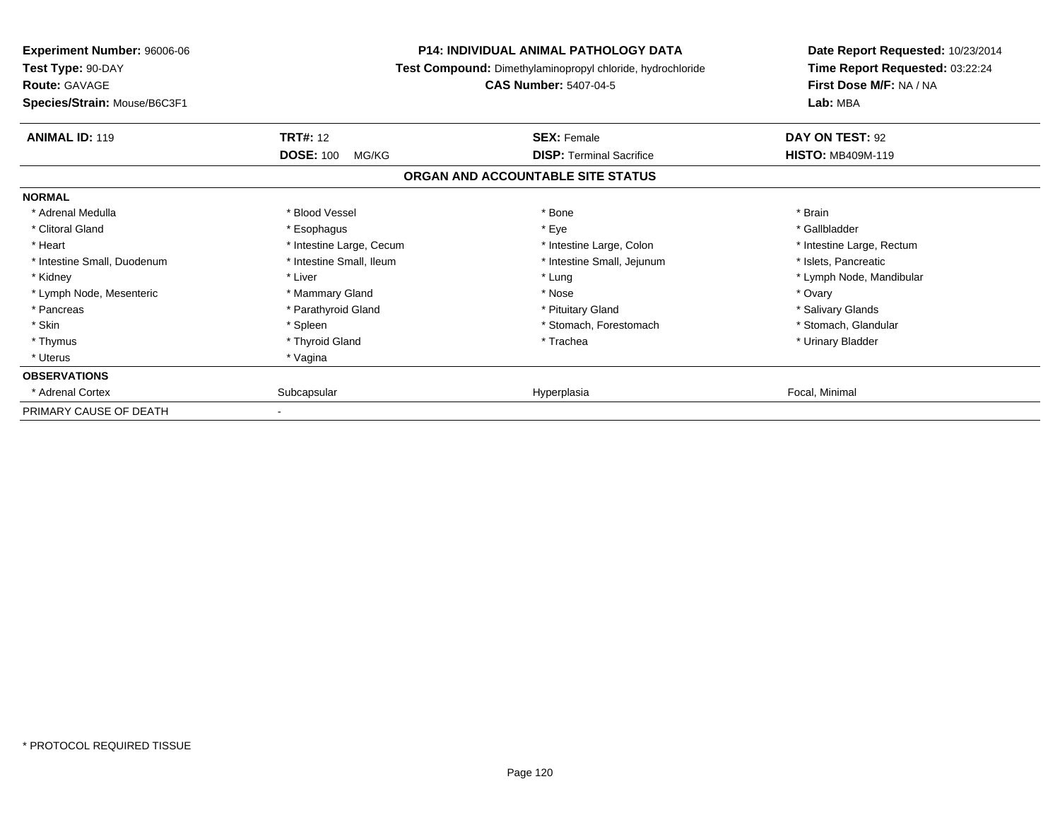**Experiment Number:** 96006-06
**Test Type:** 90-DAY
**Route:** GAVAGE
**Species/Strain:** Mouse/B6C3F1

**P14: INDIVIDUAL ANIMAL PATHOLOGY DATA**
**Test Compound:** Dimethylaminopropyl chloride, hydrochloride
**CAS Number:** 5407-04-5

**Date Report Requested:** 10/23/2014
**Time Report Requested:** 03:22:24
**First Dose M/F:** NA / NA
**Lab:** MBA

| **ANIMAL ID:** 119 | **TRT#:** 12 | **SEX:** Female | **DAY ON TEST:** 92 |
|---|---|---|---|
| | **DOSE:** 100 MG/KG | **DISP:** Terminal Sacrifice | **HISTO:** MB409M-119 |

## ORGAN AND ACCOUNTABLE SITE STATUS

| | | | |
|---|---|---|---|
| **NORMAL** | | | |
| * Adrenal Medulla | * Blood Vessel | * Bone | * Brain |
| * Clitoral Gland | * Esophagus | * Eye | * Gallbladder |
| * Heart | * Intestine Large, Cecum | * Intestine Large, Colon | * Intestine Large, Rectum |
| * Intestine Small, Duodenum | * Intestine Small, Ileum | * Intestine Small, Jejunum | * Islets, Pancreatic |
| * Kidney | * Liver | * Lung | * Lymph Node, Mandibular |
| * Lymph Node, Mesenteric | * Mammary Gland | * Nose | * Ovary |
| * Pancreas | * Parathyroid Gland | * Pituitary Gland | * Salivary Glands |
| * Skin | * Spleen | * Stomach, Forestomach | * Stomach, Glandular |
| * Thymus | * Thyroid Gland | * Trachea | * Urinary Bladder |
| * Uterus | * Vagina | | |
| **OBSERVATIONS** | | | |
| * Adrenal Cortex | Subcapsular | Hyperplasia | Focal, Minimal |
| PRIMARY CAUSE OF DEATH | - | | |

* PROTOCOL REQUIRED TISSUE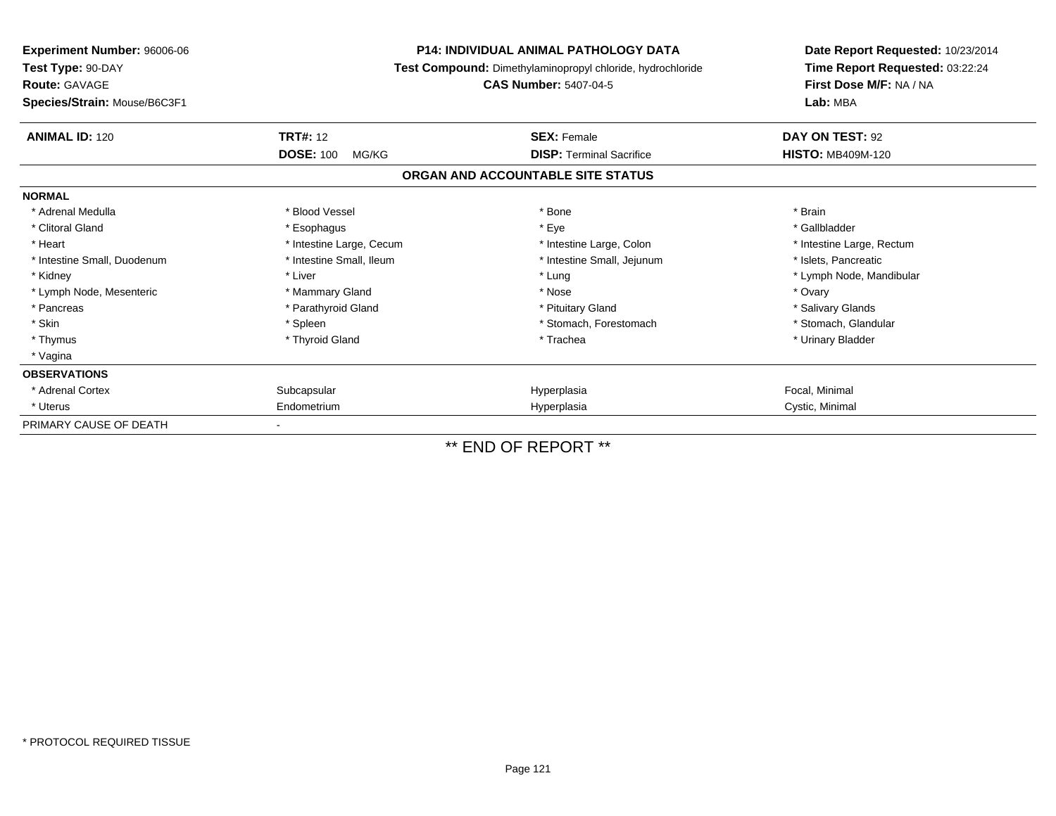**Experiment Number:** 96006-06
**Test Type:** 90-DAY
**Route:** GAVAGE
**Species/Strain:** Mouse/B6C3F1

**P14: INDIVIDUAL ANIMAL PATHOLOGY DATA**
**Test Compound:** Dimethylaminopropyl chloride, hydrochloride
**CAS Number:** 5407-04-5

**Date Report Requested:** 10/23/2014
**Time Report Requested:** 03:22:24
**First Dose M/F:** NA / NA
**Lab:** MBA

| **ANIMAL ID:** 120 | **TRT#:** 12 | **SEX:** Female | **DAY ON TEST:** 92 |
|---|---|---|---|
| | **DOSE:** 100 MG/KG | **DISP:** Terminal Sacrifice | **HISTO:** MB409M-120 |

## ORGAN AND ACCOUNTABLE SITE STATUS

| | | | |
|---|---|---|---|
| **NORMAL** | | | |
| * Adrenal Medulla | * Blood Vessel | * Bone | * Brain |
| * Clitoral Gland | * Esophagus | * Eye | * Gallbladder |
| * Heart | * Intestine Large, Cecum | * Intestine Large, Colon | * Intestine Large, Rectum |
| * Intestine Small, Duodenum | * Intestine Small, Ileum | * Intestine Small, Jejunum | * Islets, Pancreatic |
| * Kidney | * Liver | * Lung | * Lymph Node, Mandibular |
| * Lymph Node, Mesenteric | * Mammary Gland | * Nose | * Ovary |
| * Pancreas | * Parathyroid Gland | * Pituitary Gland | * Salivary Glands |
| * Skin | * Spleen | * Stomach, Forestomach | * Stomach, Glandular |
| * Thymus | * Thyroid Gland | * Trachea | * Urinary Bladder |
| * Vagina | | | |
| **OBSERVATIONS** | | | |
| * Adrenal Cortex | Subcapsular | Hyperplasia | Focal, Minimal |
| * Uterus | Endometrium | Hyperplasia | Cystic, Minimal |
| PRIMARY CAUSE OF DEATH | - | | |

** END OF REPORT **

* PROTOCOL REQUIRED TISSUE